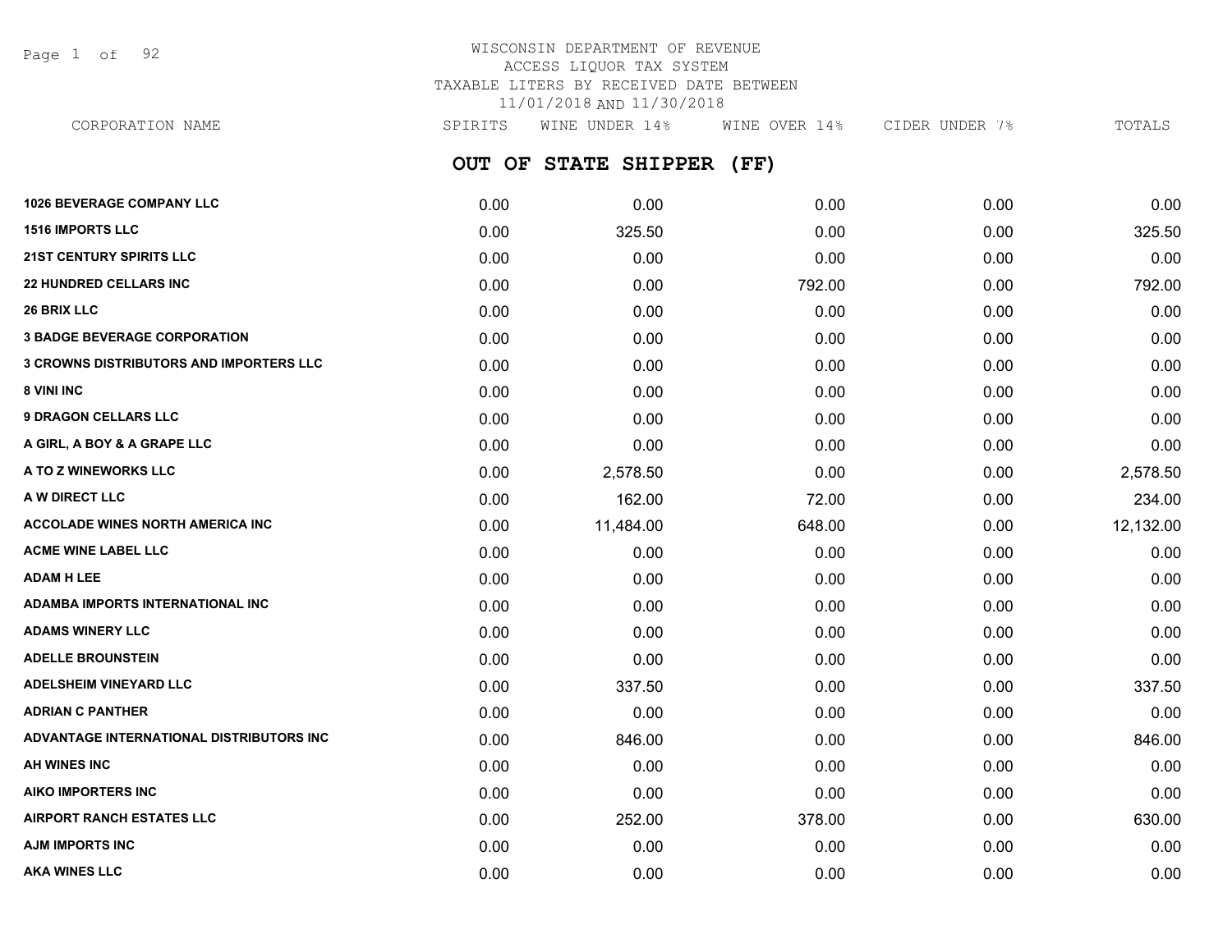WISCONSIN DEPARTMENT OF REVENUE
ACCESS LIQUOR TAX SYSTEM
TAXABLE LITERS BY RECEIVED DATE BETWEEN
11/01/2018 AND 11/30/2018

## OUT OF STATE SHIPPER (FF)

| CORPORATION NAME | SPIRITS | WINE UNDER 14% | WINE OVER 14% | CIDER UNDER 7% | TOTALS |
|---|---|---|---|---|---|
| **1026 BEVERAGE COMPANY LLC** | 0.00 | 0.00 | 0.00 | 0.00 | 0.00 |
| **1516 IMPORTS LLC** | 0.00 | 325.50 | 0.00 | 0.00 | 325.50 |
| **21ST CENTURY SPIRITS LLC** | 0.00 | 0.00 | 0.00 | 0.00 | 0.00 |
| **22 HUNDRED CELLARS INC** | 0.00 | 0.00 | 792.00 | 0.00 | 792.00 |
| **26 BRIX LLC** | 0.00 | 0.00 | 0.00 | 0.00 | 0.00 |
| **3 BADGE BEVERAGE CORPORATION** | 0.00 | 0.00 | 0.00 | 0.00 | 0.00 |
| **3 CROWNS DISTRIBUTORS AND IMPORTERS LLC** | 0.00 | 0.00 | 0.00 | 0.00 | 0.00 |
| **8 VINI INC** | 0.00 | 0.00 | 0.00 | 0.00 | 0.00 |
| **9 DRAGON CELLARS LLC** | 0.00 | 0.00 | 0.00 | 0.00 | 0.00 |
| **A GIRL, A BOY & A GRAPE LLC** | 0.00 | 0.00 | 0.00 | 0.00 | 0.00 |
| **A TO Z WINEWORKS LLC** | 0.00 | 2,578.50 | 0.00 | 0.00 | 2,578.50 |
| **A W DIRECT LLC** | 0.00 | 162.00 | 72.00 | 0.00 | 234.00 |
| **ACCOLADE WINES NORTH AMERICA INC** | 0.00 | 11,484.00 | 648.00 | 0.00 | 12,132.00 |
| **ACME WINE LABEL LLC** | 0.00 | 0.00 | 0.00 | 0.00 | 0.00 |
| **ADAM H LEE** | 0.00 | 0.00 | 0.00 | 0.00 | 0.00 |
| **ADAMBA IMPORTS INTERNATIONAL INC** | 0.00 | 0.00 | 0.00 | 0.00 | 0.00 |
| **ADAMS WINERY LLC** | 0.00 | 0.00 | 0.00 | 0.00 | 0.00 |
| **ADELLE BROUNSTEIN** | 0.00 | 0.00 | 0.00 | 0.00 | 0.00 |
| **ADELSHEIM VINEYARD LLC** | 0.00 | 337.50 | 0.00 | 0.00 | 337.50 |
| **ADRIAN C PANTHER** | 0.00 | 0.00 | 0.00 | 0.00 | 0.00 |
| **ADVANTAGE INTERNATIONAL DISTRIBUTORS INC** | 0.00 | 846.00 | 0.00 | 0.00 | 846.00 |
| **AH WINES INC** | 0.00 | 0.00 | 0.00 | 0.00 | 0.00 |
| **AIKO IMPORTERS INC** | 0.00 | 0.00 | 0.00 | 0.00 | 0.00 |
| **AIRPORT RANCH ESTATES LLC** | 0.00 | 252.00 | 378.00 | 0.00 | 630.00 |
| **AJM IMPORTS INC** | 0.00 | 0.00 | 0.00 | 0.00 | 0.00 |
| **AKA WINES LLC** | 0.00 | 0.00 | 0.00 | 0.00 | 0.00 |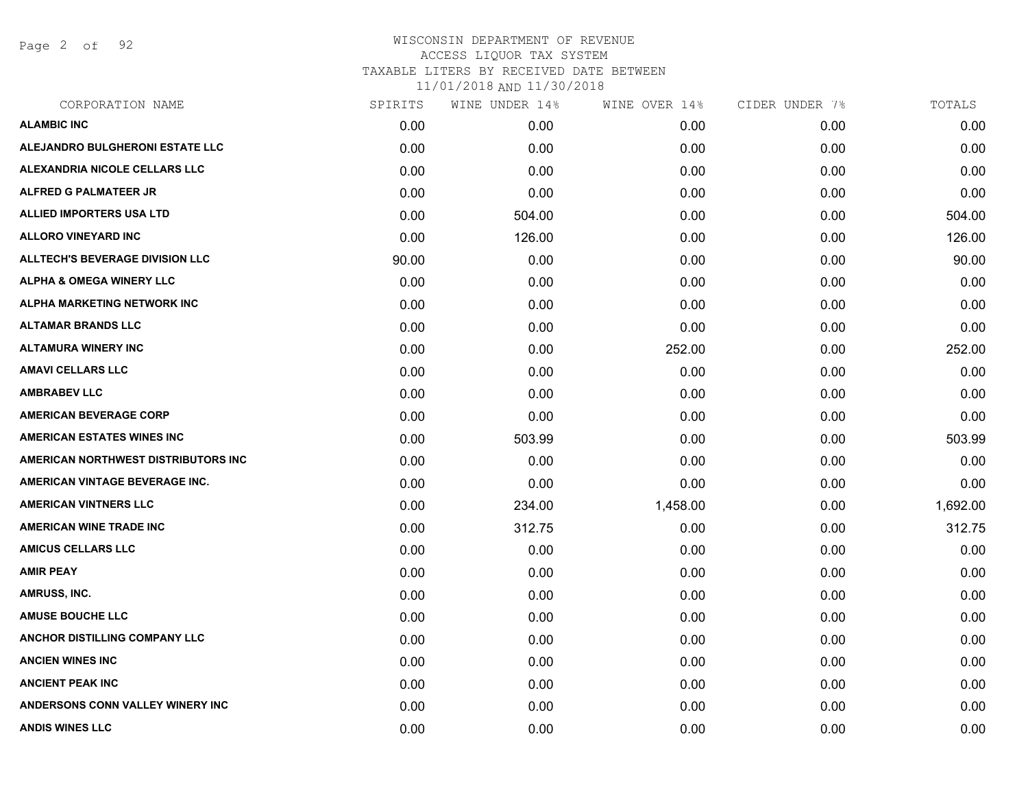# WISCONSIN DEPARTMENT OF REVENUE

ACCESS LIQUOR TAX SYSTEM

TAXABLE LITERS BY RECEIVED DATE BETWEEN

11/01/2018 AND 11/30/2018

| CORPORATION NAME | SPIRITS | WINE UNDER 14% | WINE OVER 14% | CIDER UNDER 7% | TOTALS |
|---|---|---|---|---|---|
| ALAMBIC INC | 0.00 | 0.00 | 0.00 | 0.00 | 0.00 |
| ALEJANDRO BULGHERONI ESTATE LLC | 0.00 | 0.00 | 0.00 | 0.00 | 0.00 |
| ALEXANDRIA NICOLE CELLARS LLC | 0.00 | 0.00 | 0.00 | 0.00 | 0.00 |
| ALFRED G PALMATEER JR | 0.00 | 0.00 | 0.00 | 0.00 | 0.00 |
| ALLIED IMPORTERS USA LTD | 0.00 | 504.00 | 0.00 | 0.00 | 504.00 |
| ALLORO VINEYARD INC | 0.00 | 126.00 | 0.00 | 0.00 | 126.00 |
| ALLTECH'S BEVERAGE DIVISION LLC | 90.00 | 0.00 | 0.00 | 0.00 | 90.00 |
| ALPHA & OMEGA WINERY LLC | 0.00 | 0.00 | 0.00 | 0.00 | 0.00 |
| ALPHA MARKETING NETWORK INC | 0.00 | 0.00 | 0.00 | 0.00 | 0.00 |
| ALTAMAR BRANDS LLC | 0.00 | 0.00 | 0.00 | 0.00 | 0.00 |
| ALTAMURA WINERY INC | 0.00 | 0.00 | 252.00 | 0.00 | 252.00 |
| AMAVI CELLARS LLC | 0.00 | 0.00 | 0.00 | 0.00 | 0.00 |
| AMBRABEV LLC | 0.00 | 0.00 | 0.00 | 0.00 | 0.00 |
| AMERICAN BEVERAGE CORP | 0.00 | 0.00 | 0.00 | 0.00 | 0.00 |
| AMERICAN ESTATES WINES INC | 0.00 | 503.99 | 0.00 | 0.00 | 503.99 |
| AMERICAN NORTHWEST DISTRIBUTORS INC | 0.00 | 0.00 | 0.00 | 0.00 | 0.00 |
| AMERICAN VINTAGE BEVERAGE INC. | 0.00 | 0.00 | 0.00 | 0.00 | 0.00 |
| AMERICAN VINTNERS LLC | 0.00 | 234.00 | 1,458.00 | 0.00 | 1,692.00 |
| AMERICAN WINE TRADE INC | 0.00 | 312.75 | 0.00 | 0.00 | 312.75 |
| AMICUS CELLARS LLC | 0.00 | 0.00 | 0.00 | 0.00 | 0.00 |
| AMIR PEAY | 0.00 | 0.00 | 0.00 | 0.00 | 0.00 |
| AMRUSS, INC. | 0.00 | 0.00 | 0.00 | 0.00 | 0.00 |
| AMUSE BOUCHE LLC | 0.00 | 0.00 | 0.00 | 0.00 | 0.00 |
| ANCHOR DISTILLING COMPANY LLC | 0.00 | 0.00 | 0.00 | 0.00 | 0.00 |
| ANCIEN WINES INC | 0.00 | 0.00 | 0.00 | 0.00 | 0.00 |
| ANCIENT PEAK INC | 0.00 | 0.00 | 0.00 | 0.00 | 0.00 |
| ANDERSONS CONN VALLEY WINERY INC | 0.00 | 0.00 | 0.00 | 0.00 | 0.00 |
| ANDIS WINES LLC | 0.00 | 0.00 | 0.00 | 0.00 | 0.00 |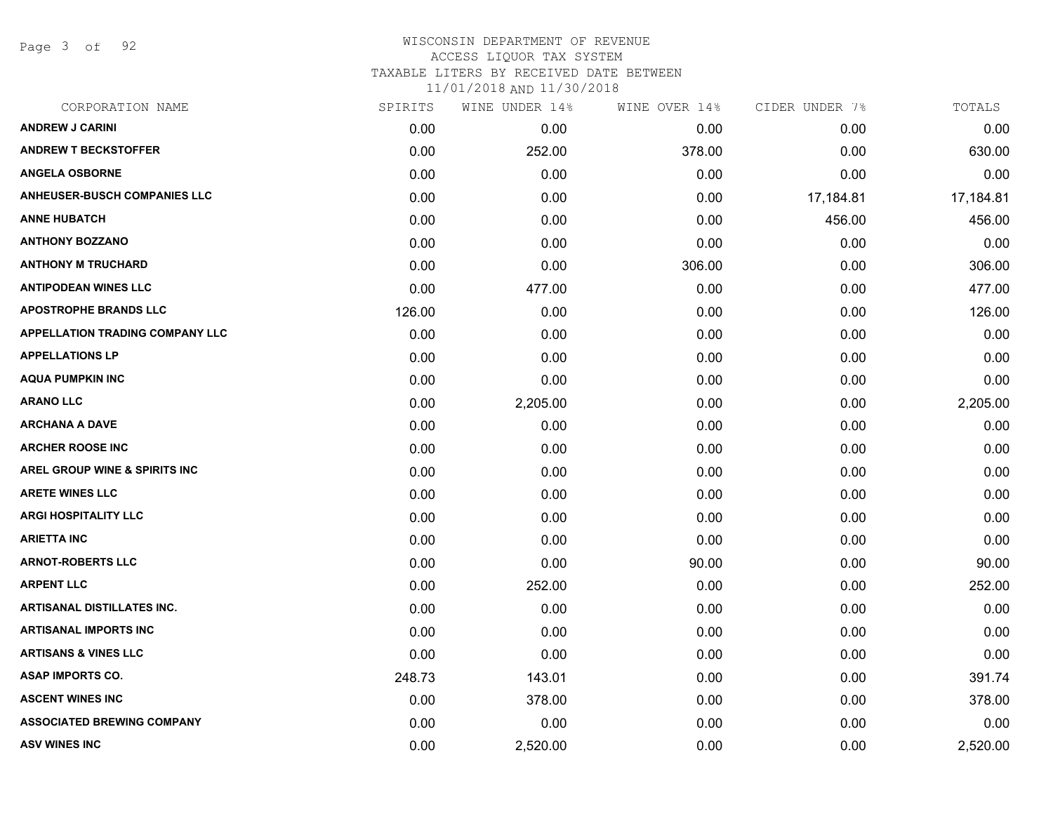# WISCONSIN DEPARTMENT OF REVENUE
## ACCESS LIQUOR TAX SYSTEM
### TAXABLE LITERS BY RECEIVED DATE BETWEEN 11/01/2018 AND 11/30/2018

| CORPORATION NAME | SPIRITS | WINE UNDER 14% | WINE OVER 14% | CIDER UNDER 7% | TOTALS |
|---|---|---|---|---|---|
| ANDREW J CARINI | 0.00 | 0.00 | 0.00 | 0.00 | 0.00 |
| ANDREW T BECKSTOFFER | 0.00 | 252.00 | 378.00 | 0.00 | 630.00 |
| ANGELA OSBORNE | 0.00 | 0.00 | 0.00 | 0.00 | 0.00 |
| ANHEUSER-BUSCH COMPANIES LLC | 0.00 | 0.00 | 0.00 | 17,184.81 | 17,184.81 |
| ANNE HUBATCH | 0.00 | 0.00 | 0.00 | 456.00 | 456.00 |
| ANTHONY BOZZANO | 0.00 | 0.00 | 0.00 | 0.00 | 0.00 |
| ANTHONY M TRUCHARD | 0.00 | 0.00 | 306.00 | 0.00 | 306.00 |
| ANTIPODEAN WINES LLC | 0.00 | 477.00 | 0.00 | 0.00 | 477.00 |
| APOSTROPHE BRANDS LLC | 126.00 | 0.00 | 0.00 | 0.00 | 126.00 |
| APPELLATION TRADING COMPANY LLC | 0.00 | 0.00 | 0.00 | 0.00 | 0.00 |
| APPELLATIONS LP | 0.00 | 0.00 | 0.00 | 0.00 | 0.00 |
| AQUA PUMPKIN INC | 0.00 | 0.00 | 0.00 | 0.00 | 0.00 |
| ARANO LLC | 0.00 | 2,205.00 | 0.00 | 0.00 | 2,205.00 |
| ARCHANA A DAVE | 0.00 | 0.00 | 0.00 | 0.00 | 0.00 |
| ARCHER ROOSE INC | 0.00 | 0.00 | 0.00 | 0.00 | 0.00 |
| AREL GROUP WINE & SPIRITS INC | 0.00 | 0.00 | 0.00 | 0.00 | 0.00 |
| ARETE WINES LLC | 0.00 | 0.00 | 0.00 | 0.00 | 0.00 |
| ARGI HOSPITALITY LLC | 0.00 | 0.00 | 0.00 | 0.00 | 0.00 |
| ARIETTA INC | 0.00 | 0.00 | 0.00 | 0.00 | 0.00 |
| ARNOT-ROBERTS LLC | 0.00 | 0.00 | 90.00 | 0.00 | 90.00 |
| ARPENT LLC | 0.00 | 252.00 | 0.00 | 0.00 | 252.00 |
| ARTISANAL DISTILLATES INC. | 0.00 | 0.00 | 0.00 | 0.00 | 0.00 |
| ARTISANAL IMPORTS INC | 0.00 | 0.00 | 0.00 | 0.00 | 0.00 |
| ARTISANS & VINES LLC | 0.00 | 0.00 | 0.00 | 0.00 | 0.00 |
| ASAP IMPORTS CO. | 248.73 | 143.01 | 0.00 | 0.00 | 391.74 |
| ASCENT WINES INC | 0.00 | 378.00 | 0.00 | 0.00 | 378.00 |
| ASSOCIATED BREWING COMPANY | 0.00 | 0.00 | 0.00 | 0.00 | 0.00 |
| ASV WINES INC | 0.00 | 2,520.00 | 0.00 | 0.00 | 2,520.00 |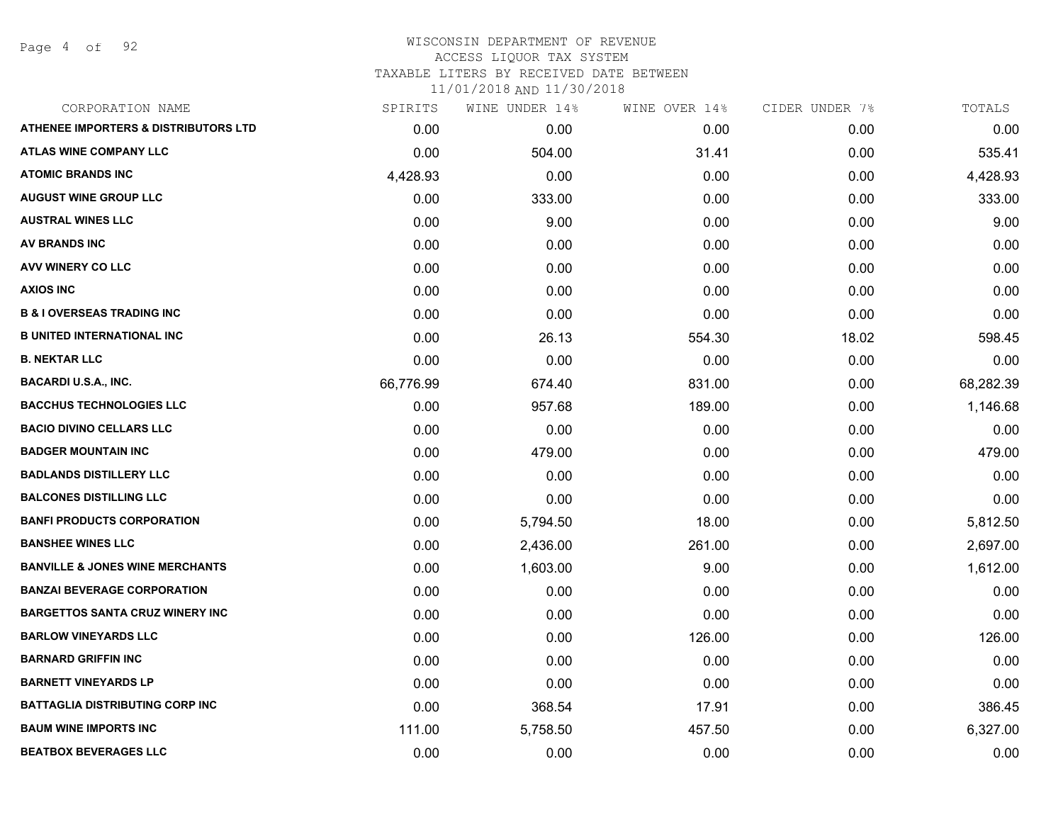WISCONSIN DEPARTMENT OF REVENUE
ACCESS LIQUOR TAX SYSTEM
TAXABLE LITERS BY RECEIVED DATE BETWEEN
11/01/2018 AND 11/30/2018

| CORPORATION NAME | SPIRITS | WINE UNDER 14% | WINE OVER 14% | CIDER UNDER 7% | TOTALS |
|---|---|---|---|---|---|
| ATHENEE IMPORTERS & DISTRIBUTORS LTD | 0.00 | 0.00 | 0.00 | 0.00 | 0.00 |
| ATLAS WINE COMPANY LLC | 0.00 | 504.00 | 31.41 | 0.00 | 535.41 |
| ATOMIC BRANDS INC | 4,428.93 | 0.00 | 0.00 | 0.00 | 4,428.93 |
| AUGUST WINE GROUP LLC | 0.00 | 333.00 | 0.00 | 0.00 | 333.00 |
| AUSTRAL WINES LLC | 0.00 | 9.00 | 0.00 | 0.00 | 9.00 |
| AV BRANDS INC | 0.00 | 0.00 | 0.00 | 0.00 | 0.00 |
| AVV WINERY CO LLC | 0.00 | 0.00 | 0.00 | 0.00 | 0.00 |
| AXIOS INC | 0.00 | 0.00 | 0.00 | 0.00 | 0.00 |
| B & I OVERSEAS TRADING INC | 0.00 | 0.00 | 0.00 | 0.00 | 0.00 |
| B UNITED INTERNATIONAL INC | 0.00 | 26.13 | 554.30 | 18.02 | 598.45 |
| B. NEKTAR LLC | 0.00 | 0.00 | 0.00 | 0.00 | 0.00 |
| BACARDI U.S.A., INC. | 66,776.99 | 674.40 | 831.00 | 0.00 | 68,282.39 |
| BACCHUS TECHNOLOGIES LLC | 0.00 | 957.68 | 189.00 | 0.00 | 1,146.68 |
| BACIO DIVINO CELLARS LLC | 0.00 | 0.00 | 0.00 | 0.00 | 0.00 |
| BADGER MOUNTAIN INC | 0.00 | 479.00 | 0.00 | 0.00 | 479.00 |
| BADLANDS DISTILLERY LLC | 0.00 | 0.00 | 0.00 | 0.00 | 0.00 |
| BALCONES DISTILLING LLC | 0.00 | 0.00 | 0.00 | 0.00 | 0.00 |
| BANFI PRODUCTS CORPORATION | 0.00 | 5,794.50 | 18.00 | 0.00 | 5,812.50 |
| BANSHEE WINES LLC | 0.00 | 2,436.00 | 261.00 | 0.00 | 2,697.00 |
| BANVILLE & JONES WINE MERCHANTS | 0.00 | 1,603.00 | 9.00 | 0.00 | 1,612.00 |
| BANZAI BEVERAGE CORPORATION | 0.00 | 0.00 | 0.00 | 0.00 | 0.00 |
| BARGETTOS SANTA CRUZ WINERY INC | 0.00 | 0.00 | 0.00 | 0.00 | 0.00 |
| BARLOW VINEYARDS LLC | 0.00 | 0.00 | 126.00 | 0.00 | 126.00 |
| BARNARD GRIFFIN INC | 0.00 | 0.00 | 0.00 | 0.00 | 0.00 |
| BARNETT VINEYARDS LP | 0.00 | 0.00 | 0.00 | 0.00 | 0.00 |
| BATTAGLIA DISTRIBUTING CORP INC | 0.00 | 368.54 | 17.91 | 0.00 | 386.45 |
| BAUM WINE IMPORTS INC | 111.00 | 5,758.50 | 457.50 | 0.00 | 6,327.00 |
| BEATBOX BEVERAGES LLC | 0.00 | 0.00 | 0.00 | 0.00 | 0.00 |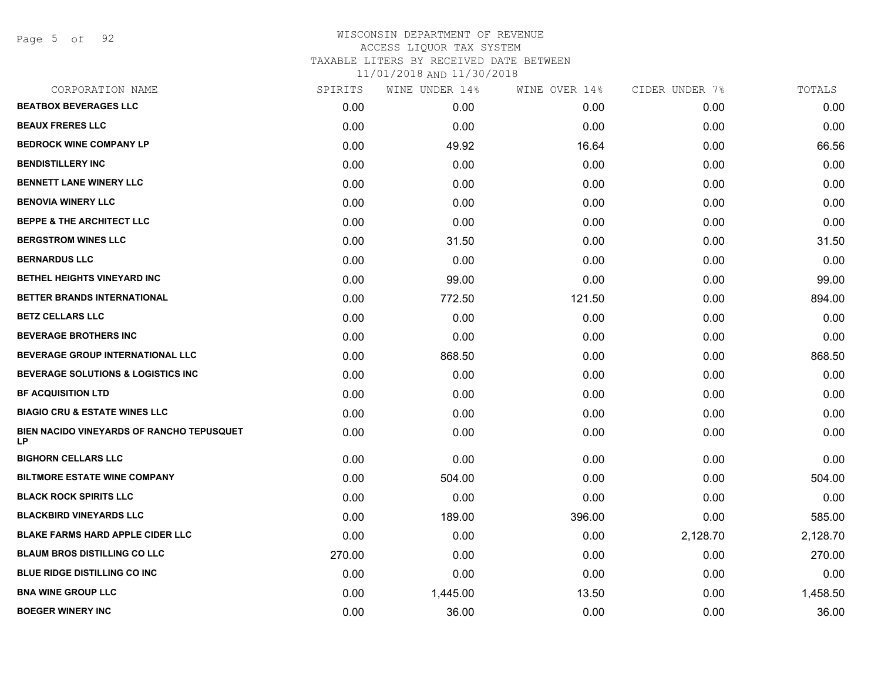# WISCONSIN DEPARTMENT OF REVENUE
## ACCESS LIQUOR TAX SYSTEM
### TAXABLE LITERS BY RECEIVED DATE BETWEEN 11/01/2018 AND 11/30/2018

| CORPORATION NAME | SPIRITS | WINE UNDER 14% | WINE OVER 14% | CIDER UNDER 7% | TOTALS |
|---|---|---|---|---|---|
| **BEATBOX BEVERAGES LLC** | 0.00 | 0.00 | 0.00 | 0.00 | 0.00 |
| **BEAUX FRERES LLC** | 0.00 | 0.00 | 0.00 | 0.00 | 0.00 |
| **BEDROCK WINE COMPANY LP** | 0.00 | 49.92 | 16.64 | 0.00 | 66.56 |
| **BENDISTILLERY INC** | 0.00 | 0.00 | 0.00 | 0.00 | 0.00 |
| **BENNETT LANE WINERY LLC** | 0.00 | 0.00 | 0.00 | 0.00 | 0.00 |
| **BENOVIA WINERY LLC** | 0.00 | 0.00 | 0.00 | 0.00 | 0.00 |
| **BEPPE & THE ARCHITECT LLC** | 0.00 | 0.00 | 0.00 | 0.00 | 0.00 |
| **BERGSTROM WINES LLC** | 0.00 | 31.50 | 0.00 | 0.00 | 31.50 |
| **BERNARDUS LLC** | 0.00 | 0.00 | 0.00 | 0.00 | 0.00 |
| **BETHEL HEIGHTS VINEYARD INC** | 0.00 | 99.00 | 0.00 | 0.00 | 99.00 |
| **BETTER BRANDS INTERNATIONAL** | 0.00 | 772.50 | 121.50 | 0.00 | 894.00 |
| **BETZ CELLARS LLC** | 0.00 | 0.00 | 0.00 | 0.00 | 0.00 |
| **BEVERAGE BROTHERS INC** | 0.00 | 0.00 | 0.00 | 0.00 | 0.00 |
| **BEVERAGE GROUP INTERNATIONAL LLC** | 0.00 | 868.50 | 0.00 | 0.00 | 868.50 |
| **BEVERAGE SOLUTIONS & LOGISTICS INC** | 0.00 | 0.00 | 0.00 | 0.00 | 0.00 |
| **BF ACQUISITION LTD** | 0.00 | 0.00 | 0.00 | 0.00 | 0.00 |
| **BIAGIO CRU & ESTATE WINES LLC** | 0.00 | 0.00 | 0.00 | 0.00 | 0.00 |
| **BIEN NACIDO VINEYARDS OF RANCHO TEPUSQUET LP** | 0.00 | 0.00 | 0.00 | 0.00 | 0.00 |
| **BIGHORN CELLARS LLC** | 0.00 | 0.00 | 0.00 | 0.00 | 0.00 |
| **BILTMORE ESTATE WINE COMPANY** | 0.00 | 504.00 | 0.00 | 0.00 | 504.00 |
| **BLACK ROCK SPIRITS LLC** | 0.00 | 0.00 | 0.00 | 0.00 | 0.00 |
| **BLACKBIRD VINEYARDS LLC** | 0.00 | 189.00 | 396.00 | 0.00 | 585.00 |
| **BLAKE FARMS HARD APPLE CIDER LLC** | 0.00 | 0.00 | 0.00 | 2,128.70 | 2,128.70 |
| **BLAUM BROS DISTILLING CO LLC** | 270.00 | 0.00 | 0.00 | 0.00 | 270.00 |
| **BLUE RIDGE DISTILLING CO INC** | 0.00 | 0.00 | 0.00 | 0.00 | 0.00 |
| **BNA WINE GROUP LLC** | 0.00 | 1,445.00 | 13.50 | 0.00 | 1,458.50 |
| **BOEGER WINERY INC** | 0.00 | 36.00 | 0.00 | 0.00 | 36.00 |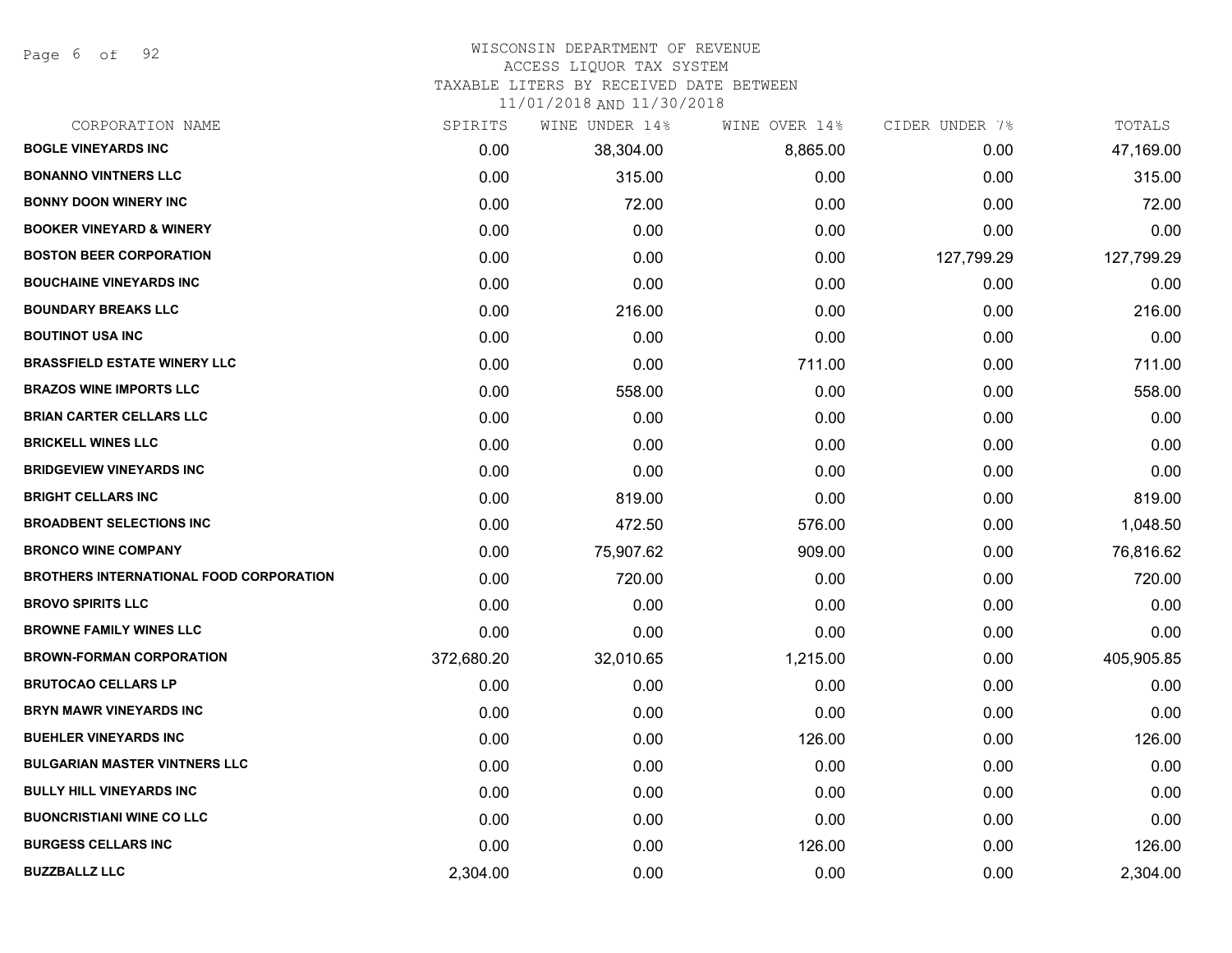WISCONSIN DEPARTMENT OF REVENUE
ACCESS LIQUOR TAX SYSTEM
TAXABLE LITERS BY RECEIVED DATE BETWEEN
11/01/2018 AND 11/30/2018

| CORPORATION NAME | SPIRITS | WINE UNDER 14% | WINE OVER 14% | CIDER UNDER 7% | TOTALS |
|---|---|---|---|---|---|
| **BOGLE VINEYARDS INC** | 0.00 | 38,304.00 | 8,865.00 | 0.00 | 47,169.00 |
| **BONANNO VINTNERS LLC** | 0.00 | 315.00 | 0.00 | 0.00 | 315.00 |
| **BONNY DOON WINERY INC** | 0.00 | 72.00 | 0.00 | 0.00 | 72.00 |
| **BOOKER VINEYARD & WINERY** | 0.00 | 0.00 | 0.00 | 0.00 | 0.00 |
| **BOSTON BEER CORPORATION** | 0.00 | 0.00 | 0.00 | 127,799.29 | 127,799.29 |
| **BOUCHAINE VINEYARDS INC** | 0.00 | 0.00 | 0.00 | 0.00 | 0.00 |
| **BOUNDARY BREAKS LLC** | 0.00 | 216.00 | 0.00 | 0.00 | 216.00 |
| **BOUTINOT USA INC** | 0.00 | 0.00 | 0.00 | 0.00 | 0.00 |
| **BRASSFIELD ESTATE WINERY LLC** | 0.00 | 0.00 | 711.00 | 0.00 | 711.00 |
| **BRAZOS WINE IMPORTS LLC** | 0.00 | 558.00 | 0.00 | 0.00 | 558.00 |
| **BRIAN CARTER CELLARS LLC** | 0.00 | 0.00 | 0.00 | 0.00 | 0.00 |
| **BRICKELL WINES LLC** | 0.00 | 0.00 | 0.00 | 0.00 | 0.00 |
| **BRIDGEVIEW VINEYARDS INC** | 0.00 | 0.00 | 0.00 | 0.00 | 0.00 |
| **BRIGHT CELLARS INC** | 0.00 | 819.00 | 0.00 | 0.00 | 819.00 |
| **BROADBENT SELECTIONS INC** | 0.00 | 472.50 | 576.00 | 0.00 | 1,048.50 |
| **BRONCO WINE COMPANY** | 0.00 | 75,907.62 | 909.00 | 0.00 | 76,816.62 |
| **BROTHERS INTERNATIONAL FOOD CORPORATION** | 0.00 | 720.00 | 0.00 | 0.00 | 720.00 |
| **BROVO SPIRITS LLC** | 0.00 | 0.00 | 0.00 | 0.00 | 0.00 |
| **BROWNE FAMILY WINES LLC** | 0.00 | 0.00 | 0.00 | 0.00 | 0.00 |
| **BROWN-FORMAN CORPORATION** | 372,680.20 | 32,010.65 | 1,215.00 | 0.00 | 405,905.85 |
| **BRUTOCAO CELLARS LP** | 0.00 | 0.00 | 0.00 | 0.00 | 0.00 |
| **BRYN MAWR VINEYARDS INC** | 0.00 | 0.00 | 0.00 | 0.00 | 0.00 |
| **BUEHLER VINEYARDS INC** | 0.00 | 0.00 | 126.00 | 0.00 | 126.00 |
| **BULGARIAN MASTER VINTNERS LLC** | 0.00 | 0.00 | 0.00 | 0.00 | 0.00 |
| **BULLY HILL VINEYARDS INC** | 0.00 | 0.00 | 0.00 | 0.00 | 0.00 |
| **BUONCRISTIANI WINE CO LLC** | 0.00 | 0.00 | 0.00 | 0.00 | 0.00 |
| **BURGESS CELLARS INC** | 0.00 | 0.00 | 126.00 | 0.00 | 126.00 |
| **BUZZBALLZ LLC** | 2,304.00 | 0.00 | 0.00 | 0.00 | 2,304.00 |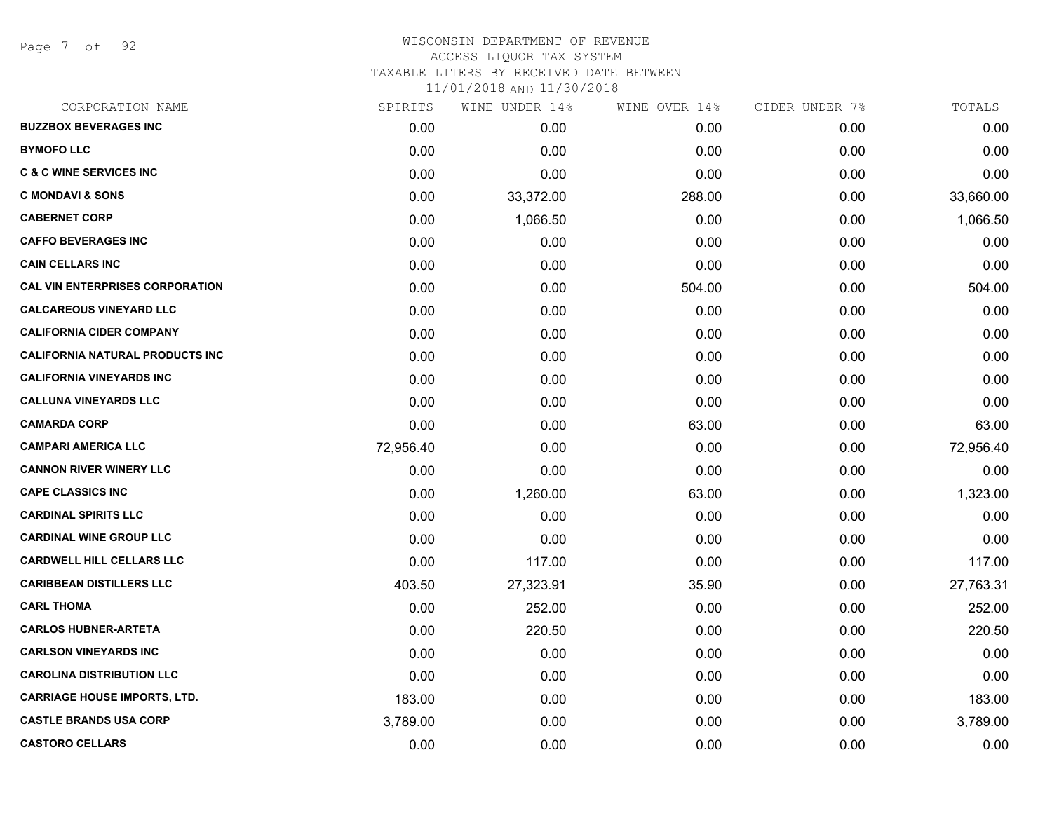# WISCONSIN DEPARTMENT OF REVENUE
## ACCESS LIQUOR TAX SYSTEM
### TAXABLE LITERS BY RECEIVED DATE BETWEEN 11/01/2018 AND 11/30/2018

| CORPORATION NAME | SPIRITS | WINE UNDER 14% | WINE OVER 14% | CIDER UNDER 7% | TOTALS |
|---|---|---|---|---|---|
| **BUZZBOX BEVERAGES INC** | 0.00 | 0.00 | 0.00 | 0.00 | 0.00 |
| **BYMOFO LLC** | 0.00 | 0.00 | 0.00 | 0.00 | 0.00 |
| **C & C WINE SERVICES INC** | 0.00 | 0.00 | 0.00 | 0.00 | 0.00 |
| **C MONDAVI & SONS** | 0.00 | 33,372.00 | 288.00 | 0.00 | 33,660.00 |
| **CABERNET CORP** | 0.00 | 1,066.50 | 0.00 | 0.00 | 1,066.50 |
| **CAFFO BEVERAGES INC** | 0.00 | 0.00 | 0.00 | 0.00 | 0.00 |
| **CAIN CELLARS INC** | 0.00 | 0.00 | 0.00 | 0.00 | 0.00 |
| **CAL VIN ENTERPRISES CORPORATION** | 0.00 | 0.00 | 504.00 | 0.00 | 504.00 |
| **CALCAREOUS VINEYARD LLC** | 0.00 | 0.00 | 0.00 | 0.00 | 0.00 |
| **CALIFORNIA CIDER COMPANY** | 0.00 | 0.00 | 0.00 | 0.00 | 0.00 |
| **CALIFORNIA NATURAL PRODUCTS INC** | 0.00 | 0.00 | 0.00 | 0.00 | 0.00 |
| **CALIFORNIA VINEYARDS INC** | 0.00 | 0.00 | 0.00 | 0.00 | 0.00 |
| **CALLUNA VINEYARDS LLC** | 0.00 | 0.00 | 0.00 | 0.00 | 0.00 |
| **CAMARDA CORP** | 0.00 | 0.00 | 63.00 | 0.00 | 63.00 |
| **CAMPARI AMERICA LLC** | 72,956.40 | 0.00 | 0.00 | 0.00 | 72,956.40 |
| **CANNON RIVER WINERY LLC** | 0.00 | 0.00 | 0.00 | 0.00 | 0.00 |
| **CAPE CLASSICS INC** | 0.00 | 1,260.00 | 63.00 | 0.00 | 1,323.00 |
| **CARDINAL SPIRITS LLC** | 0.00 | 0.00 | 0.00 | 0.00 | 0.00 |
| **CARDINAL WINE GROUP LLC** | 0.00 | 0.00 | 0.00 | 0.00 | 0.00 |
| **CARDWELL HILL CELLARS LLC** | 0.00 | 117.00 | 0.00 | 0.00 | 117.00 |
| **CARIBBEAN DISTILLERS LLC** | 403.50 | 27,323.91 | 35.90 | 0.00 | 27,763.31 |
| **CARL THOMA** | 0.00 | 252.00 | 0.00 | 0.00 | 252.00 |
| **CARLOS HUBNER-ARTETA** | 0.00 | 220.50 | 0.00 | 0.00 | 220.50 |
| **CARLSON VINEYARDS INC** | 0.00 | 0.00 | 0.00 | 0.00 | 0.00 |
| **CAROLINA DISTRIBUTION LLC** | 0.00 | 0.00 | 0.00 | 0.00 | 0.00 |
| **CARRIAGE HOUSE IMPORTS, LTD.** | 183.00 | 0.00 | 0.00 | 0.00 | 183.00 |
| **CASTLE BRANDS USA CORP** | 3,789.00 | 0.00 | 0.00 | 0.00 | 3,789.00 |
| **CASTORO CELLARS** | 0.00 | 0.00 | 0.00 | 0.00 | 0.00 |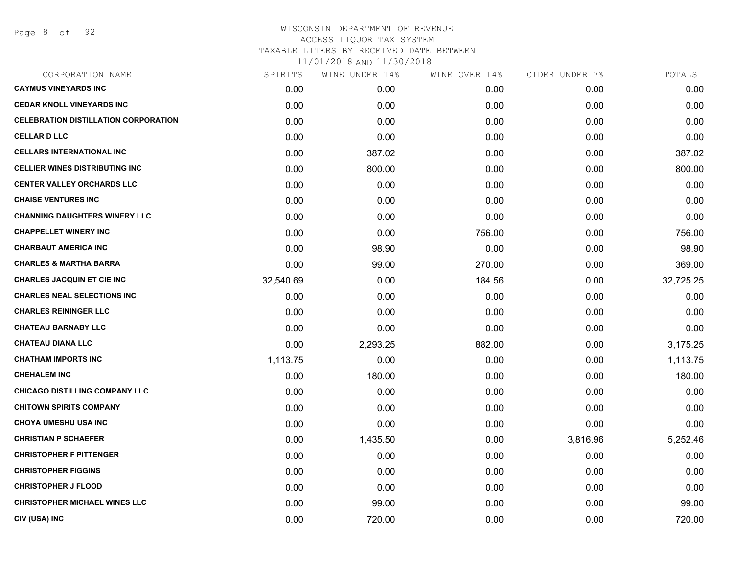# WISCONSIN DEPARTMENT OF REVENUE
## ACCESS LIQUOR TAX SYSTEM
### TAXABLE LITERS BY RECEIVED DATE BETWEEN 11/01/2018 AND 11/30/2018

| CORPORATION NAME | SPIRITS | WINE UNDER 14% | WINE OVER 14% | CIDER UNDER 7% | TOTALS |
|---|---|---|---|---|---|
| CAYMUS VINEYARDS INC | 0.00 | 0.00 | 0.00 | 0.00 | 0.00 |
| CEDAR KNOLL VINEYARDS INC | 0.00 | 0.00 | 0.00 | 0.00 | 0.00 |
| CELEBRATION DISTILLATION CORPORATION | 0.00 | 0.00 | 0.00 | 0.00 | 0.00 |
| CELLAR D LLC | 0.00 | 0.00 | 0.00 | 0.00 | 0.00 |
| CELLARS INTERNATIONAL INC | 0.00 | 387.02 | 0.00 | 0.00 | 387.02 |
| CELLIER WINES DISTRIBUTING INC | 0.00 | 800.00 | 0.00 | 0.00 | 800.00 |
| CENTER VALLEY ORCHARDS LLC | 0.00 | 0.00 | 0.00 | 0.00 | 0.00 |
| CHAISE VENTURES INC | 0.00 | 0.00 | 0.00 | 0.00 | 0.00 |
| CHANNING DAUGHTERS WINERY LLC | 0.00 | 0.00 | 0.00 | 0.00 | 0.00 |
| CHAPPELLET WINERY INC | 0.00 | 0.00 | 756.00 | 0.00 | 756.00 |
| CHARBAUT AMERICA INC | 0.00 | 98.90 | 0.00 | 0.00 | 98.90 |
| CHARLES & MARTHA BARRA | 0.00 | 99.00 | 270.00 | 0.00 | 369.00 |
| CHARLES JACQUIN ET CIE INC | 32,540.69 | 0.00 | 184.56 | 0.00 | 32,725.25 |
| CHARLES NEAL SELECTIONS INC | 0.00 | 0.00 | 0.00 | 0.00 | 0.00 |
| CHARLES REININGER LLC | 0.00 | 0.00 | 0.00 | 0.00 | 0.00 |
| CHATEAU BARNABY LLC | 0.00 | 0.00 | 0.00 | 0.00 | 0.00 |
| CHATEAU DIANA LLC | 0.00 | 2,293.25 | 882.00 | 0.00 | 3,175.25 |
| CHATHAM IMPORTS INC | 1,113.75 | 0.00 | 0.00 | 0.00 | 1,113.75 |
| CHEHALEM INC | 0.00 | 180.00 | 0.00 | 0.00 | 180.00 |
| CHICAGO DISTILLING COMPANY LLC | 0.00 | 0.00 | 0.00 | 0.00 | 0.00 |
| CHITOWN SPIRITS COMPANY | 0.00 | 0.00 | 0.00 | 0.00 | 0.00 |
| CHOYA UMESHU USA INC | 0.00 | 0.00 | 0.00 | 0.00 | 0.00 |
| CHRISTIAN P SCHAEFER | 0.00 | 1,435.50 | 0.00 | 3,816.96 | 5,252.46 |
| CHRISTOPHER F PITTENGER | 0.00 | 0.00 | 0.00 | 0.00 | 0.00 |
| CHRISTOPHER FIGGINS | 0.00 | 0.00 | 0.00 | 0.00 | 0.00 |
| CHRISTOPHER J FLOOD | 0.00 | 0.00 | 0.00 | 0.00 | 0.00 |
| CHRISTOPHER MICHAEL WINES LLC | 0.00 | 99.00 | 0.00 | 0.00 | 99.00 |
| CIV (USA) INC | 0.00 | 720.00 | 0.00 | 0.00 | 720.00 |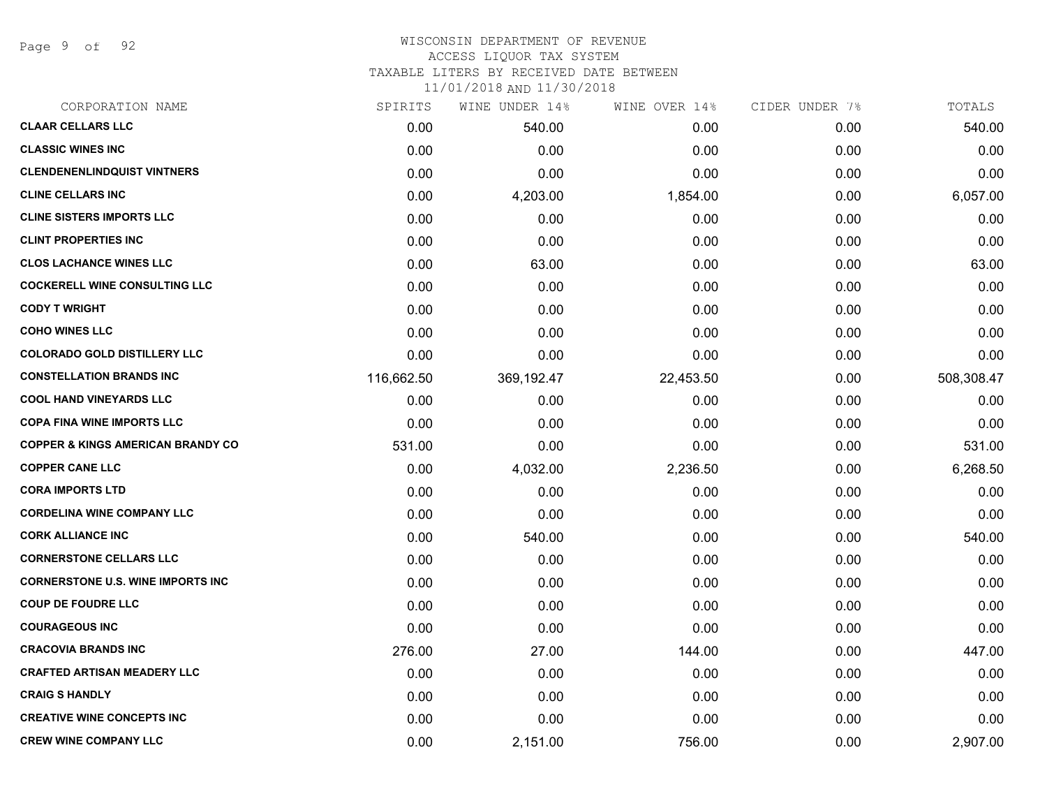# WISCONSIN DEPARTMENT OF REVENUE
## ACCESS LIQUOR TAX SYSTEM
### TAXABLE LITERS BY RECEIVED DATE BETWEEN 11/01/2018 AND 11/30/2018

| CORPORATION NAME | SPIRITS | WINE UNDER 14% | WINE OVER 14% | CIDER UNDER 7% | TOTALS |
|---|---|---|---|---|---|
| **CLAAR CELLARS LLC** | 0.00 | 540.00 | 0.00 | 0.00 | 540.00 |
| **CLASSIC WINES INC** | 0.00 | 0.00 | 0.00 | 0.00 | 0.00 |
| **CLENDENENLINDQUIST VINTNERS** | 0.00 | 0.00 | 0.00 | 0.00 | 0.00 |
| **CLINE CELLARS INC** | 0.00 | 4,203.00 | 1,854.00 | 0.00 | 6,057.00 |
| **CLINE SISTERS IMPORTS LLC** | 0.00 | 0.00 | 0.00 | 0.00 | 0.00 |
| **CLINT PROPERTIES INC** | 0.00 | 0.00 | 0.00 | 0.00 | 0.00 |
| **CLOS LACHANCE WINES LLC** | 0.00 | 63.00 | 0.00 | 0.00 | 63.00 |
| **COCKERELL WINE CONSULTING LLC** | 0.00 | 0.00 | 0.00 | 0.00 | 0.00 |
| **CODY T WRIGHT** | 0.00 | 0.00 | 0.00 | 0.00 | 0.00 |
| **COHO WINES LLC** | 0.00 | 0.00 | 0.00 | 0.00 | 0.00 |
| **COLORADO GOLD DISTILLERY LLC** | 0.00 | 0.00 | 0.00 | 0.00 | 0.00 |
| **CONSTELLATION BRANDS INC** | 116,662.50 | 369,192.47 | 22,453.50 | 0.00 | 508,308.47 |
| **COOL HAND VINEYARDS LLC** | 0.00 | 0.00 | 0.00 | 0.00 | 0.00 |
| **COPA FINA WINE IMPORTS LLC** | 0.00 | 0.00 | 0.00 | 0.00 | 0.00 |
| **COPPER & KINGS AMERICAN BRANDY CO** | 531.00 | 0.00 | 0.00 | 0.00 | 531.00 |
| **COPPER CANE LLC** | 0.00 | 4,032.00 | 2,236.50 | 0.00 | 6,268.50 |
| **CORA IMPORTS LTD** | 0.00 | 0.00 | 0.00 | 0.00 | 0.00 |
| **CORDELINA WINE COMPANY LLC** | 0.00 | 0.00 | 0.00 | 0.00 | 0.00 |
| **CORK ALLIANCE INC** | 0.00 | 540.00 | 0.00 | 0.00 | 540.00 |
| **CORNERSTONE CELLARS LLC** | 0.00 | 0.00 | 0.00 | 0.00 | 0.00 |
| **CORNERSTONE U.S. WINE IMPORTS INC** | 0.00 | 0.00 | 0.00 | 0.00 | 0.00 |
| **COUP DE FOUDRE LLC** | 0.00 | 0.00 | 0.00 | 0.00 | 0.00 |
| **COURAGEOUS INC** | 0.00 | 0.00 | 0.00 | 0.00 | 0.00 |
| **CRACOVIA BRANDS INC** | 276.00 | 27.00 | 144.00 | 0.00 | 447.00 |
| **CRAFTED ARTISAN MEADERY LLC** | 0.00 | 0.00 | 0.00 | 0.00 | 0.00 |
| **CRAIG S HANDLY** | 0.00 | 0.00 | 0.00 | 0.00 | 0.00 |
| **CREATIVE WINE CONCEPTS INC** | 0.00 | 0.00 | 0.00 | 0.00 | 0.00 |
| **CREW WINE COMPANY LLC** | 0.00 | 2,151.00 | 756.00 | 0.00 | 2,907.00 |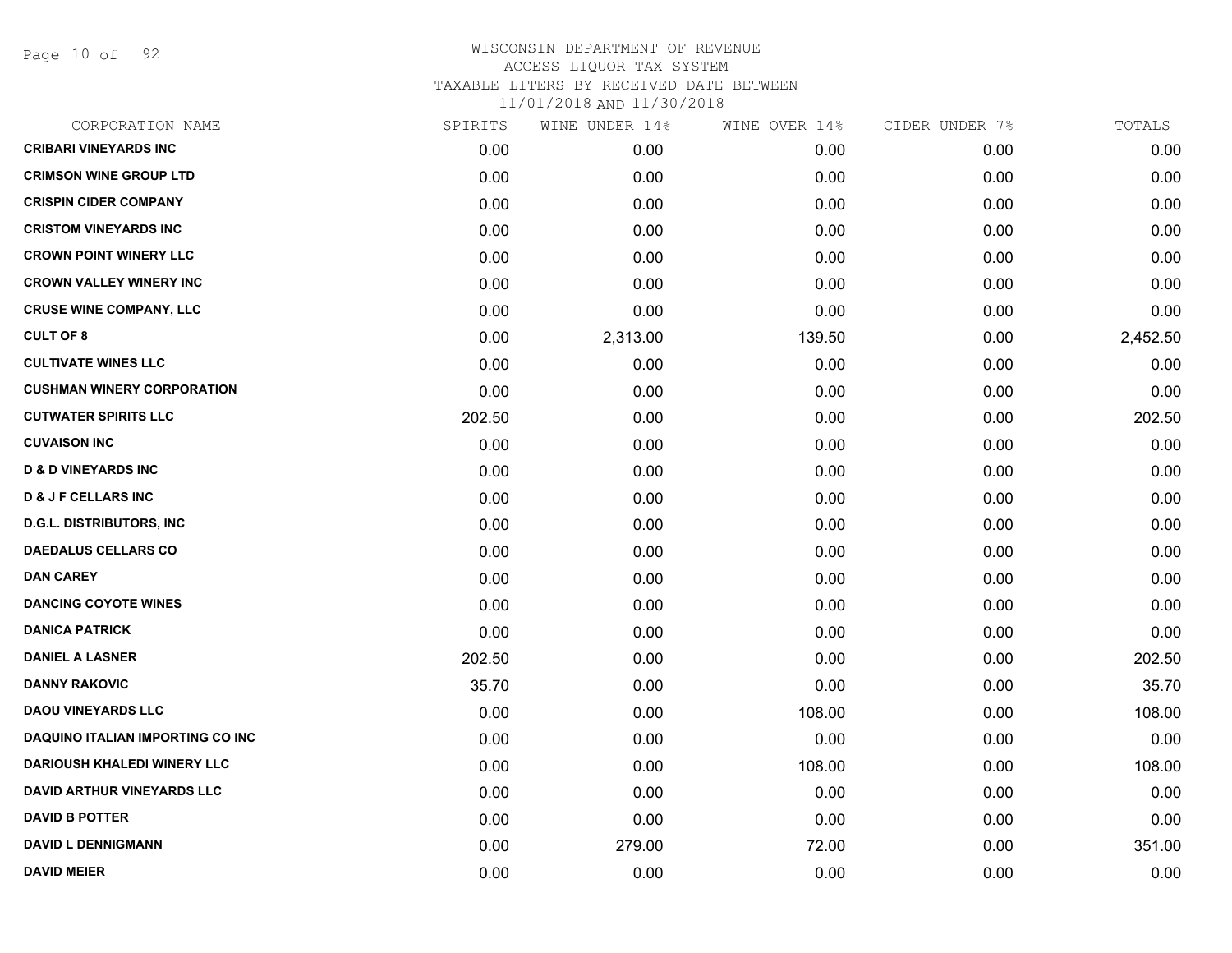# WISCONSIN DEPARTMENT OF REVENUE
ACCESS LIQUOR TAX SYSTEM
TAXABLE LITERS BY RECEIVED DATE BETWEEN
11/01/2018 AND 11/30/2018

| CORPORATION NAME | SPIRITS | WINE UNDER 14% | WINE OVER 14% | CIDER UNDER 7% | TOTALS |
|---|---|---|---|---|---|
| CRIBARI VINEYARDS INC | 0.00 | 0.00 | 0.00 | 0.00 | 0.00 |
| CRIMSON WINE GROUP LTD | 0.00 | 0.00 | 0.00 | 0.00 | 0.00 |
| CRISPIN CIDER COMPANY | 0.00 | 0.00 | 0.00 | 0.00 | 0.00 |
| CRISTOM VINEYARDS INC | 0.00 | 0.00 | 0.00 | 0.00 | 0.00 |
| CROWN POINT WINERY LLC | 0.00 | 0.00 | 0.00 | 0.00 | 0.00 |
| CROWN VALLEY WINERY INC | 0.00 | 0.00 | 0.00 | 0.00 | 0.00 |
| CRUSE WINE COMPANY, LLC | 0.00 | 0.00 | 0.00 | 0.00 | 0.00 |
| CULT OF 8 | 0.00 | 2,313.00 | 139.50 | 0.00 | 2,452.50 |
| CULTIVATE WINES LLC | 0.00 | 0.00 | 0.00 | 0.00 | 0.00 |
| CUSHMAN WINERY CORPORATION | 0.00 | 0.00 | 0.00 | 0.00 | 0.00 |
| CUTWATER SPIRITS LLC | 202.50 | 0.00 | 0.00 | 0.00 | 202.50 |
| CUVAISON INC | 0.00 | 0.00 | 0.00 | 0.00 | 0.00 |
| D & D VINEYARDS INC | 0.00 | 0.00 | 0.00 | 0.00 | 0.00 |
| D & J F CELLARS INC | 0.00 | 0.00 | 0.00 | 0.00 | 0.00 |
| D.G.L. DISTRIBUTORS, INC | 0.00 | 0.00 | 0.00 | 0.00 | 0.00 |
| DAEDALUS CELLARS CO | 0.00 | 0.00 | 0.00 | 0.00 | 0.00 |
| DAN CAREY | 0.00 | 0.00 | 0.00 | 0.00 | 0.00 |
| DANCING COYOTE WINES | 0.00 | 0.00 | 0.00 | 0.00 | 0.00 |
| DANICA PATRICK | 0.00 | 0.00 | 0.00 | 0.00 | 0.00 |
| DANIEL A LASNER | 202.50 | 0.00 | 0.00 | 0.00 | 202.50 |
| DANNY RAKOVIC | 35.70 | 0.00 | 0.00 | 0.00 | 35.70 |
| DAOU VINEYARDS LLC | 0.00 | 0.00 | 108.00 | 0.00 | 108.00 |
| DAQUINO ITALIAN IMPORTING CO INC | 0.00 | 0.00 | 0.00 | 0.00 | 0.00 |
| DARIOUSH KHALEDI WINERY LLC | 0.00 | 0.00 | 108.00 | 0.00 | 108.00 |
| DAVID ARTHUR VINEYARDS LLC | 0.00 | 0.00 | 0.00 | 0.00 | 0.00 |
| DAVID B POTTER | 0.00 | 0.00 | 0.00 | 0.00 | 0.00 |
| DAVID L DENNIGMANN | 0.00 | 279.00 | 72.00 | 0.00 | 351.00 |
| DAVID MEIER | 0.00 | 0.00 | 0.00 | 0.00 | 0.00 |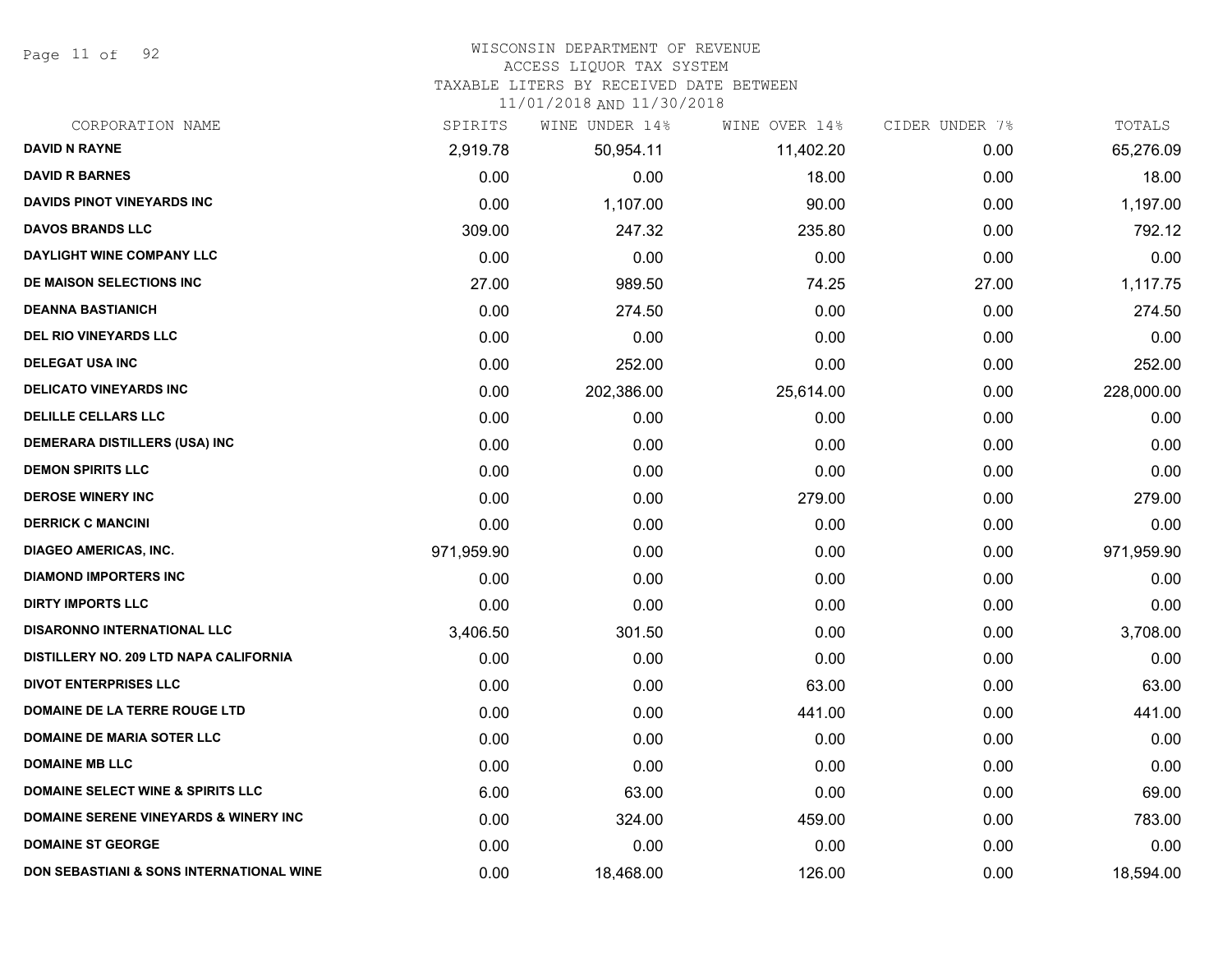WISCONSIN DEPARTMENT OF REVENUE
ACCESS LIQUOR TAX SYSTEM
TAXABLE LITERS BY RECEIVED DATE BETWEEN
11/01/2018 AND 11/30/2018

| CORPORATION NAME | SPIRITS | WINE UNDER 14% | WINE OVER 14% | CIDER UNDER 7% | TOTALS |
|---|---|---|---|---|---|
| DAVID N RAYNE | 2,919.78 | 50,954.11 | 11,402.20 | 0.00 | 65,276.09 |
| DAVID R BARNES | 0.00 | 0.00 | 18.00 | 0.00 | 18.00 |
| DAVIDS PINOT VINEYARDS INC | 0.00 | 1,107.00 | 90.00 | 0.00 | 1,197.00 |
| DAVOS BRANDS LLC | 309.00 | 247.32 | 235.80 | 0.00 | 792.12 |
| DAYLIGHT WINE COMPANY LLC | 0.00 | 0.00 | 0.00 | 0.00 | 0.00 |
| DE MAISON SELECTIONS INC | 27.00 | 989.50 | 74.25 | 27.00 | 1,117.75 |
| DEANNA BASTIANICH | 0.00 | 274.50 | 0.00 | 0.00 | 274.50 |
| DEL RIO VINEYARDS LLC | 0.00 | 0.00 | 0.00 | 0.00 | 0.00 |
| DELEGAT USA INC | 0.00 | 252.00 | 0.00 | 0.00 | 252.00 |
| DELICATO VINEYARDS INC | 0.00 | 202,386.00 | 25,614.00 | 0.00 | 228,000.00 |
| DELILLE CELLARS LLC | 0.00 | 0.00 | 0.00 | 0.00 | 0.00 |
| DEMERARA DISTILLERS (USA) INC | 0.00 | 0.00 | 0.00 | 0.00 | 0.00 |
| DEMON SPIRITS LLC | 0.00 | 0.00 | 0.00 | 0.00 | 0.00 |
| DEROSE WINERY INC | 0.00 | 0.00 | 279.00 | 0.00 | 279.00 |
| DERRICK C MANCINI | 0.00 | 0.00 | 0.00 | 0.00 | 0.00 |
| DIAGEO AMERICAS, INC. | 971,959.90 | 0.00 | 0.00 | 0.00 | 971,959.90 |
| DIAMOND IMPORTERS INC | 0.00 | 0.00 | 0.00 | 0.00 | 0.00 |
| DIRTY IMPORTS LLC | 0.00 | 0.00 | 0.00 | 0.00 | 0.00 |
| DISARONNO INTERNATIONAL LLC | 3,406.50 | 301.50 | 0.00 | 0.00 | 3,708.00 |
| DISTILLERY NO. 209 LTD NAPA CALIFORNIA | 0.00 | 0.00 | 0.00 | 0.00 | 0.00 |
| DIVOT ENTERPRISES LLC | 0.00 | 0.00 | 63.00 | 0.00 | 63.00 |
| DOMAINE DE LA TERRE ROUGE LTD | 0.00 | 0.00 | 441.00 | 0.00 | 441.00 |
| DOMAINE DE MARIA SOTER LLC | 0.00 | 0.00 | 0.00 | 0.00 | 0.00 |
| DOMAINE MB LLC | 0.00 | 0.00 | 0.00 | 0.00 | 0.00 |
| DOMAINE SELECT WINE & SPIRITS LLC | 6.00 | 63.00 | 0.00 | 0.00 | 69.00 |
| DOMAINE SERENE VINEYARDS & WINERY INC | 0.00 | 324.00 | 459.00 | 0.00 | 783.00 |
| DOMAINE ST GEORGE | 0.00 | 0.00 | 0.00 | 0.00 | 0.00 |
| DON SEBASTIANI & SONS INTERNATIONAL WINE | 0.00 | 18,468.00 | 126.00 | 0.00 | 18,594.00 |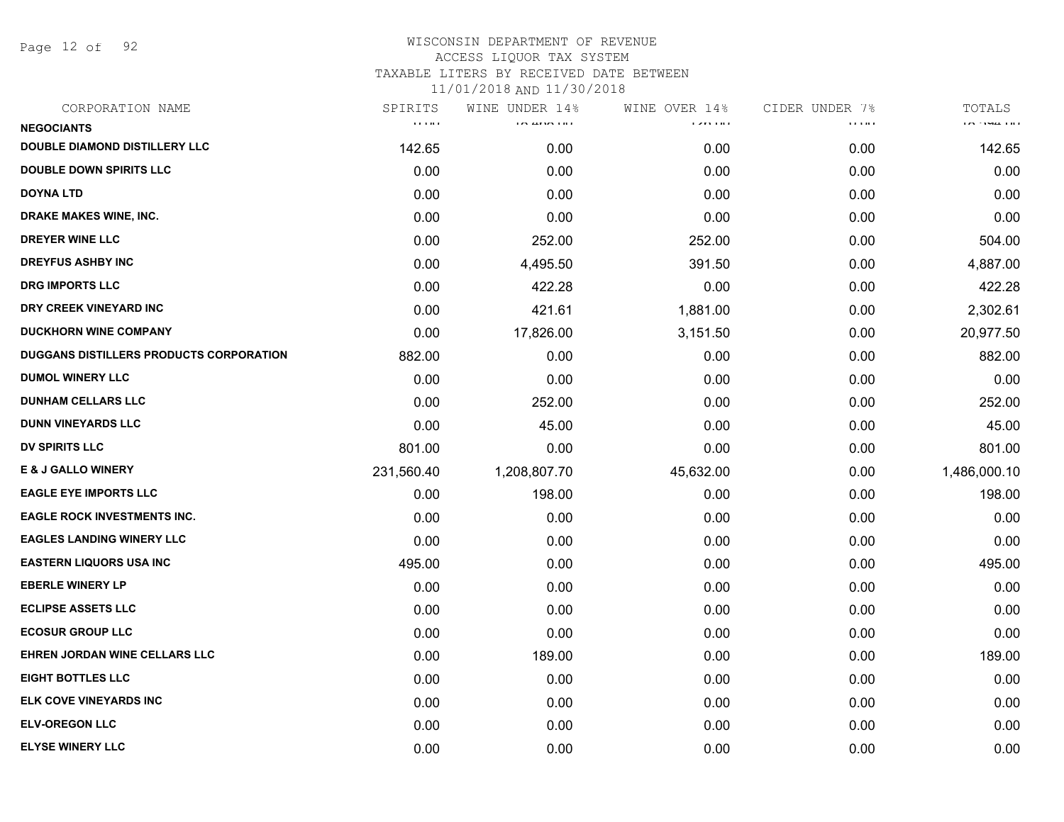WISCONSIN DEPARTMENT OF REVENUE
ACCESS LIQUOR TAX SYSTEM
TAXABLE LITERS BY RECEIVED DATE BETWEEN
11/01/2018 AND 11/30/2018

| CORPORATION NAME | SPIRITS | WINE UNDER 14% | WINE OVER 14% | CIDER UNDER 7% | TOTALS |
|---|---|---|---|---|---|
| NEGOCIANTS | | | | | |
| DOUBLE DIAMOND DISTILLERY LLC | 142.65 | 0.00 | 0.00 | 0.00 | 142.65 |
| DOUBLE DOWN SPIRITS LLC | 0.00 | 0.00 | 0.00 | 0.00 | 0.00 |
| DOYNA LTD | 0.00 | 0.00 | 0.00 | 0.00 | 0.00 |
| DRAKE MAKES WINE, INC. | 0.00 | 0.00 | 0.00 | 0.00 | 0.00 |
| DREYER WINE LLC | 0.00 | 252.00 | 252.00 | 0.00 | 504.00 |
| DREYFUS ASHBY INC | 0.00 | 4,495.50 | 391.50 | 0.00 | 4,887.00 |
| DRG IMPORTS LLC | 0.00 | 422.28 | 0.00 | 0.00 | 422.28 |
| DRY CREEK VINEYARD INC | 0.00 | 421.61 | 1,881.00 | 0.00 | 2,302.61 |
| DUCKHORN WINE COMPANY | 0.00 | 17,826.00 | 3,151.50 | 0.00 | 20,977.50 |
| DUGGANS DISTILLERS PRODUCTS CORPORATION | 882.00 | 0.00 | 0.00 | 0.00 | 882.00 |
| DUMOL WINERY LLC | 0.00 | 0.00 | 0.00 | 0.00 | 0.00 |
| DUNHAM CELLARS LLC | 0.00 | 252.00 | 0.00 | 0.00 | 252.00 |
| DUNN VINEYARDS LLC | 0.00 | 45.00 | 0.00 | 0.00 | 45.00 |
| DV SPIRITS LLC | 801.00 | 0.00 | 0.00 | 0.00 | 801.00 |
| E & J GALLO WINERY | 231,560.40 | 1,208,807.70 | 45,632.00 | 0.00 | 1,486,000.10 |
| EAGLE EYE IMPORTS LLC | 0.00 | 198.00 | 0.00 | 0.00 | 198.00 |
| EAGLE ROCK INVESTMENTS INC. | 0.00 | 0.00 | 0.00 | 0.00 | 0.00 |
| EAGLES LANDING WINERY LLC | 0.00 | 0.00 | 0.00 | 0.00 | 0.00 |
| EASTERN LIQUORS USA INC | 495.00 | 0.00 | 0.00 | 0.00 | 495.00 |
| EBERLE WINERY LP | 0.00 | 0.00 | 0.00 | 0.00 | 0.00 |
| ECLIPSE ASSETS LLC | 0.00 | 0.00 | 0.00 | 0.00 | 0.00 |
| ECOSUR GROUP LLC | 0.00 | 0.00 | 0.00 | 0.00 | 0.00 |
| EHREN JORDAN WINE CELLARS LLC | 0.00 | 189.00 | 0.00 | 0.00 | 189.00 |
| EIGHT BOTTLES LLC | 0.00 | 0.00 | 0.00 | 0.00 | 0.00 |
| ELK COVE VINEYARDS INC | 0.00 | 0.00 | 0.00 | 0.00 | 0.00 |
| ELV-OREGON LLC | 0.00 | 0.00 | 0.00 | 0.00 | 0.00 |
| ELYSE WINERY LLC | 0.00 | 0.00 | 0.00 | 0.00 | 0.00 |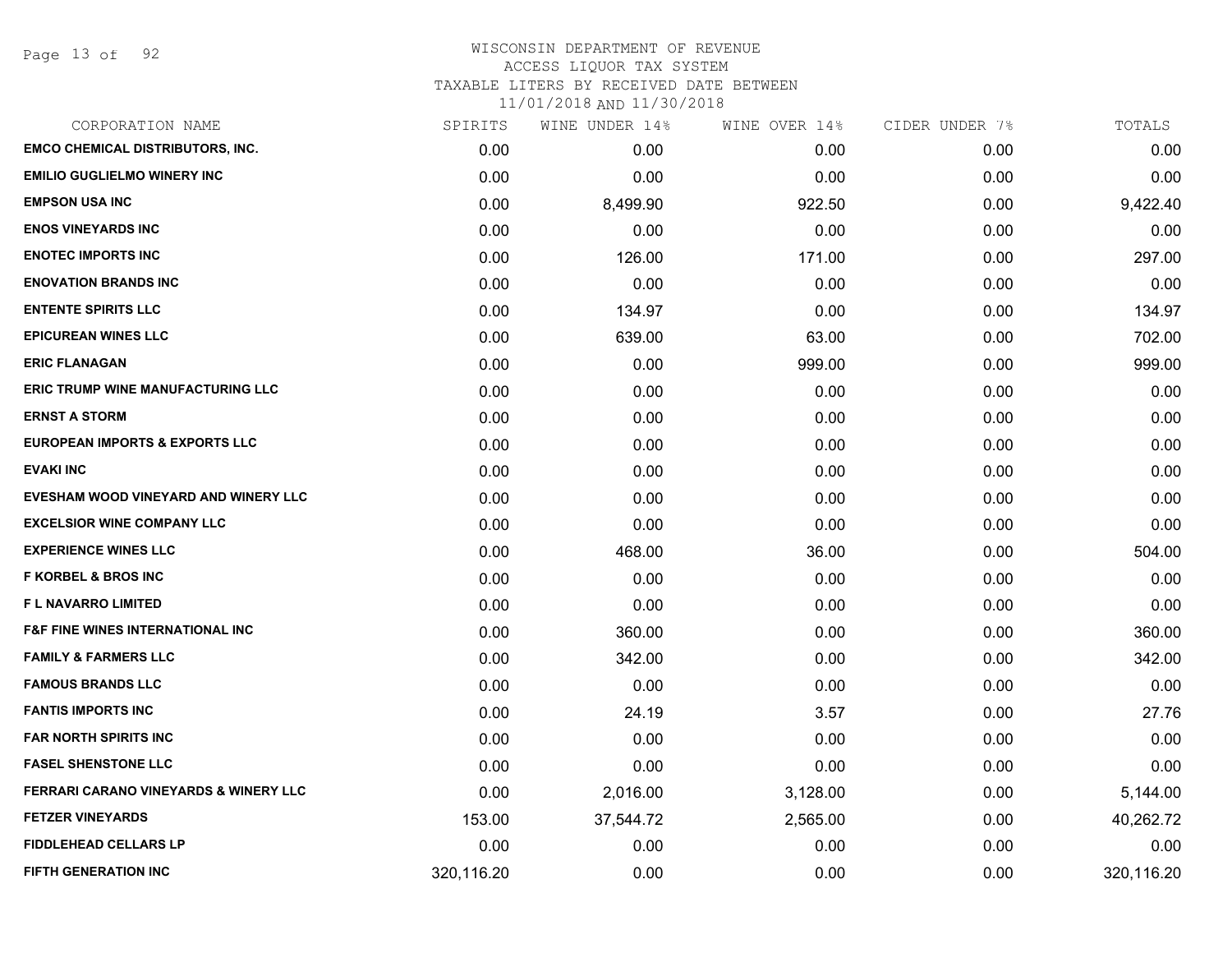WISCONSIN DEPARTMENT OF REVENUE
ACCESS LIQUOR TAX SYSTEM
TAXABLE LITERS BY RECEIVED DATE BETWEEN
11/01/2018 AND 11/30/2018

| CORPORATION NAME | SPIRITS | WINE UNDER 14% | WINE OVER 14% | CIDER UNDER 7% | TOTALS |
|---|---|---|---|---|---|
| EMCO CHEMICAL DISTRIBUTORS, INC. | 0.00 | 0.00 | 0.00 | 0.00 | 0.00 |
| EMILIO GUGLIELMO WINERY INC | 0.00 | 0.00 | 0.00 | 0.00 | 0.00 |
| EMPSON USA INC | 0.00 | 8,499.90 | 922.50 | 0.00 | 9,422.40 |
| ENOS VINEYARDS INC | 0.00 | 0.00 | 0.00 | 0.00 | 0.00 |
| ENOTEC IMPORTS INC | 0.00 | 126.00 | 171.00 | 0.00 | 297.00 |
| ENOVATION BRANDS INC | 0.00 | 0.00 | 0.00 | 0.00 | 0.00 |
| ENTENTE SPIRITS LLC | 0.00 | 134.97 | 0.00 | 0.00 | 134.97 |
| EPICUREAN WINES LLC | 0.00 | 639.00 | 63.00 | 0.00 | 702.00 |
| ERIC FLANAGAN | 0.00 | 0.00 | 999.00 | 0.00 | 999.00 |
| ERIC TRUMP WINE MANUFACTURING LLC | 0.00 | 0.00 | 0.00 | 0.00 | 0.00 |
| ERNST A STORM | 0.00 | 0.00 | 0.00 | 0.00 | 0.00 |
| EUROPEAN IMPORTS & EXPORTS LLC | 0.00 | 0.00 | 0.00 | 0.00 | 0.00 |
| EVAKI INC | 0.00 | 0.00 | 0.00 | 0.00 | 0.00 |
| EVESHAM WOOD VINEYARD AND WINERY LLC | 0.00 | 0.00 | 0.00 | 0.00 | 0.00 |
| EXCELSIOR WINE COMPANY LLC | 0.00 | 0.00 | 0.00 | 0.00 | 0.00 |
| EXPERIENCE WINES LLC | 0.00 | 468.00 | 36.00 | 0.00 | 504.00 |
| F KORBEL & BROS INC | 0.00 | 0.00 | 0.00 | 0.00 | 0.00 |
| F L NAVARRO LIMITED | 0.00 | 0.00 | 0.00 | 0.00 | 0.00 |
| F&F FINE WINES INTERNATIONAL INC | 0.00 | 360.00 | 0.00 | 0.00 | 360.00 |
| FAMILY & FARMERS LLC | 0.00 | 342.00 | 0.00 | 0.00 | 342.00 |
| FAMOUS BRANDS LLC | 0.00 | 0.00 | 0.00 | 0.00 | 0.00 |
| FANTIS IMPORTS INC | 0.00 | 24.19 | 3.57 | 0.00 | 27.76 |
| FAR NORTH SPIRITS INC | 0.00 | 0.00 | 0.00 | 0.00 | 0.00 |
| FASEL SHENSTONE LLC | 0.00 | 0.00 | 0.00 | 0.00 | 0.00 |
| FERRARI CARANO VINEYARDS & WINERY LLC | 0.00 | 2,016.00 | 3,128.00 | 0.00 | 5,144.00 |
| FETZER VINEYARDS | 153.00 | 37,544.72 | 2,565.00 | 0.00 | 40,262.72 |
| FIDDLEHEAD CELLARS LP | 0.00 | 0.00 | 0.00 | 0.00 | 0.00 |
| FIFTH GENERATION INC | 320,116.20 | 0.00 | 0.00 | 0.00 | 320,116.20 |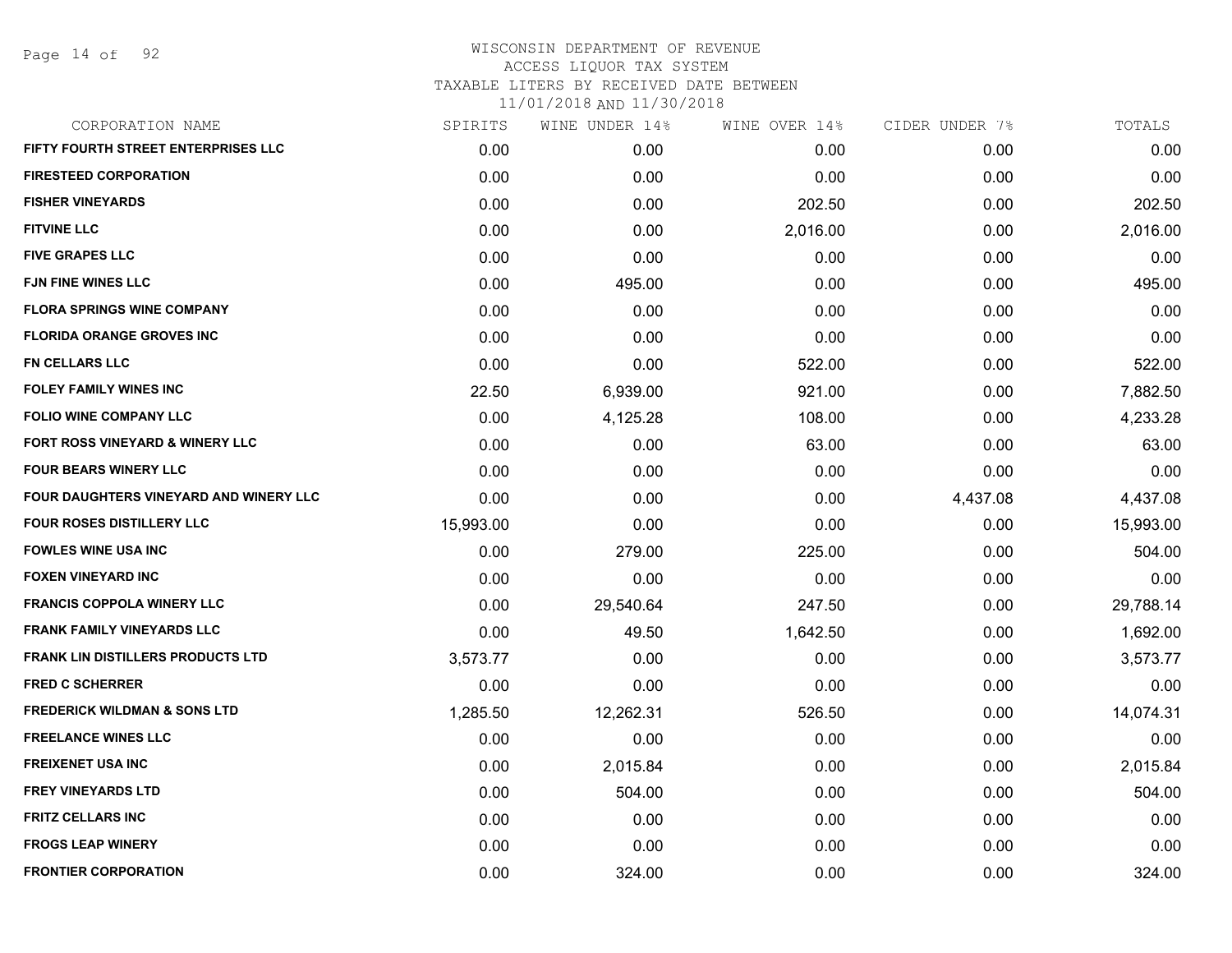# WISCONSIN DEPARTMENT OF REVENUE
ACCESS LIQUOR TAX SYSTEM
TAXABLE LITERS BY RECEIVED DATE BETWEEN
11/01/2018 AND 11/30/2018

| CORPORATION NAME | SPIRITS | WINE UNDER 14% | WINE OVER 14% | CIDER UNDER 7% | TOTALS |
|---|---|---|---|---|---|
| FIFTY FOURTH STREET ENTERPRISES LLC | 0.00 | 0.00 | 0.00 | 0.00 | 0.00 |
| FIRESTEED CORPORATION | 0.00 | 0.00 | 0.00 | 0.00 | 0.00 |
| FISHER VINEYARDS | 0.00 | 0.00 | 202.50 | 0.00 | 202.50 |
| FITVINE LLC | 0.00 | 0.00 | 2,016.00 | 0.00 | 2,016.00 |
| FIVE GRAPES LLC | 0.00 | 0.00 | 0.00 | 0.00 | 0.00 |
| FJN FINE WINES LLC | 0.00 | 495.00 | 0.00 | 0.00 | 495.00 |
| FLORA SPRINGS WINE COMPANY | 0.00 | 0.00 | 0.00 | 0.00 | 0.00 |
| FLORIDA ORANGE GROVES INC | 0.00 | 0.00 | 0.00 | 0.00 | 0.00 |
| FN CELLARS LLC | 0.00 | 0.00 | 522.00 | 0.00 | 522.00 |
| FOLEY FAMILY WINES INC | 22.50 | 6,939.00 | 921.00 | 0.00 | 7,882.50 |
| FOLIO WINE COMPANY LLC | 0.00 | 4,125.28 | 108.00 | 0.00 | 4,233.28 |
| FORT ROSS VINEYARD & WINERY LLC | 0.00 | 0.00 | 63.00 | 0.00 | 63.00 |
| FOUR BEARS WINERY LLC | 0.00 | 0.00 | 0.00 | 0.00 | 0.00 |
| FOUR DAUGHTERS VINEYARD AND WINERY LLC | 0.00 | 0.00 | 0.00 | 4,437.08 | 4,437.08 |
| FOUR ROSES DISTILLERY LLC | 15,993.00 | 0.00 | 0.00 | 0.00 | 15,993.00 |
| FOWLES WINE USA INC | 0.00 | 279.00 | 225.00 | 0.00 | 504.00 |
| FOXEN VINEYARD INC | 0.00 | 0.00 | 0.00 | 0.00 | 0.00 |
| FRANCIS COPPOLA WINERY LLC | 0.00 | 29,540.64 | 247.50 | 0.00 | 29,788.14 |
| FRANK FAMILY VINEYARDS LLC | 0.00 | 49.50 | 1,642.50 | 0.00 | 1,692.00 |
| FRANK LIN DISTILLERS PRODUCTS LTD | 3,573.77 | 0.00 | 0.00 | 0.00 | 3,573.77 |
| FRED C SCHERRER | 0.00 | 0.00 | 0.00 | 0.00 | 0.00 |
| FREDERICK WILDMAN & SONS LTD | 1,285.50 | 12,262.31 | 526.50 | 0.00 | 14,074.31 |
| FREELANCE WINES LLC | 0.00 | 0.00 | 0.00 | 0.00 | 0.00 |
| FREIXENET USA INC | 0.00 | 2,015.84 | 0.00 | 0.00 | 2,015.84 |
| FREY VINEYARDS LTD | 0.00 | 504.00 | 0.00 | 0.00 | 504.00 |
| FRITZ CELLARS INC | 0.00 | 0.00 | 0.00 | 0.00 | 0.00 |
| FROGS LEAP WINERY | 0.00 | 0.00 | 0.00 | 0.00 | 0.00 |
| FRONTIER CORPORATION | 0.00 | 324.00 | 0.00 | 0.00 | 324.00 |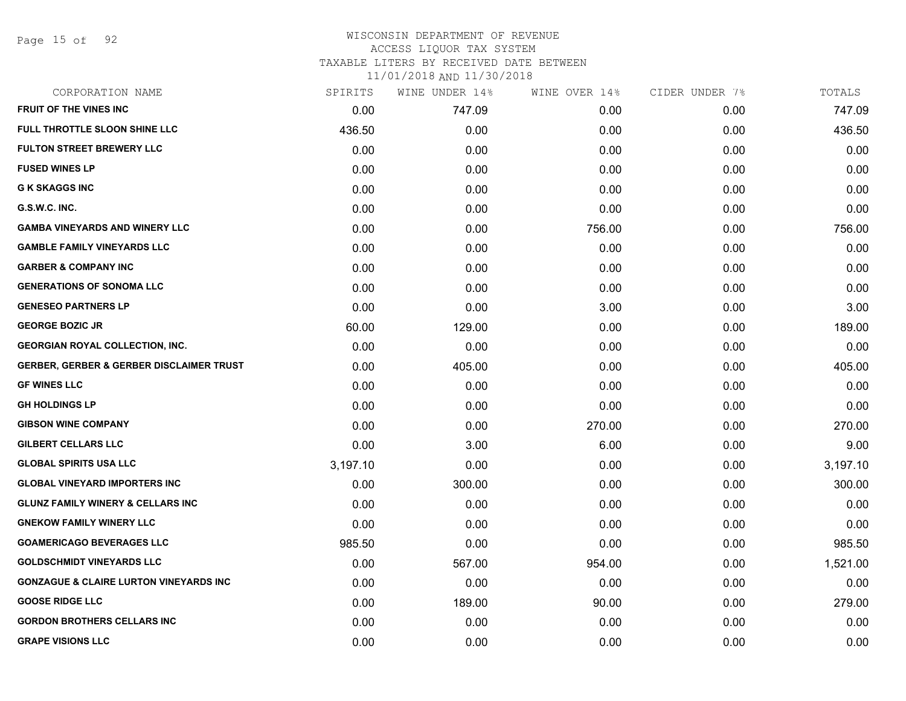WISCONSIN DEPARTMENT OF REVENUE
ACCESS LIQUOR TAX SYSTEM
TAXABLE LITERS BY RECEIVED DATE BETWEEN
11/01/2018 AND 11/30/2018

| CORPORATION NAME | SPIRITS | WINE UNDER 14% | WINE OVER 14% | CIDER UNDER 7% | TOTALS |
|---|---|---|---|---|---|
| FRUIT OF THE VINES INC | 0.00 | 747.09 | 0.00 | 0.00 | 747.09 |
| FULL THROTTLE SLOON SHINE LLC | 436.50 | 0.00 | 0.00 | 0.00 | 436.50 |
| FULTON STREET BREWERY LLC | 0.00 | 0.00 | 0.00 | 0.00 | 0.00 |
| FUSED WINES LP | 0.00 | 0.00 | 0.00 | 0.00 | 0.00 |
| G K SKAGGS INC | 0.00 | 0.00 | 0.00 | 0.00 | 0.00 |
| G.S.W.C. INC. | 0.00 | 0.00 | 0.00 | 0.00 | 0.00 |
| GAMBA VINEYARDS AND WINERY LLC | 0.00 | 0.00 | 756.00 | 0.00 | 756.00 |
| GAMBLE FAMILY VINEYARDS LLC | 0.00 | 0.00 | 0.00 | 0.00 | 0.00 |
| GARBER & COMPANY INC | 0.00 | 0.00 | 0.00 | 0.00 | 0.00 |
| GENERATIONS OF SONOMA LLC | 0.00 | 0.00 | 0.00 | 0.00 | 0.00 |
| GENESEO PARTNERS LP | 0.00 | 0.00 | 3.00 | 0.00 | 3.00 |
| GEORGE BOZIC JR | 60.00 | 129.00 | 0.00 | 0.00 | 189.00 |
| GEORGIAN ROYAL COLLECTION, INC. | 0.00 | 0.00 | 0.00 | 0.00 | 0.00 |
| GERBER, GERBER & GERBER DISCLAIMER TRUST | 0.00 | 405.00 | 0.00 | 0.00 | 405.00 |
| GF WINES LLC | 0.00 | 0.00 | 0.00 | 0.00 | 0.00 |
| GH HOLDINGS LP | 0.00 | 0.00 | 0.00 | 0.00 | 0.00 |
| GIBSON WINE COMPANY | 0.00 | 0.00 | 270.00 | 0.00 | 270.00 |
| GILBERT CELLARS LLC | 0.00 | 3.00 | 6.00 | 0.00 | 9.00 |
| GLOBAL SPIRITS USA LLC | 3,197.10 | 0.00 | 0.00 | 0.00 | 3,197.10 |
| GLOBAL VINEYARD IMPORTERS INC | 0.00 | 300.00 | 0.00 | 0.00 | 300.00 |
| GLUNZ FAMILY WINERY & CELLARS INC | 0.00 | 0.00 | 0.00 | 0.00 | 0.00 |
| GNEKOW FAMILY WINERY LLC | 0.00 | 0.00 | 0.00 | 0.00 | 0.00 |
| GOAMERICAGO BEVERAGES LLC | 985.50 | 0.00 | 0.00 | 0.00 | 985.50 |
| GOLDSCHMIDT VINEYARDS LLC | 0.00 | 567.00 | 954.00 | 0.00 | 1,521.00 |
| GONZAGUE & CLAIRE LURTON VINEYARDS INC | 0.00 | 0.00 | 0.00 | 0.00 | 0.00 |
| GOOSE RIDGE LLC | 0.00 | 189.00 | 90.00 | 0.00 | 279.00 |
| GORDON BROTHERS CELLARS INC | 0.00 | 0.00 | 0.00 | 0.00 | 0.00 |
| GRAPE VISIONS LLC | 0.00 | 0.00 | 0.00 | 0.00 | 0.00 |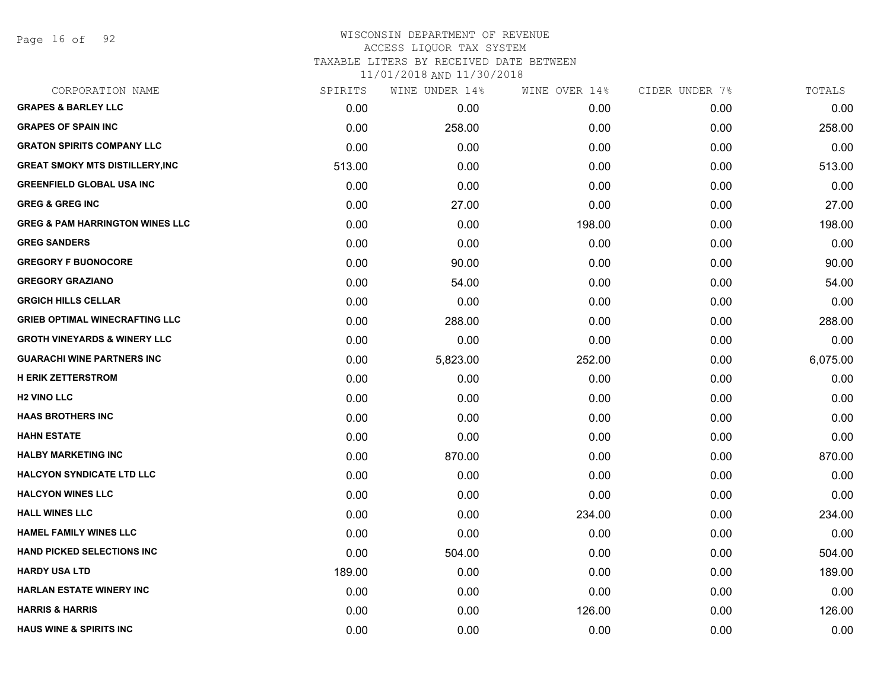WISCONSIN DEPARTMENT OF REVENUE
ACCESS LIQUOR TAX SYSTEM
TAXABLE LITERS BY RECEIVED DATE BETWEEN
11/01/2018 AND 11/30/2018

| CORPORATION NAME | SPIRITS | WINE UNDER 14% | WINE OVER 14% | CIDER UNDER 7% | TOTALS |
|---|---|---|---|---|---|
| GRAPES & BARLEY LLC | 0.00 | 0.00 | 0.00 | 0.00 | 0.00 |
| GRAPES OF SPAIN INC | 0.00 | 258.00 | 0.00 | 0.00 | 258.00 |
| GRATON SPIRITS COMPANY LLC | 0.00 | 0.00 | 0.00 | 0.00 | 0.00 |
| GREAT SMOKY MTS DISTILLERY,INC | 513.00 | 0.00 | 0.00 | 0.00 | 513.00 |
| GREENFIELD GLOBAL USA INC | 0.00 | 0.00 | 0.00 | 0.00 | 0.00 |
| GREG & GREG INC | 0.00 | 27.00 | 0.00 | 0.00 | 27.00 |
| GREG & PAM HARRINGTON WINES LLC | 0.00 | 0.00 | 198.00 | 0.00 | 198.00 |
| GREG SANDERS | 0.00 | 0.00 | 0.00 | 0.00 | 0.00 |
| GREGORY F BUONOCORE | 0.00 | 90.00 | 0.00 | 0.00 | 90.00 |
| GREGORY GRAZIANO | 0.00 | 54.00 | 0.00 | 0.00 | 54.00 |
| GRGICH HILLS CELLAR | 0.00 | 0.00 | 0.00 | 0.00 | 0.00 |
| GRIEB OPTIMAL WINECRAFTING LLC | 0.00 | 288.00 | 0.00 | 0.00 | 288.00 |
| GROTH VINEYARDS & WINERY LLC | 0.00 | 0.00 | 0.00 | 0.00 | 0.00 |
| GUARACHI WINE PARTNERS INC | 0.00 | 5,823.00 | 252.00 | 0.00 | 6,075.00 |
| H ERIK ZETTERSTROM | 0.00 | 0.00 | 0.00 | 0.00 | 0.00 |
| H2 VINO LLC | 0.00 | 0.00 | 0.00 | 0.00 | 0.00 |
| HAAS BROTHERS INC | 0.00 | 0.00 | 0.00 | 0.00 | 0.00 |
| HAHN ESTATE | 0.00 | 0.00 | 0.00 | 0.00 | 0.00 |
| HALBY MARKETING INC | 0.00 | 870.00 | 0.00 | 0.00 | 870.00 |
| HALCYON SYNDICATE LTD LLC | 0.00 | 0.00 | 0.00 | 0.00 | 0.00 |
| HALCYON WINES LLC | 0.00 | 0.00 | 0.00 | 0.00 | 0.00 |
| HALL WINES LLC | 0.00 | 0.00 | 234.00 | 0.00 | 234.00 |
| HAMEL FAMILY WINES LLC | 0.00 | 0.00 | 0.00 | 0.00 | 0.00 |
| HAND PICKED SELECTIONS INC | 0.00 | 504.00 | 0.00 | 0.00 | 504.00 |
| HARDY USA LTD | 189.00 | 0.00 | 0.00 | 0.00 | 189.00 |
| HARLAN ESTATE WINERY INC | 0.00 | 0.00 | 0.00 | 0.00 | 0.00 |
| HARRIS & HARRIS | 0.00 | 0.00 | 126.00 | 0.00 | 126.00 |
| HAUS WINE & SPIRITS INC | 0.00 | 0.00 | 0.00 | 0.00 | 0.00 |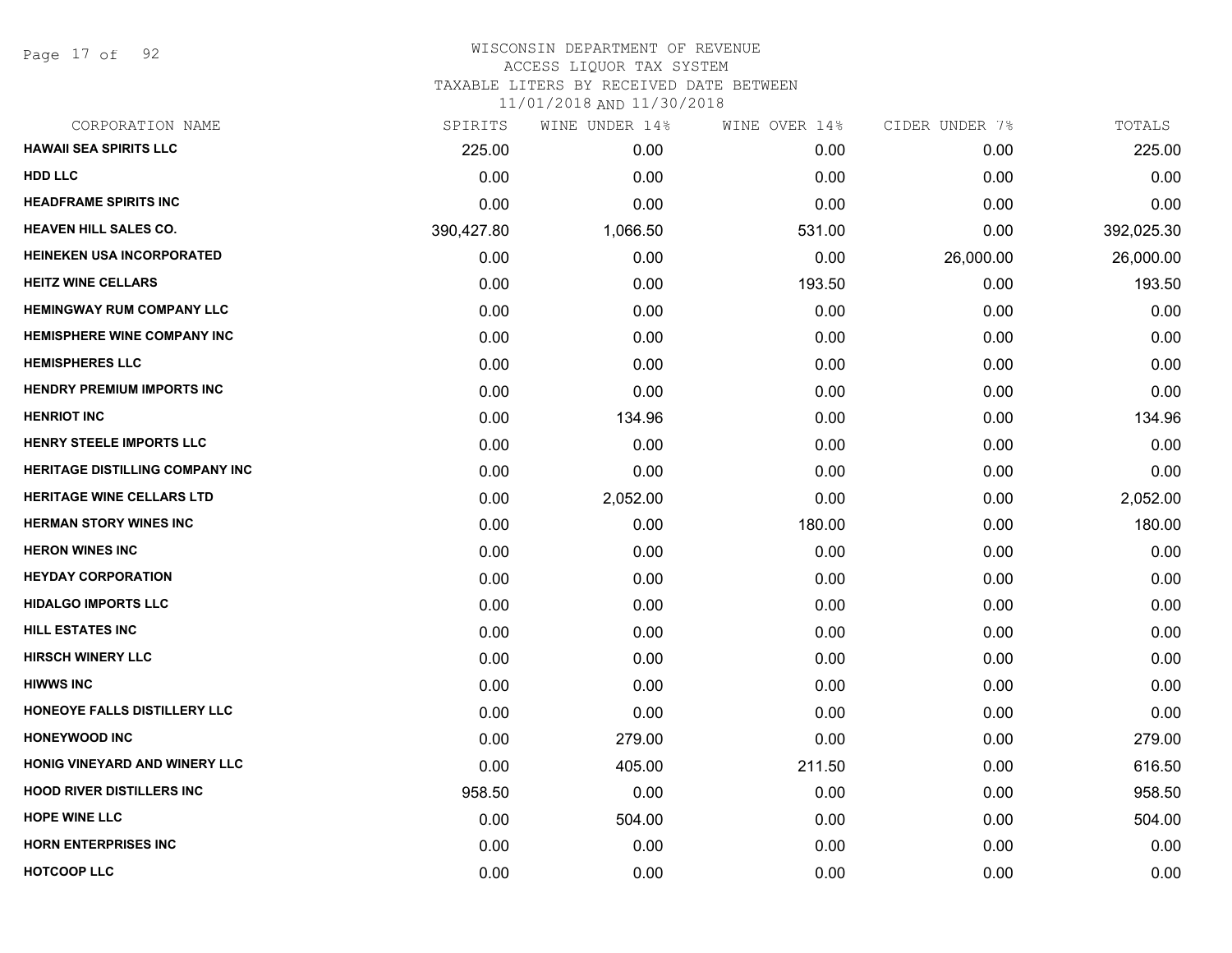WISCONSIN DEPARTMENT OF REVENUE
ACCESS LIQUOR TAX SYSTEM
TAXABLE LITERS BY RECEIVED DATE BETWEEN
11/01/2018 AND 11/30/2018

| CORPORATION NAME | SPIRITS | WINE UNDER 14% | WINE OVER 14% | CIDER UNDER 7% | TOTALS |
|---|---|---|---|---|---|
| **HAWAII SEA SPIRITS LLC** | 225.00 | 0.00 | 0.00 | 0.00 | 225.00 |
| **HDD LLC** | 0.00 | 0.00 | 0.00 | 0.00 | 0.00 |
| **HEADFRAME SPIRITS INC** | 0.00 | 0.00 | 0.00 | 0.00 | 0.00 |
| **HEAVEN HILL SALES CO.** | 390,427.80 | 1,066.50 | 531.00 | 0.00 | 392,025.30 |
| **HEINEKEN USA INCORPORATED** | 0.00 | 0.00 | 0.00 | 26,000.00 | 26,000.00 |
| **HEITZ WINE CELLARS** | 0.00 | 0.00 | 193.50 | 0.00 | 193.50 |
| **HEMINGWAY RUM COMPANY LLC** | 0.00 | 0.00 | 0.00 | 0.00 | 0.00 |
| **HEMISPHERE WINE COMPANY INC** | 0.00 | 0.00 | 0.00 | 0.00 | 0.00 |
| **HEMISPHERES LLC** | 0.00 | 0.00 | 0.00 | 0.00 | 0.00 |
| **HENDRY PREMIUM IMPORTS INC** | 0.00 | 0.00 | 0.00 | 0.00 | 0.00 |
| **HENRIOT INC** | 0.00 | 134.96 | 0.00 | 0.00 | 134.96 |
| **HENRY STEELE IMPORTS LLC** | 0.00 | 0.00 | 0.00 | 0.00 | 0.00 |
| **HERITAGE DISTILLING COMPANY INC** | 0.00 | 0.00 | 0.00 | 0.00 | 0.00 |
| **HERITAGE WINE CELLARS LTD** | 0.00 | 2,052.00 | 0.00 | 0.00 | 2,052.00 |
| **HERMAN STORY WINES INC** | 0.00 | 0.00 | 180.00 | 0.00 | 180.00 |
| **HERON WINES INC** | 0.00 | 0.00 | 0.00 | 0.00 | 0.00 |
| **HEYDAY CORPORATION** | 0.00 | 0.00 | 0.00 | 0.00 | 0.00 |
| **HIDALGO IMPORTS LLC** | 0.00 | 0.00 | 0.00 | 0.00 | 0.00 |
| **HILL ESTATES INC** | 0.00 | 0.00 | 0.00 | 0.00 | 0.00 |
| **HIRSCH WINERY LLC** | 0.00 | 0.00 | 0.00 | 0.00 | 0.00 |
| **HIWWS INC** | 0.00 | 0.00 | 0.00 | 0.00 | 0.00 |
| **HONEOYE FALLS DISTILLERY LLC** | 0.00 | 0.00 | 0.00 | 0.00 | 0.00 |
| **HONEYWOOD INC** | 0.00 | 279.00 | 0.00 | 0.00 | 279.00 |
| **HONIG VINEYARD AND WINERY LLC** | 0.00 | 405.00 | 211.50 | 0.00 | 616.50 |
| **HOOD RIVER DISTILLERS INC** | 958.50 | 0.00 | 0.00 | 0.00 | 958.50 |
| **HOPE WINE LLC** | 0.00 | 504.00 | 0.00 | 0.00 | 504.00 |
| **HORN ENTERPRISES INC** | 0.00 | 0.00 | 0.00 | 0.00 | 0.00 |
| **HOTCOOP LLC** | 0.00 | 0.00 | 0.00 | 0.00 | 0.00 |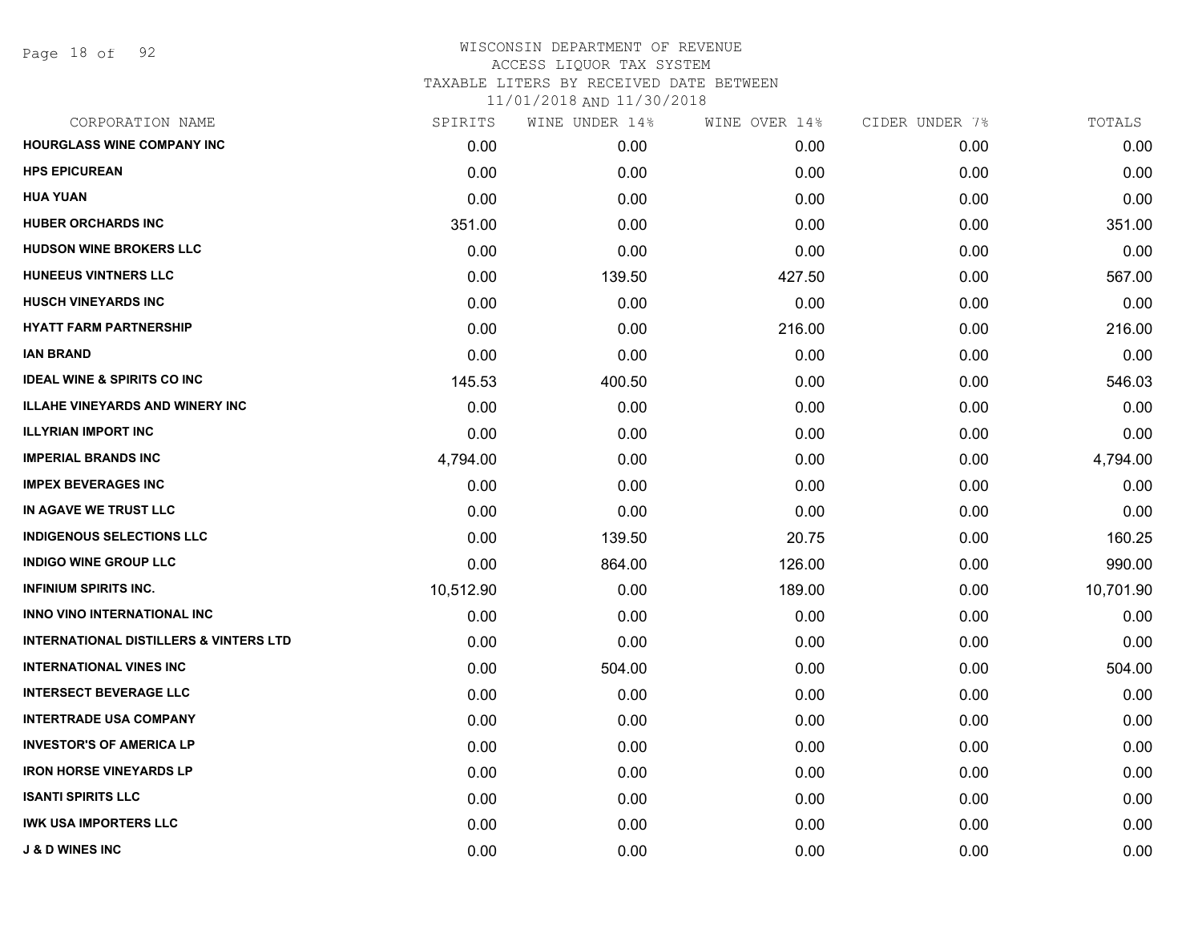WISCONSIN DEPARTMENT OF REVENUE
ACCESS LIQUOR TAX SYSTEM
TAXABLE LITERS BY RECEIVED DATE BETWEEN
11/01/2018 AND 11/30/2018

| CORPORATION NAME | SPIRITS | WINE UNDER 14% | WINE OVER 14% | CIDER UNDER 7% | TOTALS |
|---|---|---|---|---|---|
| HOURGLASS WINE COMPANY INC | 0.00 | 0.00 | 0.00 | 0.00 | 0.00 |
| HPS EPICUREAN | 0.00 | 0.00 | 0.00 | 0.00 | 0.00 |
| HUA YUAN | 0.00 | 0.00 | 0.00 | 0.00 | 0.00 |
| HUBER ORCHARDS INC | 351.00 | 0.00 | 0.00 | 0.00 | 351.00 |
| HUDSON WINE BROKERS LLC | 0.00 | 0.00 | 0.00 | 0.00 | 0.00 |
| HUNEEUS VINTNERS LLC | 0.00 | 139.50 | 427.50 | 0.00 | 567.00 |
| HUSCH VINEYARDS INC | 0.00 | 0.00 | 0.00 | 0.00 | 0.00 |
| HYATT FARM PARTNERSHIP | 0.00 | 0.00 | 216.00 | 0.00 | 216.00 |
| IAN BRAND | 0.00 | 0.00 | 0.00 | 0.00 | 0.00 |
| IDEAL WINE & SPIRITS CO INC | 145.53 | 400.50 | 0.00 | 0.00 | 546.03 |
| ILLAHE VINEYARDS AND WINERY INC | 0.00 | 0.00 | 0.00 | 0.00 | 0.00 |
| ILLYRIAN IMPORT INC | 0.00 | 0.00 | 0.00 | 0.00 | 0.00 |
| IMPERIAL BRANDS INC | 4,794.00 | 0.00 | 0.00 | 0.00 | 4,794.00 |
| IMPEX BEVERAGES INC | 0.00 | 0.00 | 0.00 | 0.00 | 0.00 |
| IN AGAVE WE TRUST LLC | 0.00 | 0.00 | 0.00 | 0.00 | 0.00 |
| INDIGENOUS SELECTIONS LLC | 0.00 | 139.50 | 20.75 | 0.00 | 160.25 |
| INDIGO WINE GROUP LLC | 0.00 | 864.00 | 126.00 | 0.00 | 990.00 |
| INFINIUM SPIRITS INC. | 10,512.90 | 0.00 | 189.00 | 0.00 | 10,701.90 |
| INNO VINO INTERNATIONAL INC | 0.00 | 0.00 | 0.00 | 0.00 | 0.00 |
| INTERNATIONAL DISTILLERS & VINTERS LTD | 0.00 | 0.00 | 0.00 | 0.00 | 0.00 |
| INTERNATIONAL VINES INC | 0.00 | 504.00 | 0.00 | 0.00 | 504.00 |
| INTERSECT BEVERAGE LLC | 0.00 | 0.00 | 0.00 | 0.00 | 0.00 |
| INTERTRADE USA COMPANY | 0.00 | 0.00 | 0.00 | 0.00 | 0.00 |
| INVESTOR'S OF AMERICA LP | 0.00 | 0.00 | 0.00 | 0.00 | 0.00 |
| IRON HORSE VINEYARDS LP | 0.00 | 0.00 | 0.00 | 0.00 | 0.00 |
| ISANTI SPIRITS LLC | 0.00 | 0.00 | 0.00 | 0.00 | 0.00 |
| IWK USA IMPORTERS LLC | 0.00 | 0.00 | 0.00 | 0.00 | 0.00 |
| J & D WINES INC | 0.00 | 0.00 | 0.00 | 0.00 | 0.00 |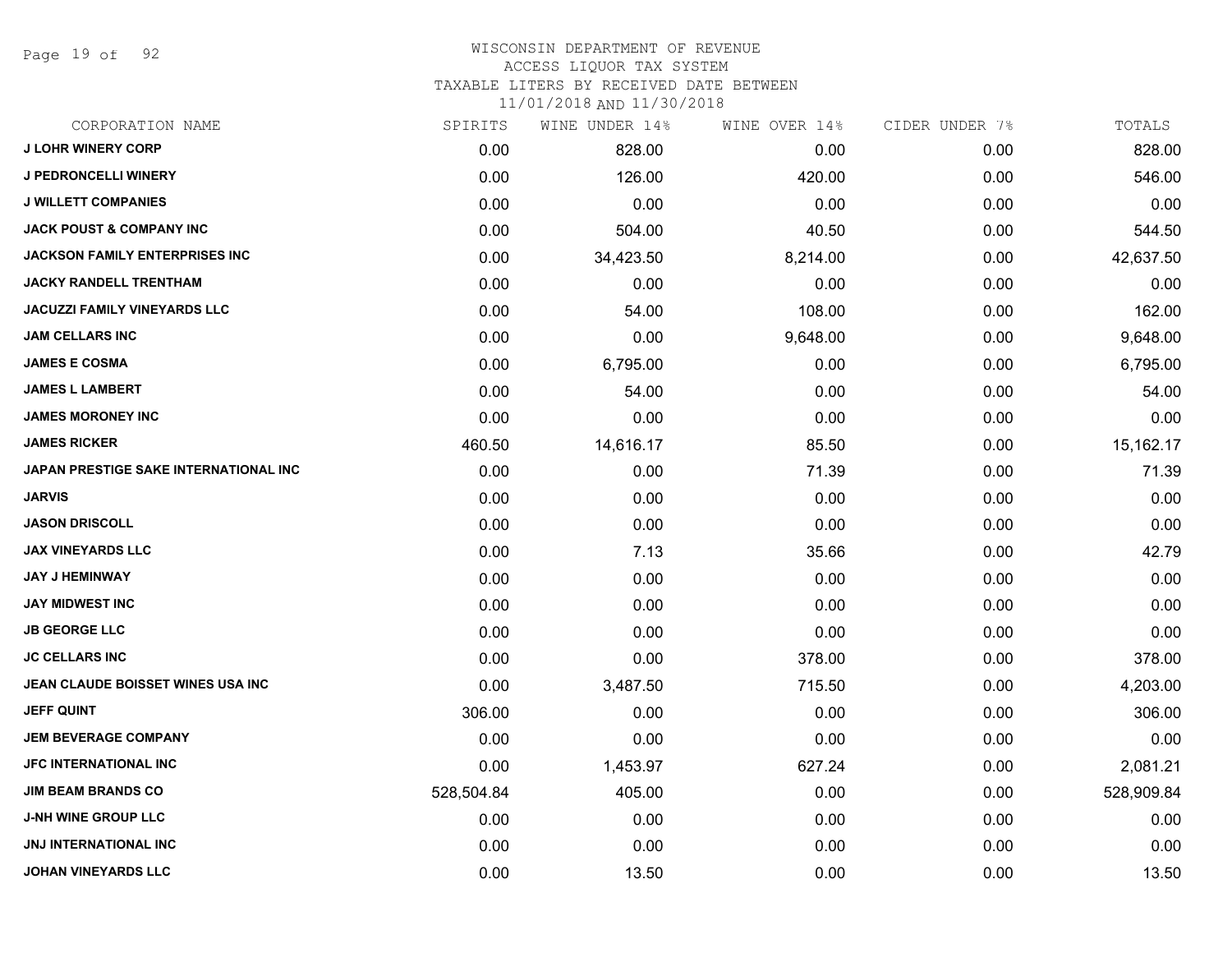# WISCONSIN DEPARTMENT OF REVENUE
## ACCESS LIQUOR TAX SYSTEM
### TAXABLE LITERS BY RECEIVED DATE BETWEEN 11/01/2018 AND 11/30/2018

| CORPORATION NAME | SPIRITS | WINE UNDER 14% | WINE OVER 14% | CIDER UNDER 7% | TOTALS |
|---|---|---|---|---|---|
| J LOHR WINERY CORP | 0.00 | 828.00 | 0.00 | 0.00 | 828.00 |
| J PEDRONCELLI WINERY | 0.00 | 126.00 | 420.00 | 0.00 | 546.00 |
| J WILLETT COMPANIES | 0.00 | 0.00 | 0.00 | 0.00 | 0.00 |
| JACK POUST & COMPANY INC | 0.00 | 504.00 | 40.50 | 0.00 | 544.50 |
| JACKSON FAMILY ENTERPRISES INC | 0.00 | 34,423.50 | 8,214.00 | 0.00 | 42,637.50 |
| JACKY RANDELL TRENTHAM | 0.00 | 0.00 | 0.00 | 0.00 | 0.00 |
| JACUZZI FAMILY VINEYARDS LLC | 0.00 | 54.00 | 108.00 | 0.00 | 162.00 |
| JAM CELLARS INC | 0.00 | 0.00 | 9,648.00 | 0.00 | 9,648.00 |
| JAMES E COSMA | 0.00 | 6,795.00 | 0.00 | 0.00 | 6,795.00 |
| JAMES L LAMBERT | 0.00 | 54.00 | 0.00 | 0.00 | 54.00 |
| JAMES MORONEY INC | 0.00 | 0.00 | 0.00 | 0.00 | 0.00 |
| JAMES RICKER | 460.50 | 14,616.17 | 85.50 | 0.00 | 15,162.17 |
| JAPAN PRESTIGE SAKE INTERNATIONAL INC | 0.00 | 0.00 | 71.39 | 0.00 | 71.39 |
| JARVIS | 0.00 | 0.00 | 0.00 | 0.00 | 0.00 |
| JASON DRISCOLL | 0.00 | 0.00 | 0.00 | 0.00 | 0.00 |
| JAX VINEYARDS LLC | 0.00 | 7.13 | 35.66 | 0.00 | 42.79 |
| JAY J HEMINWAY | 0.00 | 0.00 | 0.00 | 0.00 | 0.00 |
| JAY MIDWEST INC | 0.00 | 0.00 | 0.00 | 0.00 | 0.00 |
| JB GEORGE LLC | 0.00 | 0.00 | 0.00 | 0.00 | 0.00 |
| JC CELLARS INC | 0.00 | 0.00 | 378.00 | 0.00 | 378.00 |
| JEAN CLAUDE BOISSET WINES USA INC | 0.00 | 3,487.50 | 715.50 | 0.00 | 4,203.00 |
| JEFF QUINT | 306.00 | 0.00 | 0.00 | 0.00 | 306.00 |
| JEM BEVERAGE COMPANY | 0.00 | 0.00 | 0.00 | 0.00 | 0.00 |
| JFC INTERNATIONAL INC | 0.00 | 1,453.97 | 627.24 | 0.00 | 2,081.21 |
| JIM BEAM BRANDS CO | 528,504.84 | 405.00 | 0.00 | 0.00 | 528,909.84 |
| J-NH WINE GROUP LLC | 0.00 | 0.00 | 0.00 | 0.00 | 0.00 |
| JNJ INTERNATIONAL INC | 0.00 | 0.00 | 0.00 | 0.00 | 0.00 |
| JOHAN VINEYARDS LLC | 0.00 | 13.50 | 0.00 | 0.00 | 13.50 |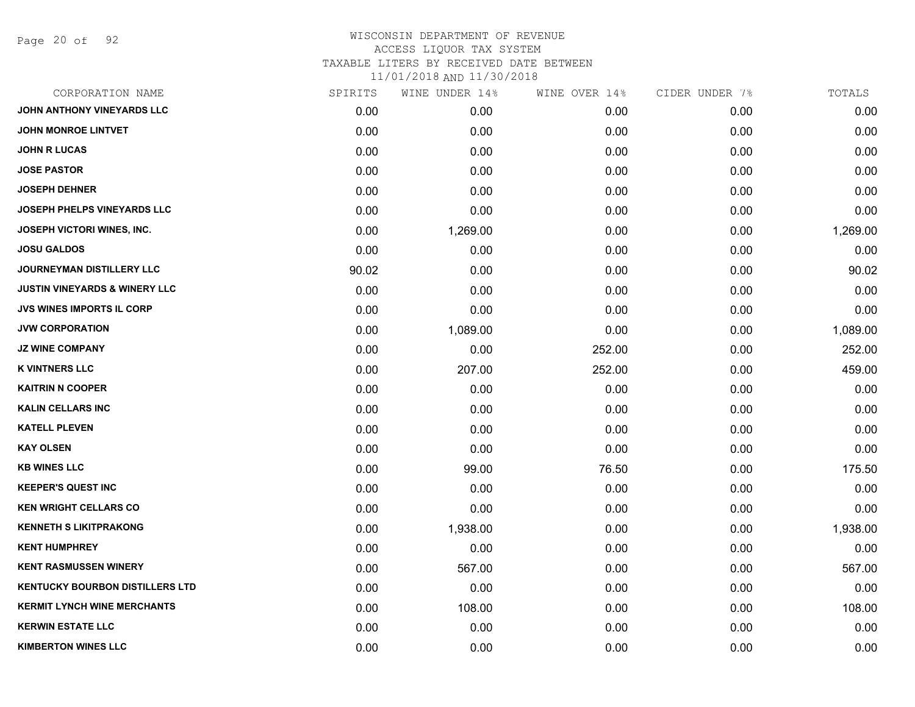# WISCONSIN DEPARTMENT OF REVENUE
## ACCESS LIQUOR TAX SYSTEM
## TAXABLE LITERS BY RECEIVED DATE BETWEEN
## 11/01/2018 AND 11/30/2018

| CORPORATION NAME | SPIRITS | WINE UNDER 14% | WINE OVER 14% | CIDER UNDER 7% | TOTALS |
|---|---|---|---|---|---|
| JOHN ANTHONY VINEYARDS LLC | 0.00 | 0.00 | 0.00 | 0.00 | 0.00 |
| JOHN MONROE LINTVET | 0.00 | 0.00 | 0.00 | 0.00 | 0.00 |
| JOHN R LUCAS | 0.00 | 0.00 | 0.00 | 0.00 | 0.00 |
| JOSE PASTOR | 0.00 | 0.00 | 0.00 | 0.00 | 0.00 |
| JOSEPH DEHNER | 0.00 | 0.00 | 0.00 | 0.00 | 0.00 |
| JOSEPH PHELPS VINEYARDS LLC | 0.00 | 0.00 | 0.00 | 0.00 | 0.00 |
| JOSEPH VICTORI WINES, INC. | 0.00 | 1,269.00 | 0.00 | 0.00 | 1,269.00 |
| JOSU GALDOS | 0.00 | 0.00 | 0.00 | 0.00 | 0.00 |
| JOURNEYMAN DISTILLERY LLC | 90.02 | 0.00 | 0.00 | 0.00 | 90.02 |
| JUSTIN VINEYARDS & WINERY LLC | 0.00 | 0.00 | 0.00 | 0.00 | 0.00 |
| JVS WINES IMPORTS IL CORP | 0.00 | 0.00 | 0.00 | 0.00 | 0.00 |
| JVW CORPORATION | 0.00 | 1,089.00 | 0.00 | 0.00 | 1,089.00 |
| JZ WINE COMPANY | 0.00 | 0.00 | 252.00 | 0.00 | 252.00 |
| K VINTNERS LLC | 0.00 | 207.00 | 252.00 | 0.00 | 459.00 |
| KAITRIN N COOPER | 0.00 | 0.00 | 0.00 | 0.00 | 0.00 |
| KALIN CELLARS INC | 0.00 | 0.00 | 0.00 | 0.00 | 0.00 |
| KATELL PLEVEN | 0.00 | 0.00 | 0.00 | 0.00 | 0.00 |
| KAY OLSEN | 0.00 | 0.00 | 0.00 | 0.00 | 0.00 |
| KB WINES LLC | 0.00 | 99.00 | 76.50 | 0.00 | 175.50 |
| KEEPER'S QUEST INC | 0.00 | 0.00 | 0.00 | 0.00 | 0.00 |
| KEN WRIGHT CELLARS CO | 0.00 | 0.00 | 0.00 | 0.00 | 0.00 |
| KENNETH S LIKITPRAKONG | 0.00 | 1,938.00 | 0.00 | 0.00 | 1,938.00 |
| KENT HUMPHREY | 0.00 | 0.00 | 0.00 | 0.00 | 0.00 |
| KENT RASMUSSEN WINERY | 0.00 | 567.00 | 0.00 | 0.00 | 567.00 |
| KENTUCKY BOURBON DISTILLERS LTD | 0.00 | 0.00 | 0.00 | 0.00 | 0.00 |
| KERMIT LYNCH WINE MERCHANTS | 0.00 | 108.00 | 0.00 | 0.00 | 108.00 |
| KERWIN ESTATE LLC | 0.00 | 0.00 | 0.00 | 0.00 | 0.00 |
| KIMBERTON WINES LLC | 0.00 | 0.00 | 0.00 | 0.00 | 0.00 |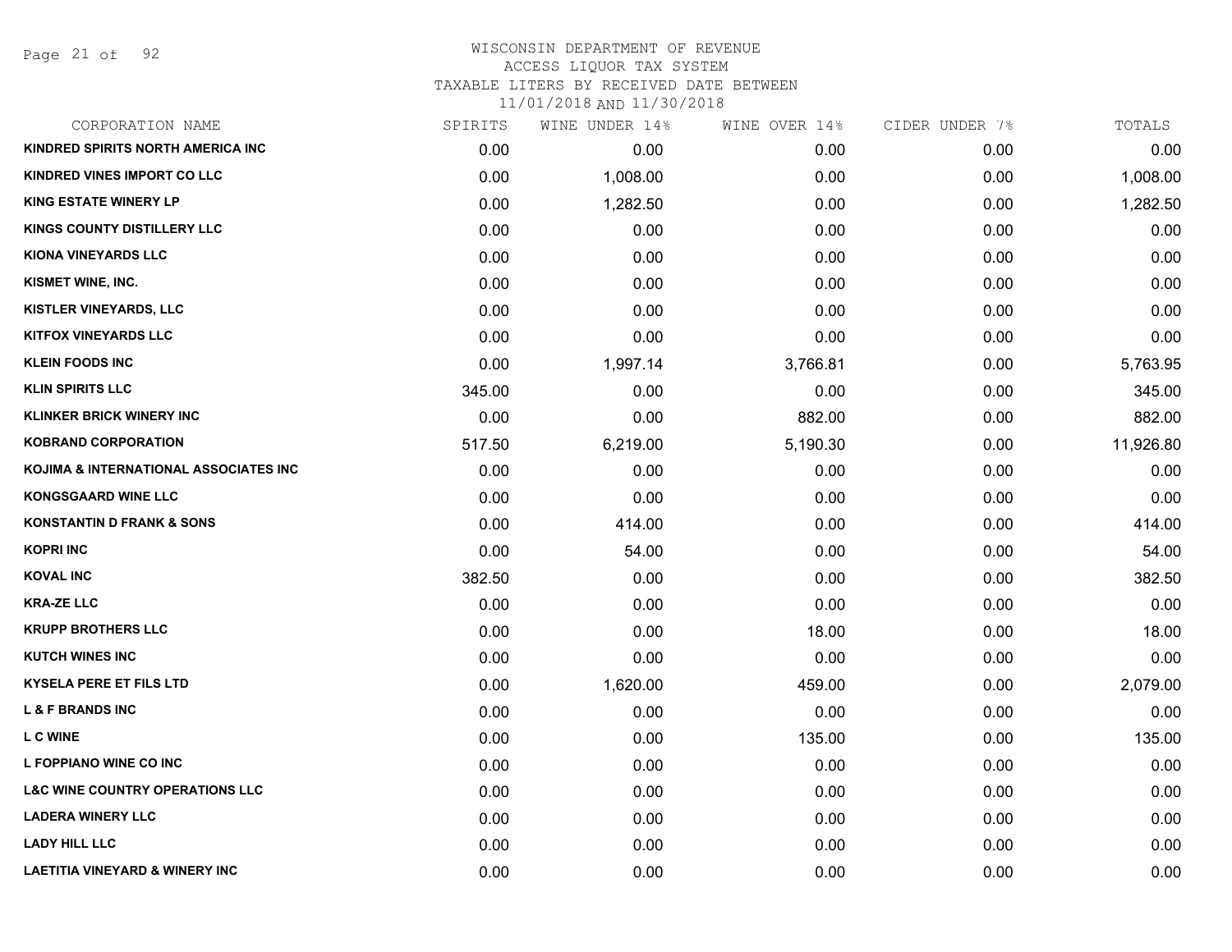# WISCONSIN DEPARTMENT OF REVENUE
## ACCESS LIQUOR TAX SYSTEM
### TAXABLE LITERS BY RECEIVED DATE BETWEEN 11/01/2018 AND 11/30/2018

| CORPORATION NAME | SPIRITS | WINE UNDER 14% | WINE OVER 14% | CIDER UNDER 7% | TOTALS |
|---|---|---|---|---|---|
| KINDRED SPIRITS NORTH AMERICA INC | 0.00 | 0.00 | 0.00 | 0.00 | 0.00 |
| KINDRED VINES IMPORT CO LLC | 0.00 | 1,008.00 | 0.00 | 0.00 | 1,008.00 |
| KING ESTATE WINERY LP | 0.00 | 1,282.50 | 0.00 | 0.00 | 1,282.50 |
| KINGS COUNTY DISTILLERY LLC | 0.00 | 0.00 | 0.00 | 0.00 | 0.00 |
| KIONA VINEYARDS LLC | 0.00 | 0.00 | 0.00 | 0.00 | 0.00 |
| KISMET WINE, INC. | 0.00 | 0.00 | 0.00 | 0.00 | 0.00 |
| KISTLER VINEYARDS, LLC | 0.00 | 0.00 | 0.00 | 0.00 | 0.00 |
| KITFOX VINEYARDS LLC | 0.00 | 0.00 | 0.00 | 0.00 | 0.00 |
| KLEIN FOODS INC | 0.00 | 1,997.14 | 3,766.81 | 0.00 | 5,763.95 |
| KLIN SPIRITS LLC | 345.00 | 0.00 | 0.00 | 0.00 | 345.00 |
| KLINKER BRICK WINERY INC | 0.00 | 0.00 | 882.00 | 0.00 | 882.00 |
| KOBRAND CORPORATION | 517.50 | 6,219.00 | 5,190.30 | 0.00 | 11,926.80 |
| KOJIMA & INTERNATIONAL ASSOCIATES INC | 0.00 | 0.00 | 0.00 | 0.00 | 0.00 |
| KONGSGAARD WINE LLC | 0.00 | 0.00 | 0.00 | 0.00 | 0.00 |
| KONSTANTIN D FRANK & SONS | 0.00 | 414.00 | 0.00 | 0.00 | 414.00 |
| KOPRI INC | 0.00 | 54.00 | 0.00 | 0.00 | 54.00 |
| KOVAL INC | 382.50 | 0.00 | 0.00 | 0.00 | 382.50 |
| KRA-ZE LLC | 0.00 | 0.00 | 0.00 | 0.00 | 0.00 |
| KRUPP BROTHERS LLC | 0.00 | 0.00 | 18.00 | 0.00 | 18.00 |
| KUTCH WINES INC | 0.00 | 0.00 | 0.00 | 0.00 | 0.00 |
| KYSELA PERE ET FILS LTD | 0.00 | 1,620.00 | 459.00 | 0.00 | 2,079.00 |
| L & F BRANDS INC | 0.00 | 0.00 | 0.00 | 0.00 | 0.00 |
| L C WINE | 0.00 | 0.00 | 135.00 | 0.00 | 135.00 |
| L FOPPIANO WINE CO INC | 0.00 | 0.00 | 0.00 | 0.00 | 0.00 |
| L&C WINE COUNTRY OPERATIONS LLC | 0.00 | 0.00 | 0.00 | 0.00 | 0.00 |
| LADERA WINERY LLC | 0.00 | 0.00 | 0.00 | 0.00 | 0.00 |
| LADY HILL LLC | 0.00 | 0.00 | 0.00 | 0.00 | 0.00 |
| LAETITIA VINEYARD & WINERY INC | 0.00 | 0.00 | 0.00 | 0.00 | 0.00 |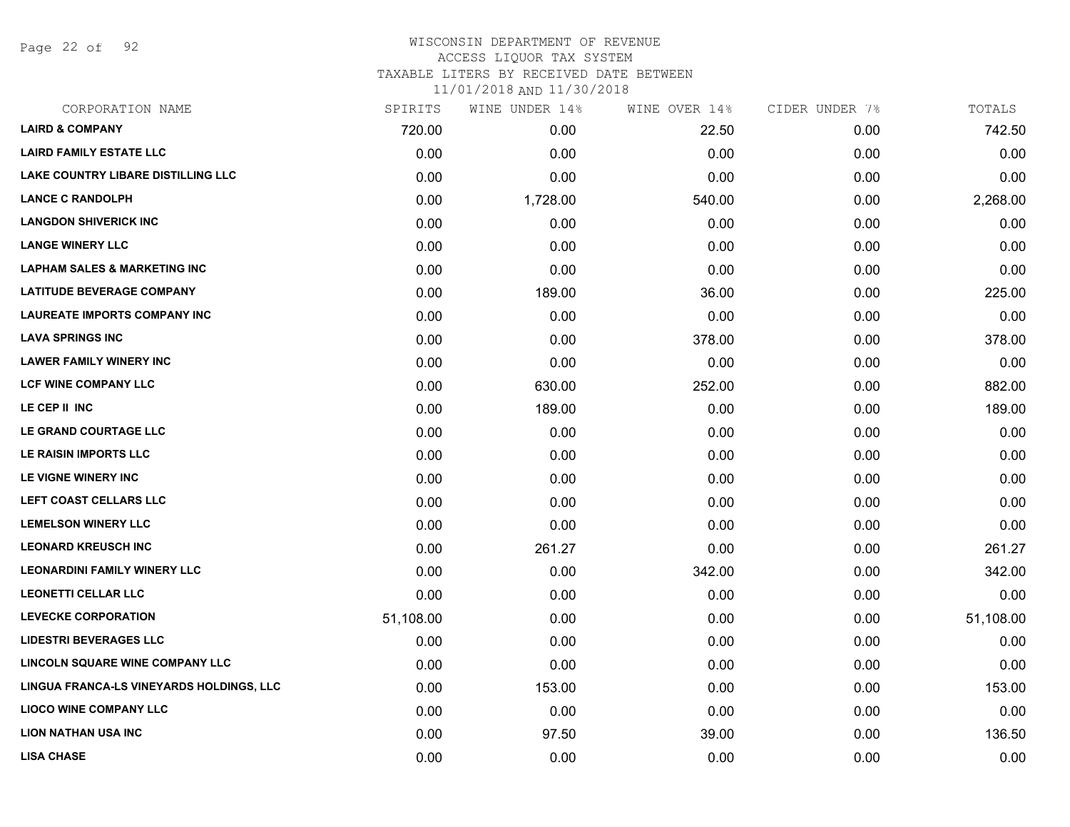# WISCONSIN DEPARTMENT OF REVENUE
## ACCESS LIQUOR TAX SYSTEM
### TAXABLE LITERS BY RECEIVED DATE BETWEEN 11/01/2018 AND 11/30/2018

| CORPORATION NAME | SPIRITS | WINE UNDER 14% | WINE OVER 14% | CIDER UNDER 7% | TOTALS |
|---|---|---|---|---|---|
| LAIRD & COMPANY | 720.00 | 0.00 | 22.50 | 0.00 | 742.50 |
| LAIRD FAMILY ESTATE LLC | 0.00 | 0.00 | 0.00 | 0.00 | 0.00 |
| LAKE COUNTRY LIBARE DISTILLING LLC | 0.00 | 0.00 | 0.00 | 0.00 | 0.00 |
| LANCE C RANDOLPH | 0.00 | 1,728.00 | 540.00 | 0.00 | 2,268.00 |
| LANGDON SHIVERICK INC | 0.00 | 0.00 | 0.00 | 0.00 | 0.00 |
| LANGE WINERY LLC | 0.00 | 0.00 | 0.00 | 0.00 | 0.00 |
| LAPHAM SALES & MARKETING INC | 0.00 | 0.00 | 0.00 | 0.00 | 0.00 |
| LATITUDE BEVERAGE COMPANY | 0.00 | 189.00 | 36.00 | 0.00 | 225.00 |
| LAUREATE IMPORTS COMPANY INC | 0.00 | 0.00 | 0.00 | 0.00 | 0.00 |
| LAVA SPRINGS INC | 0.00 | 0.00 | 378.00 | 0.00 | 378.00 |
| LAWER FAMILY WINERY INC | 0.00 | 0.00 | 0.00 | 0.00 | 0.00 |
| LCF WINE COMPANY LLC | 0.00 | 630.00 | 252.00 | 0.00 | 882.00 |
| LE CEP II INC | 0.00 | 189.00 | 0.00 | 0.00 | 189.00 |
| LE GRAND COURTAGE LLC | 0.00 | 0.00 | 0.00 | 0.00 | 0.00 |
| LE RAISIN IMPORTS LLC | 0.00 | 0.00 | 0.00 | 0.00 | 0.00 |
| LE VIGNE WINERY INC | 0.00 | 0.00 | 0.00 | 0.00 | 0.00 |
| LEFT COAST CELLARS LLC | 0.00 | 0.00 | 0.00 | 0.00 | 0.00 |
| LEMELSON WINERY LLC | 0.00 | 0.00 | 0.00 | 0.00 | 0.00 |
| LEONARD KREUSCH INC | 0.00 | 261.27 | 0.00 | 0.00 | 261.27 |
| LEONARDINI FAMILY WINERY LLC | 0.00 | 0.00 | 342.00 | 0.00 | 342.00 |
| LEONETTI CELLAR LLC | 0.00 | 0.00 | 0.00 | 0.00 | 0.00 |
| LEVECKE CORPORATION | 51,108.00 | 0.00 | 0.00 | 0.00 | 51,108.00 |
| LIDESTRI BEVERAGES LLC | 0.00 | 0.00 | 0.00 | 0.00 | 0.00 |
| LINCOLN SQUARE WINE COMPANY LLC | 0.00 | 0.00 | 0.00 | 0.00 | 0.00 |
| LINGUA FRANCA-LS VINEYARDS HOLDINGS, LLC | 0.00 | 153.00 | 0.00 | 0.00 | 153.00 |
| LIOCO WINE COMPANY LLC | 0.00 | 0.00 | 0.00 | 0.00 | 0.00 |
| LION NATHAN USA INC | 0.00 | 97.50 | 39.00 | 0.00 | 136.50 |
| LISA CHASE | 0.00 | 0.00 | 0.00 | 0.00 | 0.00 |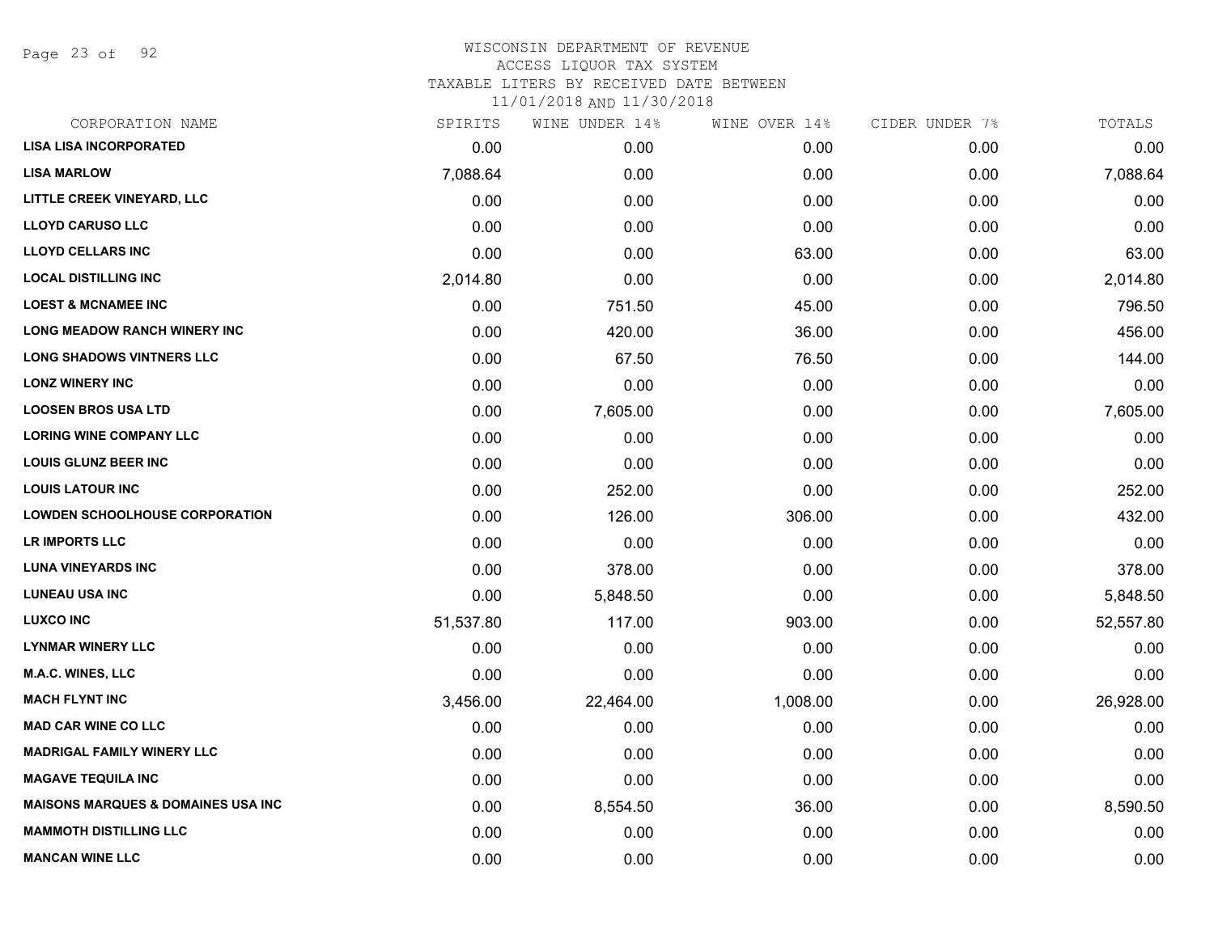# WISCONSIN DEPARTMENT OF REVENUE
## ACCESS LIQUOR TAX SYSTEM
### TAXABLE LITERS BY RECEIVED DATE BETWEEN 11/01/2018 AND 11/30/2018

| CORPORATION NAME | SPIRITS | WINE UNDER 14% | WINE OVER 14% | CIDER UNDER 7% | TOTALS |
|---|---|---|---|---|---|
| LISA LISA INCORPORATED | 0.00 | 0.00 | 0.00 | 0.00 | 0.00 |
| LISA MARLOW | 7,088.64 | 0.00 | 0.00 | 0.00 | 7,088.64 |
| LITTLE CREEK VINEYARD, LLC | 0.00 | 0.00 | 0.00 | 0.00 | 0.00 |
| LLOYD CARUSO LLC | 0.00 | 0.00 | 0.00 | 0.00 | 0.00 |
| LLOYD CELLARS INC | 0.00 | 0.00 | 63.00 | 0.00 | 63.00 |
| LOCAL DISTILLING INC | 2,014.80 | 0.00 | 0.00 | 0.00 | 2,014.80 |
| LOEST & MCNAMEE INC | 0.00 | 751.50 | 45.00 | 0.00 | 796.50 |
| LONG MEADOW RANCH WINERY INC | 0.00 | 420.00 | 36.00 | 0.00 | 456.00 |
| LONG SHADOWS VINTNERS LLC | 0.00 | 67.50 | 76.50 | 0.00 | 144.00 |
| LONZ WINERY INC | 0.00 | 0.00 | 0.00 | 0.00 | 0.00 |
| LOOSEN BROS USA LTD | 0.00 | 7,605.00 | 0.00 | 0.00 | 7,605.00 |
| LORING WINE COMPANY LLC | 0.00 | 0.00 | 0.00 | 0.00 | 0.00 |
| LOUIS GLUNZ BEER INC | 0.00 | 0.00 | 0.00 | 0.00 | 0.00 |
| LOUIS LATOUR INC | 0.00 | 252.00 | 0.00 | 0.00 | 252.00 |
| LOWDEN SCHOOLHOUSE CORPORATION | 0.00 | 126.00 | 306.00 | 0.00 | 432.00 |
| LR IMPORTS LLC | 0.00 | 0.00 | 0.00 | 0.00 | 0.00 |
| LUNA VINEYARDS INC | 0.00 | 378.00 | 0.00 | 0.00 | 378.00 |
| LUNEAU USA INC | 0.00 | 5,848.50 | 0.00 | 0.00 | 5,848.50 |
| LUXCO INC | 51,537.80 | 117.00 | 903.00 | 0.00 | 52,557.80 |
| LYNMAR WINERY LLC | 0.00 | 0.00 | 0.00 | 0.00 | 0.00 |
| M.A.C. WINES, LLC | 0.00 | 0.00 | 0.00 | 0.00 | 0.00 |
| MACH FLYNT INC | 3,456.00 | 22,464.00 | 1,008.00 | 0.00 | 26,928.00 |
| MAD CAR WINE CO LLC | 0.00 | 0.00 | 0.00 | 0.00 | 0.00 |
| MADRIGAL FAMILY WINERY LLC | 0.00 | 0.00 | 0.00 | 0.00 | 0.00 |
| MAGAVE TEQUILA INC | 0.00 | 0.00 | 0.00 | 0.00 | 0.00 |
| MAISONS MARQUES & DOMAINES USA INC | 0.00 | 8,554.50 | 36.00 | 0.00 | 8,590.50 |
| MAMMOTH DISTILLING LLC | 0.00 | 0.00 | 0.00 | 0.00 | 0.00 |
| MANCAN WINE LLC | 0.00 | 0.00 | 0.00 | 0.00 | 0.00 |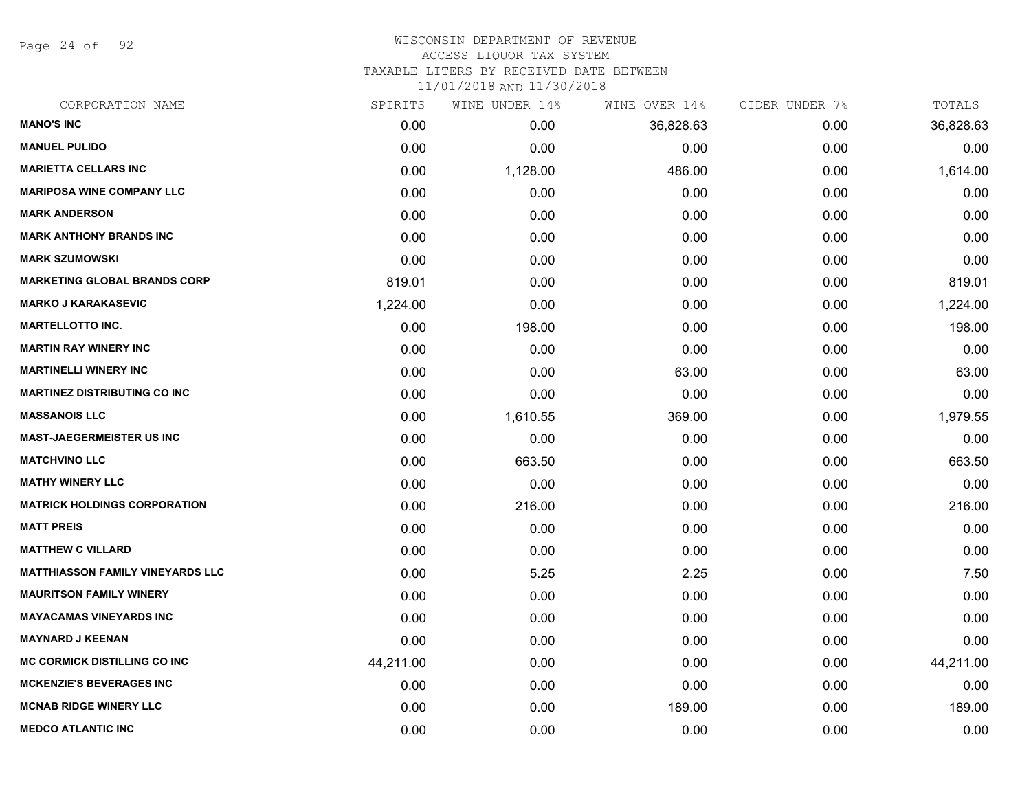# WISCONSIN DEPARTMENT OF REVENUE
ACCESS LIQUOR TAX SYSTEM
TAXABLE LITERS BY RECEIVED DATE BETWEEN
11/01/2018 AND 11/30/2018

| CORPORATION NAME | SPIRITS | WINE UNDER 14% | WINE OVER 14% | CIDER UNDER 7% | TOTALS |
|---|---|---|---|---|---|
| MANO'S INC | 0.00 | 0.00 | 36,828.63 | 0.00 | 36,828.63 |
| MANUEL PULIDO | 0.00 | 0.00 | 0.00 | 0.00 | 0.00 |
| MARIETTA CELLARS INC | 0.00 | 1,128.00 | 486.00 | 0.00 | 1,614.00 |
| MARIPOSA WINE COMPANY LLC | 0.00 | 0.00 | 0.00 | 0.00 | 0.00 |
| MARK ANDERSON | 0.00 | 0.00 | 0.00 | 0.00 | 0.00 |
| MARK ANTHONY BRANDS INC | 0.00 | 0.00 | 0.00 | 0.00 | 0.00 |
| MARK SZUMOWSKI | 0.00 | 0.00 | 0.00 | 0.00 | 0.00 |
| MARKETING GLOBAL BRANDS CORP | 819.01 | 0.00 | 0.00 | 0.00 | 819.01 |
| MARKO J KARAKASEVIC | 1,224.00 | 0.00 | 0.00 | 0.00 | 1,224.00 |
| MARTELLOTTO INC. | 0.00 | 198.00 | 0.00 | 0.00 | 198.00 |
| MARTIN RAY WINERY INC | 0.00 | 0.00 | 0.00 | 0.00 | 0.00 |
| MARTINELLI WINERY INC | 0.00 | 0.00 | 63.00 | 0.00 | 63.00 |
| MARTINEZ DISTRIBUTING CO INC | 0.00 | 0.00 | 0.00 | 0.00 | 0.00 |
| MASSANOIS LLC | 0.00 | 1,610.55 | 369.00 | 0.00 | 1,979.55 |
| MAST-JAEGERMEISTER US INC | 0.00 | 0.00 | 0.00 | 0.00 | 0.00 |
| MATCHVINO LLC | 0.00 | 663.50 | 0.00 | 0.00 | 663.50 |
| MATHY WINERY LLC | 0.00 | 0.00 | 0.00 | 0.00 | 0.00 |
| MATRICK HOLDINGS CORPORATION | 0.00 | 216.00 | 0.00 | 0.00 | 216.00 |
| MATT PREIS | 0.00 | 0.00 | 0.00 | 0.00 | 0.00 |
| MATTHEW C VILLARD | 0.00 | 0.00 | 0.00 | 0.00 | 0.00 |
| MATTHIASSON FAMILY VINEYARDS LLC | 0.00 | 5.25 | 2.25 | 0.00 | 7.50 |
| MAURITSON FAMILY WINERY | 0.00 | 0.00 | 0.00 | 0.00 | 0.00 |
| MAYACAMAS VINEYARDS INC | 0.00 | 0.00 | 0.00 | 0.00 | 0.00 |
| MAYNARD J KEENAN | 0.00 | 0.00 | 0.00 | 0.00 | 0.00 |
| MC CORMICK DISTILLING CO INC | 44,211.00 | 0.00 | 0.00 | 0.00 | 44,211.00 |
| MCKENZIE'S BEVERAGES INC | 0.00 | 0.00 | 0.00 | 0.00 | 0.00 |
| MCNAB RIDGE WINERY LLC | 0.00 | 0.00 | 189.00 | 0.00 | 189.00 |
| MEDCO ATLANTIC INC | 0.00 | 0.00 | 0.00 | 0.00 | 0.00 |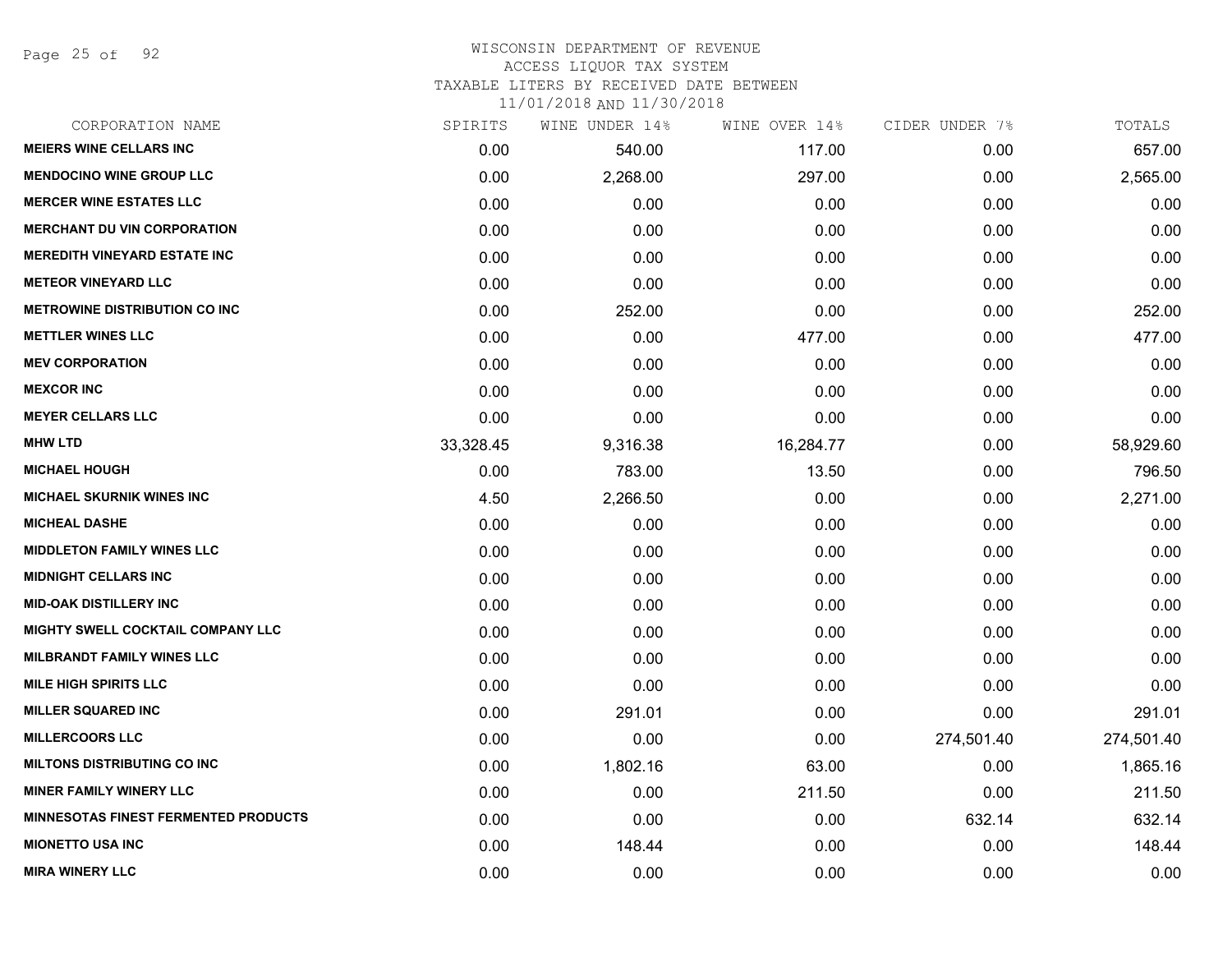WISCONSIN DEPARTMENT OF REVENUE
ACCESS LIQUOR TAX SYSTEM
TAXABLE LITERS BY RECEIVED DATE BETWEEN
11/01/2018 AND 11/30/2018

| CORPORATION NAME | SPIRITS | WINE UNDER 14% | WINE OVER 14% | CIDER UNDER 7% | TOTALS |
|---|---|---|---|---|---|
| MEIERS WINE CELLARS INC | 0.00 | 540.00 | 117.00 | 0.00 | 657.00 |
| MENDOCINO WINE GROUP LLC | 0.00 | 2,268.00 | 297.00 | 0.00 | 2,565.00 |
| MERCER WINE ESTATES LLC | 0.00 | 0.00 | 0.00 | 0.00 | 0.00 |
| MERCHANT DU VIN CORPORATION | 0.00 | 0.00 | 0.00 | 0.00 | 0.00 |
| MEREDITH VINEYARD ESTATE INC | 0.00 | 0.00 | 0.00 | 0.00 | 0.00 |
| METEOR VINEYARD LLC | 0.00 | 0.00 | 0.00 | 0.00 | 0.00 |
| METROWINE DISTRIBUTION CO INC | 0.00 | 252.00 | 0.00 | 0.00 | 252.00 |
| METTLER WINES LLC | 0.00 | 0.00 | 477.00 | 0.00 | 477.00 |
| MEV CORPORATION | 0.00 | 0.00 | 0.00 | 0.00 | 0.00 |
| MEXCOR INC | 0.00 | 0.00 | 0.00 | 0.00 | 0.00 |
| MEYER CELLARS LLC | 0.00 | 0.00 | 0.00 | 0.00 | 0.00 |
| MHW LTD | 33,328.45 | 9,316.38 | 16,284.77 | 0.00 | 58,929.60 |
| MICHAEL HOUGH | 0.00 | 783.00 | 13.50 | 0.00 | 796.50 |
| MICHAEL SKURNIK WINES INC | 4.50 | 2,266.50 | 0.00 | 0.00 | 2,271.00 |
| MICHEAL DASHE | 0.00 | 0.00 | 0.00 | 0.00 | 0.00 |
| MIDDLETON FAMILY WINES LLC | 0.00 | 0.00 | 0.00 | 0.00 | 0.00 |
| MIDNIGHT CELLARS INC | 0.00 | 0.00 | 0.00 | 0.00 | 0.00 |
| MID-OAK DISTILLERY INC | 0.00 | 0.00 | 0.00 | 0.00 | 0.00 |
| MIGHTY SWELL COCKTAIL COMPANY LLC | 0.00 | 0.00 | 0.00 | 0.00 | 0.00 |
| MILBRANDT FAMILY WINES LLC | 0.00 | 0.00 | 0.00 | 0.00 | 0.00 |
| MILE HIGH SPIRITS LLC | 0.00 | 0.00 | 0.00 | 0.00 | 0.00 |
| MILLER SQUARED INC | 0.00 | 291.01 | 0.00 | 0.00 | 291.01 |
| MILLERCOORS LLC | 0.00 | 0.00 | 0.00 | 274,501.40 | 274,501.40 |
| MILTONS DISTRIBUTING CO INC | 0.00 | 1,802.16 | 63.00 | 0.00 | 1,865.16 |
| MINER FAMILY WINERY LLC | 0.00 | 0.00 | 211.50 | 0.00 | 211.50 |
| MINNESOTAS FINEST FERMENTED PRODUCTS | 0.00 | 0.00 | 0.00 | 632.14 | 632.14 |
| MIONETTO USA INC | 0.00 | 148.44 | 0.00 | 0.00 | 148.44 |
| MIRA WINERY LLC | 0.00 | 0.00 | 0.00 | 0.00 | 0.00 |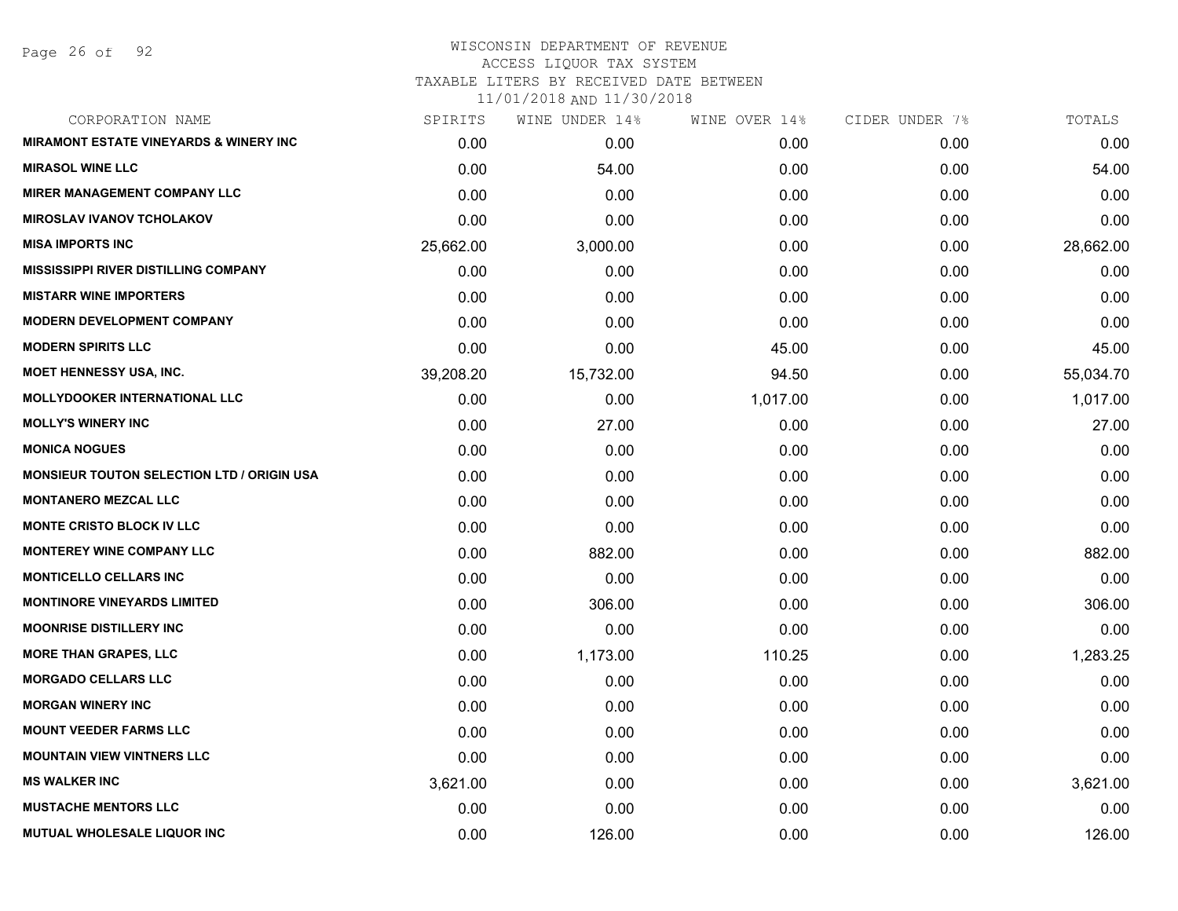# WISCONSIN DEPARTMENT OF REVENUE
## ACCESS LIQUOR TAX SYSTEM
### TAXABLE LITERS BY RECEIVED DATE BETWEEN 11/01/2018 AND 11/30/2018

| CORPORATION NAME | SPIRITS | WINE UNDER 14% | WINE OVER 14% | CIDER UNDER 7% | TOTALS |
|---|---|---|---|---|---|
| **MIRAMONT ESTATE VINEYARDS & WINERY INC** | 0.00 | 0.00 | 0.00 | 0.00 | 0.00 |
| **MIRASOL WINE LLC** | 0.00 | 54.00 | 0.00 | 0.00 | 54.00 |
| **MIRER MANAGEMENT COMPANY LLC** | 0.00 | 0.00 | 0.00 | 0.00 | 0.00 |
| **MIROSLAV IVANOV TCHOLAKOV** | 0.00 | 0.00 | 0.00 | 0.00 | 0.00 |
| **MISA IMPORTS INC** | 25,662.00 | 3,000.00 | 0.00 | 0.00 | 28,662.00 |
| **MISSISSIPPI RIVER DISTILLING COMPANY** | 0.00 | 0.00 | 0.00 | 0.00 | 0.00 |
| **MISTARR WINE IMPORTERS** | 0.00 | 0.00 | 0.00 | 0.00 | 0.00 |
| **MODERN DEVELOPMENT COMPANY** | 0.00 | 0.00 | 0.00 | 0.00 | 0.00 |
| **MODERN SPIRITS LLC** | 0.00 | 0.00 | 45.00 | 0.00 | 45.00 |
| **MOET HENNESSY USA, INC.** | 39,208.20 | 15,732.00 | 94.50 | 0.00 | 55,034.70 |
| **MOLLYDOOKER INTERNATIONAL LLC** | 0.00 | 0.00 | 1,017.00 | 0.00 | 1,017.00 |
| **MOLLY'S WINERY INC** | 0.00 | 27.00 | 0.00 | 0.00 | 27.00 |
| **MONICA NOGUES** | 0.00 | 0.00 | 0.00 | 0.00 | 0.00 |
| **MONSIEUR TOUTON SELECTION LTD / ORIGIN USA** | 0.00 | 0.00 | 0.00 | 0.00 | 0.00 |
| **MONTANERO MEZCAL LLC** | 0.00 | 0.00 | 0.00 | 0.00 | 0.00 |
| **MONTE CRISTO BLOCK IV LLC** | 0.00 | 0.00 | 0.00 | 0.00 | 0.00 |
| **MONTEREY WINE COMPANY LLC** | 0.00 | 882.00 | 0.00 | 0.00 | 882.00 |
| **MONTICELLO CELLARS INC** | 0.00 | 0.00 | 0.00 | 0.00 | 0.00 |
| **MONTINORE VINEYARDS LIMITED** | 0.00 | 306.00 | 0.00 | 0.00 | 306.00 |
| **MOONRISE DISTILLERY INC** | 0.00 | 0.00 | 0.00 | 0.00 | 0.00 |
| **MORE THAN GRAPES, LLC** | 0.00 | 1,173.00 | 110.25 | 0.00 | 1,283.25 |
| **MORGADO CELLARS LLC** | 0.00 | 0.00 | 0.00 | 0.00 | 0.00 |
| **MORGAN WINERY INC** | 0.00 | 0.00 | 0.00 | 0.00 | 0.00 |
| **MOUNT VEEDER FARMS LLC** | 0.00 | 0.00 | 0.00 | 0.00 | 0.00 |
| **MOUNTAIN VIEW VINTNERS LLC** | 0.00 | 0.00 | 0.00 | 0.00 | 0.00 |
| **MS WALKER INC** | 3,621.00 | 0.00 | 0.00 | 0.00 | 3,621.00 |
| **MUSTACHE MENTORS LLC** | 0.00 | 0.00 | 0.00 | 0.00 | 0.00 |
| **MUTUAL WHOLESALE LIQUOR INC** | 0.00 | 126.00 | 0.00 | 0.00 | 126.00 |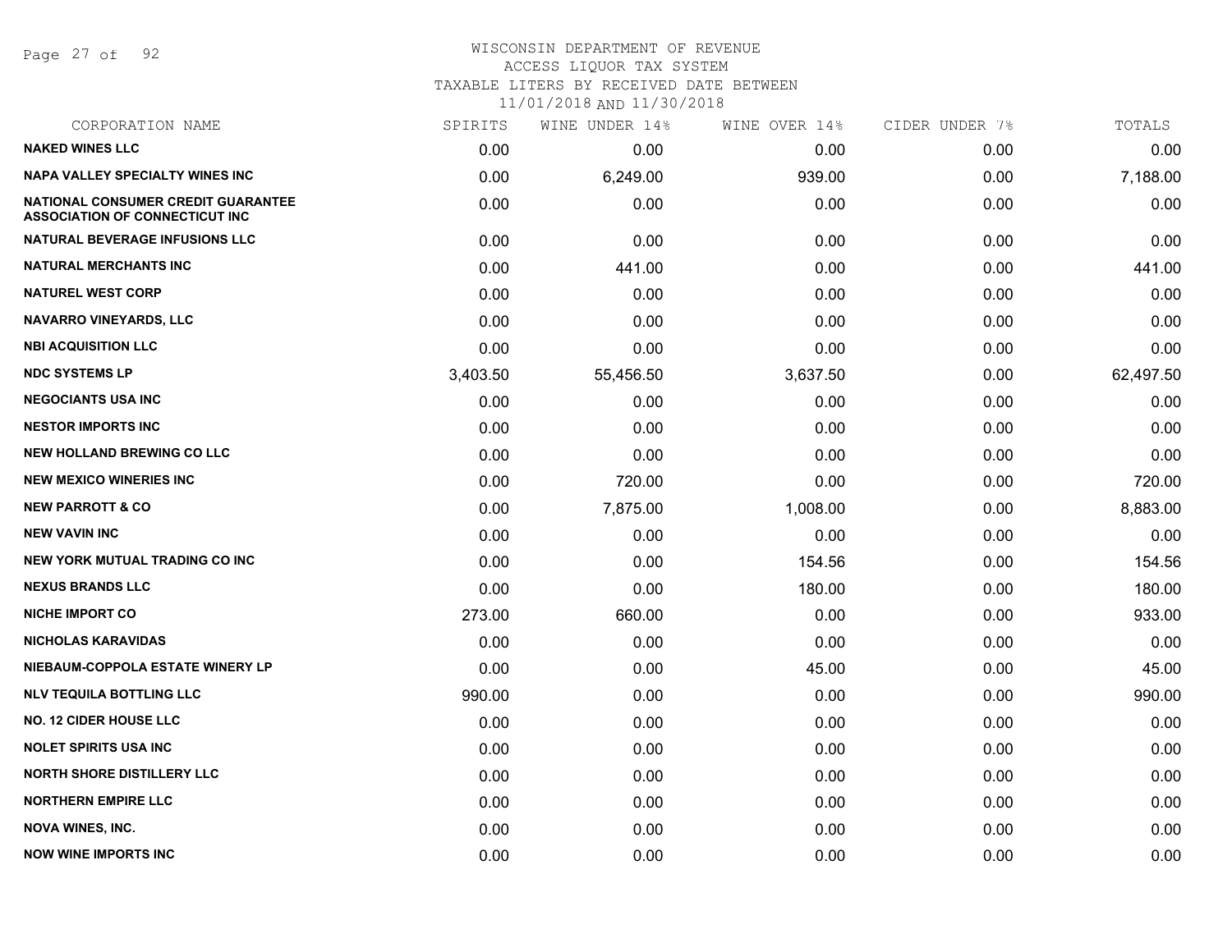# WISCONSIN DEPARTMENT OF REVENUE

ACCESS LIQUOR TAX SYSTEM

TAXABLE LITERS BY RECEIVED DATE BETWEEN

11/01/2018 AND 11/30/2018

| CORPORATION NAME | SPIRITS | WINE UNDER 14% | WINE OVER 14% | CIDER UNDER 7% | TOTALS |
|---|---|---|---|---|---|
| NAKED WINES LLC | 0.00 | 0.00 | 0.00 | 0.00 | 0.00 |
| NAPA VALLEY SPECIALTY WINES INC | 0.00 | 6,249.00 | 939.00 | 0.00 | 7,188.00 |
| NATIONAL CONSUMER CREDIT GUARANTEE ASSOCIATION OF CONNECTICUT INC | 0.00 | 0.00 | 0.00 | 0.00 | 0.00 |
| NATURAL BEVERAGE INFUSIONS LLC | 0.00 | 0.00 | 0.00 | 0.00 | 0.00 |
| NATURAL MERCHANTS INC | 0.00 | 441.00 | 0.00 | 0.00 | 441.00 |
| NATUREL WEST CORP | 0.00 | 0.00 | 0.00 | 0.00 | 0.00 |
| NAVARRO VINEYARDS, LLC | 0.00 | 0.00 | 0.00 | 0.00 | 0.00 |
| NBI ACQUISITION LLC | 0.00 | 0.00 | 0.00 | 0.00 | 0.00 |
| NDC SYSTEMS LP | 3,403.50 | 55,456.50 | 3,637.50 | 0.00 | 62,497.50 |
| NEGOCIANTS USA INC | 0.00 | 0.00 | 0.00 | 0.00 | 0.00 |
| NESTOR IMPORTS INC | 0.00 | 0.00 | 0.00 | 0.00 | 0.00 |
| NEW HOLLAND BREWING CO LLC | 0.00 | 0.00 | 0.00 | 0.00 | 0.00 |
| NEW MEXICO WINERIES INC | 0.00 | 720.00 | 0.00 | 0.00 | 720.00 |
| NEW PARROTT & CO | 0.00 | 7,875.00 | 1,008.00 | 0.00 | 8,883.00 |
| NEW VAVIN INC | 0.00 | 0.00 | 0.00 | 0.00 | 0.00 |
| NEW YORK MUTUAL TRADING CO INC | 0.00 | 0.00 | 154.56 | 0.00 | 154.56 |
| NEXUS BRANDS LLC | 0.00 | 0.00 | 180.00 | 0.00 | 180.00 |
| NICHE IMPORT CO | 273.00 | 660.00 | 0.00 | 0.00 | 933.00 |
| NICHOLAS KARAVIDAS | 0.00 | 0.00 | 0.00 | 0.00 | 0.00 |
| NIEBAUM-COPPOLA ESTATE WINERY LP | 0.00 | 0.00 | 45.00 | 0.00 | 45.00 |
| NLV TEQUILA BOTTLING LLC | 990.00 | 0.00 | 0.00 | 0.00 | 990.00 |
| NO. 12 CIDER HOUSE LLC | 0.00 | 0.00 | 0.00 | 0.00 | 0.00 |
| NOLET SPIRITS USA INC | 0.00 | 0.00 | 0.00 | 0.00 | 0.00 |
| NORTH SHORE DISTILLERY LLC | 0.00 | 0.00 | 0.00 | 0.00 | 0.00 |
| NORTHERN EMPIRE LLC | 0.00 | 0.00 | 0.00 | 0.00 | 0.00 |
| NOVA WINES, INC. | 0.00 | 0.00 | 0.00 | 0.00 | 0.00 |
| NOW WINE IMPORTS INC | 0.00 | 0.00 | 0.00 | 0.00 | 0.00 |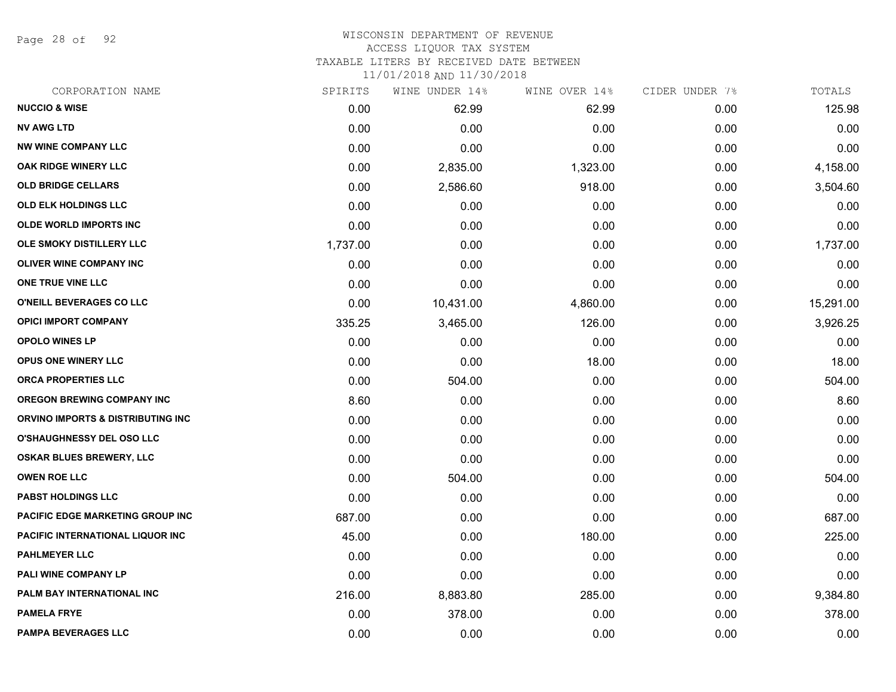WISCONSIN DEPARTMENT OF REVENUE
ACCESS LIQUOR TAX SYSTEM
TAXABLE LITERS BY RECEIVED DATE BETWEEN
11/01/2018 AND 11/30/2018

| CORPORATION NAME | SPIRITS | WINE UNDER 14% | WINE OVER 14% | CIDER UNDER 7% | TOTALS |
|---|---|---|---|---|---|
| NUCCIO & WISE | 0.00 | 62.99 | 62.99 | 0.00 | 125.98 |
| NV AWG LTD | 0.00 | 0.00 | 0.00 | 0.00 | 0.00 |
| NW WINE COMPANY LLC | 0.00 | 0.00 | 0.00 | 0.00 | 0.00 |
| OAK RIDGE WINERY LLC | 0.00 | 2,835.00 | 1,323.00 | 0.00 | 4,158.00 |
| OLD BRIDGE CELLARS | 0.00 | 2,586.60 | 918.00 | 0.00 | 3,504.60 |
| OLD ELK HOLDINGS LLC | 0.00 | 0.00 | 0.00 | 0.00 | 0.00 |
| OLDE WORLD IMPORTS INC | 0.00 | 0.00 | 0.00 | 0.00 | 0.00 |
| OLE SMOKY DISTILLERY LLC | 1,737.00 | 0.00 | 0.00 | 0.00 | 1,737.00 |
| OLIVER WINE COMPANY INC | 0.00 | 0.00 | 0.00 | 0.00 | 0.00 |
| ONE TRUE VINE LLC | 0.00 | 0.00 | 0.00 | 0.00 | 0.00 |
| O'NEILL BEVERAGES CO LLC | 0.00 | 10,431.00 | 4,860.00 | 0.00 | 15,291.00 |
| OPICI IMPORT COMPANY | 335.25 | 3,465.00 | 126.00 | 0.00 | 3,926.25 |
| OPOLO WINES LP | 0.00 | 0.00 | 0.00 | 0.00 | 0.00 |
| OPUS ONE WINERY LLC | 0.00 | 0.00 | 18.00 | 0.00 | 18.00 |
| ORCA PROPERTIES LLC | 0.00 | 504.00 | 0.00 | 0.00 | 504.00 |
| OREGON BREWING COMPANY INC | 8.60 | 0.00 | 0.00 | 0.00 | 8.60 |
| ORVINO IMPORTS & DISTRIBUTING INC | 0.00 | 0.00 | 0.00 | 0.00 | 0.00 |
| O'SHAUGHNESSY DEL OSO LLC | 0.00 | 0.00 | 0.00 | 0.00 | 0.00 |
| OSKAR BLUES BREWERY, LLC | 0.00 | 0.00 | 0.00 | 0.00 | 0.00 |
| OWEN ROE LLC | 0.00 | 504.00 | 0.00 | 0.00 | 504.00 |
| PABST HOLDINGS LLC | 0.00 | 0.00 | 0.00 | 0.00 | 0.00 |
| PACIFIC EDGE MARKETING GROUP INC | 687.00 | 0.00 | 0.00 | 0.00 | 687.00 |
| PACIFIC INTERNATIONAL LIQUOR INC | 45.00 | 0.00 | 180.00 | 0.00 | 225.00 |
| PAHLMEYER LLC | 0.00 | 0.00 | 0.00 | 0.00 | 0.00 |
| PALI WINE COMPANY LP | 0.00 | 0.00 | 0.00 | 0.00 | 0.00 |
| PALM BAY INTERNATIONAL INC | 216.00 | 8,883.80 | 285.00 | 0.00 | 9,384.80 |
| PAMELA FRYE | 0.00 | 378.00 | 0.00 | 0.00 | 378.00 |
| PAMPA BEVERAGES LLC | 0.00 | 0.00 | 0.00 | 0.00 | 0.00 |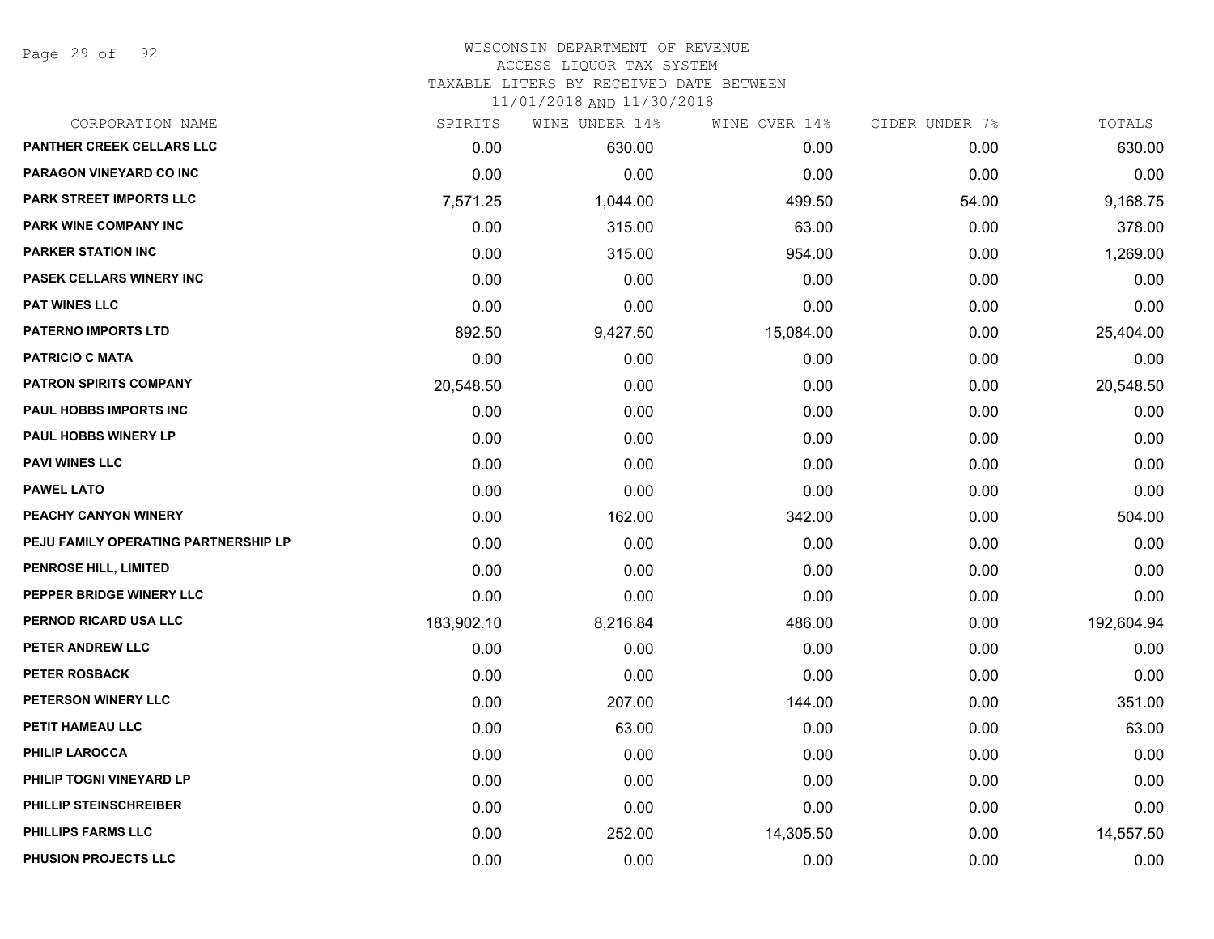WISCONSIN DEPARTMENT OF REVENUE
ACCESS LIQUOR TAX SYSTEM
TAXABLE LITERS BY RECEIVED DATE BETWEEN
11/01/2018 AND 11/30/2018

| CORPORATION NAME | SPIRITS | WINE UNDER 14% | WINE OVER 14% | CIDER UNDER 7% | TOTALS |
|---|---|---|---|---|---|
| PANTHER CREEK CELLARS LLC | 0.00 | 630.00 | 0.00 | 0.00 | 630.00 |
| PARAGON VINEYARD CO INC | 0.00 | 0.00 | 0.00 | 0.00 | 0.00 |
| PARK STREET IMPORTS LLC | 7,571.25 | 1,044.00 | 499.50 | 54.00 | 9,168.75 |
| PARK WINE COMPANY INC | 0.00 | 315.00 | 63.00 | 0.00 | 378.00 |
| PARKER STATION INC | 0.00 | 315.00 | 954.00 | 0.00 | 1,269.00 |
| PASEK CELLARS WINERY INC | 0.00 | 0.00 | 0.00 | 0.00 | 0.00 |
| PAT WINES LLC | 0.00 | 0.00 | 0.00 | 0.00 | 0.00 |
| PATERNO IMPORTS LTD | 892.50 | 9,427.50 | 15,084.00 | 0.00 | 25,404.00 |
| PATRICIO C MATA | 0.00 | 0.00 | 0.00 | 0.00 | 0.00 |
| PATRON SPIRITS COMPANY | 20,548.50 | 0.00 | 0.00 | 0.00 | 20,548.50 |
| PAUL HOBBS IMPORTS INC | 0.00 | 0.00 | 0.00 | 0.00 | 0.00 |
| PAUL HOBBS WINERY LP | 0.00 | 0.00 | 0.00 | 0.00 | 0.00 |
| PAVI WINES LLC | 0.00 | 0.00 | 0.00 | 0.00 | 0.00 |
| PAWEL LATO | 0.00 | 0.00 | 0.00 | 0.00 | 0.00 |
| PEACHY CANYON WINERY | 0.00 | 162.00 | 342.00 | 0.00 | 504.00 |
| PEJU FAMILY OPERATING PARTNERSHIP LP | 0.00 | 0.00 | 0.00 | 0.00 | 0.00 |
| PENROSE HILL, LIMITED | 0.00 | 0.00 | 0.00 | 0.00 | 0.00 |
| PEPPER BRIDGE WINERY LLC | 0.00 | 0.00 | 0.00 | 0.00 | 0.00 |
| PERNOD RICARD USA LLC | 183,902.10 | 8,216.84 | 486.00 | 0.00 | 192,604.94 |
| PETER ANDREW LLC | 0.00 | 0.00 | 0.00 | 0.00 | 0.00 |
| PETER ROSBACK | 0.00 | 0.00 | 0.00 | 0.00 | 0.00 |
| PETERSON WINERY LLC | 0.00 | 207.00 | 144.00 | 0.00 | 351.00 |
| PETIT HAMEAU LLC | 0.00 | 63.00 | 0.00 | 0.00 | 63.00 |
| PHILIP LAROCCA | 0.00 | 0.00 | 0.00 | 0.00 | 0.00 |
| PHILIP TOGNI VINEYARD LP | 0.00 | 0.00 | 0.00 | 0.00 | 0.00 |
| PHILLIP STEINSCHREIBER | 0.00 | 0.00 | 0.00 | 0.00 | 0.00 |
| PHILLIPS FARMS LLC | 0.00 | 252.00 | 14,305.50 | 0.00 | 14,557.50 |
| PHUSION PROJECTS LLC | 0.00 | 0.00 | 0.00 | 0.00 | 0.00 |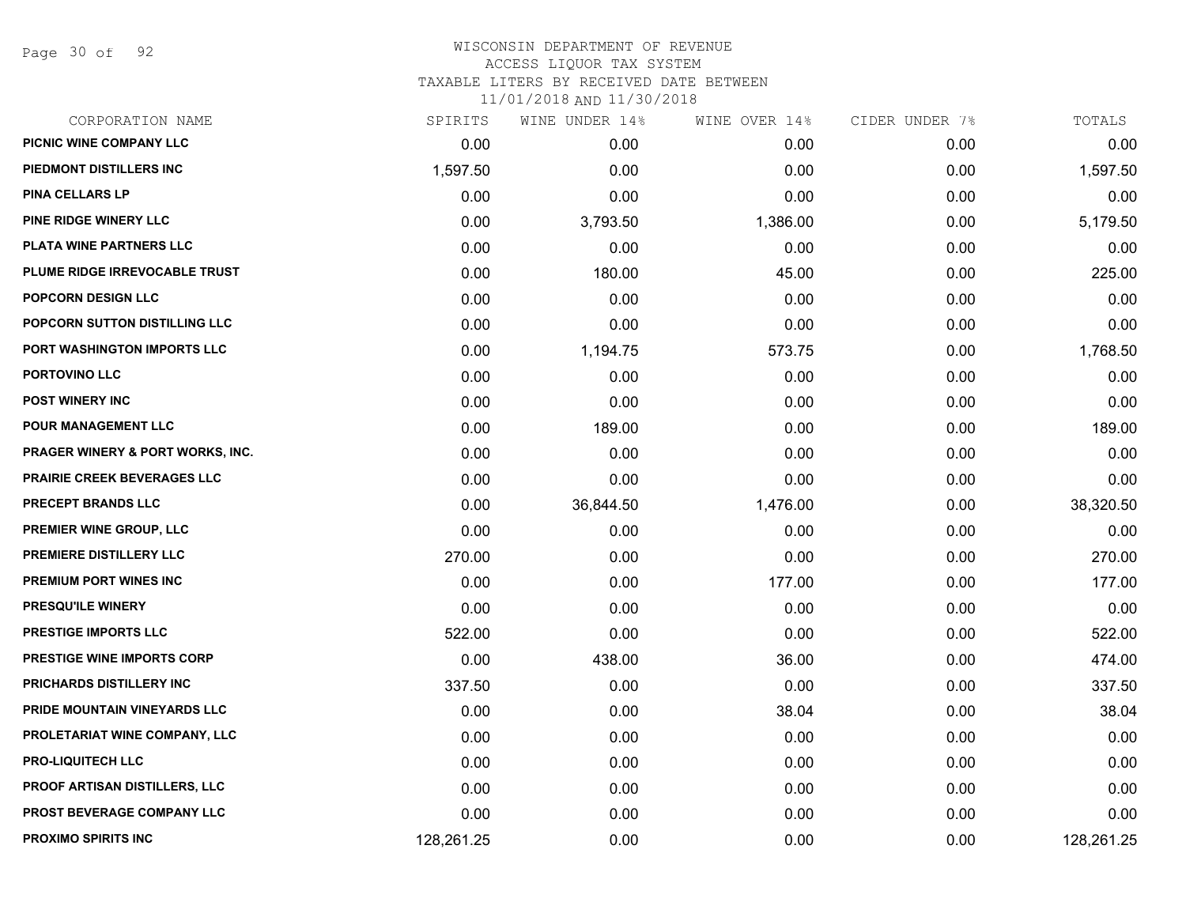# WISCONSIN DEPARTMENT OF REVENUE
ACCESS LIQUOR TAX SYSTEM
TAXABLE LITERS BY RECEIVED DATE BETWEEN
11/01/2018 AND 11/30/2018

| CORPORATION NAME | SPIRITS | WINE UNDER 14% | WINE OVER 14% | CIDER UNDER 7% | TOTALS |
|---|---|---|---|---|---|
| PICNIC WINE COMPANY LLC | 0.00 | 0.00 | 0.00 | 0.00 | 0.00 |
| PIEDMONT DISTILLERS INC | 1,597.50 | 0.00 | 0.00 | 0.00 | 1,597.50 |
| PINA CELLARS LP | 0.00 | 0.00 | 0.00 | 0.00 | 0.00 |
| PINE RIDGE WINERY LLC | 0.00 | 3,793.50 | 1,386.00 | 0.00 | 5,179.50 |
| PLATA WINE PARTNERS LLC | 0.00 | 0.00 | 0.00 | 0.00 | 0.00 |
| PLUME RIDGE IRREVOCABLE TRUST | 0.00 | 180.00 | 45.00 | 0.00 | 225.00 |
| POPCORN DESIGN LLC | 0.00 | 0.00 | 0.00 | 0.00 | 0.00 |
| POPCORN SUTTON DISTILLING LLC | 0.00 | 0.00 | 0.00 | 0.00 | 0.00 |
| PORT WASHINGTON IMPORTS LLC | 0.00 | 1,194.75 | 573.75 | 0.00 | 1,768.50 |
| PORTOVINO LLC | 0.00 | 0.00 | 0.00 | 0.00 | 0.00 |
| POST WINERY INC | 0.00 | 0.00 | 0.00 | 0.00 | 0.00 |
| POUR MANAGEMENT LLC | 0.00 | 189.00 | 0.00 | 0.00 | 189.00 |
| PRAGER WINERY & PORT WORKS, INC. | 0.00 | 0.00 | 0.00 | 0.00 | 0.00 |
| PRAIRIE CREEK BEVERAGES LLC | 0.00 | 0.00 | 0.00 | 0.00 | 0.00 |
| PRECEPT BRANDS LLC | 0.00 | 36,844.50 | 1,476.00 | 0.00 | 38,320.50 |
| PREMIER WINE GROUP, LLC | 0.00 | 0.00 | 0.00 | 0.00 | 0.00 |
| PREMIERE DISTILLERY LLC | 270.00 | 0.00 | 0.00 | 0.00 | 270.00 |
| PREMIUM PORT WINES INC | 0.00 | 0.00 | 177.00 | 0.00 | 177.00 |
| PRESQU'ILE WINERY | 0.00 | 0.00 | 0.00 | 0.00 | 0.00 |
| PRESTIGE IMPORTS LLC | 522.00 | 0.00 | 0.00 | 0.00 | 522.00 |
| PRESTIGE WINE IMPORTS CORP | 0.00 | 438.00 | 36.00 | 0.00 | 474.00 |
| PRICHARDS DISTILLERY INC | 337.50 | 0.00 | 0.00 | 0.00 | 337.50 |
| PRIDE MOUNTAIN VINEYARDS LLC | 0.00 | 0.00 | 38.04 | 0.00 | 38.04 |
| PROLETARIAT WINE COMPANY, LLC | 0.00 | 0.00 | 0.00 | 0.00 | 0.00 |
| PRO-LIQUITECH LLC | 0.00 | 0.00 | 0.00 | 0.00 | 0.00 |
| PROOF ARTISAN DISTILLERS, LLC | 0.00 | 0.00 | 0.00 | 0.00 | 0.00 |
| PROST BEVERAGE COMPANY LLC | 0.00 | 0.00 | 0.00 | 0.00 | 0.00 |
| PROXIMO SPIRITS INC | 128,261.25 | 0.00 | 0.00 | 0.00 | 128,261.25 |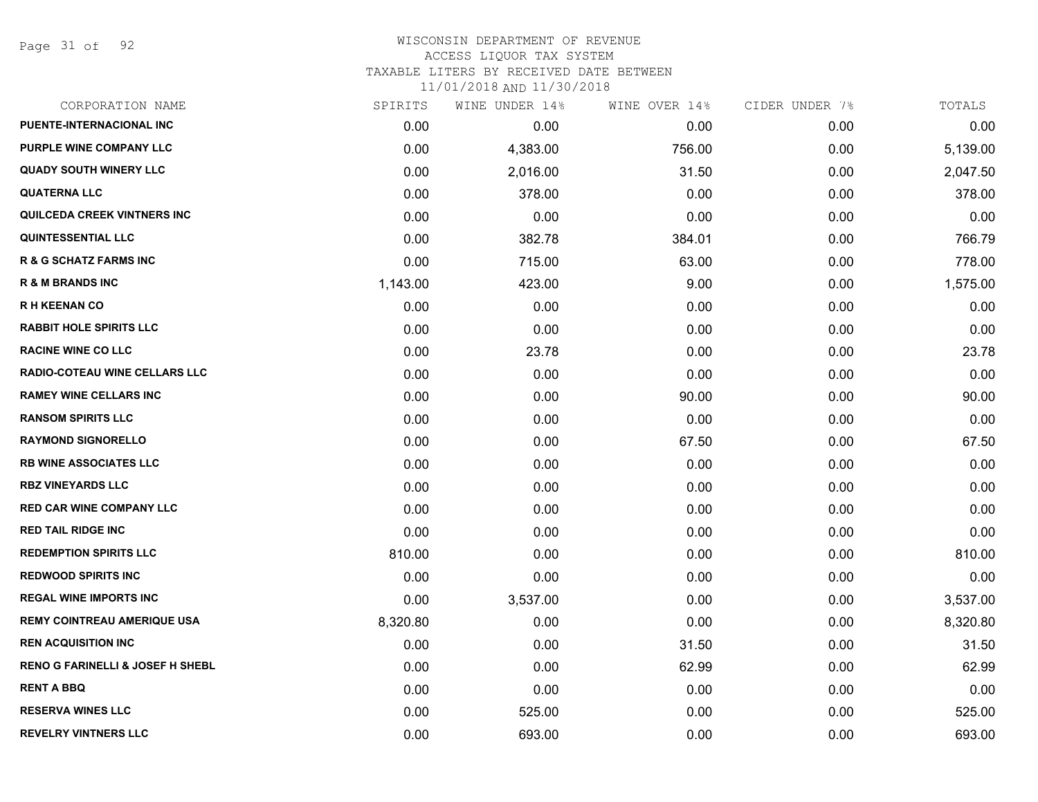WISCONSIN DEPARTMENT OF REVENUE
ACCESS LIQUOR TAX SYSTEM
TAXABLE LITERS BY RECEIVED DATE BETWEEN
11/01/2018 AND 11/30/2018

| CORPORATION NAME | SPIRITS | WINE UNDER 14% | WINE OVER 14% | CIDER UNDER 7% | TOTALS |
|---|---|---|---|---|---|
| PUENTE-INTERNACIONAL INC | 0.00 | 0.00 | 0.00 | 0.00 | 0.00 |
| PURPLE WINE COMPANY LLC | 0.00 | 4,383.00 | 756.00 | 0.00 | 5,139.00 |
| QUADY SOUTH WINERY LLC | 0.00 | 2,016.00 | 31.50 | 0.00 | 2,047.50 |
| QUATERNA LLC | 0.00 | 378.00 | 0.00 | 0.00 | 378.00 |
| QUILCEDA CREEK VINTNERS INC | 0.00 | 0.00 | 0.00 | 0.00 | 0.00 |
| QUINTESSENTIAL LLC | 0.00 | 382.78 | 384.01 | 0.00 | 766.79 |
| R & G SCHATZ FARMS INC | 0.00 | 715.00 | 63.00 | 0.00 | 778.00 |
| R & M BRANDS INC | 1,143.00 | 423.00 | 9.00 | 0.00 | 1,575.00 |
| R H KEENAN CO | 0.00 | 0.00 | 0.00 | 0.00 | 0.00 |
| RABBIT HOLE SPIRITS LLC | 0.00 | 0.00 | 0.00 | 0.00 | 0.00 |
| RACINE WINE CO LLC | 0.00 | 23.78 | 0.00 | 0.00 | 23.78 |
| RADIO-COTEAU WINE CELLARS LLC | 0.00 | 0.00 | 0.00 | 0.00 | 0.00 |
| RAMEY WINE CELLARS INC | 0.00 | 0.00 | 90.00 | 0.00 | 90.00 |
| RANSOM SPIRITS LLC | 0.00 | 0.00 | 0.00 | 0.00 | 0.00 |
| RAYMOND SIGNORELLO | 0.00 | 0.00 | 67.50 | 0.00 | 67.50 |
| RB WINE ASSOCIATES LLC | 0.00 | 0.00 | 0.00 | 0.00 | 0.00 |
| RBZ VINEYARDS LLC | 0.00 | 0.00 | 0.00 | 0.00 | 0.00 |
| RED CAR WINE COMPANY LLC | 0.00 | 0.00 | 0.00 | 0.00 | 0.00 |
| RED TAIL RIDGE INC | 0.00 | 0.00 | 0.00 | 0.00 | 0.00 |
| REDEMPTION SPIRITS LLC | 810.00 | 0.00 | 0.00 | 0.00 | 810.00 |
| REDWOOD SPIRITS INC | 0.00 | 0.00 | 0.00 | 0.00 | 0.00 |
| REGAL WINE IMPORTS INC | 0.00 | 3,537.00 | 0.00 | 0.00 | 3,537.00 |
| REMY COINTREAU AMERIQUE USA | 8,320.80 | 0.00 | 0.00 | 0.00 | 8,320.80 |
| REN ACQUISITION INC | 0.00 | 0.00 | 31.50 | 0.00 | 31.50 |
| RENO G FARINELLI & JOSEF H SHEBL | 0.00 | 0.00 | 62.99 | 0.00 | 62.99 |
| RENT A BBQ | 0.00 | 0.00 | 0.00 | 0.00 | 0.00 |
| RESERVA WINES LLC | 0.00 | 525.00 | 0.00 | 0.00 | 525.00 |
| REVELRY VINTNERS LLC | 0.00 | 693.00 | 0.00 | 0.00 | 693.00 |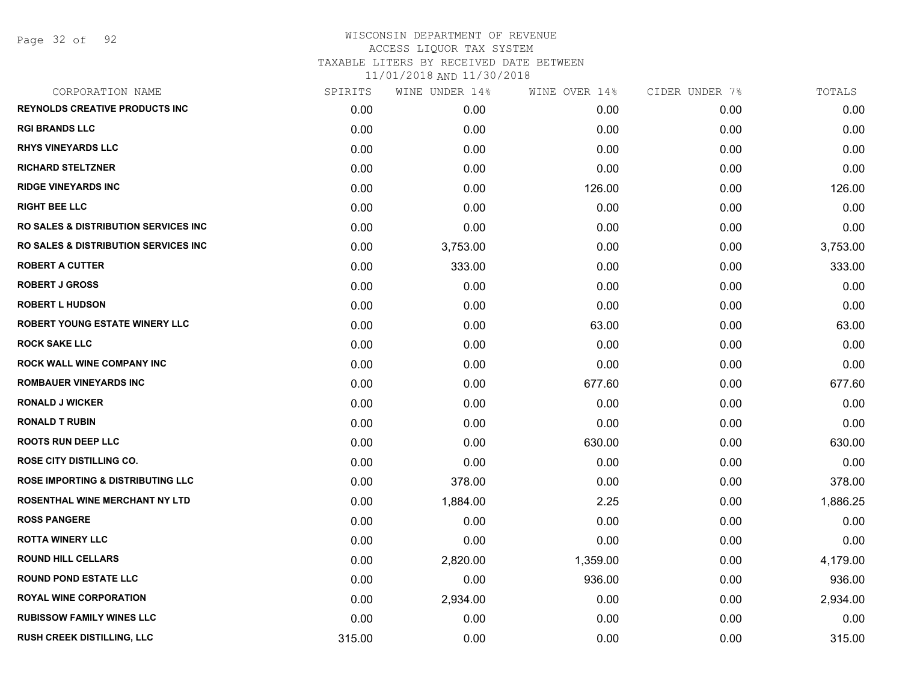# WISCONSIN DEPARTMENT OF REVENUE
## ACCESS LIQUOR TAX SYSTEM
### TAXABLE LITERS BY RECEIVED DATE BETWEEN 11/01/2018 AND 11/30/2018

| CORPORATION NAME | SPIRITS | WINE UNDER 14% | WINE OVER 14% | CIDER UNDER 7% | TOTALS |
|---|---|---|---|---|---|
| REYNOLDS CREATIVE PRODUCTS INC | 0.00 | 0.00 | 0.00 | 0.00 | 0.00 |
| RGI BRANDS LLC | 0.00 | 0.00 | 0.00 | 0.00 | 0.00 |
| RHYS VINEYARDS LLC | 0.00 | 0.00 | 0.00 | 0.00 | 0.00 |
| RICHARD STELTZNER | 0.00 | 0.00 | 0.00 | 0.00 | 0.00 |
| RIDGE VINEYARDS INC | 0.00 | 0.00 | 126.00 | 0.00 | 126.00 |
| RIGHT BEE LLC | 0.00 | 0.00 | 0.00 | 0.00 | 0.00 |
| RO SALES & DISTRIBUTION SERVICES INC | 0.00 | 0.00 | 0.00 | 0.00 | 0.00 |
| RO SALES & DISTRIBUTION SERVICES INC | 0.00 | 3,753.00 | 0.00 | 0.00 | 3,753.00 |
| ROBERT A CUTTER | 0.00 | 333.00 | 0.00 | 0.00 | 333.00 |
| ROBERT J GROSS | 0.00 | 0.00 | 0.00 | 0.00 | 0.00 |
| ROBERT L HUDSON | 0.00 | 0.00 | 0.00 | 0.00 | 0.00 |
| ROBERT YOUNG ESTATE WINERY LLC | 0.00 | 0.00 | 63.00 | 0.00 | 63.00 |
| ROCK SAKE LLC | 0.00 | 0.00 | 0.00 | 0.00 | 0.00 |
| ROCK WALL WINE COMPANY INC | 0.00 | 0.00 | 0.00 | 0.00 | 0.00 |
| ROMBAUER VINEYARDS INC | 0.00 | 0.00 | 677.60 | 0.00 | 677.60 |
| RONALD J WICKER | 0.00 | 0.00 | 0.00 | 0.00 | 0.00 |
| RONALD T RUBIN | 0.00 | 0.00 | 0.00 | 0.00 | 0.00 |
| ROOTS RUN DEEP LLC | 0.00 | 0.00 | 630.00 | 0.00 | 630.00 |
| ROSE CITY DISTILLING CO. | 0.00 | 0.00 | 0.00 | 0.00 | 0.00 |
| ROSE IMPORTING & DISTRIBUTING LLC | 0.00 | 378.00 | 0.00 | 0.00 | 378.00 |
| ROSENTHAL WINE MERCHANT NY LTD | 0.00 | 1,884.00 | 2.25 | 0.00 | 1,886.25 |
| ROSS PANGERE | 0.00 | 0.00 | 0.00 | 0.00 | 0.00 |
| ROTTA WINERY LLC | 0.00 | 0.00 | 0.00 | 0.00 | 0.00 |
| ROUND HILL CELLARS | 0.00 | 2,820.00 | 1,359.00 | 0.00 | 4,179.00 |
| ROUND POND ESTATE LLC | 0.00 | 0.00 | 936.00 | 0.00 | 936.00 |
| ROYAL WINE CORPORATION | 0.00 | 2,934.00 | 0.00 | 0.00 | 2,934.00 |
| RUBISSOW FAMILY WINES LLC | 0.00 | 0.00 | 0.00 | 0.00 | 0.00 |
| RUSH CREEK DISTILLING, LLC | 315.00 | 0.00 | 0.00 | 0.00 | 315.00 |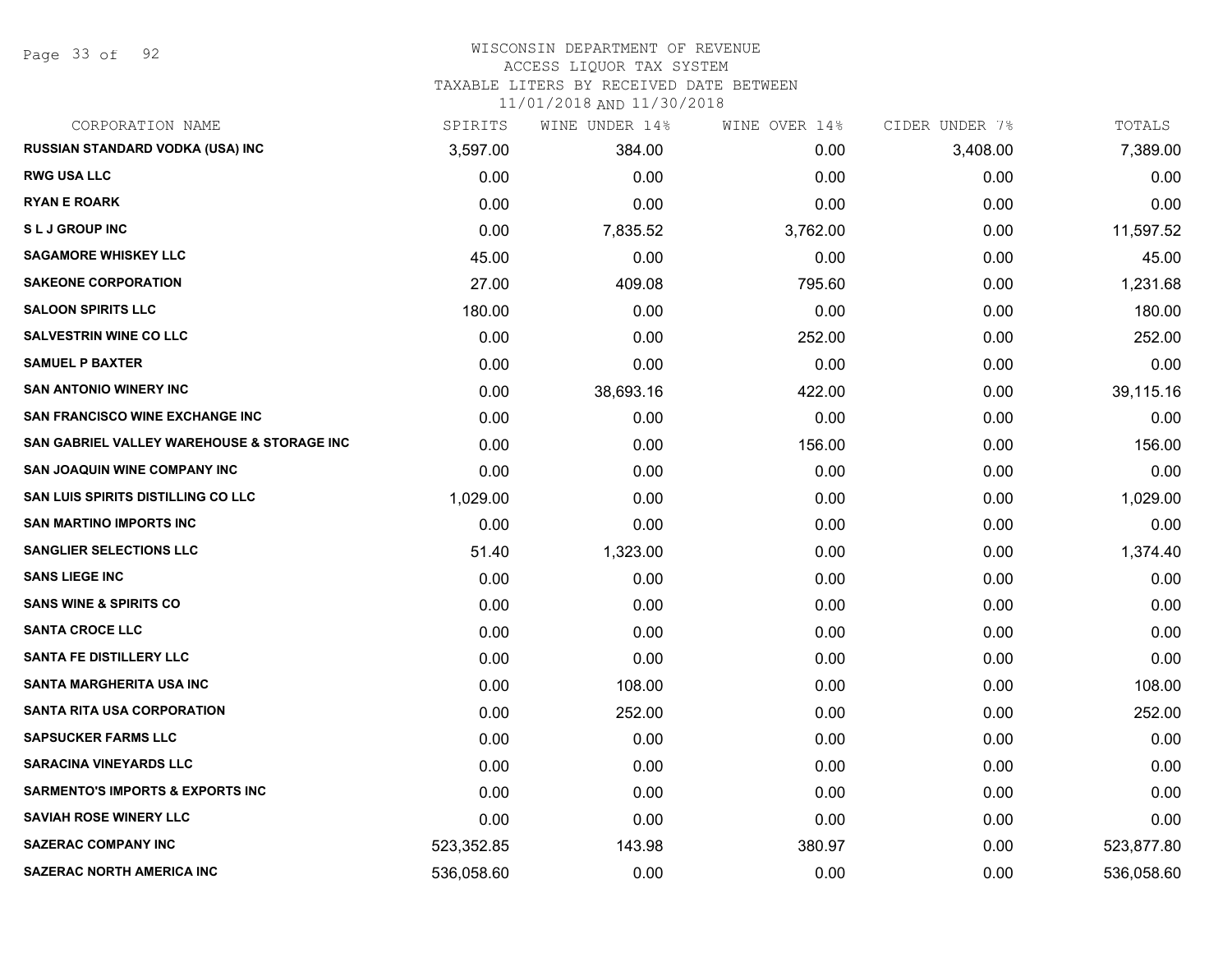WISCONSIN DEPARTMENT OF REVENUE
ACCESS LIQUOR TAX SYSTEM
TAXABLE LITERS BY RECEIVED DATE BETWEEN
11/01/2018 AND 11/30/2018

| CORPORATION NAME | SPIRITS | WINE UNDER 14% | WINE OVER 14% | CIDER UNDER 7% | TOTALS |
|---|---|---|---|---|---|
| RUSSIAN STANDARD VODKA (USA) INC | 3,597.00 | 384.00 | 0.00 | 3,408.00 | 7,389.00 |
| RWG USA LLC | 0.00 | 0.00 | 0.00 | 0.00 | 0.00 |
| RYAN E ROARK | 0.00 | 0.00 | 0.00 | 0.00 | 0.00 |
| S L J GROUP INC | 0.00 | 7,835.52 | 3,762.00 | 0.00 | 11,597.52 |
| SAGAMORE WHISKEY LLC | 45.00 | 0.00 | 0.00 | 0.00 | 45.00 |
| SAKEONE CORPORATION | 27.00 | 409.08 | 795.60 | 0.00 | 1,231.68 |
| SALOON SPIRITS LLC | 180.00 | 0.00 | 0.00 | 0.00 | 180.00 |
| SALVESTRIN WINE CO LLC | 0.00 | 0.00 | 252.00 | 0.00 | 252.00 |
| SAMUEL P BAXTER | 0.00 | 0.00 | 0.00 | 0.00 | 0.00 |
| SAN ANTONIO WINERY INC | 0.00 | 38,693.16 | 422.00 | 0.00 | 39,115.16 |
| SAN FRANCISCO WINE EXCHANGE INC | 0.00 | 0.00 | 0.00 | 0.00 | 0.00 |
| SAN GABRIEL VALLEY WAREHOUSE & STORAGE INC | 0.00 | 0.00 | 156.00 | 0.00 | 156.00 |
| SAN JOAQUIN WINE COMPANY INC | 0.00 | 0.00 | 0.00 | 0.00 | 0.00 |
| SAN LUIS SPIRITS DISTILLING CO LLC | 1,029.00 | 0.00 | 0.00 | 0.00 | 1,029.00 |
| SAN MARTINO IMPORTS INC | 0.00 | 0.00 | 0.00 | 0.00 | 0.00 |
| SANGLIER SELECTIONS LLC | 51.40 | 1,323.00 | 0.00 | 0.00 | 1,374.40 |
| SANS LIEGE INC | 0.00 | 0.00 | 0.00 | 0.00 | 0.00 |
| SANS WINE & SPIRITS CO | 0.00 | 0.00 | 0.00 | 0.00 | 0.00 |
| SANTA CROCE LLC | 0.00 | 0.00 | 0.00 | 0.00 | 0.00 |
| SANTA FE DISTILLERY LLC | 0.00 | 0.00 | 0.00 | 0.00 | 0.00 |
| SANTA MARGHERITA USA INC | 0.00 | 108.00 | 0.00 | 0.00 | 108.00 |
| SANTA RITA USA CORPORATION | 0.00 | 252.00 | 0.00 | 0.00 | 252.00 |
| SAPSUCKER FARMS LLC | 0.00 | 0.00 | 0.00 | 0.00 | 0.00 |
| SARACINA VINEYARDS LLC | 0.00 | 0.00 | 0.00 | 0.00 | 0.00 |
| SARMENTO'S IMPORTS & EXPORTS INC | 0.00 | 0.00 | 0.00 | 0.00 | 0.00 |
| SAVIAH ROSE WINERY LLC | 0.00 | 0.00 | 0.00 | 0.00 | 0.00 |
| SAZERAC COMPANY INC | 523,352.85 | 143.98 | 380.97 | 0.00 | 523,877.80 |
| SAZERAC NORTH AMERICA INC | 536,058.60 | 0.00 | 0.00 | 0.00 | 536,058.60 |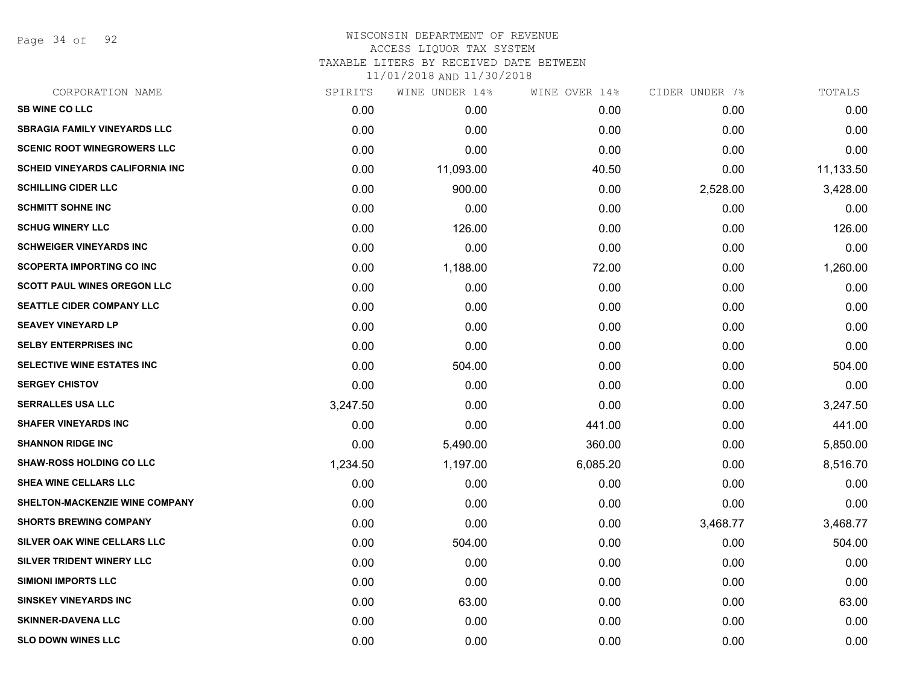# WISCONSIN DEPARTMENT OF REVENUE
## ACCESS LIQUOR TAX SYSTEM
## TAXABLE LITERS BY RECEIVED DATE BETWEEN 11/01/2018 AND 11/30/2018

| CORPORATION NAME | SPIRITS | WINE UNDER 14% | WINE OVER 14% | CIDER UNDER 7% | TOTALS |
|---|---|---|---|---|---|
| SB WINE CO LLC | 0.00 | 0.00 | 0.00 | 0.00 | 0.00 |
| SBRAGIA FAMILY VINEYARDS LLC | 0.00 | 0.00 | 0.00 | 0.00 | 0.00 |
| SCENIC ROOT WINEGROWERS LLC | 0.00 | 0.00 | 0.00 | 0.00 | 0.00 |
| SCHEID VINEYARDS CALIFORNIA INC | 0.00 | 11,093.00 | 40.50 | 0.00 | 11,133.50 |
| SCHILLING CIDER LLC | 0.00 | 900.00 | 0.00 | 2,528.00 | 3,428.00 |
| SCHMITT SOHNE INC | 0.00 | 0.00 | 0.00 | 0.00 | 0.00 |
| SCHUG WINERY LLC | 0.00 | 126.00 | 0.00 | 0.00 | 126.00 |
| SCHWEIGER VINEYARDS INC | 0.00 | 0.00 | 0.00 | 0.00 | 0.00 |
| SCOPERTA IMPORTING CO INC | 0.00 | 1,188.00 | 72.00 | 0.00 | 1,260.00 |
| SCOTT PAUL WINES OREGON LLC | 0.00 | 0.00 | 0.00 | 0.00 | 0.00 |
| SEATTLE CIDER COMPANY LLC | 0.00 | 0.00 | 0.00 | 0.00 | 0.00 |
| SEAVEY VINEYARD LP | 0.00 | 0.00 | 0.00 | 0.00 | 0.00 |
| SELBY ENTERPRISES INC | 0.00 | 0.00 | 0.00 | 0.00 | 0.00 |
| SELECTIVE WINE ESTATES INC | 0.00 | 504.00 | 0.00 | 0.00 | 504.00 |
| SERGEY CHISTOV | 0.00 | 0.00 | 0.00 | 0.00 | 0.00 |
| SERRALLES USA LLC | 3,247.50 | 0.00 | 0.00 | 0.00 | 3,247.50 |
| SHAFER VINEYARDS INC | 0.00 | 0.00 | 441.00 | 0.00 | 441.00 |
| SHANNON RIDGE INC | 0.00 | 5,490.00 | 360.00 | 0.00 | 5,850.00 |
| SHAW-ROSS HOLDING CO LLC | 1,234.50 | 1,197.00 | 6,085.20 | 0.00 | 8,516.70 |
| SHEA WINE CELLARS LLC | 0.00 | 0.00 | 0.00 | 0.00 | 0.00 |
| SHELTON-MACKENZIE WINE COMPANY | 0.00 | 0.00 | 0.00 | 0.00 | 0.00 |
| SHORTS BREWING COMPANY | 0.00 | 0.00 | 0.00 | 3,468.77 | 3,468.77 |
| SILVER OAK WINE CELLARS LLC | 0.00 | 504.00 | 0.00 | 0.00 | 504.00 |
| SILVER TRIDENT WINERY LLC | 0.00 | 0.00 | 0.00 | 0.00 | 0.00 |
| SIMIONI IMPORTS LLC | 0.00 | 0.00 | 0.00 | 0.00 | 0.00 |
| SINSKEY VINEYARDS INC | 0.00 | 63.00 | 0.00 | 0.00 | 63.00 |
| SKINNER-DAVENA LLC | 0.00 | 0.00 | 0.00 | 0.00 | 0.00 |
| SLO DOWN WINES LLC | 0.00 | 0.00 | 0.00 | 0.00 | 0.00 |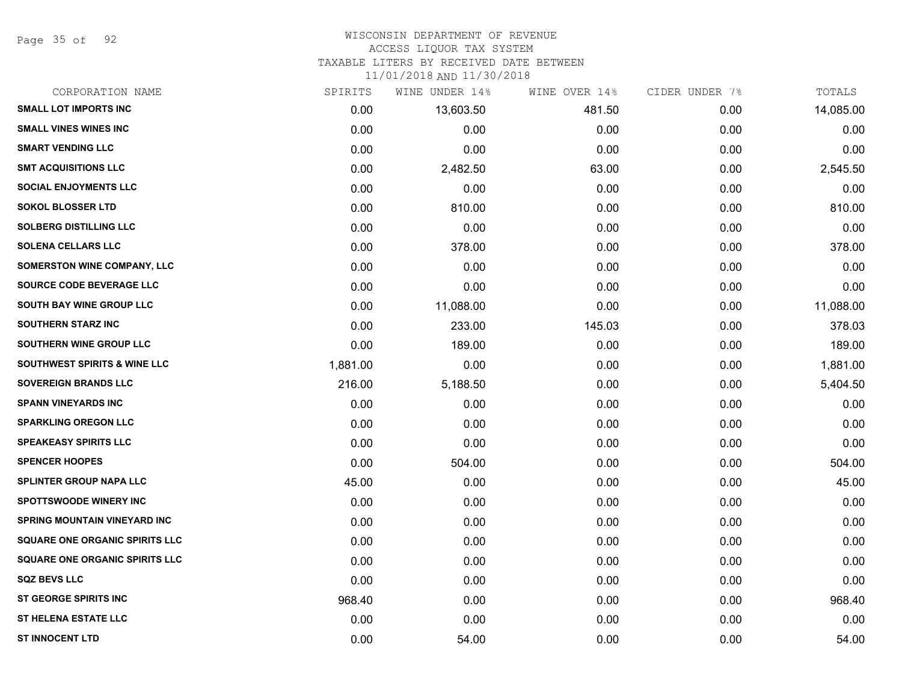WISCONSIN DEPARTMENT OF REVENUE
ACCESS LIQUOR TAX SYSTEM
TAXABLE LITERS BY RECEIVED DATE BETWEEN
11/01/2018 AND 11/30/2018

| CORPORATION NAME | SPIRITS | WINE UNDER 14% | WINE OVER 14% | CIDER UNDER 7% | TOTALS |
|---|---|---|---|---|---|
| SMALL LOT IMPORTS INC | 0.00 | 13,603.50 | 481.50 | 0.00 | 14,085.00 |
| SMALL VINES WINES INC | 0.00 | 0.00 | 0.00 | 0.00 | 0.00 |
| SMART VENDING LLC | 0.00 | 0.00 | 0.00 | 0.00 | 0.00 |
| SMT ACQUISITIONS LLC | 0.00 | 2,482.50 | 63.00 | 0.00 | 2,545.50 |
| SOCIAL ENJOYMENTS LLC | 0.00 | 0.00 | 0.00 | 0.00 | 0.00 |
| SOKOL BLOSSER LTD | 0.00 | 810.00 | 0.00 | 0.00 | 810.00 |
| SOLBERG DISTILLING LLC | 0.00 | 0.00 | 0.00 | 0.00 | 0.00 |
| SOLENA CELLARS LLC | 0.00 | 378.00 | 0.00 | 0.00 | 378.00 |
| SOMERSTON WINE COMPANY, LLC | 0.00 | 0.00 | 0.00 | 0.00 | 0.00 |
| SOURCE CODE BEVERAGE LLC | 0.00 | 0.00 | 0.00 | 0.00 | 0.00 |
| SOUTH BAY WINE GROUP LLC | 0.00 | 11,088.00 | 0.00 | 0.00 | 11,088.00 |
| SOUTHERN STARZ INC | 0.00 | 233.00 | 145.03 | 0.00 | 378.03 |
| SOUTHERN WINE GROUP LLC | 0.00 | 189.00 | 0.00 | 0.00 | 189.00 |
| SOUTHWEST SPIRITS & WINE LLC | 1,881.00 | 0.00 | 0.00 | 0.00 | 1,881.00 |
| SOVEREIGN BRANDS LLC | 216.00 | 5,188.50 | 0.00 | 0.00 | 5,404.50 |
| SPANN VINEYARDS INC | 0.00 | 0.00 | 0.00 | 0.00 | 0.00 |
| SPARKLING OREGON LLC | 0.00 | 0.00 | 0.00 | 0.00 | 0.00 |
| SPEAKEASY SPIRITS LLC | 0.00 | 0.00 | 0.00 | 0.00 | 0.00 |
| SPENCER HOOPES | 0.00 | 504.00 | 0.00 | 0.00 | 504.00 |
| SPLINTER GROUP NAPA LLC | 45.00 | 0.00 | 0.00 | 0.00 | 45.00 |
| SPOTTSWOODE WINERY INC | 0.00 | 0.00 | 0.00 | 0.00 | 0.00 |
| SPRING MOUNTAIN VINEYARD INC | 0.00 | 0.00 | 0.00 | 0.00 | 0.00 |
| SQUARE ONE ORGANIC SPIRITS LLC | 0.00 | 0.00 | 0.00 | 0.00 | 0.00 |
| SQUARE ONE ORGANIC SPIRITS LLC | 0.00 | 0.00 | 0.00 | 0.00 | 0.00 |
| SQZ BEVS LLC | 0.00 | 0.00 | 0.00 | 0.00 | 0.00 |
| ST GEORGE SPIRITS INC | 968.40 | 0.00 | 0.00 | 0.00 | 968.40 |
| ST HELENA ESTATE LLC | 0.00 | 0.00 | 0.00 | 0.00 | 0.00 |
| ST INNOCENT LTD | 0.00 | 54.00 | 0.00 | 0.00 | 54.00 |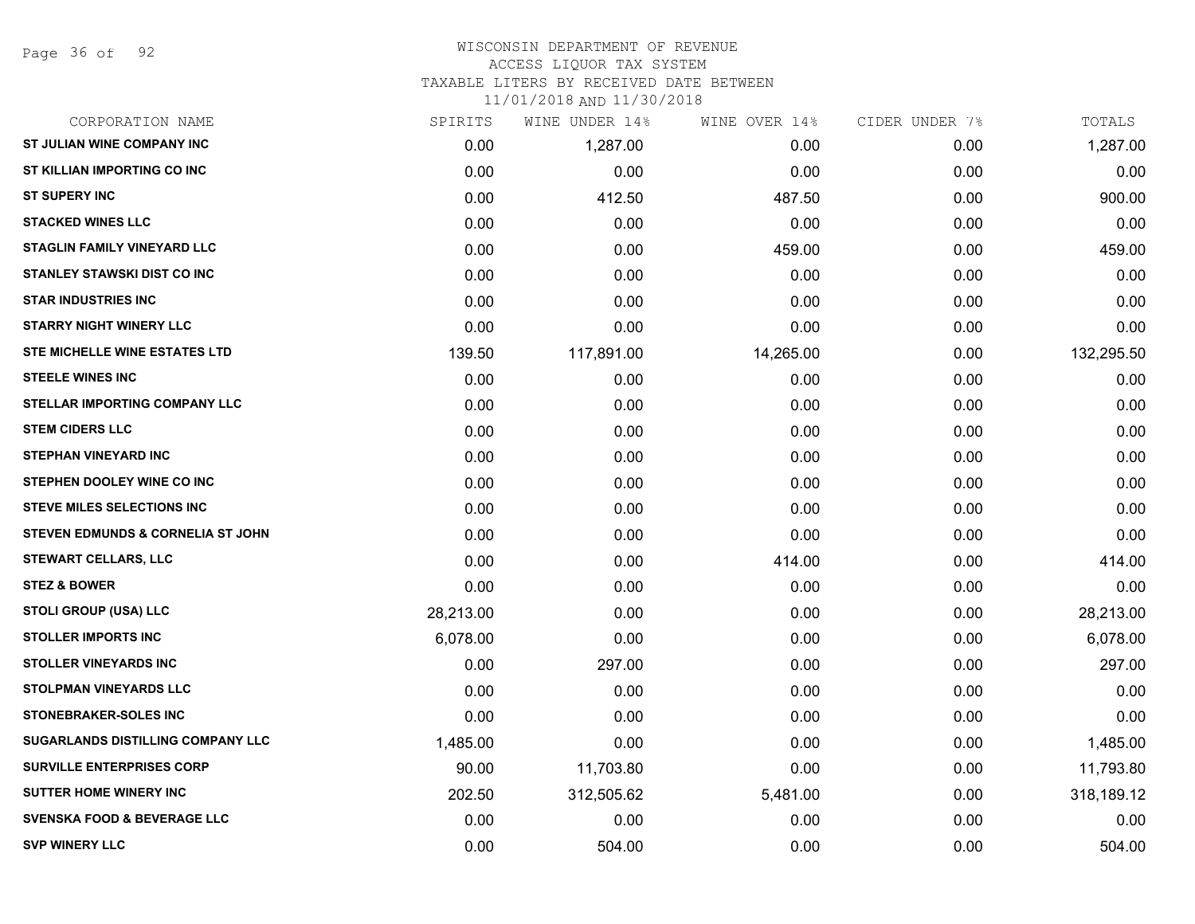WISCONSIN DEPARTMENT OF REVENUE
ACCESS LIQUOR TAX SYSTEM
TAXABLE LITERS BY RECEIVED DATE BETWEEN
11/01/2018 AND 11/30/2018

| CORPORATION NAME | SPIRITS | WINE UNDER 14% | WINE OVER 14% | CIDER UNDER 7% | TOTALS |
|---|---|---|---|---|---|
| ST JULIAN WINE COMPANY INC | 0.00 | 1,287.00 | 0.00 | 0.00 | 1,287.00 |
| ST KILLIAN IMPORTING CO INC | 0.00 | 0.00 | 0.00 | 0.00 | 0.00 |
| ST SUPERY INC | 0.00 | 412.50 | 487.50 | 0.00 | 900.00 |
| STACKED WINES LLC | 0.00 | 0.00 | 0.00 | 0.00 | 0.00 |
| STAGLIN FAMILY VINEYARD LLC | 0.00 | 0.00 | 459.00 | 0.00 | 459.00 |
| STANLEY STAWSKI DIST CO INC | 0.00 | 0.00 | 0.00 | 0.00 | 0.00 |
| STAR INDUSTRIES INC | 0.00 | 0.00 | 0.00 | 0.00 | 0.00 |
| STARRY NIGHT WINERY LLC | 0.00 | 0.00 | 0.00 | 0.00 | 0.00 |
| STE MICHELLE WINE ESTATES LTD | 139.50 | 117,891.00 | 14,265.00 | 0.00 | 132,295.50 |
| STEELE WINES INC | 0.00 | 0.00 | 0.00 | 0.00 | 0.00 |
| STELLAR IMPORTING COMPANY LLC | 0.00 | 0.00 | 0.00 | 0.00 | 0.00 |
| STEM CIDERS LLC | 0.00 | 0.00 | 0.00 | 0.00 | 0.00 |
| STEPHAN VINEYARD INC | 0.00 | 0.00 | 0.00 | 0.00 | 0.00 |
| STEPHEN DOOLEY WINE CO INC | 0.00 | 0.00 | 0.00 | 0.00 | 0.00 |
| STEVE MILES SELECTIONS INC | 0.00 | 0.00 | 0.00 | 0.00 | 0.00 |
| STEVEN EDMUNDS & CORNELIA ST JOHN | 0.00 | 0.00 | 0.00 | 0.00 | 0.00 |
| STEWART CELLARS, LLC | 0.00 | 0.00 | 414.00 | 0.00 | 414.00 |
| STEZ & BOWER | 0.00 | 0.00 | 0.00 | 0.00 | 0.00 |
| STOLI GROUP (USA) LLC | 28,213.00 | 0.00 | 0.00 | 0.00 | 28,213.00 |
| STOLLER IMPORTS INC | 6,078.00 | 0.00 | 0.00 | 0.00 | 6,078.00 |
| STOLLER VINEYARDS INC | 0.00 | 297.00 | 0.00 | 0.00 | 297.00 |
| STOLPMAN VINEYARDS LLC | 0.00 | 0.00 | 0.00 | 0.00 | 0.00 |
| STONEBRAKER-SOLES INC | 0.00 | 0.00 | 0.00 | 0.00 | 0.00 |
| SUGARLANDS DISTILLING COMPANY LLC | 1,485.00 | 0.00 | 0.00 | 0.00 | 1,485.00 |
| SURVILLE ENTERPRISES CORP | 90.00 | 11,703.80 | 0.00 | 0.00 | 11,793.80 |
| SUTTER HOME WINERY INC | 202.50 | 312,505.62 | 5,481.00 | 0.00 | 318,189.12 |
| SVENSKA FOOD & BEVERAGE LLC | 0.00 | 0.00 | 0.00 | 0.00 | 0.00 |
| SVP WINERY LLC | 0.00 | 504.00 | 0.00 | 0.00 | 504.00 |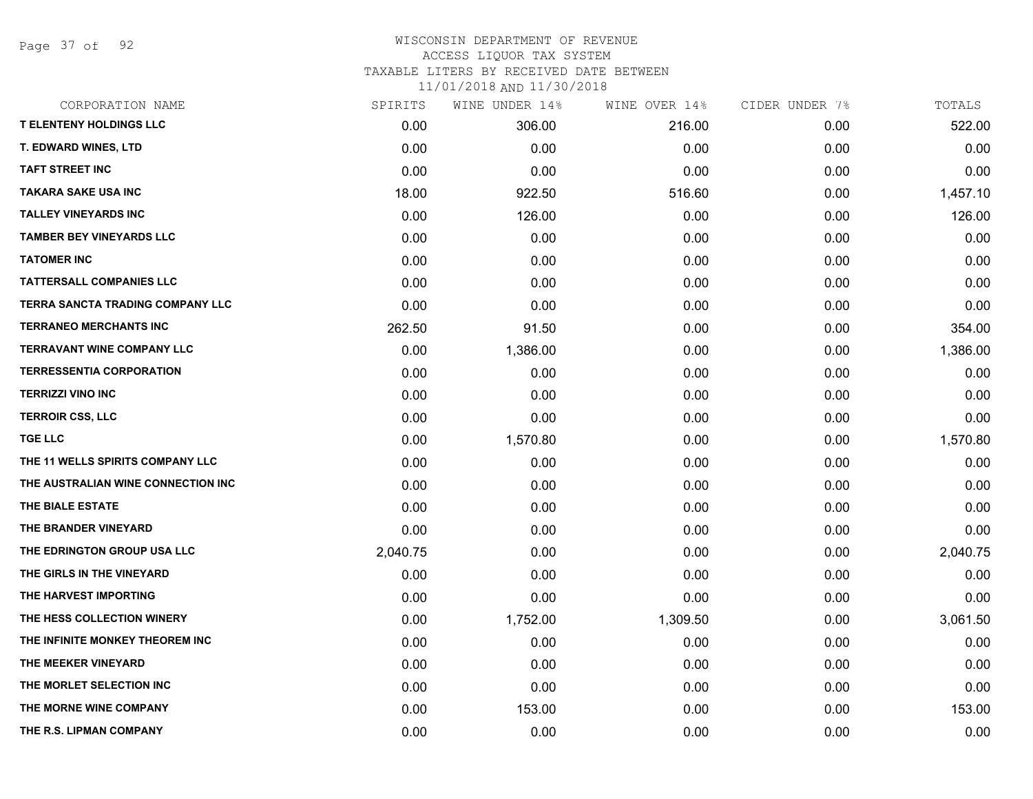WISCONSIN DEPARTMENT OF REVENUE
ACCESS LIQUOR TAX SYSTEM
TAXABLE LITERS BY RECEIVED DATE BETWEEN
11/01/2018 AND 11/30/2018

| CORPORATION NAME | SPIRITS | WINE UNDER 14% | WINE OVER 14% | CIDER UNDER 7% | TOTALS |
|---|---|---|---|---|---|
| T ELENTENY HOLDINGS LLC | 0.00 | 306.00 | 216.00 | 0.00 | 522.00 |
| T. EDWARD WINES, LTD | 0.00 | 0.00 | 0.00 | 0.00 | 0.00 |
| TAFT STREET INC | 0.00 | 0.00 | 0.00 | 0.00 | 0.00 |
| TAKARA SAKE USA INC | 18.00 | 922.50 | 516.60 | 0.00 | 1,457.10 |
| TALLEY VINEYARDS INC | 0.00 | 126.00 | 0.00 | 0.00 | 126.00 |
| TAMBER BEY VINEYARDS LLC | 0.00 | 0.00 | 0.00 | 0.00 | 0.00 |
| TATOMER INC | 0.00 | 0.00 | 0.00 | 0.00 | 0.00 |
| TATTERSALL COMPANIES LLC | 0.00 | 0.00 | 0.00 | 0.00 | 0.00 |
| TERRA SANCTA TRADING COMPANY LLC | 0.00 | 0.00 | 0.00 | 0.00 | 0.00 |
| TERRANEO MERCHANTS INC | 262.50 | 91.50 | 0.00 | 0.00 | 354.00 |
| TERRAVANT WINE COMPANY LLC | 0.00 | 1,386.00 | 0.00 | 0.00 | 1,386.00 |
| TERRESSENTIA CORPORATION | 0.00 | 0.00 | 0.00 | 0.00 | 0.00 |
| TERRIZZI VINO INC | 0.00 | 0.00 | 0.00 | 0.00 | 0.00 |
| TERROIR CSS, LLC | 0.00 | 0.00 | 0.00 | 0.00 | 0.00 |
| TGE LLC | 0.00 | 1,570.80 | 0.00 | 0.00 | 1,570.80 |
| THE 11 WELLS SPIRITS COMPANY LLC | 0.00 | 0.00 | 0.00 | 0.00 | 0.00 |
| THE AUSTRALIAN WINE CONNECTION INC | 0.00 | 0.00 | 0.00 | 0.00 | 0.00 |
| THE BIALE ESTATE | 0.00 | 0.00 | 0.00 | 0.00 | 0.00 |
| THE BRANDER VINEYARD | 0.00 | 0.00 | 0.00 | 0.00 | 0.00 |
| THE EDRINGTON GROUP USA LLC | 2,040.75 | 0.00 | 0.00 | 0.00 | 2,040.75 |
| THE GIRLS IN THE VINEYARD | 0.00 | 0.00 | 0.00 | 0.00 | 0.00 |
| THE HARVEST IMPORTING | 0.00 | 0.00 | 0.00 | 0.00 | 0.00 |
| THE HESS COLLECTION WINERY | 0.00 | 1,752.00 | 1,309.50 | 0.00 | 3,061.50 |
| THE INFINITE MONKEY THEOREM INC | 0.00 | 0.00 | 0.00 | 0.00 | 0.00 |
| THE MEEKER VINEYARD | 0.00 | 0.00 | 0.00 | 0.00 | 0.00 |
| THE MORLET SELECTION INC | 0.00 | 0.00 | 0.00 | 0.00 | 0.00 |
| THE MORNE WINE COMPANY | 0.00 | 153.00 | 0.00 | 0.00 | 153.00 |
| THE R.S. LIPMAN COMPANY | 0.00 | 0.00 | 0.00 | 0.00 | 0.00 |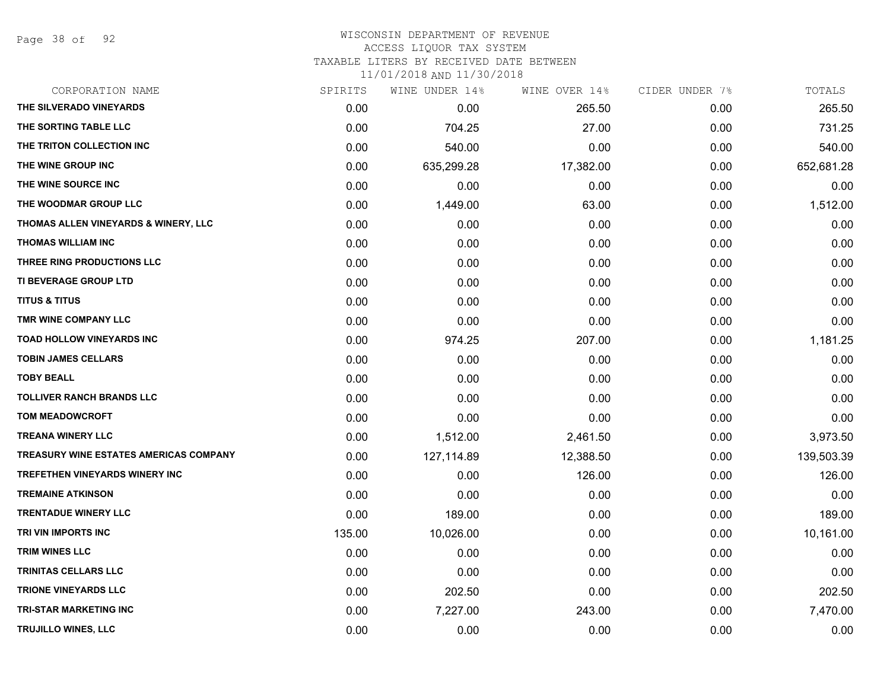WISCONSIN DEPARTMENT OF REVENUE
ACCESS LIQUOR TAX SYSTEM
TAXABLE LITERS BY RECEIVED DATE BETWEEN
11/01/2018 AND 11/30/2018

| CORPORATION NAME | SPIRITS | WINE UNDER 14% | WINE OVER 14% | CIDER UNDER 7% | TOTALS |
|---|---|---|---|---|---|
| THE SILVERADO VINEYARDS | 0.00 | 0.00 | 265.50 | 0.00 | 265.50 |
| THE SORTING TABLE LLC | 0.00 | 704.25 | 27.00 | 0.00 | 731.25 |
| THE TRITON COLLECTION INC | 0.00 | 540.00 | 0.00 | 0.00 | 540.00 |
| THE WINE GROUP INC | 0.00 | 635,299.28 | 17,382.00 | 0.00 | 652,681.28 |
| THE WINE SOURCE INC | 0.00 | 0.00 | 0.00 | 0.00 | 0.00 |
| THE WOODMAR GROUP LLC | 0.00 | 1,449.00 | 63.00 | 0.00 | 1,512.00 |
| THOMAS ALLEN VINEYARDS & WINERY, LLC | 0.00 | 0.00 | 0.00 | 0.00 | 0.00 |
| THOMAS WILLIAM INC | 0.00 | 0.00 | 0.00 | 0.00 | 0.00 |
| THREE RING PRODUCTIONS LLC | 0.00 | 0.00 | 0.00 | 0.00 | 0.00 |
| TI BEVERAGE GROUP LTD | 0.00 | 0.00 | 0.00 | 0.00 | 0.00 |
| TITUS & TITUS | 0.00 | 0.00 | 0.00 | 0.00 | 0.00 |
| TMR WINE COMPANY LLC | 0.00 | 0.00 | 0.00 | 0.00 | 0.00 |
| TOAD HOLLOW VINEYARDS INC | 0.00 | 974.25 | 207.00 | 0.00 | 1,181.25 |
| TOBIN JAMES CELLARS | 0.00 | 0.00 | 0.00 | 0.00 | 0.00 |
| TOBY BEALL | 0.00 | 0.00 | 0.00 | 0.00 | 0.00 |
| TOLLIVER RANCH BRANDS LLC | 0.00 | 0.00 | 0.00 | 0.00 | 0.00 |
| TOM MEADOWCROFT | 0.00 | 0.00 | 0.00 | 0.00 | 0.00 |
| TREANA WINERY LLC | 0.00 | 1,512.00 | 2,461.50 | 0.00 | 3,973.50 |
| TREASURY WINE ESTATES AMERICAS COMPANY | 0.00 | 127,114.89 | 12,388.50 | 0.00 | 139,503.39 |
| TREFETHEN VINEYARDS WINERY INC | 0.00 | 0.00 | 126.00 | 0.00 | 126.00 |
| TREMAINE ATKINSON | 0.00 | 0.00 | 0.00 | 0.00 | 0.00 |
| TRENTADUE WINERY LLC | 0.00 | 189.00 | 0.00 | 0.00 | 189.00 |
| TRI VIN IMPORTS INC | 135.00 | 10,026.00 | 0.00 | 0.00 | 10,161.00 |
| TRIM WINES LLC | 0.00 | 0.00 | 0.00 | 0.00 | 0.00 |
| TRINITAS CELLARS LLC | 0.00 | 0.00 | 0.00 | 0.00 | 0.00 |
| TRIONE VINEYARDS LLC | 0.00 | 202.50 | 0.00 | 0.00 | 202.50 |
| TRI-STAR MARKETING INC | 0.00 | 7,227.00 | 243.00 | 0.00 | 7,470.00 |
| TRUJILLO WINES, LLC | 0.00 | 0.00 | 0.00 | 0.00 | 0.00 |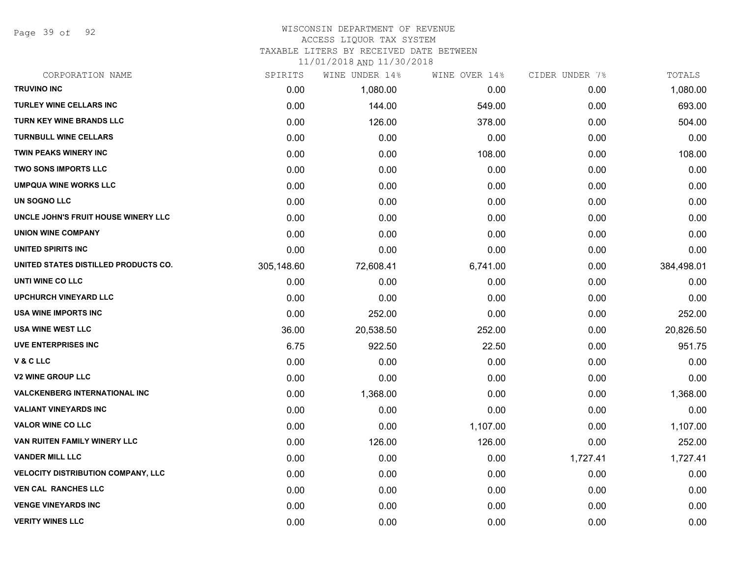WISCONSIN DEPARTMENT OF REVENUE
ACCESS LIQUOR TAX SYSTEM
TAXABLE LITERS BY RECEIVED DATE BETWEEN
11/01/2018 AND 11/30/2018

| CORPORATION NAME | SPIRITS | WINE UNDER 14% | WINE OVER 14% | CIDER UNDER 7% | TOTALS |
|---|---|---|---|---|---|
| TRUVINO INC | 0.00 | 1,080.00 | 0.00 | 0.00 | 1,080.00 |
| TURLEY WINE CELLARS INC | 0.00 | 144.00 | 549.00 | 0.00 | 693.00 |
| TURN KEY WINE BRANDS LLC | 0.00 | 126.00 | 378.00 | 0.00 | 504.00 |
| TURNBULL WINE CELLARS | 0.00 | 0.00 | 0.00 | 0.00 | 0.00 |
| TWIN PEAKS WINERY INC | 0.00 | 0.00 | 108.00 | 0.00 | 108.00 |
| TWO SONS IMPORTS LLC | 0.00 | 0.00 | 0.00 | 0.00 | 0.00 |
| UMPQUA WINE WORKS LLC | 0.00 | 0.00 | 0.00 | 0.00 | 0.00 |
| UN SOGNO LLC | 0.00 | 0.00 | 0.00 | 0.00 | 0.00 |
| UNCLE JOHN'S FRUIT HOUSE WINERY LLC | 0.00 | 0.00 | 0.00 | 0.00 | 0.00 |
| UNION WINE COMPANY | 0.00 | 0.00 | 0.00 | 0.00 | 0.00 |
| UNITED SPIRITS INC | 0.00 | 0.00 | 0.00 | 0.00 | 0.00 |
| UNITED STATES DISTILLED PRODUCTS CO. | 305,148.60 | 72,608.41 | 6,741.00 | 0.00 | 384,498.01 |
| UNTI WINE CO LLC | 0.00 | 0.00 | 0.00 | 0.00 | 0.00 |
| UPCHURCH VINEYARD LLC | 0.00 | 0.00 | 0.00 | 0.00 | 0.00 |
| USA WINE IMPORTS INC | 0.00 | 252.00 | 0.00 | 0.00 | 252.00 |
| USA WINE WEST LLC | 36.00 | 20,538.50 | 252.00 | 0.00 | 20,826.50 |
| UVE ENTERPRISES INC | 6.75 | 922.50 | 22.50 | 0.00 | 951.75 |
| V & C LLC | 0.00 | 0.00 | 0.00 | 0.00 | 0.00 |
| V2 WINE GROUP LLC | 0.00 | 0.00 | 0.00 | 0.00 | 0.00 |
| VALCKENBERG INTERNATIONAL INC | 0.00 | 1,368.00 | 0.00 | 0.00 | 1,368.00 |
| VALIANT VINEYARDS INC | 0.00 | 0.00 | 0.00 | 0.00 | 0.00 |
| VALOR WINE CO LLC | 0.00 | 0.00 | 1,107.00 | 0.00 | 1,107.00 |
| VAN RUITEN FAMILY WINERY LLC | 0.00 | 126.00 | 126.00 | 0.00 | 252.00 |
| VANDER MILL LLC | 0.00 | 0.00 | 0.00 | 1,727.41 | 1,727.41 |
| VELOCITY DISTRIBUTION COMPANY, LLC | 0.00 | 0.00 | 0.00 | 0.00 | 0.00 |
| VEN CAL RANCHES LLC | 0.00 | 0.00 | 0.00 | 0.00 | 0.00 |
| VENGE VINEYARDS INC | 0.00 | 0.00 | 0.00 | 0.00 | 0.00 |
| VERITY WINES LLC | 0.00 | 0.00 | 0.00 | 0.00 | 0.00 |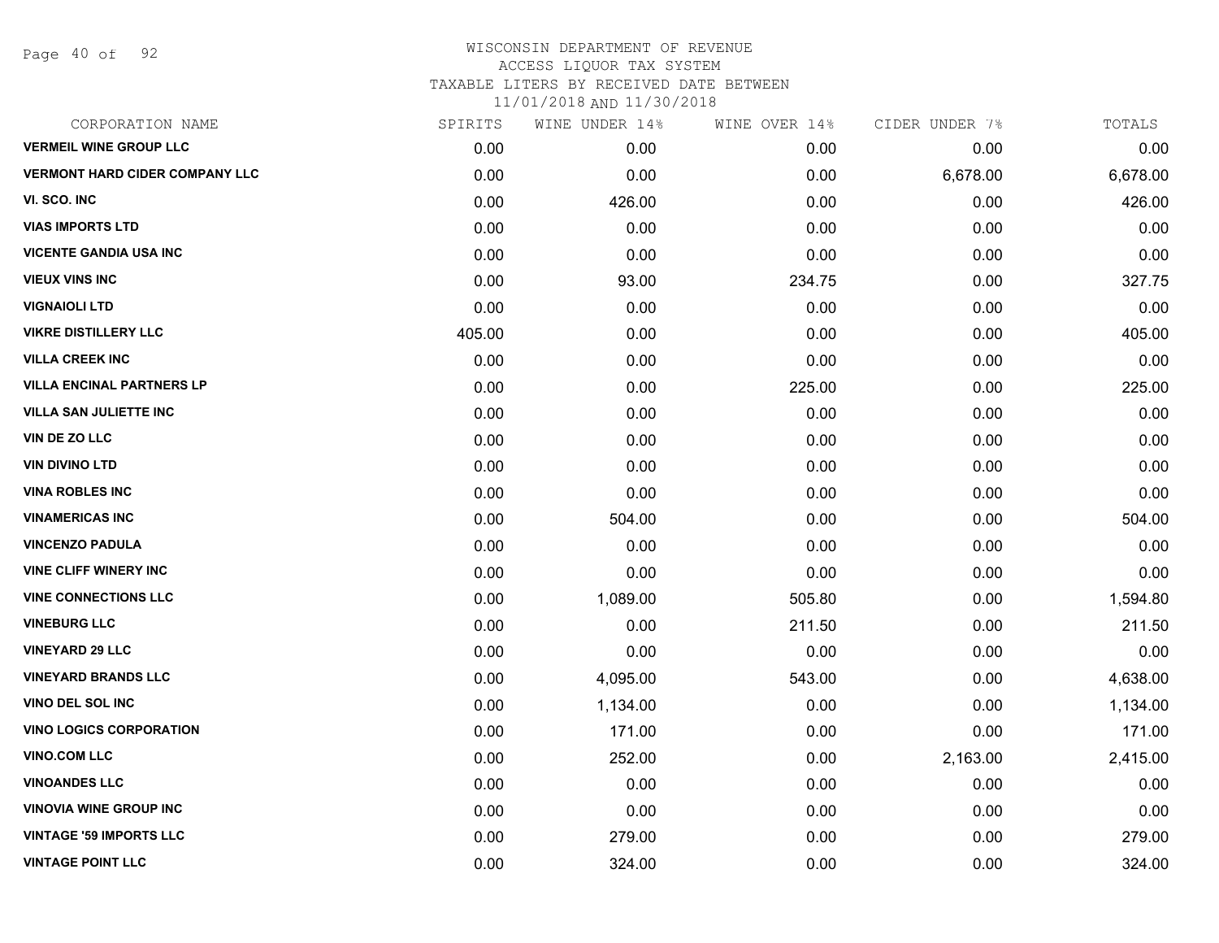WISCONSIN DEPARTMENT OF REVENUE
ACCESS LIQUOR TAX SYSTEM
TAXABLE LITERS BY RECEIVED DATE BETWEEN
11/01/2018 AND 11/30/2018

| CORPORATION NAME | SPIRITS | WINE UNDER 14% | WINE OVER 14% | CIDER UNDER 7% | TOTALS |
|---|---|---|---|---|---|
| VERMEIL WINE GROUP LLC | 0.00 | 0.00 | 0.00 | 0.00 | 0.00 |
| VERMONT HARD CIDER COMPANY LLC | 0.00 | 0.00 | 0.00 | 6,678.00 | 6,678.00 |
| VI. SCO. INC | 0.00 | 426.00 | 0.00 | 0.00 | 426.00 |
| VIAS IMPORTS LTD | 0.00 | 0.00 | 0.00 | 0.00 | 0.00 |
| VICENTE GANDIA USA INC | 0.00 | 0.00 | 0.00 | 0.00 | 0.00 |
| VIEUX VINS INC | 0.00 | 93.00 | 234.75 | 0.00 | 327.75 |
| VIGNAIOLI LTD | 0.00 | 0.00 | 0.00 | 0.00 | 0.00 |
| VIKRE DISTILLERY LLC | 405.00 | 0.00 | 0.00 | 0.00 | 405.00 |
| VILLA CREEK INC | 0.00 | 0.00 | 0.00 | 0.00 | 0.00 |
| VILLA ENCINAL PARTNERS LP | 0.00 | 0.00 | 225.00 | 0.00 | 225.00 |
| VILLA SAN JULIETTE INC | 0.00 | 0.00 | 0.00 | 0.00 | 0.00 |
| VIN DE ZO LLC | 0.00 | 0.00 | 0.00 | 0.00 | 0.00 |
| VIN DIVINO LTD | 0.00 | 0.00 | 0.00 | 0.00 | 0.00 |
| VINA ROBLES INC | 0.00 | 0.00 | 0.00 | 0.00 | 0.00 |
| VINAMERICAS INC | 0.00 | 504.00 | 0.00 | 0.00 | 504.00 |
| VINCENZO PADULA | 0.00 | 0.00 | 0.00 | 0.00 | 0.00 |
| VINE CLIFF WINERY INC | 0.00 | 0.00 | 0.00 | 0.00 | 0.00 |
| VINE CONNECTIONS LLC | 0.00 | 1,089.00 | 505.80 | 0.00 | 1,594.80 |
| VINEBURG LLC | 0.00 | 0.00 | 211.50 | 0.00 | 211.50 |
| VINEYARD 29 LLC | 0.00 | 0.00 | 0.00 | 0.00 | 0.00 |
| VINEYARD BRANDS LLC | 0.00 | 4,095.00 | 543.00 | 0.00 | 4,638.00 |
| VINO DEL SOL INC | 0.00 | 1,134.00 | 0.00 | 0.00 | 1,134.00 |
| VINO LOGICS CORPORATION | 0.00 | 171.00 | 0.00 | 0.00 | 171.00 |
| VINO.COM LLC | 0.00 | 252.00 | 0.00 | 2,163.00 | 2,415.00 |
| VINOANDES LLC | 0.00 | 0.00 | 0.00 | 0.00 | 0.00 |
| VINOVIA WINE GROUP INC | 0.00 | 0.00 | 0.00 | 0.00 | 0.00 |
| VINTAGE '59 IMPORTS LLC | 0.00 | 279.00 | 0.00 | 0.00 | 279.00 |
| VINTAGE POINT LLC | 0.00 | 324.00 | 0.00 | 0.00 | 324.00 |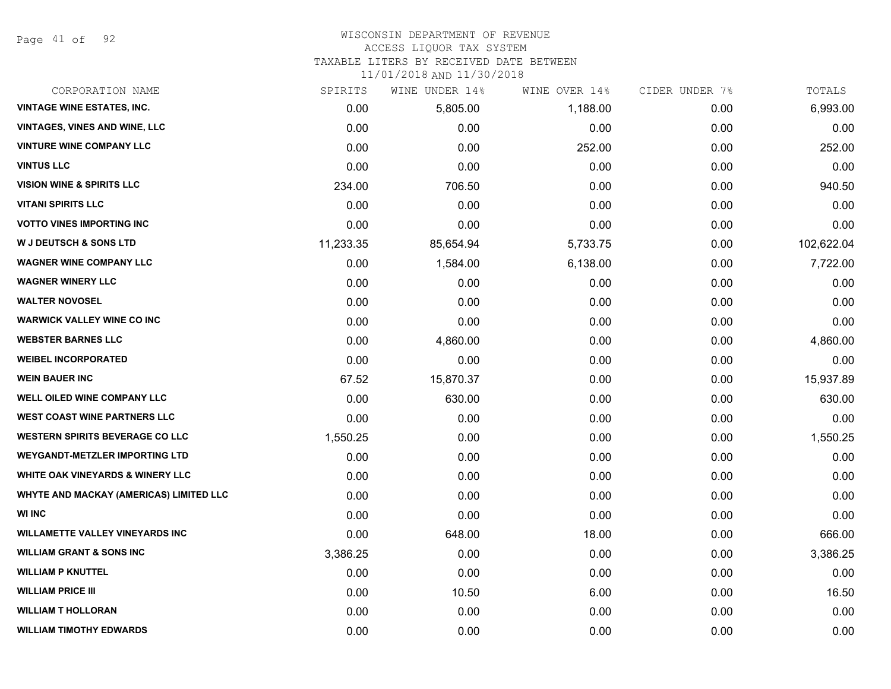WISCONSIN DEPARTMENT OF REVENUE
ACCESS LIQUOR TAX SYSTEM
TAXABLE LITERS BY RECEIVED DATE BETWEEN
11/01/2018 AND 11/30/2018

| CORPORATION NAME | SPIRITS | WINE UNDER 14% | WINE OVER 14% | CIDER UNDER 7% | TOTALS |
|---|---|---|---|---|---|
| VINTAGE WINE ESTATES, INC. | 0.00 | 5,805.00 | 1,188.00 | 0.00 | 6,993.00 |
| VINTAGES, VINES AND WINE, LLC | 0.00 | 0.00 | 0.00 | 0.00 | 0.00 |
| VINTURE WINE COMPANY LLC | 0.00 | 0.00 | 252.00 | 0.00 | 252.00 |
| VINTUS LLC | 0.00 | 0.00 | 0.00 | 0.00 | 0.00 |
| VISION WINE & SPIRITS LLC | 234.00 | 706.50 | 0.00 | 0.00 | 940.50 |
| VITANI SPIRITS LLC | 0.00 | 0.00 | 0.00 | 0.00 | 0.00 |
| VOTTO VINES IMPORTING INC | 0.00 | 0.00 | 0.00 | 0.00 | 0.00 |
| W J DEUTSCH & SONS LTD | 11,233.35 | 85,654.94 | 5,733.75 | 0.00 | 102,622.04 |
| WAGNER WINE COMPANY LLC | 0.00 | 1,584.00 | 6,138.00 | 0.00 | 7,722.00 |
| WAGNER WINERY LLC | 0.00 | 0.00 | 0.00 | 0.00 | 0.00 |
| WALTER NOVOSEL | 0.00 | 0.00 | 0.00 | 0.00 | 0.00 |
| WARWICK VALLEY WINE CO INC | 0.00 | 0.00 | 0.00 | 0.00 | 0.00 |
| WEBSTER BARNES LLC | 0.00 | 4,860.00 | 0.00 | 0.00 | 4,860.00 |
| WEIBEL INCORPORATED | 0.00 | 0.00 | 0.00 | 0.00 | 0.00 |
| WEIN BAUER INC | 67.52 | 15,870.37 | 0.00 | 0.00 | 15,937.89 |
| WELL OILED WINE COMPANY LLC | 0.00 | 630.00 | 0.00 | 0.00 | 630.00 |
| WEST COAST WINE PARTNERS LLC | 0.00 | 0.00 | 0.00 | 0.00 | 0.00 |
| WESTERN SPIRITS BEVERAGE CO LLC | 1,550.25 | 0.00 | 0.00 | 0.00 | 1,550.25 |
| WEYGANDT-METZLER IMPORTING LTD | 0.00 | 0.00 | 0.00 | 0.00 | 0.00 |
| WHITE OAK VINEYARDS & WINERY LLC | 0.00 | 0.00 | 0.00 | 0.00 | 0.00 |
| WHYTE AND MACKAY (AMERICAS) LIMITED LLC | 0.00 | 0.00 | 0.00 | 0.00 | 0.00 |
| WI INC | 0.00 | 0.00 | 0.00 | 0.00 | 0.00 |
| WILLAMETTE VALLEY VINEYARDS INC | 0.00 | 648.00 | 18.00 | 0.00 | 666.00 |
| WILLIAM GRANT & SONS INC | 3,386.25 | 0.00 | 0.00 | 0.00 | 3,386.25 |
| WILLIAM P KNUTTEL | 0.00 | 0.00 | 0.00 | 0.00 | 0.00 |
| WILLIAM PRICE III | 0.00 | 10.50 | 6.00 | 0.00 | 16.50 |
| WILLIAM T HOLLORAN | 0.00 | 0.00 | 0.00 | 0.00 | 0.00 |
| WILLIAM TIMOTHY EDWARDS | 0.00 | 0.00 | 0.00 | 0.00 | 0.00 |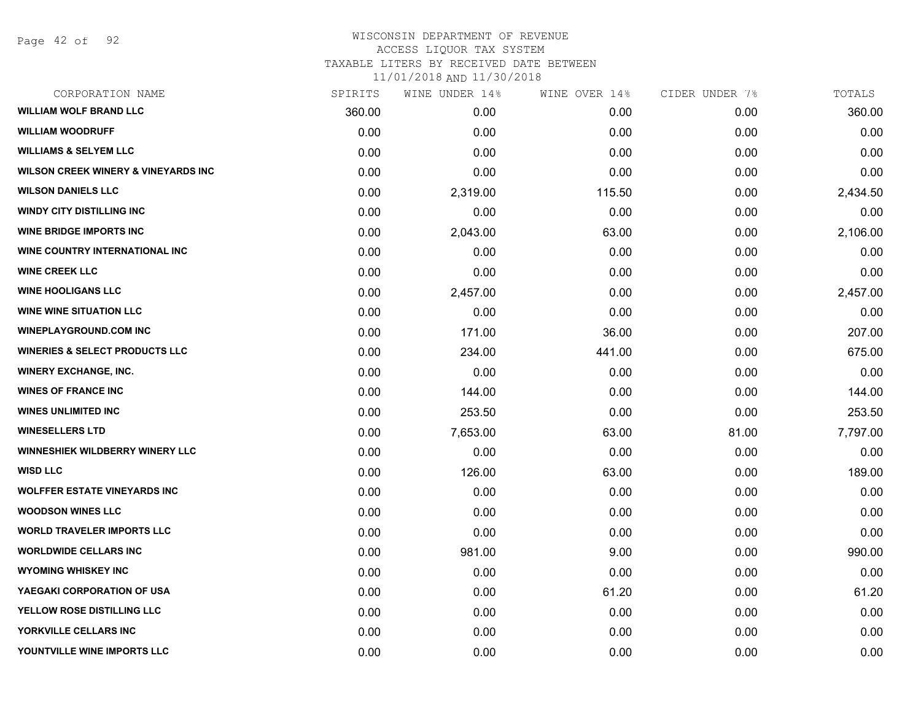WISCONSIN DEPARTMENT OF REVENUE
ACCESS LIQUOR TAX SYSTEM
TAXABLE LITERS BY RECEIVED DATE BETWEEN
11/01/2018 AND 11/30/2018

| CORPORATION NAME | SPIRITS | WINE UNDER 14% | WINE OVER 14% | CIDER UNDER 7% | TOTALS |
|---|---|---|---|---|---|
| WILLIAM WOLF BRAND LLC | 360.00 | 0.00 | 0.00 | 0.00 | 360.00 |
| WILLIAM WOODRUFF | 0.00 | 0.00 | 0.00 | 0.00 | 0.00 |
| WILLIAMS & SELYEM LLC | 0.00 | 0.00 | 0.00 | 0.00 | 0.00 |
| WILSON CREEK WINERY & VINEYARDS INC | 0.00 | 0.00 | 0.00 | 0.00 | 0.00 |
| WILSON DANIELS LLC | 0.00 | 2,319.00 | 115.50 | 0.00 | 2,434.50 |
| WINDY CITY DISTILLING INC | 0.00 | 0.00 | 0.00 | 0.00 | 0.00 |
| WINE BRIDGE IMPORTS INC | 0.00 | 2,043.00 | 63.00 | 0.00 | 2,106.00 |
| WINE COUNTRY INTERNATIONAL INC | 0.00 | 0.00 | 0.00 | 0.00 | 0.00 |
| WINE CREEK LLC | 0.00 | 0.00 | 0.00 | 0.00 | 0.00 |
| WINE HOOLIGANS LLC | 0.00 | 2,457.00 | 0.00 | 0.00 | 2,457.00 |
| WINE WINE SITUATION LLC | 0.00 | 0.00 | 0.00 | 0.00 | 0.00 |
| WINEPLAYGROUND.COM INC | 0.00 | 171.00 | 36.00 | 0.00 | 207.00 |
| WINERIES & SELECT PRODUCTS LLC | 0.00 | 234.00 | 441.00 | 0.00 | 675.00 |
| WINERY EXCHANGE, INC. | 0.00 | 0.00 | 0.00 | 0.00 | 0.00 |
| WINES OF FRANCE INC | 0.00 | 144.00 | 0.00 | 0.00 | 144.00 |
| WINES UNLIMITED INC | 0.00 | 253.50 | 0.00 | 0.00 | 253.50 |
| WINESELLERS LTD | 0.00 | 7,653.00 | 63.00 | 81.00 | 7,797.00 |
| WINNESHIEK WILDBERRY WINERY LLC | 0.00 | 0.00 | 0.00 | 0.00 | 0.00 |
| WISD LLC | 0.00 | 126.00 | 63.00 | 0.00 | 189.00 |
| WOLFFER ESTATE VINEYARDS INC | 0.00 | 0.00 | 0.00 | 0.00 | 0.00 |
| WOODSON WINES LLC | 0.00 | 0.00 | 0.00 | 0.00 | 0.00 |
| WORLD TRAVELER IMPORTS LLC | 0.00 | 0.00 | 0.00 | 0.00 | 0.00 |
| WORLDWIDE CELLARS INC | 0.00 | 981.00 | 9.00 | 0.00 | 990.00 |
| WYOMING WHISKEY INC | 0.00 | 0.00 | 0.00 | 0.00 | 0.00 |
| YAEGAKI CORPORATION OF USA | 0.00 | 0.00 | 61.20 | 0.00 | 61.20 |
| YELLOW ROSE DISTILLING LLC | 0.00 | 0.00 | 0.00 | 0.00 | 0.00 |
| YORKVILLE CELLARS INC | 0.00 | 0.00 | 0.00 | 0.00 | 0.00 |
| YOUNTVILLE WINE IMPORTS LLC | 0.00 | 0.00 | 0.00 | 0.00 | 0.00 |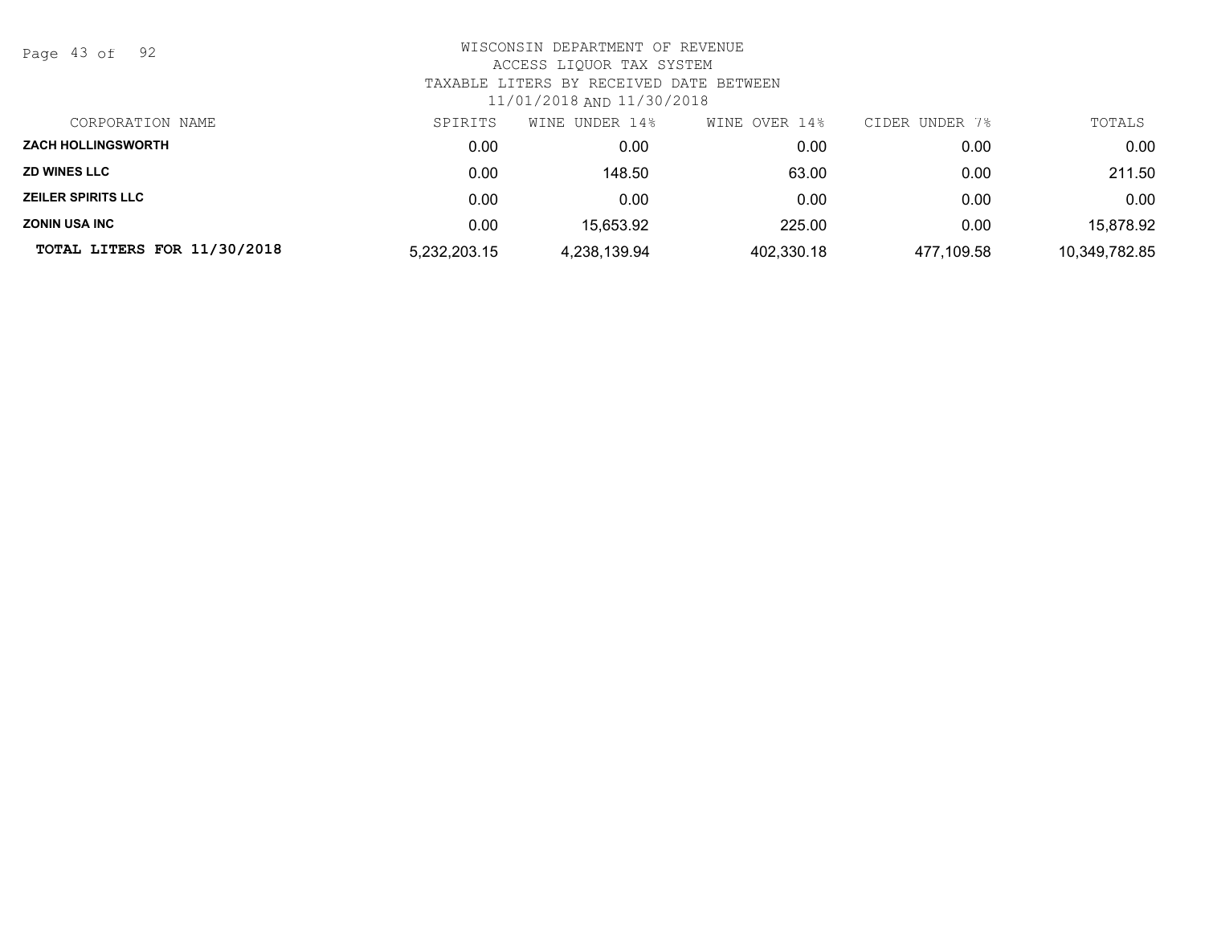WISCONSIN DEPARTMENT OF REVENUE
ACCESS LIQUOR TAX SYSTEM
TAXABLE LITERS BY RECEIVED DATE BETWEEN
11/01/2018 AND 11/30/2018

| CORPORATION NAME | SPIRITS | WINE UNDER 14% | WINE OVER 14% | CIDER UNDER 7% | TOTALS |
|---|---|---|---|---|---|
| **ZACH HOLLINGSWORTH** | 0.00 | 0.00 | 0.00 | 0.00 | 0.00 |
| **ZD WINES LLC** | 0.00 | 148.50 | 63.00 | 0.00 | 211.50 |
| **ZEILER SPIRITS LLC** | 0.00 | 0.00 | 0.00 | 0.00 | 0.00 |
| **ZONIN USA INC** | 0.00 | 15,653.92 | 225.00 | 0.00 | 15,878.92 |
| **TOTAL LITERS FOR 11/30/2018** | 5,232,203.15 | 4,238,139.94 | 402,330.18 | 477,109.58 | 10,349,782.85 |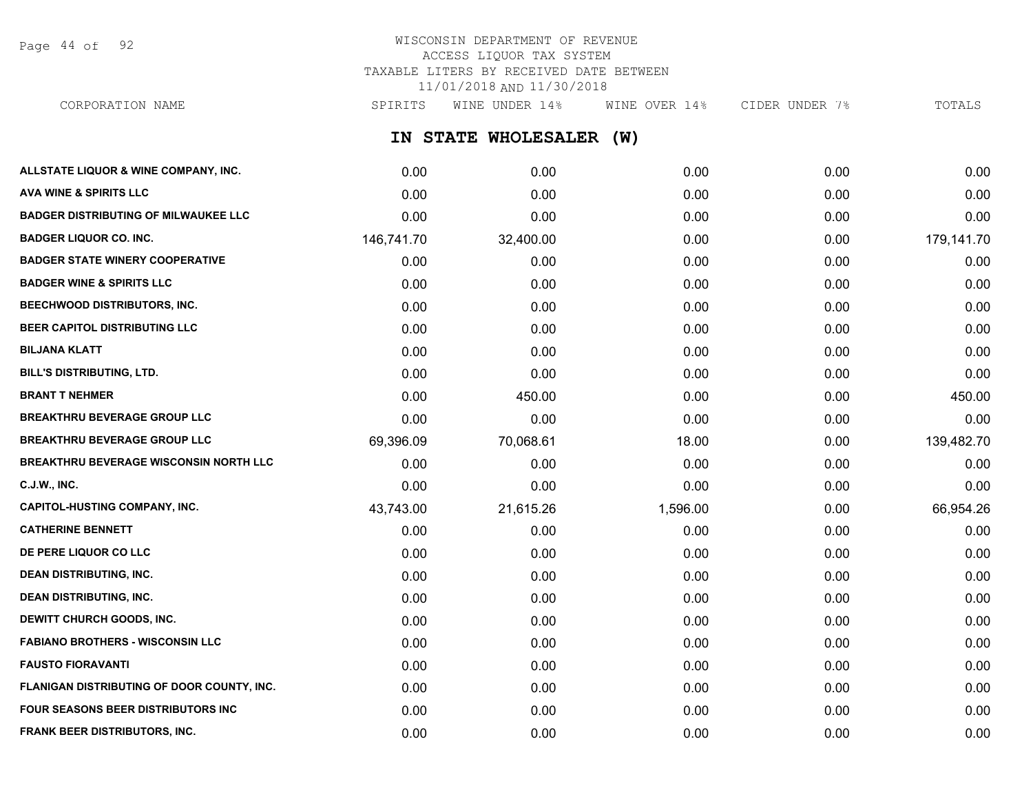WISCONSIN DEPARTMENT OF REVENUE
ACCESS LIQUOR TAX SYSTEM
TAXABLE LITERS BY RECEIVED DATE BETWEEN
11/01/2018 AND 11/30/2018

## IN STATE WHOLESALER (W)

| CORPORATION NAME | SPIRITS | WINE UNDER 14% | WINE OVER 14% | CIDER UNDER 7% | TOTALS |
|---|---|---|---|---|---|
| ALLSTATE LIQUOR & WINE COMPANY, INC. | 0.00 | 0.00 | 0.00 | 0.00 | 0.00 |
| AVA WINE & SPIRITS LLC | 0.00 | 0.00 | 0.00 | 0.00 | 0.00 |
| BADGER DISTRIBUTING OF MILWAUKEE LLC | 0.00 | 0.00 | 0.00 | 0.00 | 0.00 |
| BADGER LIQUOR CO. INC. | 146,741.70 | 32,400.00 | 0.00 | 0.00 | 179,141.70 |
| BADGER STATE WINERY COOPERATIVE | 0.00 | 0.00 | 0.00 | 0.00 | 0.00 |
| BADGER WINE & SPIRITS LLC | 0.00 | 0.00 | 0.00 | 0.00 | 0.00 |
| BEECHWOOD DISTRIBUTORS, INC. | 0.00 | 0.00 | 0.00 | 0.00 | 0.00 |
| BEER CAPITOL DISTRIBUTING LLC | 0.00 | 0.00 | 0.00 | 0.00 | 0.00 |
| BILJANA KLATT | 0.00 | 0.00 | 0.00 | 0.00 | 0.00 |
| BILL'S DISTRIBUTING, LTD. | 0.00 | 0.00 | 0.00 | 0.00 | 0.00 |
| BRANT T NEHMER | 0.00 | 450.00 | 0.00 | 0.00 | 450.00 |
| BREAKTHRU BEVERAGE GROUP LLC | 0.00 | 0.00 | 0.00 | 0.00 | 0.00 |
| BREAKTHRU BEVERAGE GROUP LLC | 69,396.09 | 70,068.61 | 18.00 | 0.00 | 139,482.70 |
| BREAKTHRU BEVERAGE WISCONSIN NORTH LLC | 0.00 | 0.00 | 0.00 | 0.00 | 0.00 |
| C.J.W., INC. | 0.00 | 0.00 | 0.00 | 0.00 | 0.00 |
| CAPITOL-HUSTING COMPANY, INC. | 43,743.00 | 21,615.26 | 1,596.00 | 0.00 | 66,954.26 |
| CATHERINE BENNETT | 0.00 | 0.00 | 0.00 | 0.00 | 0.00 |
| DE PERE LIQUOR CO LLC | 0.00 | 0.00 | 0.00 | 0.00 | 0.00 |
| DEAN DISTRIBUTING, INC. | 0.00 | 0.00 | 0.00 | 0.00 | 0.00 |
| DEAN DISTRIBUTING, INC. | 0.00 | 0.00 | 0.00 | 0.00 | 0.00 |
| DEWITT CHURCH GOODS, INC. | 0.00 | 0.00 | 0.00 | 0.00 | 0.00 |
| FABIANO BROTHERS - WISCONSIN LLC | 0.00 | 0.00 | 0.00 | 0.00 | 0.00 |
| FAUSTO FIORAVANTI | 0.00 | 0.00 | 0.00 | 0.00 | 0.00 |
| FLANIGAN DISTRIBUTING OF DOOR COUNTY, INC. | 0.00 | 0.00 | 0.00 | 0.00 | 0.00 |
| FOUR SEASONS BEER DISTRIBUTORS INC | 0.00 | 0.00 | 0.00 | 0.00 | 0.00 |
| FRANK BEER DISTRIBUTORS, INC. | 0.00 | 0.00 | 0.00 | 0.00 | 0.00 |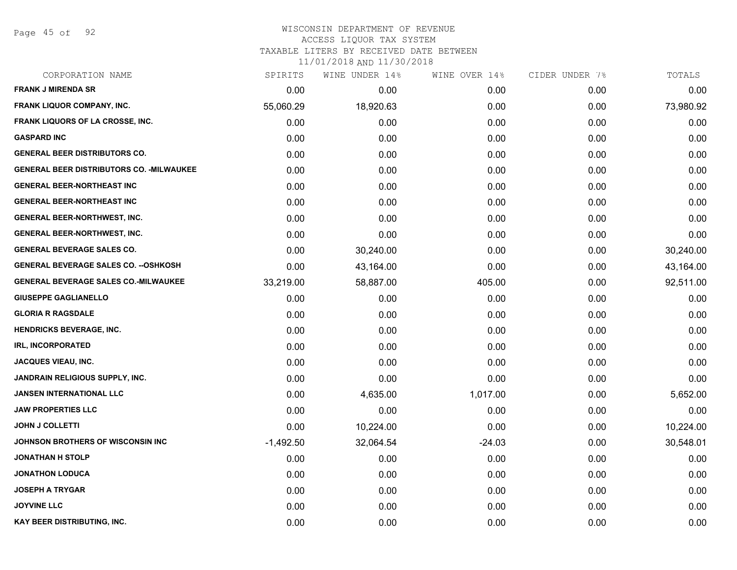# WISCONSIN DEPARTMENT OF REVENUE
## ACCESS LIQUOR TAX SYSTEM
### TAXABLE LITERS BY RECEIVED DATE BETWEEN 11/01/2018 AND 11/30/2018

| CORPORATION NAME | SPIRITS | WINE UNDER 14% | WINE OVER 14% | CIDER UNDER 7% | TOTALS |
|---|---|---|---|---|---|
| FRANK J MIRENDA SR | 0.00 | 0.00 | 0.00 | 0.00 | 0.00 |
| FRANK LIQUOR COMPANY, INC. | 55,060.29 | 18,920.63 | 0.00 | 0.00 | 73,980.92 |
| FRANK LIQUORS OF LA CROSSE, INC. | 0.00 | 0.00 | 0.00 | 0.00 | 0.00 |
| GASPARD INC | 0.00 | 0.00 | 0.00 | 0.00 | 0.00 |
| GENERAL BEER DISTRIBUTORS CO. | 0.00 | 0.00 | 0.00 | 0.00 | 0.00 |
| GENERAL BEER DISTRIBUTORS CO. -MILWAUKEE | 0.00 | 0.00 | 0.00 | 0.00 | 0.00 |
| GENERAL BEER-NORTHEAST INC | 0.00 | 0.00 | 0.00 | 0.00 | 0.00 |
| GENERAL BEER-NORTHEAST INC | 0.00 | 0.00 | 0.00 | 0.00 | 0.00 |
| GENERAL BEER-NORTHWEST, INC. | 0.00 | 0.00 | 0.00 | 0.00 | 0.00 |
| GENERAL BEER-NORTHWEST, INC. | 0.00 | 0.00 | 0.00 | 0.00 | 0.00 |
| GENERAL BEVERAGE SALES CO. | 0.00 | 30,240.00 | 0.00 | 0.00 | 30,240.00 |
| GENERAL BEVERAGE SALES CO. --OSHKOSH | 0.00 | 43,164.00 | 0.00 | 0.00 | 43,164.00 |
| GENERAL BEVERAGE SALES CO.-MILWAUKEE | 33,219.00 | 58,887.00 | 405.00 | 0.00 | 92,511.00 |
| GIUSEPPE GAGLIANELLO | 0.00 | 0.00 | 0.00 | 0.00 | 0.00 |
| GLORIA R RAGSDALE | 0.00 | 0.00 | 0.00 | 0.00 | 0.00 |
| HENDRICKS BEVERAGE, INC. | 0.00 | 0.00 | 0.00 | 0.00 | 0.00 |
| IRL, INCORPORATED | 0.00 | 0.00 | 0.00 | 0.00 | 0.00 |
| JACQUES VIEAU, INC. | 0.00 | 0.00 | 0.00 | 0.00 | 0.00 |
| JANDRAIN RELIGIOUS SUPPLY, INC. | 0.00 | 0.00 | 0.00 | 0.00 | 0.00 |
| JANSEN INTERNATIONAL LLC | 0.00 | 4,635.00 | 1,017.00 | 0.00 | 5,652.00 |
| JAW PROPERTIES LLC | 0.00 | 0.00 | 0.00 | 0.00 | 0.00 |
| JOHN J COLLETTI | 0.00 | 10,224.00 | 0.00 | 0.00 | 10,224.00 |
| JOHNSON BROTHERS OF WISCONSIN INC | -1,492.50 | 32,064.54 | -24.03 | 0.00 | 30,548.01 |
| JONATHAN H STOLP | 0.00 | 0.00 | 0.00 | 0.00 | 0.00 |
| JONATHON LODUCA | 0.00 | 0.00 | 0.00 | 0.00 | 0.00 |
| JOSEPH A TRYGAR | 0.00 | 0.00 | 0.00 | 0.00 | 0.00 |
| JOYVINE LLC | 0.00 | 0.00 | 0.00 | 0.00 | 0.00 |
| KAY BEER DISTRIBUTING, INC. | 0.00 | 0.00 | 0.00 | 0.00 | 0.00 |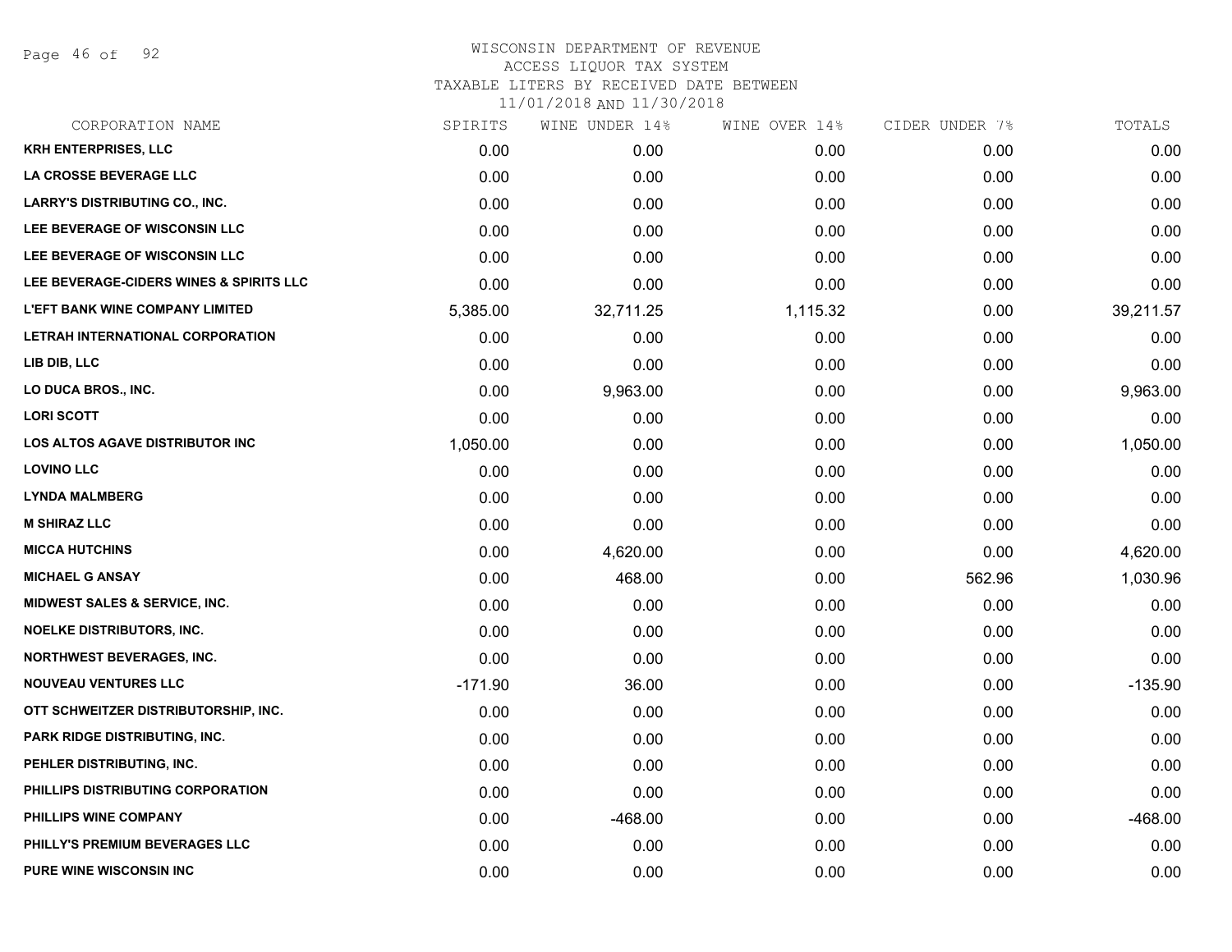# WISCONSIN DEPARTMENT OF REVENUE
## ACCESS LIQUOR TAX SYSTEM
### TAXABLE LITERS BY RECEIVED DATE BETWEEN 11/01/2018 AND 11/30/2018

| CORPORATION NAME | SPIRITS | WINE UNDER 14% | WINE OVER 14% | CIDER UNDER 7% | TOTALS |
|---|---|---|---|---|---|
| KRH ENTERPRISES, LLC | 0.00 | 0.00 | 0.00 | 0.00 | 0.00 |
| LA CROSSE BEVERAGE LLC | 0.00 | 0.00 | 0.00 | 0.00 | 0.00 |
| LARRY'S DISTRIBUTING CO., INC. | 0.00 | 0.00 | 0.00 | 0.00 | 0.00 |
| LEE BEVERAGE OF WISCONSIN LLC | 0.00 | 0.00 | 0.00 | 0.00 | 0.00 |
| LEE BEVERAGE OF WISCONSIN LLC | 0.00 | 0.00 | 0.00 | 0.00 | 0.00 |
| LEE BEVERAGE-CIDERS WINES & SPIRITS LLC | 0.00 | 0.00 | 0.00 | 0.00 | 0.00 |
| L'EFT BANK WINE COMPANY LIMITED | 5,385.00 | 32,711.25 | 1,115.32 | 0.00 | 39,211.57 |
| LETRAH INTERNATIONAL CORPORATION | 0.00 | 0.00 | 0.00 | 0.00 | 0.00 |
| LIB DIB, LLC | 0.00 | 0.00 | 0.00 | 0.00 | 0.00 |
| LO DUCA BROS., INC. | 0.00 | 9,963.00 | 0.00 | 0.00 | 9,963.00 |
| LORI SCOTT | 0.00 | 0.00 | 0.00 | 0.00 | 0.00 |
| LOS ALTOS AGAVE DISTRIBUTOR INC | 1,050.00 | 0.00 | 0.00 | 0.00 | 1,050.00 |
| LOVINO LLC | 0.00 | 0.00 | 0.00 | 0.00 | 0.00 |
| LYNDA MALMBERG | 0.00 | 0.00 | 0.00 | 0.00 | 0.00 |
| M SHIRAZ LLC | 0.00 | 0.00 | 0.00 | 0.00 | 0.00 |
| MICCA HUTCHINS | 0.00 | 4,620.00 | 0.00 | 0.00 | 4,620.00 |
| MICHAEL G ANSAY | 0.00 | 468.00 | 0.00 | 562.96 | 1,030.96 |
| MIDWEST SALES & SERVICE, INC. | 0.00 | 0.00 | 0.00 | 0.00 | 0.00 |
| NOELKE DISTRIBUTORS, INC. | 0.00 | 0.00 | 0.00 | 0.00 | 0.00 |
| NORTHWEST BEVERAGES, INC. | 0.00 | 0.00 | 0.00 | 0.00 | 0.00 |
| NOUVEAU VENTURES LLC | -171.90 | 36.00 | 0.00 | 0.00 | -135.90 |
| OTT SCHWEITZER DISTRIBUTORSHIP, INC. | 0.00 | 0.00 | 0.00 | 0.00 | 0.00 |
| PARK RIDGE DISTRIBUTING, INC. | 0.00 | 0.00 | 0.00 | 0.00 | 0.00 |
| PEHLER DISTRIBUTING, INC. | 0.00 | 0.00 | 0.00 | 0.00 | 0.00 |
| PHILLIPS DISTRIBUTING CORPORATION | 0.00 | 0.00 | 0.00 | 0.00 | 0.00 |
| PHILLIPS WINE COMPANY | 0.00 | -468.00 | 0.00 | 0.00 | -468.00 |
| PHILLY'S PREMIUM BEVERAGES LLC | 0.00 | 0.00 | 0.00 | 0.00 | 0.00 |
| PURE WINE WISCONSIN INC | 0.00 | 0.00 | 0.00 | 0.00 | 0.00 |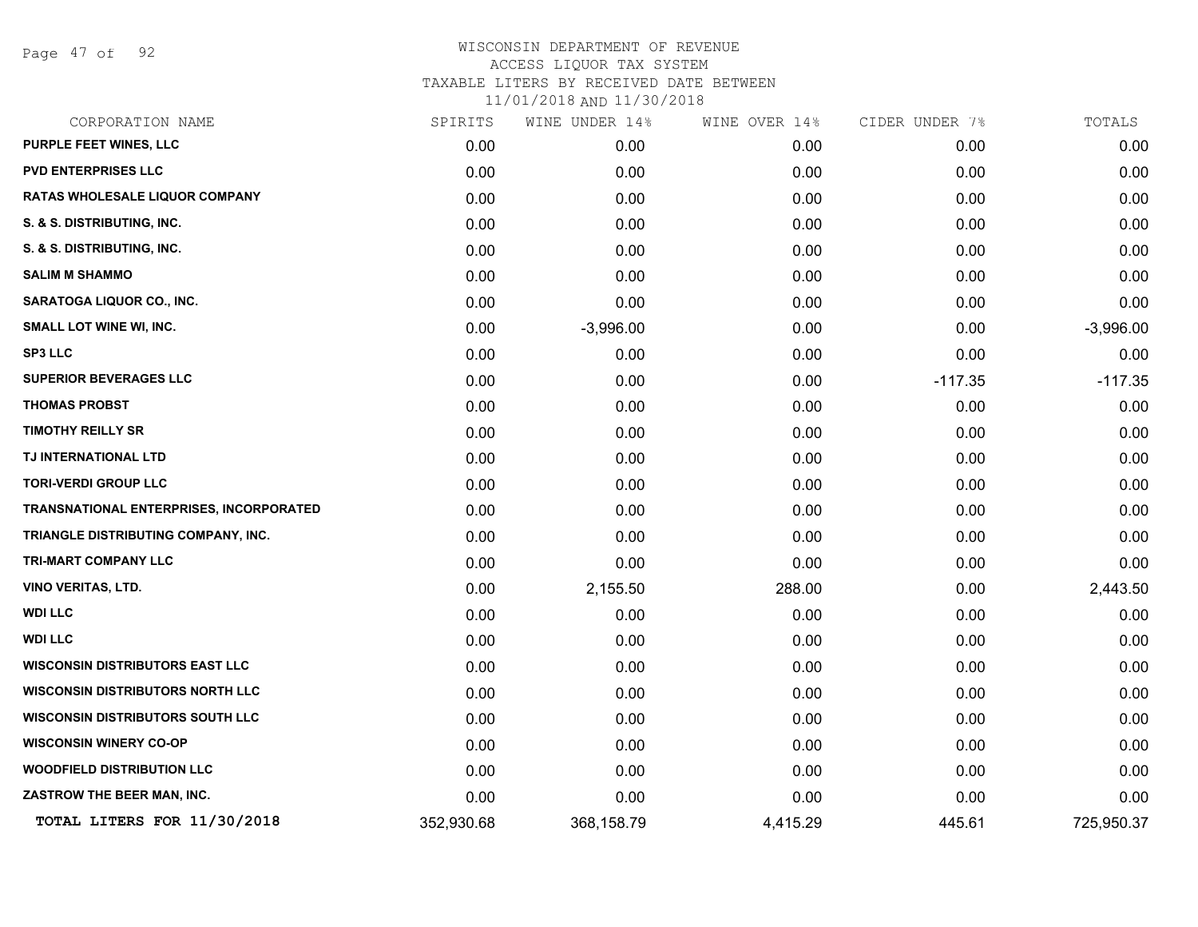WISCONSIN DEPARTMENT OF REVENUE
ACCESS LIQUOR TAX SYSTEM
TAXABLE LITERS BY RECEIVED DATE BETWEEN
11/01/2018 AND 11/30/2018

| CORPORATION NAME | SPIRITS | WINE UNDER 14% | WINE OVER 14% | CIDER UNDER 7% | TOTALS |
|---|---|---|---|---|---|
| PURPLE FEET WINES, LLC | 0.00 | 0.00 | 0.00 | 0.00 | 0.00 |
| PVD ENTERPRISES LLC | 0.00 | 0.00 | 0.00 | 0.00 | 0.00 |
| RATAS WHOLESALE LIQUOR COMPANY | 0.00 | 0.00 | 0.00 | 0.00 | 0.00 |
| S. & S. DISTRIBUTING, INC. | 0.00 | 0.00 | 0.00 | 0.00 | 0.00 |
| S. & S. DISTRIBUTING, INC. | 0.00 | 0.00 | 0.00 | 0.00 | 0.00 |
| SALIM M SHAMMO | 0.00 | 0.00 | 0.00 | 0.00 | 0.00 |
| SARATOGA LIQUOR CO., INC. | 0.00 | 0.00 | 0.00 | 0.00 | 0.00 |
| SMALL LOT WINE WI, INC. | 0.00 | -3,996.00 | 0.00 | 0.00 | -3,996.00 |
| SP3 LLC | 0.00 | 0.00 | 0.00 | 0.00 | 0.00 |
| SUPERIOR BEVERAGES LLC | 0.00 | 0.00 | 0.00 | -117.35 | -117.35 |
| THOMAS PROBST | 0.00 | 0.00 | 0.00 | 0.00 | 0.00 |
| TIMOTHY REILLY SR | 0.00 | 0.00 | 0.00 | 0.00 | 0.00 |
| TJ INTERNATIONAL LTD | 0.00 | 0.00 | 0.00 | 0.00 | 0.00 |
| TORI-VERDI GROUP LLC | 0.00 | 0.00 | 0.00 | 0.00 | 0.00 |
| TRANSNATIONAL ENTERPRISES, INCORPORATED | 0.00 | 0.00 | 0.00 | 0.00 | 0.00 |
| TRIANGLE DISTRIBUTING COMPANY, INC. | 0.00 | 0.00 | 0.00 | 0.00 | 0.00 |
| TRI-MART COMPANY LLC | 0.00 | 0.00 | 0.00 | 0.00 | 0.00 |
| VINO VERITAS, LTD. | 0.00 | 2,155.50 | 288.00 | 0.00 | 2,443.50 |
| WDI LLC | 0.00 | 0.00 | 0.00 | 0.00 | 0.00 |
| WDI LLC | 0.00 | 0.00 | 0.00 | 0.00 | 0.00 |
| WISCONSIN DISTRIBUTORS EAST LLC | 0.00 | 0.00 | 0.00 | 0.00 | 0.00 |
| WISCONSIN DISTRIBUTORS NORTH LLC | 0.00 | 0.00 | 0.00 | 0.00 | 0.00 |
| WISCONSIN DISTRIBUTORS SOUTH LLC | 0.00 | 0.00 | 0.00 | 0.00 | 0.00 |
| WISCONSIN WINERY CO-OP | 0.00 | 0.00 | 0.00 | 0.00 | 0.00 |
| WOODFIELD DISTRIBUTION LLC | 0.00 | 0.00 | 0.00 | 0.00 | 0.00 |
| ZASTROW THE BEER MAN, INC. | 0.00 | 0.00 | 0.00 | 0.00 | 0.00 |
| **TOTAL LITERS FOR 11/30/2018** | 352,930.68 | 368,158.79 | 4,415.29 | 445.61 | 725,950.37 |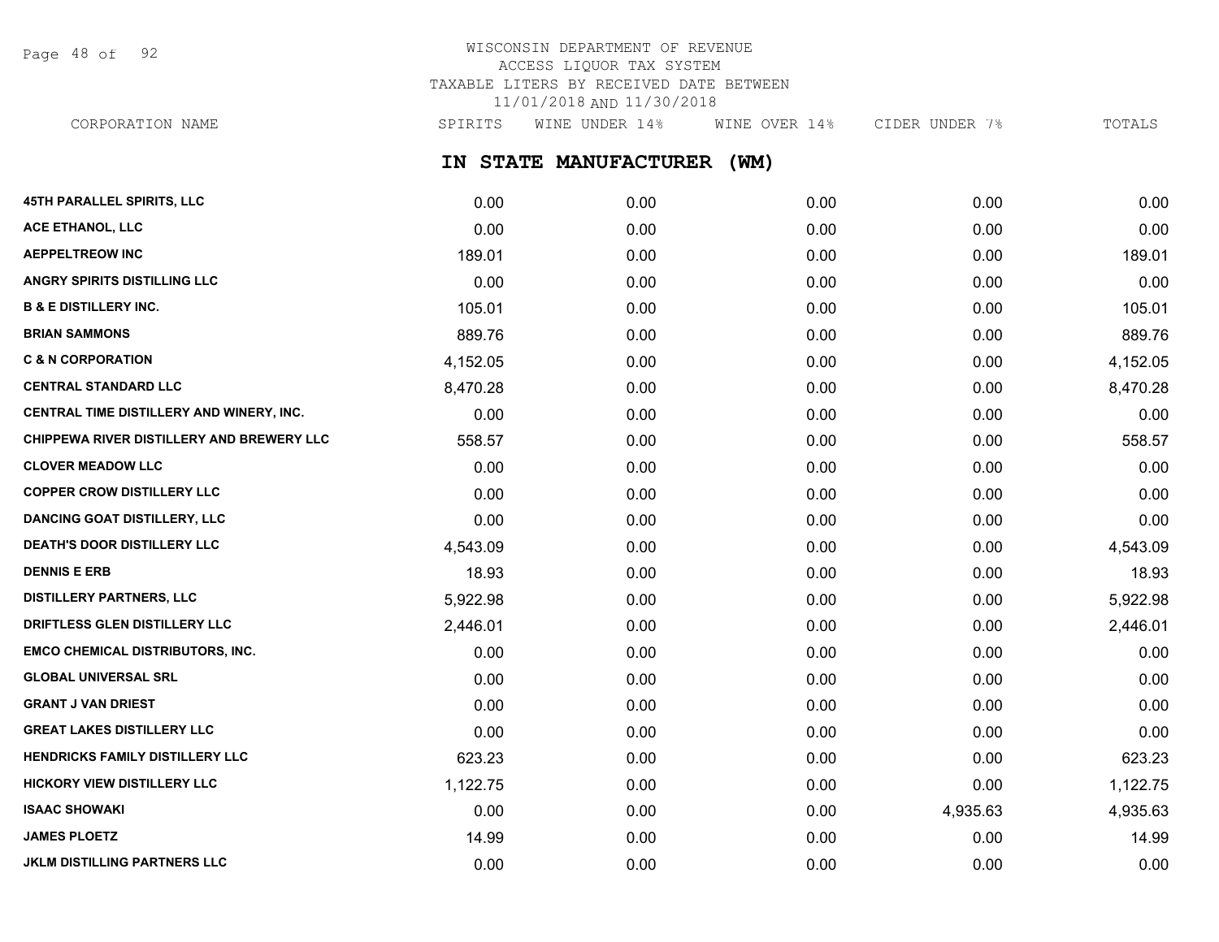WISCONSIN DEPARTMENT OF REVENUE
ACCESS LIQUOR TAX SYSTEM
TAXABLE LITERS BY RECEIVED DATE BETWEEN
11/01/2018 AND 11/30/2018

## IN STATE MANUFACTURER (WM)

| CORPORATION NAME | SPIRITS | WINE UNDER 14% | WINE OVER 14% | CIDER UNDER 7% | TOTALS |
|---|---|---|---|---|---|
| 45TH PARALLEL SPIRITS, LLC | 0.00 | 0.00 | 0.00 | 0.00 | 0.00 |
| ACE ETHANOL, LLC | 0.00 | 0.00 | 0.00 | 0.00 | 0.00 |
| AEPPELTREOW INC | 189.01 | 0.00 | 0.00 | 0.00 | 189.01 |
| ANGRY SPIRITS DISTILLING LLC | 0.00 | 0.00 | 0.00 | 0.00 | 0.00 |
| B & E DISTILLERY INC. | 105.01 | 0.00 | 0.00 | 0.00 | 105.01 |
| BRIAN SAMMONS | 889.76 | 0.00 | 0.00 | 0.00 | 889.76 |
| C & N CORPORATION | 4,152.05 | 0.00 | 0.00 | 0.00 | 4,152.05 |
| CENTRAL STANDARD LLC | 8,470.28 | 0.00 | 0.00 | 0.00 | 8,470.28 |
| CENTRAL TIME DISTILLERY AND WINERY, INC. | 0.00 | 0.00 | 0.00 | 0.00 | 0.00 |
| CHIPPEWA RIVER DISTILLERY AND BREWERY LLC | 558.57 | 0.00 | 0.00 | 0.00 | 558.57 |
| CLOVER MEADOW LLC | 0.00 | 0.00 | 0.00 | 0.00 | 0.00 |
| COPPER CROW DISTILLERY LLC | 0.00 | 0.00 | 0.00 | 0.00 | 0.00 |
| DANCING GOAT DISTILLERY, LLC | 0.00 | 0.00 | 0.00 | 0.00 | 0.00 |
| DEATH'S DOOR DISTILLERY LLC | 4,543.09 | 0.00 | 0.00 | 0.00 | 4,543.09 |
| DENNIS E ERB | 18.93 | 0.00 | 0.00 | 0.00 | 18.93 |
| DISTILLERY PARTNERS, LLC | 5,922.98 | 0.00 | 0.00 | 0.00 | 5,922.98 |
| DRIFTLESS GLEN DISTILLERY LLC | 2,446.01 | 0.00 | 0.00 | 0.00 | 2,446.01 |
| EMCO CHEMICAL DISTRIBUTORS, INC. | 0.00 | 0.00 | 0.00 | 0.00 | 0.00 |
| GLOBAL UNIVERSAL SRL | 0.00 | 0.00 | 0.00 | 0.00 | 0.00 |
| GRANT J VAN DRIEST | 0.00 | 0.00 | 0.00 | 0.00 | 0.00 |
| GREAT LAKES DISTILLERY LLC | 0.00 | 0.00 | 0.00 | 0.00 | 0.00 |
| HENDRICKS FAMILY DISTILLERY LLC | 623.23 | 0.00 | 0.00 | 0.00 | 623.23 |
| HICKORY VIEW DISTILLERY LLC | 1,122.75 | 0.00 | 0.00 | 0.00 | 1,122.75 |
| ISAAC SHOWAKI | 0.00 | 0.00 | 0.00 | 4,935.63 | 4,935.63 |
| JAMES PLOETZ | 14.99 | 0.00 | 0.00 | 0.00 | 14.99 |
| JKLM DISTILLING PARTNERS LLC | 0.00 | 0.00 | 0.00 | 0.00 | 0.00 |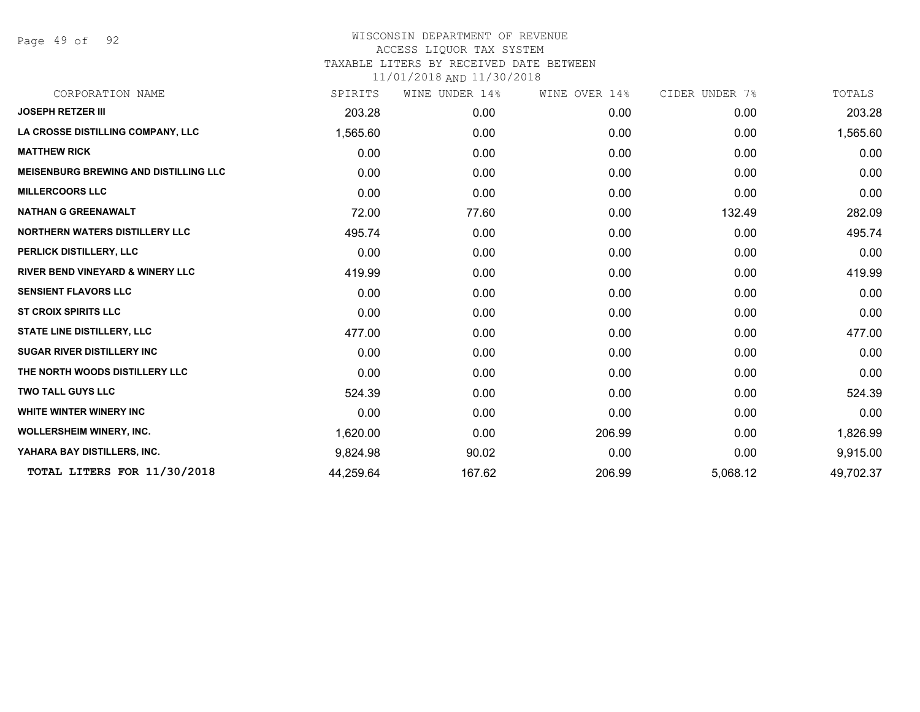# WISCONSIN DEPARTMENT OF REVENUE
## ACCESS LIQUOR TAX SYSTEM
### TAXABLE LITERS BY RECEIVED DATE BETWEEN 11/01/2018 AND 11/30/2018

| CORPORATION NAME | SPIRITS | WINE UNDER 14% | WINE OVER 14% | CIDER UNDER 7% | TOTALS |
|---|---|---|---|---|---|
| **JOSEPH RETZER III** | 203.28 | 0.00 | 0.00 | 0.00 | 203.28 |
| **LA CROSSE DISTILLING COMPANY, LLC** | 1,565.60 | 0.00 | 0.00 | 0.00 | 1,565.60 |
| **MATTHEW RICK** | 0.00 | 0.00 | 0.00 | 0.00 | 0.00 |
| **MEISENBURG BREWING AND DISTILLING LLC** | 0.00 | 0.00 | 0.00 | 0.00 | 0.00 |
| **MILLERCOORS LLC** | 0.00 | 0.00 | 0.00 | 0.00 | 0.00 |
| **NATHAN G GREENAWALT** | 72.00 | 77.60 | 0.00 | 132.49 | 282.09 |
| **NORTHERN WATERS DISTILLERY LLC** | 495.74 | 0.00 | 0.00 | 0.00 | 495.74 |
| **PERLICK DISTILLERY, LLC** | 0.00 | 0.00 | 0.00 | 0.00 | 0.00 |
| **RIVER BEND VINEYARD & WINERY LLC** | 419.99 | 0.00 | 0.00 | 0.00 | 419.99 |
| **SENSIENT FLAVORS LLC** | 0.00 | 0.00 | 0.00 | 0.00 | 0.00 |
| **ST CROIX SPIRITS LLC** | 0.00 | 0.00 | 0.00 | 0.00 | 0.00 |
| **STATE LINE DISTILLERY, LLC** | 477.00 | 0.00 | 0.00 | 0.00 | 477.00 |
| **SUGAR RIVER DISTILLERY INC** | 0.00 | 0.00 | 0.00 | 0.00 | 0.00 |
| **THE NORTH WOODS DISTILLERY LLC** | 0.00 | 0.00 | 0.00 | 0.00 | 0.00 |
| **TWO TALL GUYS LLC** | 524.39 | 0.00 | 0.00 | 0.00 | 524.39 |
| **WHITE WINTER WINERY INC** | 0.00 | 0.00 | 0.00 | 0.00 | 0.00 |
| **WOLLERSHEIM WINERY, INC.** | 1,620.00 | 0.00 | 206.99 | 0.00 | 1,826.99 |
| **YAHARA BAY DISTILLERS, INC.** | 9,824.98 | 90.02 | 0.00 | 0.00 | 9,915.00 |
| **TOTAL LITERS FOR 11/30/2018** | 44,259.64 | 167.62 | 206.99 | 5,068.12 | 49,702.37 |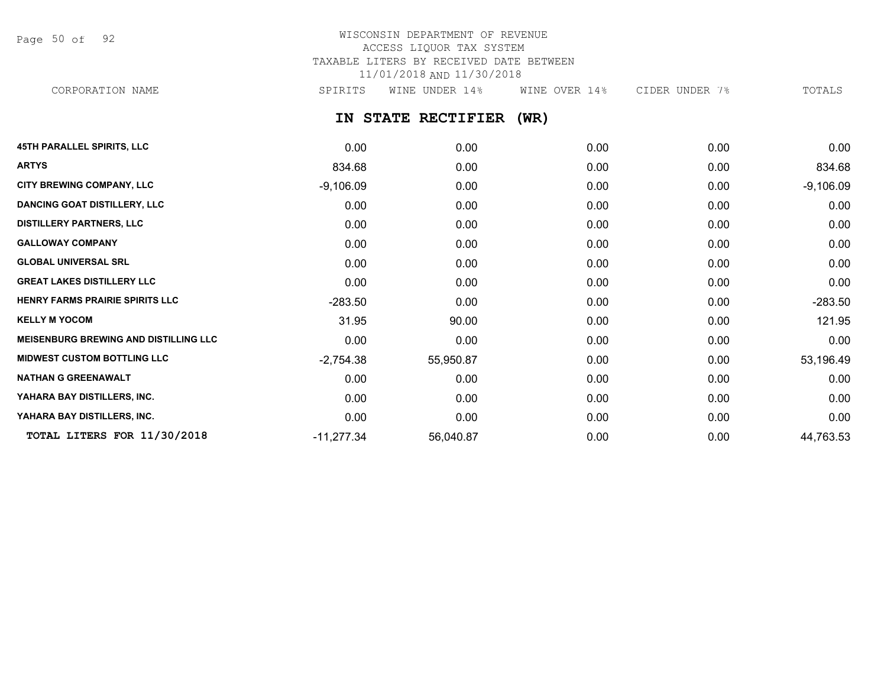# WISCONSIN DEPARTMENT OF REVENUE
## ACCESS LIQUOR TAX SYSTEM
## TAXABLE LITERS BY RECEIVED DATE BETWEEN 11/01/2018 AND 11/30/2018

### IN STATE RECTIFIER (WR)

| CORPORATION NAME | SPIRITS | WINE UNDER 14% | WINE OVER 14% | CIDER UNDER 7% | TOTALS |
|---|---|---|---|---|---|
| 45TH PARALLEL SPIRITS, LLC | 0.00 | 0.00 | 0.00 | 0.00 | 0.00 |
| ARTYS | 834.68 | 0.00 | 0.00 | 0.00 | 834.68 |
| CITY BREWING COMPANY, LLC | -9,106.09 | 0.00 | 0.00 | 0.00 | -9,106.09 |
| DANCING GOAT DISTILLERY, LLC | 0.00 | 0.00 | 0.00 | 0.00 | 0.00 |
| DISTILLERY PARTNERS, LLC | 0.00 | 0.00 | 0.00 | 0.00 | 0.00 |
| GALLOWAY COMPANY | 0.00 | 0.00 | 0.00 | 0.00 | 0.00 |
| GLOBAL UNIVERSAL SRL | 0.00 | 0.00 | 0.00 | 0.00 | 0.00 |
| GREAT LAKES DISTILLERY LLC | 0.00 | 0.00 | 0.00 | 0.00 | 0.00 |
| HENRY FARMS PRAIRIE SPIRITS LLC | -283.50 | 0.00 | 0.00 | 0.00 | -283.50 |
| KELLY M YOCOM | 31.95 | 90.00 | 0.00 | 0.00 | 121.95 |
| MEISENBURG BREWING AND DISTILLING LLC | 0.00 | 0.00 | 0.00 | 0.00 | 0.00 |
| MIDWEST CUSTOM BOTTLING LLC | -2,754.38 | 55,950.87 | 0.00 | 0.00 | 53,196.49 |
| NATHAN G GREENAWALT | 0.00 | 0.00 | 0.00 | 0.00 | 0.00 |
| YAHARA BAY DISTILLERS, INC. | 0.00 | 0.00 | 0.00 | 0.00 | 0.00 |
| YAHARA BAY DISTILLERS, INC. | 0.00 | 0.00 | 0.00 | 0.00 | 0.00 |
| **TOTAL LITERS FOR 11/30/2018** | -11,277.34 | 56,040.87 | 0.00 | 0.00 | 44,763.53 |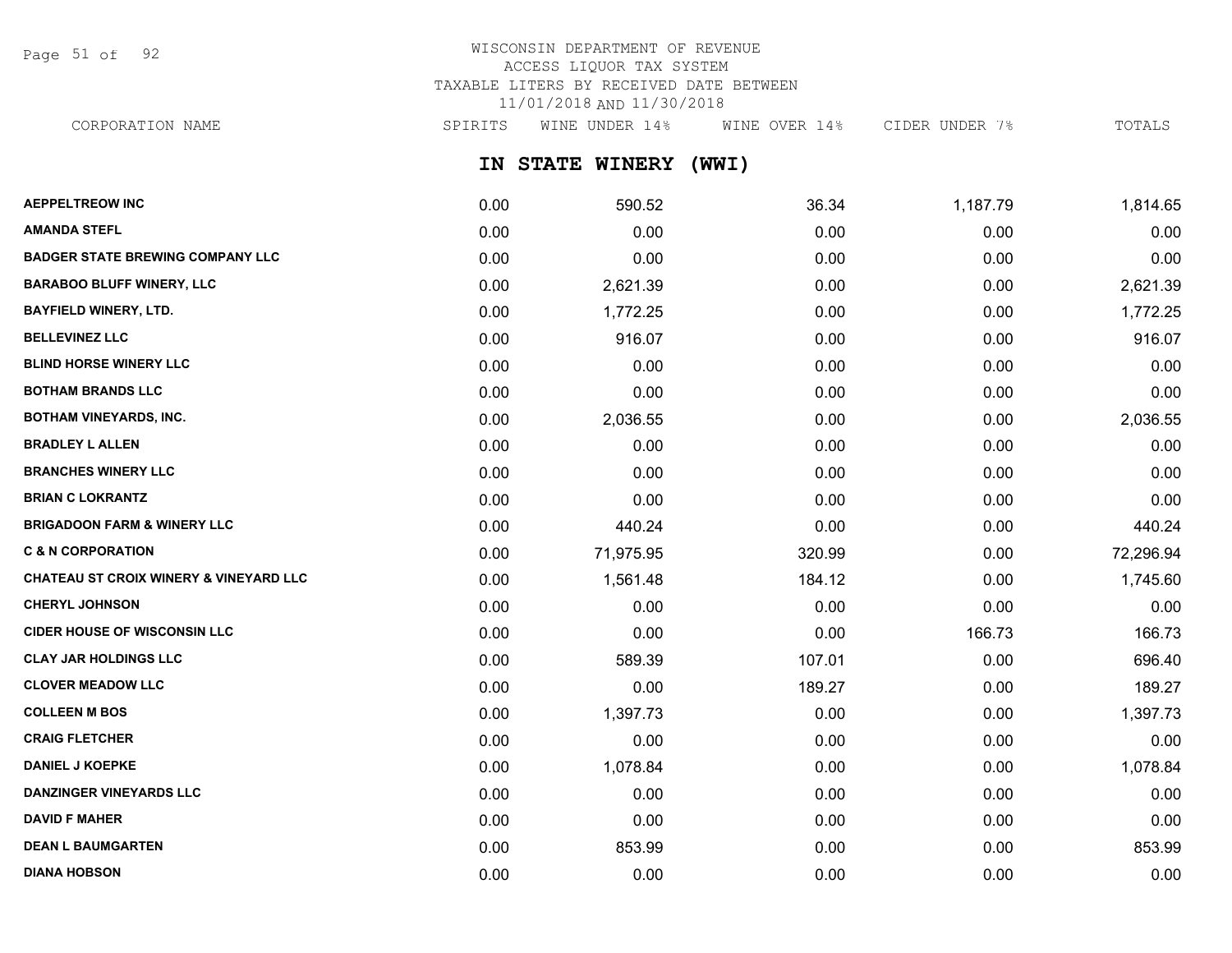# WISCONSIN DEPARTMENT OF REVENUE
## ACCESS LIQUOR TAX SYSTEM
### TAXABLE LITERS BY RECEIVED DATE BETWEEN 11/01/2018 AND 11/30/2018

## IN STATE WINERY (WWI)

| CORPORATION NAME | SPIRITS | WINE UNDER 14% | WINE OVER 14% | CIDER UNDER 7% | TOTALS |
|---|---|---|---|---|---|
| AEPPELTREOW INC | 0.00 | 590.52 | 36.34 | 1,187.79 | 1,814.65 |
| AMANDA STEFL | 0.00 | 0.00 | 0.00 | 0.00 | 0.00 |
| BADGER STATE BREWING COMPANY LLC | 0.00 | 0.00 | 0.00 | 0.00 | 0.00 |
| BARABOO BLUFF WINERY, LLC | 0.00 | 2,621.39 | 0.00 | 0.00 | 2,621.39 |
| BAYFIELD WINERY, LTD. | 0.00 | 1,772.25 | 0.00 | 0.00 | 1,772.25 |
| BELLEVINEZ LLC | 0.00 | 916.07 | 0.00 | 0.00 | 916.07 |
| BLIND HORSE WINERY LLC | 0.00 | 0.00 | 0.00 | 0.00 | 0.00 |
| BOTHAM BRANDS LLC | 0.00 | 0.00 | 0.00 | 0.00 | 0.00 |
| BOTHAM VINEYARDS, INC. | 0.00 | 2,036.55 | 0.00 | 0.00 | 2,036.55 |
| BRADLEY L ALLEN | 0.00 | 0.00 | 0.00 | 0.00 | 0.00 |
| BRANCHES WINERY LLC | 0.00 | 0.00 | 0.00 | 0.00 | 0.00 |
| BRIAN C LOKRANTZ | 0.00 | 0.00 | 0.00 | 0.00 | 0.00 |
| BRIGADOON FARM & WINERY LLC | 0.00 | 440.24 | 0.00 | 0.00 | 440.24 |
| C & N CORPORATION | 0.00 | 71,975.95 | 320.99 | 0.00 | 72,296.94 |
| CHATEAU ST CROIX WINERY & VINEYARD LLC | 0.00 | 1,561.48 | 184.12 | 0.00 | 1,745.60 |
| CHERYL JOHNSON | 0.00 | 0.00 | 0.00 | 0.00 | 0.00 |
| CIDER HOUSE OF WISCONSIN LLC | 0.00 | 0.00 | 0.00 | 166.73 | 166.73 |
| CLAY JAR HOLDINGS LLC | 0.00 | 589.39 | 107.01 | 0.00 | 696.40 |
| CLOVER MEADOW LLC | 0.00 | 0.00 | 189.27 | 0.00 | 189.27 |
| COLLEEN M BOS | 0.00 | 1,397.73 | 0.00 | 0.00 | 1,397.73 |
| CRAIG FLETCHER | 0.00 | 0.00 | 0.00 | 0.00 | 0.00 |
| DANIEL J KOEPKE | 0.00 | 1,078.84 | 0.00 | 0.00 | 1,078.84 |
| DANZINGER VINEYARDS LLC | 0.00 | 0.00 | 0.00 | 0.00 | 0.00 |
| DAVID F MAHER | 0.00 | 0.00 | 0.00 | 0.00 | 0.00 |
| DEAN L BAUMGARTEN | 0.00 | 853.99 | 0.00 | 0.00 | 853.99 |
| DIANA HOBSON | 0.00 | 0.00 | 0.00 | 0.00 | 0.00 |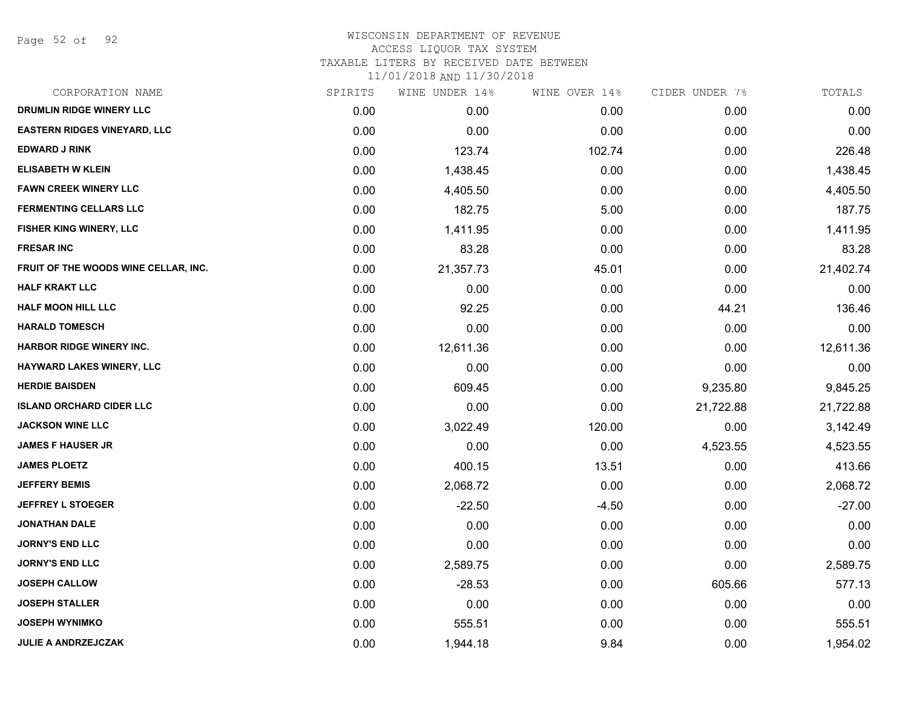# WISCONSIN DEPARTMENT OF REVENUE
## ACCESS LIQUOR TAX SYSTEM
### TAXABLE LITERS BY RECEIVED DATE BETWEEN 11/01/2018 AND 11/30/2018

| CORPORATION NAME | SPIRITS | WINE UNDER 14% | WINE OVER 14% | CIDER UNDER 7% | TOTALS |
|---|---|---|---|---|---|
| DRUMLIN RIDGE WINERY LLC | 0.00 | 0.00 | 0.00 | 0.00 | 0.00 |
| EASTERN RIDGES VINEYARD, LLC | 0.00 | 0.00 | 0.00 | 0.00 | 0.00 |
| EDWARD J RINK | 0.00 | 123.74 | 102.74 | 0.00 | 226.48 |
| ELISABETH W KLEIN | 0.00 | 1,438.45 | 0.00 | 0.00 | 1,438.45 |
| FAWN CREEK WINERY LLC | 0.00 | 4,405.50 | 0.00 | 0.00 | 4,405.50 |
| FERMENTING CELLARS LLC | 0.00 | 182.75 | 5.00 | 0.00 | 187.75 |
| FISHER KING WINERY, LLC | 0.00 | 1,411.95 | 0.00 | 0.00 | 1,411.95 |
| FRESAR INC | 0.00 | 83.28 | 0.00 | 0.00 | 83.28 |
| FRUIT OF THE WOODS WINE CELLAR, INC. | 0.00 | 21,357.73 | 45.01 | 0.00 | 21,402.74 |
| HALF KRAKT LLC | 0.00 | 0.00 | 0.00 | 0.00 | 0.00 |
| HALF MOON HILL LLC | 0.00 | 92.25 | 0.00 | 44.21 | 136.46 |
| HARALD TOMESCH | 0.00 | 0.00 | 0.00 | 0.00 | 0.00 |
| HARBOR RIDGE WINERY INC. | 0.00 | 12,611.36 | 0.00 | 0.00 | 12,611.36 |
| HAYWARD LAKES WINERY, LLC | 0.00 | 0.00 | 0.00 | 0.00 | 0.00 |
| HERDIE BAISDEN | 0.00 | 609.45 | 0.00 | 9,235.80 | 9,845.25 |
| ISLAND ORCHARD CIDER LLC | 0.00 | 0.00 | 0.00 | 21,722.88 | 21,722.88 |
| JACKSON WINE LLC | 0.00 | 3,022.49 | 120.00 | 0.00 | 3,142.49 |
| JAMES F HAUSER JR | 0.00 | 0.00 | 0.00 | 4,523.55 | 4,523.55 |
| JAMES PLOETZ | 0.00 | 400.15 | 13.51 | 0.00 | 413.66 |
| JEFFERY BEMIS | 0.00 | 2,068.72 | 0.00 | 0.00 | 2,068.72 |
| JEFFREY L STOEGER | 0.00 | -22.50 | -4.50 | 0.00 | -27.00 |
| JONATHAN DALE | 0.00 | 0.00 | 0.00 | 0.00 | 0.00 |
| JORNY'S END LLC | 0.00 | 0.00 | 0.00 | 0.00 | 0.00 |
| JORNY'S END LLC | 0.00 | 2,589.75 | 0.00 | 0.00 | 2,589.75 |
| JOSEPH CALLOW | 0.00 | -28.53 | 0.00 | 605.66 | 577.13 |
| JOSEPH STALLER | 0.00 | 0.00 | 0.00 | 0.00 | 0.00 |
| JOSEPH WYNIMKO | 0.00 | 555.51 | 0.00 | 0.00 | 555.51 |
| JULIE A ANDRZEJCZAK | 0.00 | 1,944.18 | 9.84 | 0.00 | 1,954.02 |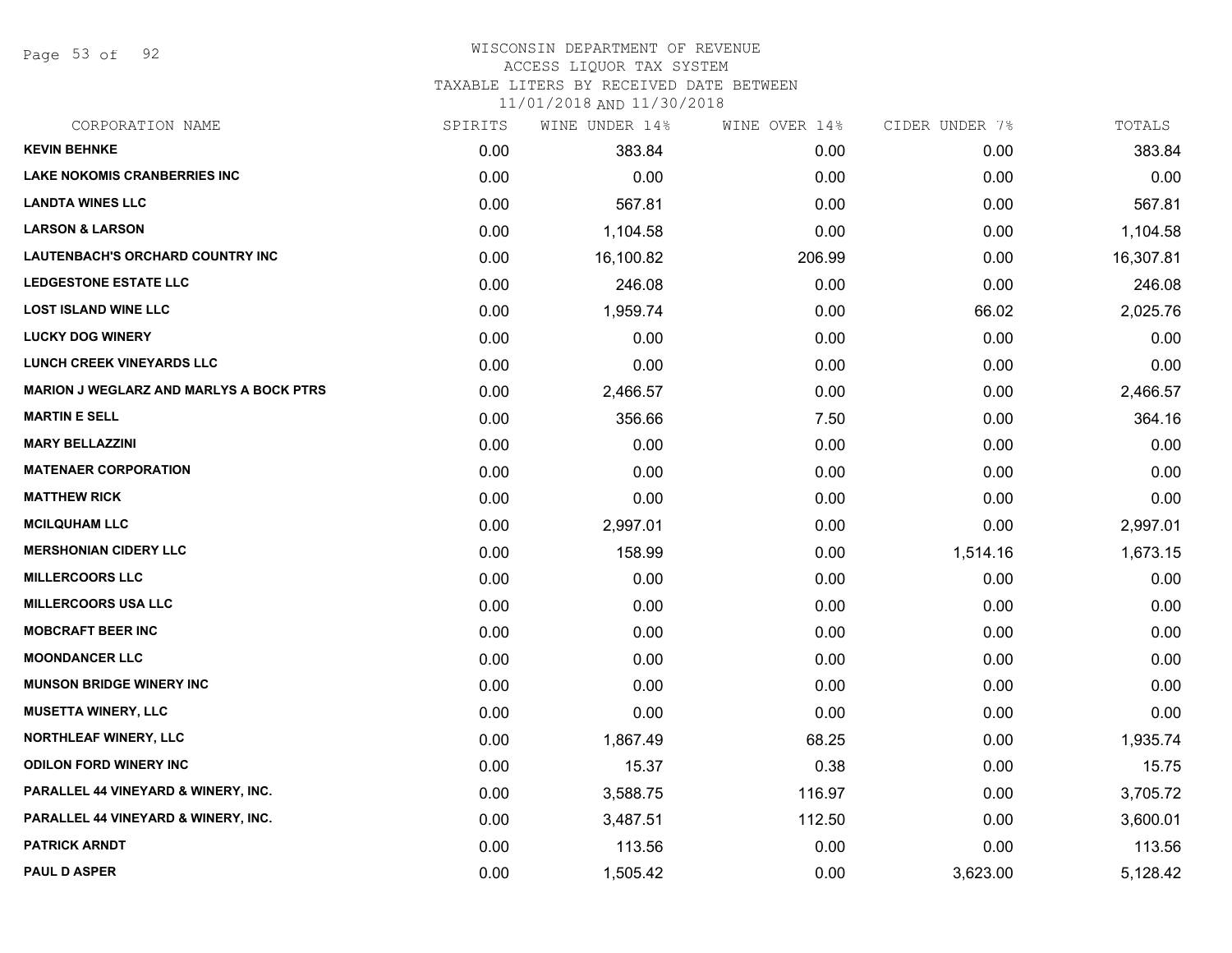# WISCONSIN DEPARTMENT OF REVENUE
## ACCESS LIQUOR TAX SYSTEM
## TAXABLE LITERS BY RECEIVED DATE BETWEEN 11/01/2018 AND 11/30/2018

| CORPORATION NAME | SPIRITS | WINE UNDER 14% | WINE OVER 14% | CIDER UNDER 7% | TOTALS |
|---|---|---|---|---|---|
| **KEVIN BEHNKE** | 0.00 | 383.84 | 0.00 | 0.00 | 383.84 |
| **LAKE NOKOMIS CRANBERRIES INC** | 0.00 | 0.00 | 0.00 | 0.00 | 0.00 |
| **LANDTA WINES LLC** | 0.00 | 567.81 | 0.00 | 0.00 | 567.81 |
| **LARSON & LARSON** | 0.00 | 1,104.58 | 0.00 | 0.00 | 1,104.58 |
| **LAUTENBACH'S ORCHARD COUNTRY INC** | 0.00 | 16,100.82 | 206.99 | 0.00 | 16,307.81 |
| **LEDGESTONE ESTATE LLC** | 0.00 | 246.08 | 0.00 | 0.00 | 246.08 |
| **LOST ISLAND WINE LLC** | 0.00 | 1,959.74 | 0.00 | 66.02 | 2,025.76 |
| **LUCKY DOG WINERY** | 0.00 | 0.00 | 0.00 | 0.00 | 0.00 |
| **LUNCH CREEK VINEYARDS LLC** | 0.00 | 0.00 | 0.00 | 0.00 | 0.00 |
| **MARION J WEGLARZ AND MARLYS A BOCK PTRS** | 0.00 | 2,466.57 | 0.00 | 0.00 | 2,466.57 |
| **MARTIN E SELL** | 0.00 | 356.66 | 7.50 | 0.00 | 364.16 |
| **MARY BELLAZZINI** | 0.00 | 0.00 | 0.00 | 0.00 | 0.00 |
| **MATENAER CORPORATION** | 0.00 | 0.00 | 0.00 | 0.00 | 0.00 |
| **MATTHEW RICK** | 0.00 | 0.00 | 0.00 | 0.00 | 0.00 |
| **MCILQUHAM LLC** | 0.00 | 2,997.01 | 0.00 | 0.00 | 2,997.01 |
| **MERSHONIAN CIDERY LLC** | 0.00 | 158.99 | 0.00 | 1,514.16 | 1,673.15 |
| **MILLERCOORS LLC** | 0.00 | 0.00 | 0.00 | 0.00 | 0.00 |
| **MILLERCOORS USA LLC** | 0.00 | 0.00 | 0.00 | 0.00 | 0.00 |
| **MOBCRAFT BEER INC** | 0.00 | 0.00 | 0.00 | 0.00 | 0.00 |
| **MOONDANCER LLC** | 0.00 | 0.00 | 0.00 | 0.00 | 0.00 |
| **MUNSON BRIDGE WINERY INC** | 0.00 | 0.00 | 0.00 | 0.00 | 0.00 |
| **MUSETTA WINERY, LLC** | 0.00 | 0.00 | 0.00 | 0.00 | 0.00 |
| **NORTHLEAF WINERY, LLC** | 0.00 | 1,867.49 | 68.25 | 0.00 | 1,935.74 |
| **ODILON FORD WINERY INC** | 0.00 | 15.37 | 0.38 | 0.00 | 15.75 |
| **PARALLEL 44 VINEYARD & WINERY, INC.** | 0.00 | 3,588.75 | 116.97 | 0.00 | 3,705.72 |
| **PARALLEL 44 VINEYARD & WINERY, INC.** | 0.00 | 3,487.51 | 112.50 | 0.00 | 3,600.01 |
| **PATRICK ARNDT** | 0.00 | 113.56 | 0.00 | 0.00 | 113.56 |
| **PAUL D ASPER** | 0.00 | 1,505.42 | 0.00 | 3,623.00 | 5,128.42 |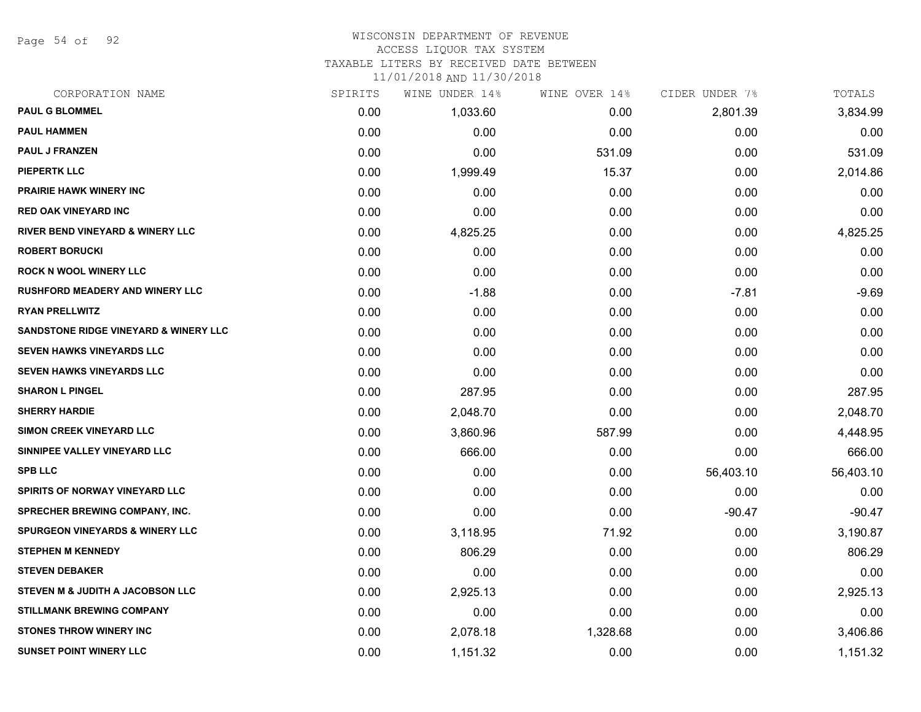WISCONSIN DEPARTMENT OF REVENUE
ACCESS LIQUOR TAX SYSTEM
TAXABLE LITERS BY RECEIVED DATE BETWEEN
11/01/2018 AND 11/30/2018

| CORPORATION NAME | SPIRITS | WINE UNDER 14% | WINE OVER 14% | CIDER UNDER 7% | TOTALS |
|---|---|---|---|---|---|
| PAUL G BLOMMEL | 0.00 | 1,033.60 | 0.00 | 2,801.39 | 3,834.99 |
| PAUL HAMMEN | 0.00 | 0.00 | 0.00 | 0.00 | 0.00 |
| PAUL J FRANZEN | 0.00 | 0.00 | 531.09 | 0.00 | 531.09 |
| PIEPERTK LLC | 0.00 | 1,999.49 | 15.37 | 0.00 | 2,014.86 |
| PRAIRIE HAWK WINERY INC | 0.00 | 0.00 | 0.00 | 0.00 | 0.00 |
| RED OAK VINEYARD INC | 0.00 | 0.00 | 0.00 | 0.00 | 0.00 |
| RIVER BEND VINEYARD & WINERY LLC | 0.00 | 4,825.25 | 0.00 | 0.00 | 4,825.25 |
| ROBERT BORUCKI | 0.00 | 0.00 | 0.00 | 0.00 | 0.00 |
| ROCK N WOOL WINERY LLC | 0.00 | 0.00 | 0.00 | 0.00 | 0.00 |
| RUSHFORD MEADERY AND WINERY LLC | 0.00 | -1.88 | 0.00 | -7.81 | -9.69 |
| RYAN PRELLWITZ | 0.00 | 0.00 | 0.00 | 0.00 | 0.00 |
| SANDSTONE RIDGE VINEYARD & WINERY LLC | 0.00 | 0.00 | 0.00 | 0.00 | 0.00 |
| SEVEN HAWKS VINEYARDS LLC | 0.00 | 0.00 | 0.00 | 0.00 | 0.00 |
| SEVEN HAWKS VINEYARDS LLC | 0.00 | 0.00 | 0.00 | 0.00 | 0.00 |
| SHARON L PINGEL | 0.00 | 287.95 | 0.00 | 0.00 | 287.95 |
| SHERRY HARDIE | 0.00 | 2,048.70 | 0.00 | 0.00 | 2,048.70 |
| SIMON CREEK VINEYARD LLC | 0.00 | 3,860.96 | 587.99 | 0.00 | 4,448.95 |
| SINNIPEE VALLEY VINEYARD LLC | 0.00 | 666.00 | 0.00 | 0.00 | 666.00 |
| SPB LLC | 0.00 | 0.00 | 0.00 | 56,403.10 | 56,403.10 |
| SPIRITS OF NORWAY VINEYARD LLC | 0.00 | 0.00 | 0.00 | 0.00 | 0.00 |
| SPRECHER BREWING COMPANY, INC. | 0.00 | 0.00 | 0.00 | -90.47 | -90.47 |
| SPURGEON VINEYARDS & WINERY LLC | 0.00 | 3,118.95 | 71.92 | 0.00 | 3,190.87 |
| STEPHEN M KENNEDY | 0.00 | 806.29 | 0.00 | 0.00 | 806.29 |
| STEVEN DEBAKER | 0.00 | 0.00 | 0.00 | 0.00 | 0.00 |
| STEVEN M & JUDITH A JACOBSON LLC | 0.00 | 2,925.13 | 0.00 | 0.00 | 2,925.13 |
| STILLMANK BREWING COMPANY | 0.00 | 0.00 | 0.00 | 0.00 | 0.00 |
| STONES THROW WINERY INC | 0.00 | 2,078.18 | 1,328.68 | 0.00 | 3,406.86 |
| SUNSET POINT WINERY LLC | 0.00 | 1,151.32 | 0.00 | 0.00 | 1,151.32 |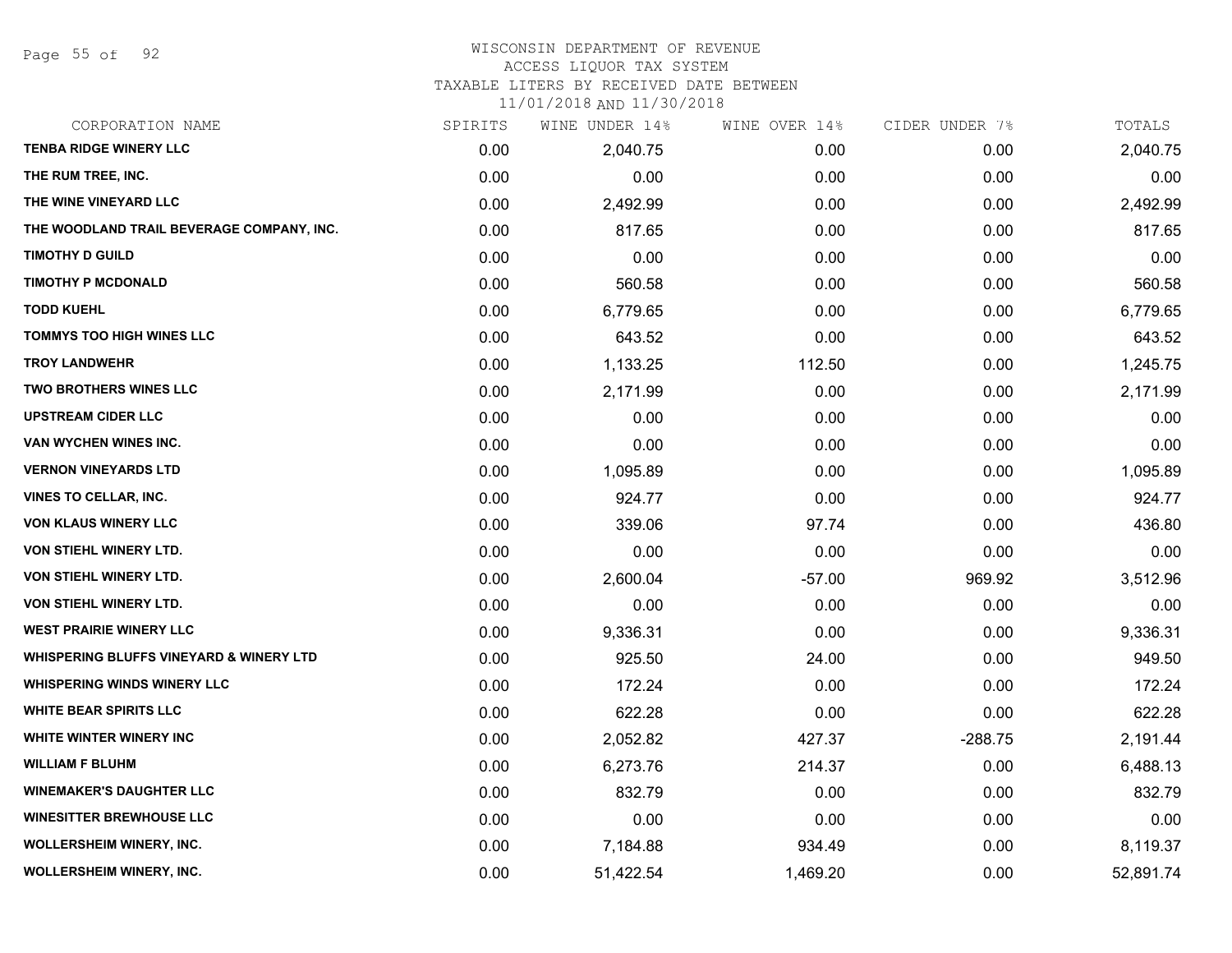WISCONSIN DEPARTMENT OF REVENUE
ACCESS LIQUOR TAX SYSTEM
TAXABLE LITERS BY RECEIVED DATE BETWEEN
11/01/2018 AND 11/30/2018

| CORPORATION NAME | SPIRITS | WINE UNDER 14% | WINE OVER 14% | CIDER UNDER 7% | TOTALS |
|---|---|---|---|---|---|
| TENBA RIDGE WINERY LLC | 0.00 | 2,040.75 | 0.00 | 0.00 | 2,040.75 |
| THE RUM TREE, INC. | 0.00 | 0.00 | 0.00 | 0.00 | 0.00 |
| THE WINE VINEYARD LLC | 0.00 | 2,492.99 | 0.00 | 0.00 | 2,492.99 |
| THE WOODLAND TRAIL BEVERAGE COMPANY, INC. | 0.00 | 817.65 | 0.00 | 0.00 | 817.65 |
| TIMOTHY D GUILD | 0.00 | 0.00 | 0.00 | 0.00 | 0.00 |
| TIMOTHY P MCDONALD | 0.00 | 560.58 | 0.00 | 0.00 | 560.58 |
| TODD KUEHL | 0.00 | 6,779.65 | 0.00 | 0.00 | 6,779.65 |
| TOMMYS TOO HIGH WINES LLC | 0.00 | 643.52 | 0.00 | 0.00 | 643.52 |
| TROY LANDWEHR | 0.00 | 1,133.25 | 112.50 | 0.00 | 1,245.75 |
| TWO BROTHERS WINES LLC | 0.00 | 2,171.99 | 0.00 | 0.00 | 2,171.99 |
| UPSTREAM CIDER LLC | 0.00 | 0.00 | 0.00 | 0.00 | 0.00 |
| VAN WYCHEN WINES INC. | 0.00 | 0.00 | 0.00 | 0.00 | 0.00 |
| VERNON VINEYARDS LTD | 0.00 | 1,095.89 | 0.00 | 0.00 | 1,095.89 |
| VINES TO CELLAR, INC. | 0.00 | 924.77 | 0.00 | 0.00 | 924.77 |
| VON KLAUS WINERY LLC | 0.00 | 339.06 | 97.74 | 0.00 | 436.80 |
| VON STIEHL WINERY LTD. | 0.00 | 0.00 | 0.00 | 0.00 | 0.00 |
| VON STIEHL WINERY LTD. | 0.00 | 2,600.04 | -57.00 | 969.92 | 3,512.96 |
| VON STIEHL WINERY LTD. | 0.00 | 0.00 | 0.00 | 0.00 | 0.00 |
| WEST PRAIRIE WINERY LLC | 0.00 | 9,336.31 | 0.00 | 0.00 | 9,336.31 |
| WHISPERING BLUFFS VINEYARD & WINERY LTD | 0.00 | 925.50 | 24.00 | 0.00 | 949.50 |
| WHISPERING WINDS WINERY LLC | 0.00 | 172.24 | 0.00 | 0.00 | 172.24 |
| WHITE BEAR SPIRITS LLC | 0.00 | 622.28 | 0.00 | 0.00 | 622.28 |
| WHITE WINTER WINERY INC | 0.00 | 2,052.82 | 427.37 | -288.75 | 2,191.44 |
| WILLIAM F BLUHM | 0.00 | 6,273.76 | 214.37 | 0.00 | 6,488.13 |
| WINEMAKER'S DAUGHTER LLC | 0.00 | 832.79 | 0.00 | 0.00 | 832.79 |
| WINESITTER BREWHOUSE LLC | 0.00 | 0.00 | 0.00 | 0.00 | 0.00 |
| WOLLERSHEIM WINERY, INC. | 0.00 | 7,184.88 | 934.49 | 0.00 | 8,119.37 |
| WOLLERSHEIM WINERY, INC. | 0.00 | 51,422.54 | 1,469.20 | 0.00 | 52,891.74 |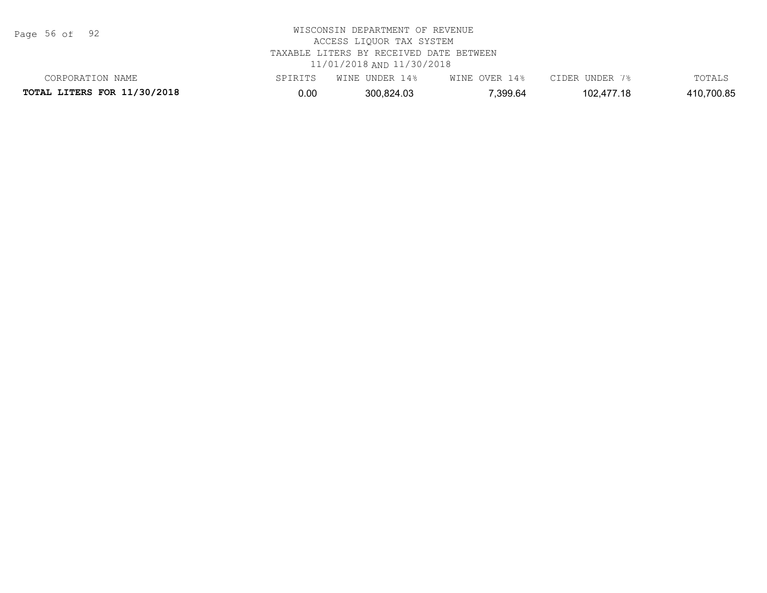WISCONSIN DEPARTMENT OF REVENUE
ACCESS LIQUOR TAX SYSTEM
TAXABLE LITERS BY RECEIVED DATE BETWEEN
11/01/2018 AND 11/30/2018

| CORPORATION NAME | SPIRITS | WINE UNDER 14% | WINE OVER 14% | CIDER UNDER 7% | TOTALS |
|---|---|---|---|---|---|
| **TOTAL LITERS FOR 11/30/2018** | 0.00 | 300,824.03 | 7,399.64 | 102,477.18 | 410,700.85 |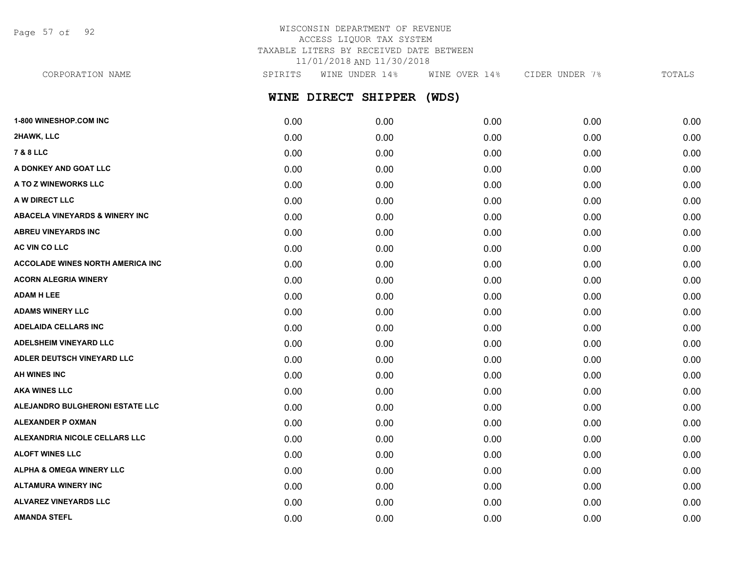WISCONSIN DEPARTMENT OF REVENUE
ACCESS LIQUOR TAX SYSTEM
TAXABLE LITERS BY RECEIVED DATE BETWEEN
11/01/2018 AND 11/30/2018

## WINE DIRECT SHIPPER (WDS)

| CORPORATION NAME | SPIRITS | WINE UNDER 14% | WINE OVER 14% | CIDER UNDER 7% | TOTALS |
|---|---|---|---|---|---|
| 1-800 WINESHOP.COM INC | 0.00 | 0.00 | 0.00 | 0.00 | 0.00 |
| 2HAWK, LLC | 0.00 | 0.00 | 0.00 | 0.00 | 0.00 |
| 7 & 8 LLC | 0.00 | 0.00 | 0.00 | 0.00 | 0.00 |
| A DONKEY AND GOAT LLC | 0.00 | 0.00 | 0.00 | 0.00 | 0.00 |
| A TO Z WINEWORKS LLC | 0.00 | 0.00 | 0.00 | 0.00 | 0.00 |
| A W DIRECT LLC | 0.00 | 0.00 | 0.00 | 0.00 | 0.00 |
| ABACELA VINEYARDS & WINERY INC | 0.00 | 0.00 | 0.00 | 0.00 | 0.00 |
| ABREU VINEYARDS INC | 0.00 | 0.00 | 0.00 | 0.00 | 0.00 |
| AC VIN CO LLC | 0.00 | 0.00 | 0.00 | 0.00 | 0.00 |
| ACCOLADE WINES NORTH AMERICA INC | 0.00 | 0.00 | 0.00 | 0.00 | 0.00 |
| ACORN ALEGRIA WINERY | 0.00 | 0.00 | 0.00 | 0.00 | 0.00 |
| ADAM H LEE | 0.00 | 0.00 | 0.00 | 0.00 | 0.00 |
| ADAMS WINERY LLC | 0.00 | 0.00 | 0.00 | 0.00 | 0.00 |
| ADELAIDA CELLARS INC | 0.00 | 0.00 | 0.00 | 0.00 | 0.00 |
| ADELSHEIM VINEYARD LLC | 0.00 | 0.00 | 0.00 | 0.00 | 0.00 |
| ADLER DEUTSCH VINEYARD LLC | 0.00 | 0.00 | 0.00 | 0.00 | 0.00 |
| AH WINES INC | 0.00 | 0.00 | 0.00 | 0.00 | 0.00 |
| AKA WINES LLC | 0.00 | 0.00 | 0.00 | 0.00 | 0.00 |
| ALEJANDRO BULGHERONI ESTATE LLC | 0.00 | 0.00 | 0.00 | 0.00 | 0.00 |
| ALEXANDER P OXMAN | 0.00 | 0.00 | 0.00 | 0.00 | 0.00 |
| ALEXANDRIA NICOLE CELLARS LLC | 0.00 | 0.00 | 0.00 | 0.00 | 0.00 |
| ALOFT WINES LLC | 0.00 | 0.00 | 0.00 | 0.00 | 0.00 |
| ALPHA & OMEGA WINERY LLC | 0.00 | 0.00 | 0.00 | 0.00 | 0.00 |
| ALTAMURA WINERY INC | 0.00 | 0.00 | 0.00 | 0.00 | 0.00 |
| ALVAREZ VINEYARDS LLC | 0.00 | 0.00 | 0.00 | 0.00 | 0.00 |
| AMANDA STEFL | 0.00 | 0.00 | 0.00 | 0.00 | 0.00 |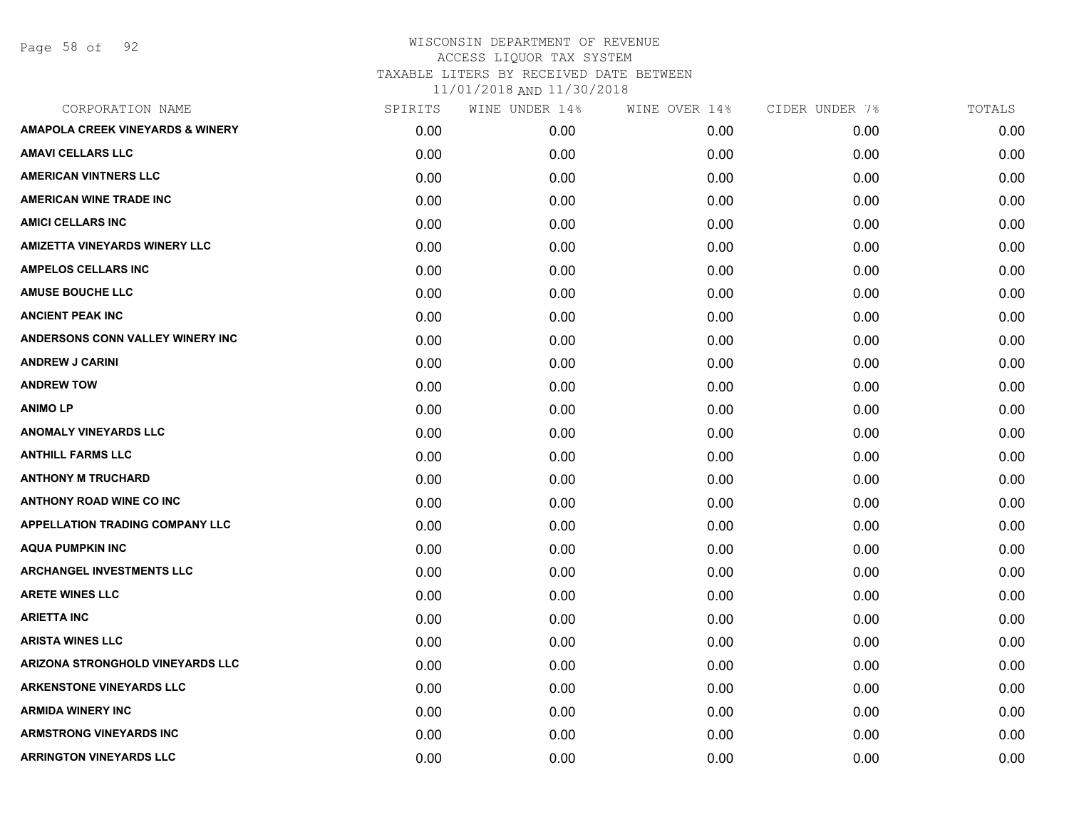WISCONSIN DEPARTMENT OF REVENUE
ACCESS LIQUOR TAX SYSTEM
TAXABLE LITERS BY RECEIVED DATE BETWEEN
11/01/2018 AND 11/30/2018

| CORPORATION NAME | SPIRITS | WINE UNDER 14% | WINE OVER 14% | CIDER UNDER 7% | TOTALS |
|---|---|---|---|---|---|
| AMAPOLA CREEK VINEYARDS & WINERY | 0.00 | 0.00 | 0.00 | 0.00 | 0.00 |
| AMAVI CELLARS LLC | 0.00 | 0.00 | 0.00 | 0.00 | 0.00 |
| AMERICAN VINTNERS LLC | 0.00 | 0.00 | 0.00 | 0.00 | 0.00 |
| AMERICAN WINE TRADE INC | 0.00 | 0.00 | 0.00 | 0.00 | 0.00 |
| AMICI CELLARS INC | 0.00 | 0.00 | 0.00 | 0.00 | 0.00 |
| AMIZETTA VINEYARDS WINERY LLC | 0.00 | 0.00 | 0.00 | 0.00 | 0.00 |
| AMPELOS CELLARS INC | 0.00 | 0.00 | 0.00 | 0.00 | 0.00 |
| AMUSE BOUCHE LLC | 0.00 | 0.00 | 0.00 | 0.00 | 0.00 |
| ANCIENT PEAK INC | 0.00 | 0.00 | 0.00 | 0.00 | 0.00 |
| ANDERSONS CONN VALLEY WINERY INC | 0.00 | 0.00 | 0.00 | 0.00 | 0.00 |
| ANDREW J CARINI | 0.00 | 0.00 | 0.00 | 0.00 | 0.00 |
| ANDREW TOW | 0.00 | 0.00 | 0.00 | 0.00 | 0.00 |
| ANIMO LP | 0.00 | 0.00 | 0.00 | 0.00 | 0.00 |
| ANOMALY VINEYARDS LLC | 0.00 | 0.00 | 0.00 | 0.00 | 0.00 |
| ANTHILL FARMS LLC | 0.00 | 0.00 | 0.00 | 0.00 | 0.00 |
| ANTHONY M TRUCHARD | 0.00 | 0.00 | 0.00 | 0.00 | 0.00 |
| ANTHONY ROAD WINE CO INC | 0.00 | 0.00 | 0.00 | 0.00 | 0.00 |
| APPELLATION TRADING COMPANY LLC | 0.00 | 0.00 | 0.00 | 0.00 | 0.00 |
| AQUA PUMPKIN INC | 0.00 | 0.00 | 0.00 | 0.00 | 0.00 |
| ARCHANGEL INVESTMENTS LLC | 0.00 | 0.00 | 0.00 | 0.00 | 0.00 |
| ARETE WINES LLC | 0.00 | 0.00 | 0.00 | 0.00 | 0.00 |
| ARIETTA INC | 0.00 | 0.00 | 0.00 | 0.00 | 0.00 |
| ARISTA WINES LLC | 0.00 | 0.00 | 0.00 | 0.00 | 0.00 |
| ARIZONA STRONGHOLD VINEYARDS LLC | 0.00 | 0.00 | 0.00 | 0.00 | 0.00 |
| ARKENSTONE VINEYARDS LLC | 0.00 | 0.00 | 0.00 | 0.00 | 0.00 |
| ARMIDA WINERY INC | 0.00 | 0.00 | 0.00 | 0.00 | 0.00 |
| ARMSTRONG VINEYARDS INC | 0.00 | 0.00 | 0.00 | 0.00 | 0.00 |
| ARRINGTON VINEYARDS LLC | 0.00 | 0.00 | 0.00 | 0.00 | 0.00 |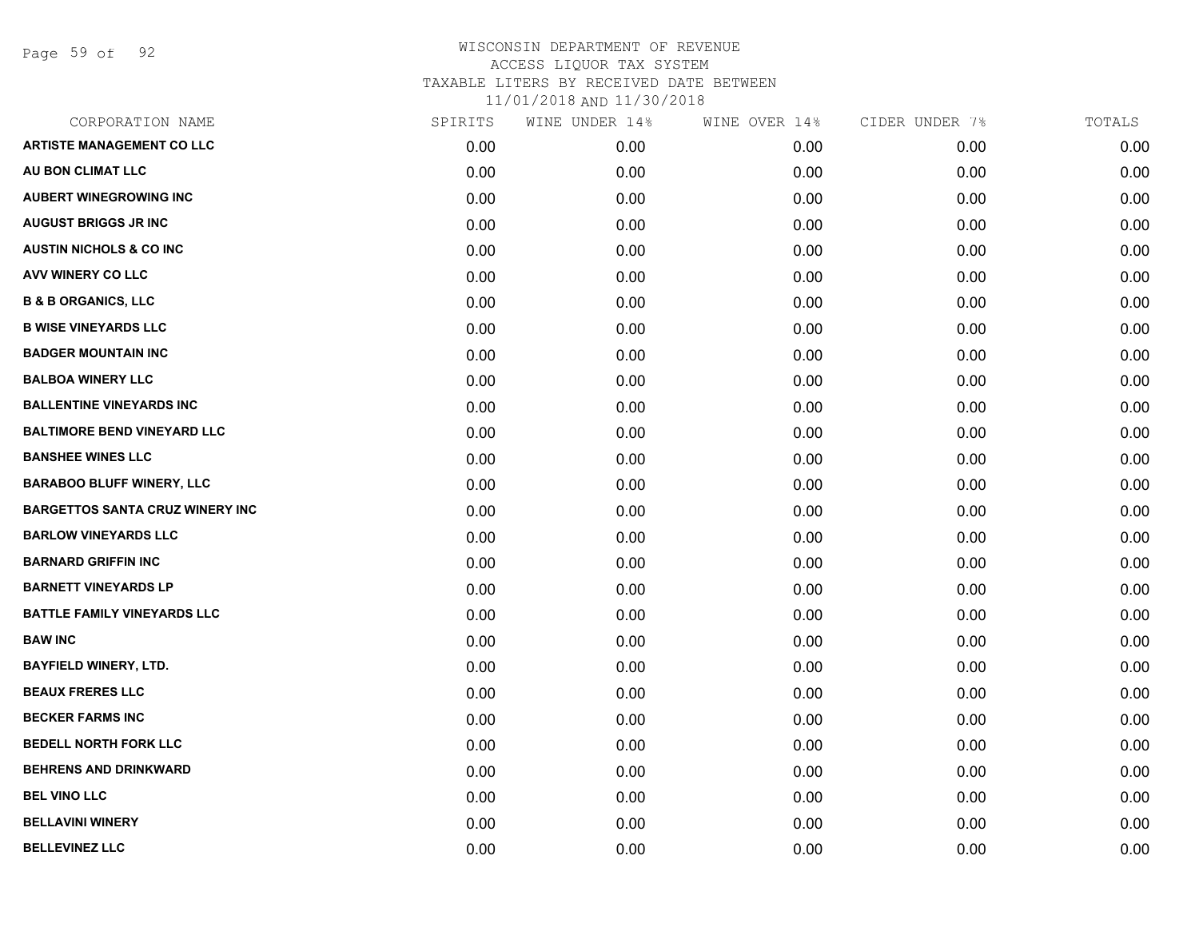WISCONSIN DEPARTMENT OF REVENUE
ACCESS LIQUOR TAX SYSTEM
TAXABLE LITERS BY RECEIVED DATE BETWEEN
11/01/2018 AND 11/30/2018

| CORPORATION NAME | SPIRITS | WINE UNDER 14% | WINE OVER 14% | CIDER UNDER 7% | TOTALS |
|---|---|---|---|---|---|
| ARTISTE MANAGEMENT CO LLC | 0.00 | 0.00 | 0.00 | 0.00 | 0.00 |
| AU BON CLIMAT LLC | 0.00 | 0.00 | 0.00 | 0.00 | 0.00 |
| AUBERT WINEGROWING INC | 0.00 | 0.00 | 0.00 | 0.00 | 0.00 |
| AUGUST BRIGGS JR INC | 0.00 | 0.00 | 0.00 | 0.00 | 0.00 |
| AUSTIN NICHOLS & CO INC | 0.00 | 0.00 | 0.00 | 0.00 | 0.00 |
| AVV WINERY CO LLC | 0.00 | 0.00 | 0.00 | 0.00 | 0.00 |
| B & B ORGANICS, LLC | 0.00 | 0.00 | 0.00 | 0.00 | 0.00 |
| B WISE VINEYARDS LLC | 0.00 | 0.00 | 0.00 | 0.00 | 0.00 |
| BADGER MOUNTAIN INC | 0.00 | 0.00 | 0.00 | 0.00 | 0.00 |
| BALBOA WINERY LLC | 0.00 | 0.00 | 0.00 | 0.00 | 0.00 |
| BALLENTINE VINEYARDS INC | 0.00 | 0.00 | 0.00 | 0.00 | 0.00 |
| BALTIMORE BEND VINEYARD LLC | 0.00 | 0.00 | 0.00 | 0.00 | 0.00 |
| BANSHEE WINES LLC | 0.00 | 0.00 | 0.00 | 0.00 | 0.00 |
| BARABOO BLUFF WINERY, LLC | 0.00 | 0.00 | 0.00 | 0.00 | 0.00 |
| BARGETTOS SANTA CRUZ WINERY INC | 0.00 | 0.00 | 0.00 | 0.00 | 0.00 |
| BARLOW VINEYARDS LLC | 0.00 | 0.00 | 0.00 | 0.00 | 0.00 |
| BARNARD GRIFFIN INC | 0.00 | 0.00 | 0.00 | 0.00 | 0.00 |
| BARNETT VINEYARDS LP | 0.00 | 0.00 | 0.00 | 0.00 | 0.00 |
| BATTLE FAMILY VINEYARDS LLC | 0.00 | 0.00 | 0.00 | 0.00 | 0.00 |
| BAW INC | 0.00 | 0.00 | 0.00 | 0.00 | 0.00 |
| BAYFIELD WINERY, LTD. | 0.00 | 0.00 | 0.00 | 0.00 | 0.00 |
| BEAUX FRERES LLC | 0.00 | 0.00 | 0.00 | 0.00 | 0.00 |
| BECKER FARMS INC | 0.00 | 0.00 | 0.00 | 0.00 | 0.00 |
| BEDELL NORTH FORK LLC | 0.00 | 0.00 | 0.00 | 0.00 | 0.00 |
| BEHRENS AND DRINKWARD | 0.00 | 0.00 | 0.00 | 0.00 | 0.00 |
| BEL VINO LLC | 0.00 | 0.00 | 0.00 | 0.00 | 0.00 |
| BELLAVINI WINERY | 0.00 | 0.00 | 0.00 | 0.00 | 0.00 |
| BELLEVINEZ LLC | 0.00 | 0.00 | 0.00 | 0.00 | 0.00 |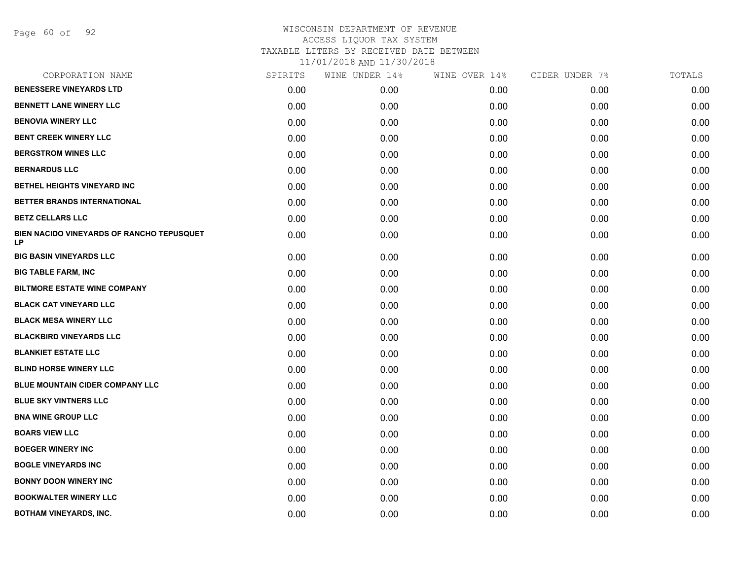# WISCONSIN DEPARTMENT OF REVENUE
ACCESS LIQUOR TAX SYSTEM
TAXABLE LITERS BY RECEIVED DATE BETWEEN
11/01/2018 AND 11/30/2018

| CORPORATION NAME | SPIRITS | WINE UNDER 14% | WINE OVER 14% | CIDER UNDER 7% | TOTALS |
|---|---|---|---|---|---|
| BENESSERE VINEYARDS LTD | 0.00 | 0.00 | 0.00 | 0.00 | 0.00 |
| BENNETT LANE WINERY LLC | 0.00 | 0.00 | 0.00 | 0.00 | 0.00 |
| BENOVIA WINERY LLC | 0.00 | 0.00 | 0.00 | 0.00 | 0.00 |
| BENT CREEK WINERY LLC | 0.00 | 0.00 | 0.00 | 0.00 | 0.00 |
| BERGSTROM WINES LLC | 0.00 | 0.00 | 0.00 | 0.00 | 0.00 |
| BERNARDUS LLC | 0.00 | 0.00 | 0.00 | 0.00 | 0.00 |
| BETHEL HEIGHTS VINEYARD INC | 0.00 | 0.00 | 0.00 | 0.00 | 0.00 |
| BETTER BRANDS INTERNATIONAL | 0.00 | 0.00 | 0.00 | 0.00 | 0.00 |
| BETZ CELLARS LLC | 0.00 | 0.00 | 0.00 | 0.00 | 0.00 |
| BIEN NACIDO VINEYARDS OF RANCHO TEPUSQUET LP | 0.00 | 0.00 | 0.00 | 0.00 | 0.00 |
| BIG BASIN VINEYARDS LLC | 0.00 | 0.00 | 0.00 | 0.00 | 0.00 |
| BIG TABLE FARM, INC | 0.00 | 0.00 | 0.00 | 0.00 | 0.00 |
| BILTMORE ESTATE WINE COMPANY | 0.00 | 0.00 | 0.00 | 0.00 | 0.00 |
| BLACK CAT VINEYARD LLC | 0.00 | 0.00 | 0.00 | 0.00 | 0.00 |
| BLACK MESA WINERY LLC | 0.00 | 0.00 | 0.00 | 0.00 | 0.00 |
| BLACKBIRD VINEYARDS LLC | 0.00 | 0.00 | 0.00 | 0.00 | 0.00 |
| BLANKIET ESTATE LLC | 0.00 | 0.00 | 0.00 | 0.00 | 0.00 |
| BLIND HORSE WINERY LLC | 0.00 | 0.00 | 0.00 | 0.00 | 0.00 |
| BLUE MOUNTAIN CIDER COMPANY LLC | 0.00 | 0.00 | 0.00 | 0.00 | 0.00 |
| BLUE SKY VINTNERS LLC | 0.00 | 0.00 | 0.00 | 0.00 | 0.00 |
| BNA WINE GROUP LLC | 0.00 | 0.00 | 0.00 | 0.00 | 0.00 |
| BOARS VIEW LLC | 0.00 | 0.00 | 0.00 | 0.00 | 0.00 |
| BOEGER WINERY INC | 0.00 | 0.00 | 0.00 | 0.00 | 0.00 |
| BOGLE VINEYARDS INC | 0.00 | 0.00 | 0.00 | 0.00 | 0.00 |
| BONNY DOON WINERY INC | 0.00 | 0.00 | 0.00 | 0.00 | 0.00 |
| BOOKWALTER WINERY LLC | 0.00 | 0.00 | 0.00 | 0.00 | 0.00 |
| BOTHAM VINEYARDS, INC. | 0.00 | 0.00 | 0.00 | 0.00 | 0.00 |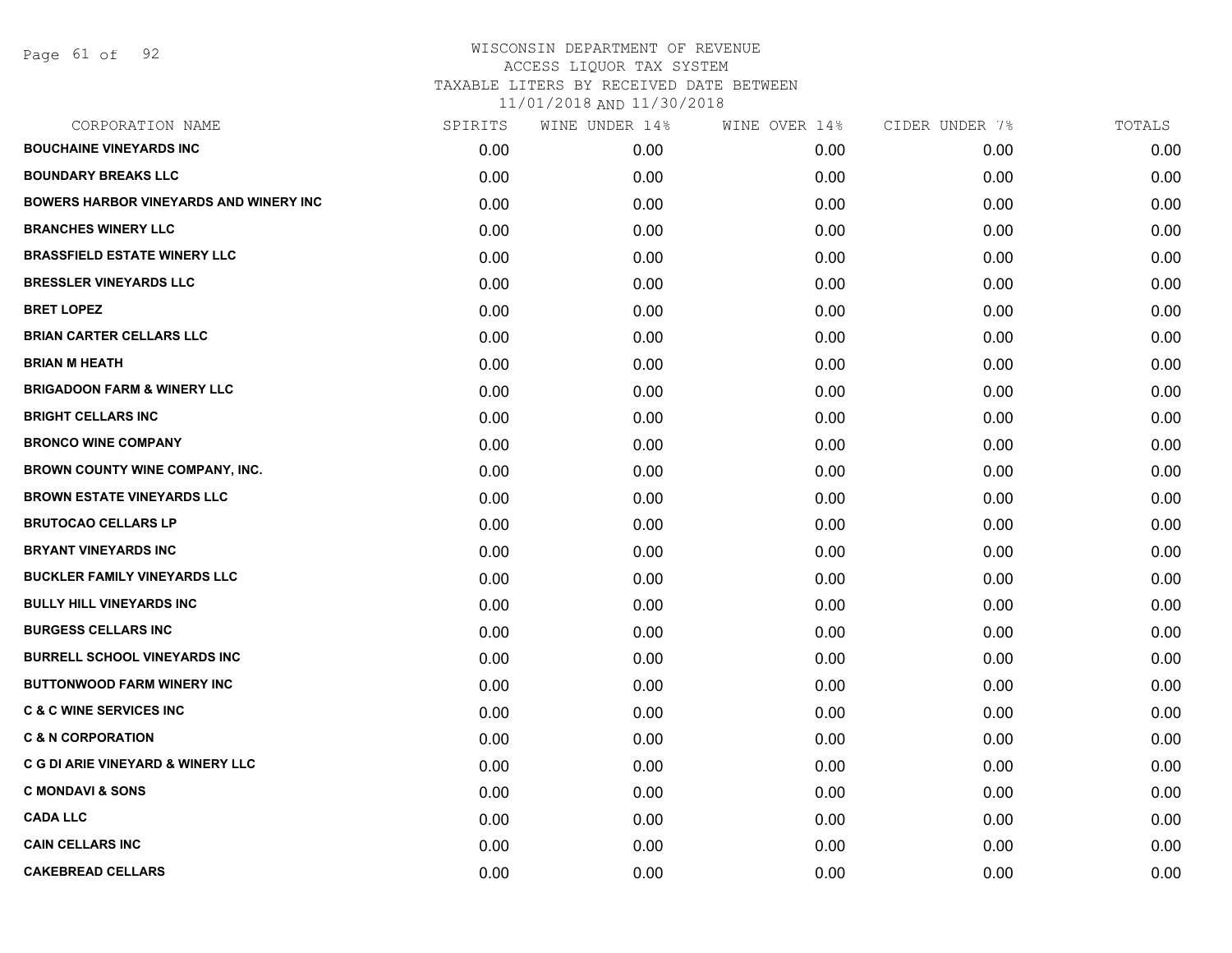# WISCONSIN DEPARTMENT OF REVENUE
## ACCESS LIQUOR TAX SYSTEM
### TAXABLE LITERS BY RECEIVED DATE BETWEEN 11/01/2018 AND 11/30/2018

| CORPORATION NAME | SPIRITS | WINE UNDER 14% | WINE OVER 14% | CIDER UNDER 7% | TOTALS |
|---|---|---|---|---|---|
| BOUCHAINE VINEYARDS INC | 0.00 | 0.00 | 0.00 | 0.00 | 0.00 |
| BOUNDARY BREAKS LLC | 0.00 | 0.00 | 0.00 | 0.00 | 0.00 |
| BOWERS HARBOR VINEYARDS AND WINERY INC | 0.00 | 0.00 | 0.00 | 0.00 | 0.00 |
| BRANCHES WINERY LLC | 0.00 | 0.00 | 0.00 | 0.00 | 0.00 |
| BRASSFIELD ESTATE WINERY LLC | 0.00 | 0.00 | 0.00 | 0.00 | 0.00 |
| BRESSLER VINEYARDS LLC | 0.00 | 0.00 | 0.00 | 0.00 | 0.00 |
| BRET LOPEZ | 0.00 | 0.00 | 0.00 | 0.00 | 0.00 |
| BRIAN CARTER CELLARS LLC | 0.00 | 0.00 | 0.00 | 0.00 | 0.00 |
| BRIAN M HEATH | 0.00 | 0.00 | 0.00 | 0.00 | 0.00 |
| BRIGADOON FARM & WINERY LLC | 0.00 | 0.00 | 0.00 | 0.00 | 0.00 |
| BRIGHT CELLARS INC | 0.00 | 0.00 | 0.00 | 0.00 | 0.00 |
| BRONCO WINE COMPANY | 0.00 | 0.00 | 0.00 | 0.00 | 0.00 |
| BROWN COUNTY WINE COMPANY, INC. | 0.00 | 0.00 | 0.00 | 0.00 | 0.00 |
| BROWN ESTATE VINEYARDS LLC | 0.00 | 0.00 | 0.00 | 0.00 | 0.00 |
| BRUTOCAO CELLARS LP | 0.00 | 0.00 | 0.00 | 0.00 | 0.00 |
| BRYANT VINEYARDS INC | 0.00 | 0.00 | 0.00 | 0.00 | 0.00 |
| BUCKLER FAMILY VINEYARDS LLC | 0.00 | 0.00 | 0.00 | 0.00 | 0.00 |
| BULLY HILL VINEYARDS INC | 0.00 | 0.00 | 0.00 | 0.00 | 0.00 |
| BURGESS CELLARS INC | 0.00 | 0.00 | 0.00 | 0.00 | 0.00 |
| BURRELL SCHOOL VINEYARDS INC | 0.00 | 0.00 | 0.00 | 0.00 | 0.00 |
| BUTTONWOOD FARM WINERY INC | 0.00 | 0.00 | 0.00 | 0.00 | 0.00 |
| C & C WINE SERVICES INC | 0.00 | 0.00 | 0.00 | 0.00 | 0.00 |
| C & N CORPORATION | 0.00 | 0.00 | 0.00 | 0.00 | 0.00 |
| C G DI ARIE VINEYARD & WINERY LLC | 0.00 | 0.00 | 0.00 | 0.00 | 0.00 |
| C MONDAVI & SONS | 0.00 | 0.00 | 0.00 | 0.00 | 0.00 |
| CADA LLC | 0.00 | 0.00 | 0.00 | 0.00 | 0.00 |
| CAIN CELLARS INC | 0.00 | 0.00 | 0.00 | 0.00 | 0.00 |
| CAKEBREAD CELLARS | 0.00 | 0.00 | 0.00 | 0.00 | 0.00 |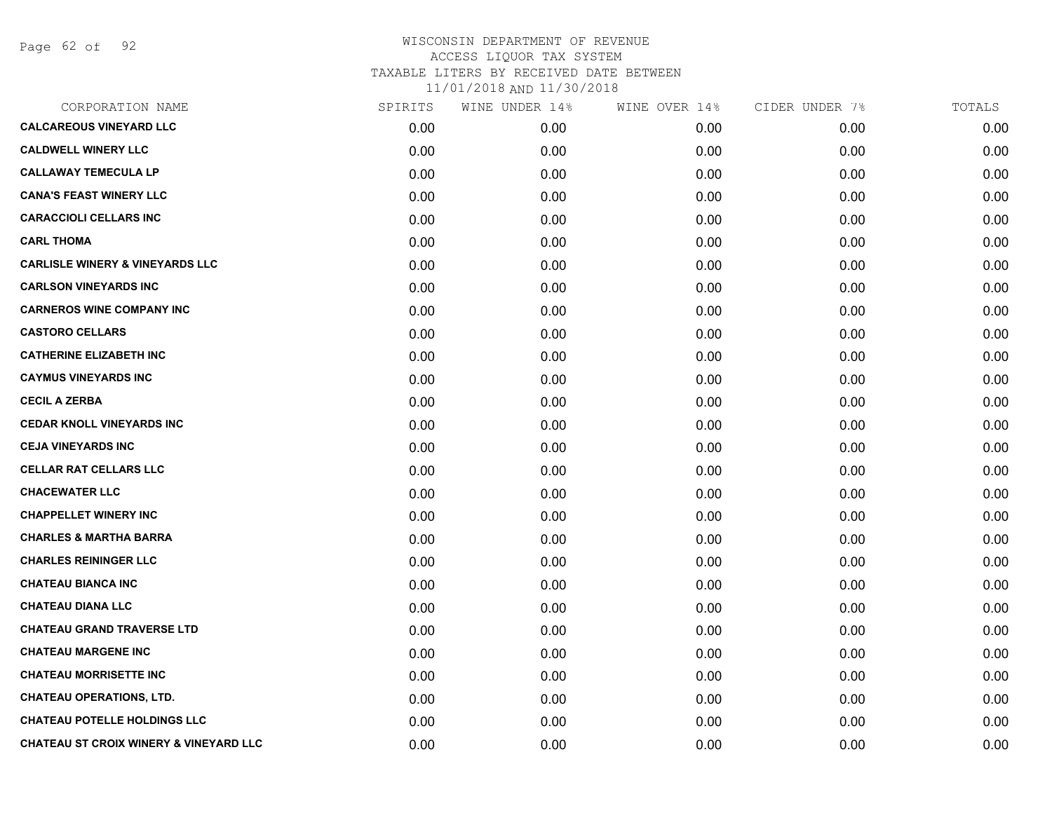WISCONSIN DEPARTMENT OF REVENUE
ACCESS LIQUOR TAX SYSTEM
TAXABLE LITERS BY RECEIVED DATE BETWEEN
11/01/2018 AND 11/30/2018

| CORPORATION NAME | SPIRITS | WINE UNDER 14% | WINE OVER 14% | CIDER UNDER 7% | TOTALS |
|---|---|---|---|---|---|
| CALCAREOUS VINEYARD LLC | 0.00 | 0.00 | 0.00 | 0.00 | 0.00 |
| CALDWELL WINERY LLC | 0.00 | 0.00 | 0.00 | 0.00 | 0.00 |
| CALLAWAY TEMECULA LP | 0.00 | 0.00 | 0.00 | 0.00 | 0.00 |
| CANA'S FEAST WINERY LLC | 0.00 | 0.00 | 0.00 | 0.00 | 0.00 |
| CARACCIOLI CELLARS INC | 0.00 | 0.00 | 0.00 | 0.00 | 0.00 |
| CARL THOMA | 0.00 | 0.00 | 0.00 | 0.00 | 0.00 |
| CARLISLE WINERY & VINEYARDS LLC | 0.00 | 0.00 | 0.00 | 0.00 | 0.00 |
| CARLSON VINEYARDS INC | 0.00 | 0.00 | 0.00 | 0.00 | 0.00 |
| CARNEROS WINE COMPANY INC | 0.00 | 0.00 | 0.00 | 0.00 | 0.00 |
| CASTORO CELLARS | 0.00 | 0.00 | 0.00 | 0.00 | 0.00 |
| CATHERINE ELIZABETH INC | 0.00 | 0.00 | 0.00 | 0.00 | 0.00 |
| CAYMUS VINEYARDS INC | 0.00 | 0.00 | 0.00 | 0.00 | 0.00 |
| CECIL A ZERBA | 0.00 | 0.00 | 0.00 | 0.00 | 0.00 |
| CEDAR KNOLL VINEYARDS INC | 0.00 | 0.00 | 0.00 | 0.00 | 0.00 |
| CEJA VINEYARDS INC | 0.00 | 0.00 | 0.00 | 0.00 | 0.00 |
| CELLAR RAT CELLARS LLC | 0.00 | 0.00 | 0.00 | 0.00 | 0.00 |
| CHACEWATER LLC | 0.00 | 0.00 | 0.00 | 0.00 | 0.00 |
| CHAPPELLET WINERY INC | 0.00 | 0.00 | 0.00 | 0.00 | 0.00 |
| CHARLES & MARTHA BARRA | 0.00 | 0.00 | 0.00 | 0.00 | 0.00 |
| CHARLES REININGER LLC | 0.00 | 0.00 | 0.00 | 0.00 | 0.00 |
| CHATEAU BIANCA INC | 0.00 | 0.00 | 0.00 | 0.00 | 0.00 |
| CHATEAU DIANA LLC | 0.00 | 0.00 | 0.00 | 0.00 | 0.00 |
| CHATEAU GRAND TRAVERSE LTD | 0.00 | 0.00 | 0.00 | 0.00 | 0.00 |
| CHATEAU MARGENE INC | 0.00 | 0.00 | 0.00 | 0.00 | 0.00 |
| CHATEAU MORRISETTE INC | 0.00 | 0.00 | 0.00 | 0.00 | 0.00 |
| CHATEAU OPERATIONS, LTD. | 0.00 | 0.00 | 0.00 | 0.00 | 0.00 |
| CHATEAU POTELLE HOLDINGS LLC | 0.00 | 0.00 | 0.00 | 0.00 | 0.00 |
| CHATEAU ST CROIX WINERY & VINEYARD LLC | 0.00 | 0.00 | 0.00 | 0.00 | 0.00 |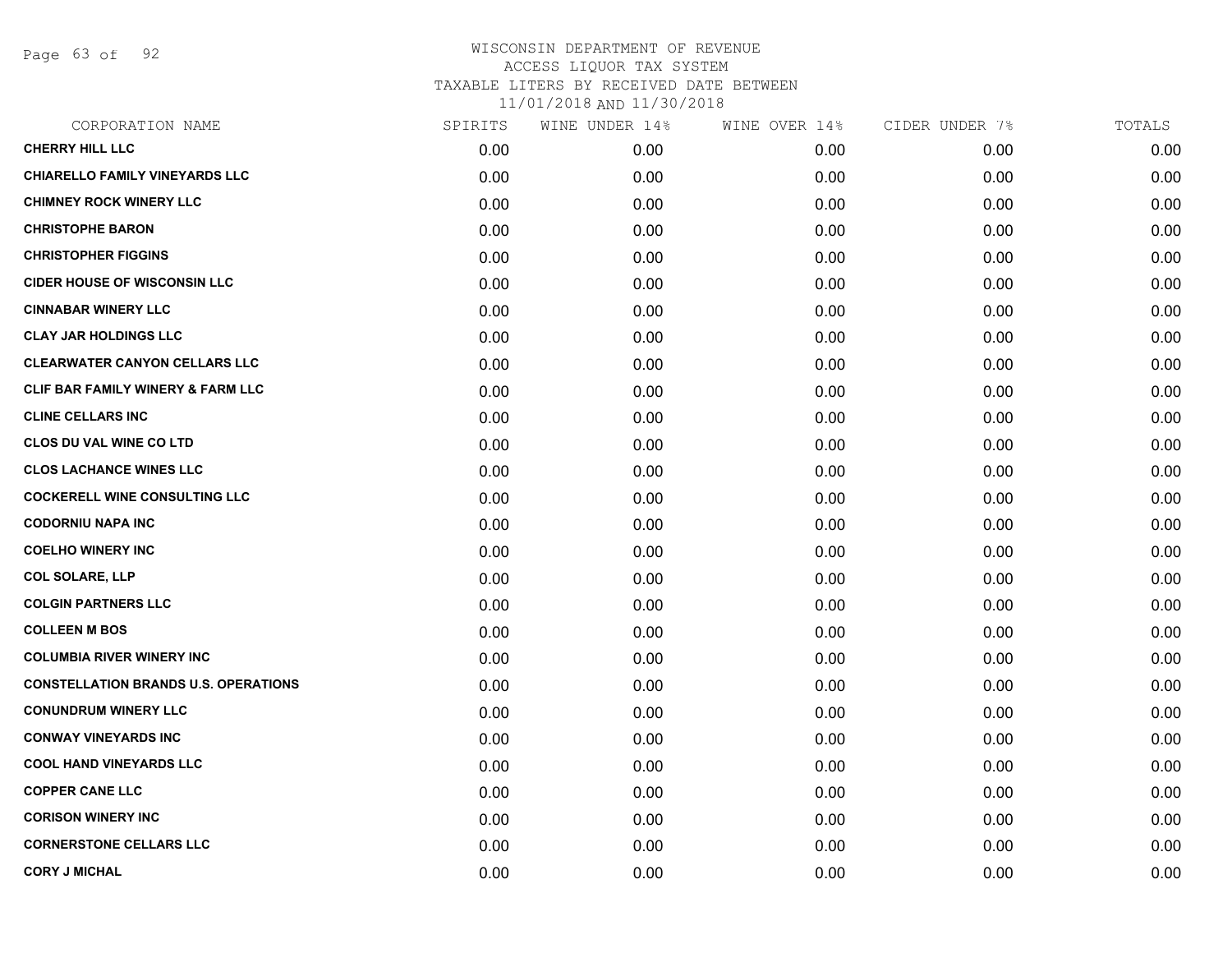WISCONSIN DEPARTMENT OF REVENUE
ACCESS LIQUOR TAX SYSTEM
TAXABLE LITERS BY RECEIVED DATE BETWEEN
11/01/2018 AND 11/30/2018

| CORPORATION NAME | SPIRITS | WINE UNDER 14% | WINE OVER 14% | CIDER UNDER 7% | TOTALS |
|---|---|---|---|---|---|
| CHERRY HILL LLC | 0.00 | 0.00 | 0.00 | 0.00 | 0.00 |
| CHIARELLO FAMILY VINEYARDS LLC | 0.00 | 0.00 | 0.00 | 0.00 | 0.00 |
| CHIMNEY ROCK WINERY LLC | 0.00 | 0.00 | 0.00 | 0.00 | 0.00 |
| CHRISTOPHE BARON | 0.00 | 0.00 | 0.00 | 0.00 | 0.00 |
| CHRISTOPHER FIGGINS | 0.00 | 0.00 | 0.00 | 0.00 | 0.00 |
| CIDER HOUSE OF WISCONSIN LLC | 0.00 | 0.00 | 0.00 | 0.00 | 0.00 |
| CINNABAR WINERY LLC | 0.00 | 0.00 | 0.00 | 0.00 | 0.00 |
| CLAY JAR HOLDINGS LLC | 0.00 | 0.00 | 0.00 | 0.00 | 0.00 |
| CLEARWATER CANYON CELLARS LLC | 0.00 | 0.00 | 0.00 | 0.00 | 0.00 |
| CLIF BAR FAMILY WINERY & FARM LLC | 0.00 | 0.00 | 0.00 | 0.00 | 0.00 |
| CLINE CELLARS INC | 0.00 | 0.00 | 0.00 | 0.00 | 0.00 |
| CLOS DU VAL WINE CO LTD | 0.00 | 0.00 | 0.00 | 0.00 | 0.00 |
| CLOS LACHANCE WINES LLC | 0.00 | 0.00 | 0.00 | 0.00 | 0.00 |
| COCKERELL WINE CONSULTING LLC | 0.00 | 0.00 | 0.00 | 0.00 | 0.00 |
| CODORNIU NAPA INC | 0.00 | 0.00 | 0.00 | 0.00 | 0.00 |
| COELHO WINERY INC | 0.00 | 0.00 | 0.00 | 0.00 | 0.00 |
| COL SOLARE, LLP | 0.00 | 0.00 | 0.00 | 0.00 | 0.00 |
| COLGIN PARTNERS LLC | 0.00 | 0.00 | 0.00 | 0.00 | 0.00 |
| COLLEEN M BOS | 0.00 | 0.00 | 0.00 | 0.00 | 0.00 |
| COLUMBIA RIVER WINERY INC | 0.00 | 0.00 | 0.00 | 0.00 | 0.00 |
| CONSTELLATION BRANDS U.S. OPERATIONS | 0.00 | 0.00 | 0.00 | 0.00 | 0.00 |
| CONUNDRUM WINERY LLC | 0.00 | 0.00 | 0.00 | 0.00 | 0.00 |
| CONWAY VINEYARDS INC | 0.00 | 0.00 | 0.00 | 0.00 | 0.00 |
| COOL HAND VINEYARDS LLC | 0.00 | 0.00 | 0.00 | 0.00 | 0.00 |
| COPPER CANE LLC | 0.00 | 0.00 | 0.00 | 0.00 | 0.00 |
| CORISON WINERY INC | 0.00 | 0.00 | 0.00 | 0.00 | 0.00 |
| CORNERSTONE CELLARS LLC | 0.00 | 0.00 | 0.00 | 0.00 | 0.00 |
| CORY J MICHAL | 0.00 | 0.00 | 0.00 | 0.00 | 0.00 |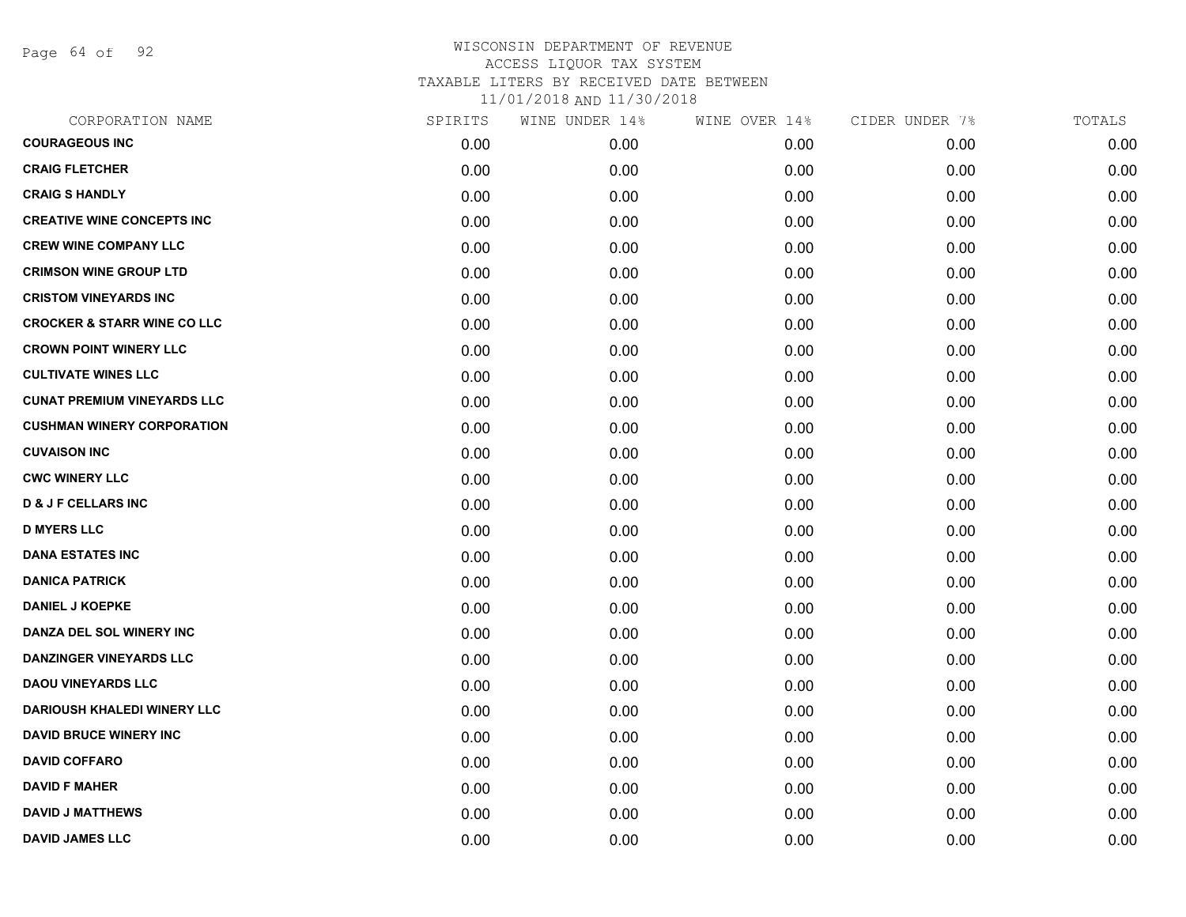WISCONSIN DEPARTMENT OF REVENUE
ACCESS LIQUOR TAX SYSTEM
TAXABLE LITERS BY RECEIVED DATE BETWEEN
11/01/2018 AND 11/30/2018

| CORPORATION NAME | SPIRITS | WINE UNDER 14% | WINE OVER 14% | CIDER UNDER 7% | TOTALS |
|---|---|---|---|---|---|
| COURAGEOUS INC | 0.00 | 0.00 | 0.00 | 0.00 | 0.00 |
| CRAIG FLETCHER | 0.00 | 0.00 | 0.00 | 0.00 | 0.00 |
| CRAIG S HANDLY | 0.00 | 0.00 | 0.00 | 0.00 | 0.00 |
| CREATIVE WINE CONCEPTS INC | 0.00 | 0.00 | 0.00 | 0.00 | 0.00 |
| CREW WINE COMPANY LLC | 0.00 | 0.00 | 0.00 | 0.00 | 0.00 |
| CRIMSON WINE GROUP LTD | 0.00 | 0.00 | 0.00 | 0.00 | 0.00 |
| CRISTOM VINEYARDS INC | 0.00 | 0.00 | 0.00 | 0.00 | 0.00 |
| CROCKER & STARR WINE CO LLC | 0.00 | 0.00 | 0.00 | 0.00 | 0.00 |
| CROWN POINT WINERY LLC | 0.00 | 0.00 | 0.00 | 0.00 | 0.00 |
| CULTIVATE WINES LLC | 0.00 | 0.00 | 0.00 | 0.00 | 0.00 |
| CUNAT PREMIUM VINEYARDS LLC | 0.00 | 0.00 | 0.00 | 0.00 | 0.00 |
| CUSHMAN WINERY CORPORATION | 0.00 | 0.00 | 0.00 | 0.00 | 0.00 |
| CUVAISON INC | 0.00 | 0.00 | 0.00 | 0.00 | 0.00 |
| CWC WINERY LLC | 0.00 | 0.00 | 0.00 | 0.00 | 0.00 |
| D & J F CELLARS INC | 0.00 | 0.00 | 0.00 | 0.00 | 0.00 |
| D MYERS LLC | 0.00 | 0.00 | 0.00 | 0.00 | 0.00 |
| DANA ESTATES INC | 0.00 | 0.00 | 0.00 | 0.00 | 0.00 |
| DANICA PATRICK | 0.00 | 0.00 | 0.00 | 0.00 | 0.00 |
| DANIEL J KOEPKE | 0.00 | 0.00 | 0.00 | 0.00 | 0.00 |
| DANZA DEL SOL WINERY INC | 0.00 | 0.00 | 0.00 | 0.00 | 0.00 |
| DANZINGER VINEYARDS LLC | 0.00 | 0.00 | 0.00 | 0.00 | 0.00 |
| DAOU VINEYARDS LLC | 0.00 | 0.00 | 0.00 | 0.00 | 0.00 |
| DARIOUSH KHALEDI WINERY LLC | 0.00 | 0.00 | 0.00 | 0.00 | 0.00 |
| DAVID BRUCE WINERY INC | 0.00 | 0.00 | 0.00 | 0.00 | 0.00 |
| DAVID COFFARO | 0.00 | 0.00 | 0.00 | 0.00 | 0.00 |
| DAVID F MAHER | 0.00 | 0.00 | 0.00 | 0.00 | 0.00 |
| DAVID J MATTHEWS | 0.00 | 0.00 | 0.00 | 0.00 | 0.00 |
| DAVID JAMES LLC | 0.00 | 0.00 | 0.00 | 0.00 | 0.00 |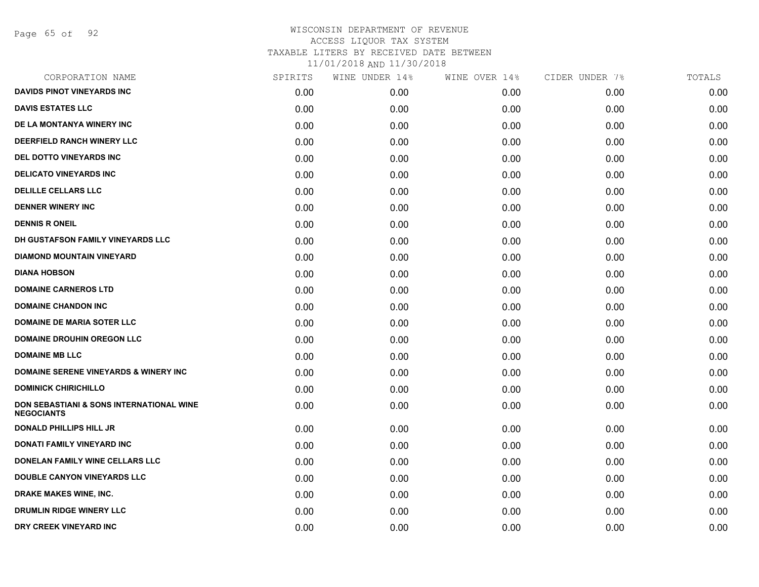# WISCONSIN DEPARTMENT OF REVENUE
ACCESS LIQUOR TAX SYSTEM
TAXABLE LITERS BY RECEIVED DATE BETWEEN
11/01/2018 AND 11/30/2018

| CORPORATION NAME | SPIRITS | WINE UNDER 14% | WINE OVER 14% | CIDER UNDER 7% | TOTALS |
|---|---|---|---|---|---|
| DAVIDS PINOT VINEYARDS INC | 0.00 | 0.00 | 0.00 | 0.00 | 0.00 |
| DAVIS ESTATES LLC | 0.00 | 0.00 | 0.00 | 0.00 | 0.00 |
| DE LA MONTANYA WINERY INC | 0.00 | 0.00 | 0.00 | 0.00 | 0.00 |
| DEERFIELD RANCH WINERY LLC | 0.00 | 0.00 | 0.00 | 0.00 | 0.00 |
| DEL DOTTO VINEYARDS INC | 0.00 | 0.00 | 0.00 | 0.00 | 0.00 |
| DELICATO VINEYARDS INC | 0.00 | 0.00 | 0.00 | 0.00 | 0.00 |
| DELILLE CELLARS LLC | 0.00 | 0.00 | 0.00 | 0.00 | 0.00 |
| DENNER WINERY INC | 0.00 | 0.00 | 0.00 | 0.00 | 0.00 |
| DENNIS R ONEIL | 0.00 | 0.00 | 0.00 | 0.00 | 0.00 |
| DH GUSTAFSON FAMILY VINEYARDS LLC | 0.00 | 0.00 | 0.00 | 0.00 | 0.00 |
| DIAMOND MOUNTAIN VINEYARD | 0.00 | 0.00 | 0.00 | 0.00 | 0.00 |
| DIANA HOBSON | 0.00 | 0.00 | 0.00 | 0.00 | 0.00 |
| DOMAINE CARNEROS LTD | 0.00 | 0.00 | 0.00 | 0.00 | 0.00 |
| DOMAINE CHANDON INC | 0.00 | 0.00 | 0.00 | 0.00 | 0.00 |
| DOMAINE DE MARIA SOTER LLC | 0.00 | 0.00 | 0.00 | 0.00 | 0.00 |
| DOMAINE DROUHIN OREGON LLC | 0.00 | 0.00 | 0.00 | 0.00 | 0.00 |
| DOMAINE MB LLC | 0.00 | 0.00 | 0.00 | 0.00 | 0.00 |
| DOMAINE SERENE VINEYARDS & WINERY INC | 0.00 | 0.00 | 0.00 | 0.00 | 0.00 |
| DOMINICK CHIRICHILLO | 0.00 | 0.00 | 0.00 | 0.00 | 0.00 |
| DON SEBASTIANI & SONS INTERNATIONAL WINE NEGOCIANTS | 0.00 | 0.00 | 0.00 | 0.00 | 0.00 |
| DONALD PHILLIPS HILL JR | 0.00 | 0.00 | 0.00 | 0.00 | 0.00 |
| DONATI FAMILY VINEYARD INC | 0.00 | 0.00 | 0.00 | 0.00 | 0.00 |
| DONELAN FAMILY WINE CELLARS LLC | 0.00 | 0.00 | 0.00 | 0.00 | 0.00 |
| DOUBLE CANYON VINEYARDS LLC | 0.00 | 0.00 | 0.00 | 0.00 | 0.00 |
| DRAKE MAKES WINE, INC. | 0.00 | 0.00 | 0.00 | 0.00 | 0.00 |
| DRUMLIN RIDGE WINERY LLC | 0.00 | 0.00 | 0.00 | 0.00 | 0.00 |
| DRY CREEK VINEYARD INC | 0.00 | 0.00 | 0.00 | 0.00 | 0.00 |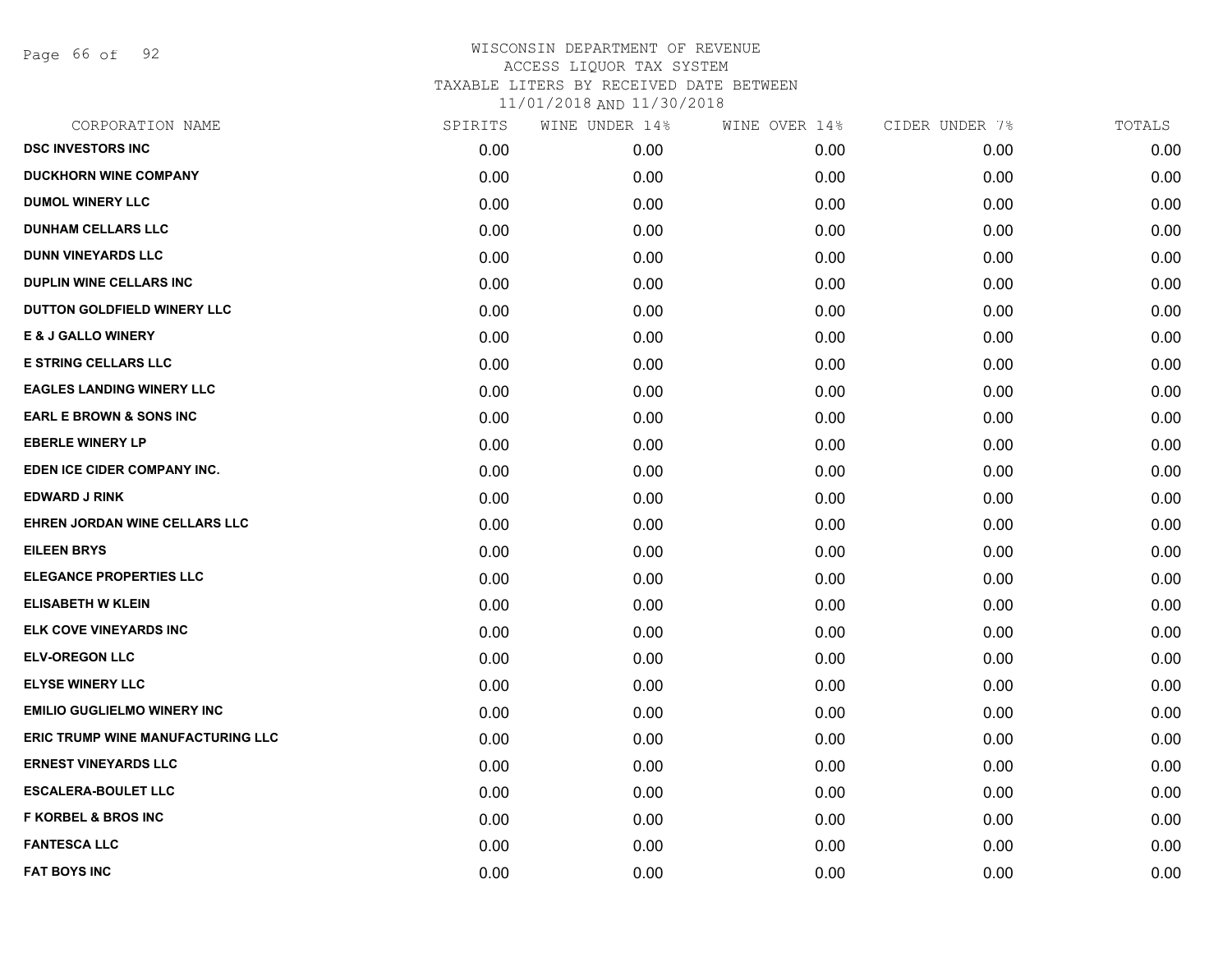WISCONSIN DEPARTMENT OF REVENUE
ACCESS LIQUOR TAX SYSTEM
TAXABLE LITERS BY RECEIVED DATE BETWEEN
11/01/2018 AND 11/30/2018

| CORPORATION NAME | SPIRITS | WINE UNDER 14% | WINE OVER 14% | CIDER UNDER 7% | TOTALS |
|---|---|---|---|---|---|
| DSC INVESTORS INC | 0.00 | 0.00 | 0.00 | 0.00 | 0.00 |
| DUCKHORN WINE COMPANY | 0.00 | 0.00 | 0.00 | 0.00 | 0.00 |
| DUMOL WINERY LLC | 0.00 | 0.00 | 0.00 | 0.00 | 0.00 |
| DUNHAM CELLARS LLC | 0.00 | 0.00 | 0.00 | 0.00 | 0.00 |
| DUNN VINEYARDS LLC | 0.00 | 0.00 | 0.00 | 0.00 | 0.00 |
| DUPLIN WINE CELLARS INC | 0.00 | 0.00 | 0.00 | 0.00 | 0.00 |
| DUTTON GOLDFIELD WINERY LLC | 0.00 | 0.00 | 0.00 | 0.00 | 0.00 |
| E & J GALLO WINERY | 0.00 | 0.00 | 0.00 | 0.00 | 0.00 |
| E STRING CELLARS LLC | 0.00 | 0.00 | 0.00 | 0.00 | 0.00 |
| EAGLES LANDING WINERY LLC | 0.00 | 0.00 | 0.00 | 0.00 | 0.00 |
| EARL E BROWN & SONS INC | 0.00 | 0.00 | 0.00 | 0.00 | 0.00 |
| EBERLE WINERY LP | 0.00 | 0.00 | 0.00 | 0.00 | 0.00 |
| EDEN ICE CIDER COMPANY INC. | 0.00 | 0.00 | 0.00 | 0.00 | 0.00 |
| EDWARD J RINK | 0.00 | 0.00 | 0.00 | 0.00 | 0.00 |
| EHREN JORDAN WINE CELLARS LLC | 0.00 | 0.00 | 0.00 | 0.00 | 0.00 |
| EILEEN BRYS | 0.00 | 0.00 | 0.00 | 0.00 | 0.00 |
| ELEGANCE PROPERTIES LLC | 0.00 | 0.00 | 0.00 | 0.00 | 0.00 |
| ELISABETH W KLEIN | 0.00 | 0.00 | 0.00 | 0.00 | 0.00 |
| ELK COVE VINEYARDS INC | 0.00 | 0.00 | 0.00 | 0.00 | 0.00 |
| ELV-OREGON LLC | 0.00 | 0.00 | 0.00 | 0.00 | 0.00 |
| ELYSE WINERY LLC | 0.00 | 0.00 | 0.00 | 0.00 | 0.00 |
| EMILIO GUGLIELMO WINERY INC | 0.00 | 0.00 | 0.00 | 0.00 | 0.00 |
| ERIC TRUMP WINE MANUFACTURING LLC | 0.00 | 0.00 | 0.00 | 0.00 | 0.00 |
| ERNEST VINEYARDS LLC | 0.00 | 0.00 | 0.00 | 0.00 | 0.00 |
| ESCALERA-BOULET LLC | 0.00 | 0.00 | 0.00 | 0.00 | 0.00 |
| F KORBEL & BROS INC | 0.00 | 0.00 | 0.00 | 0.00 | 0.00 |
| FANTESCA LLC | 0.00 | 0.00 | 0.00 | 0.00 | 0.00 |
| FAT BOYS INC | 0.00 | 0.00 | 0.00 | 0.00 | 0.00 |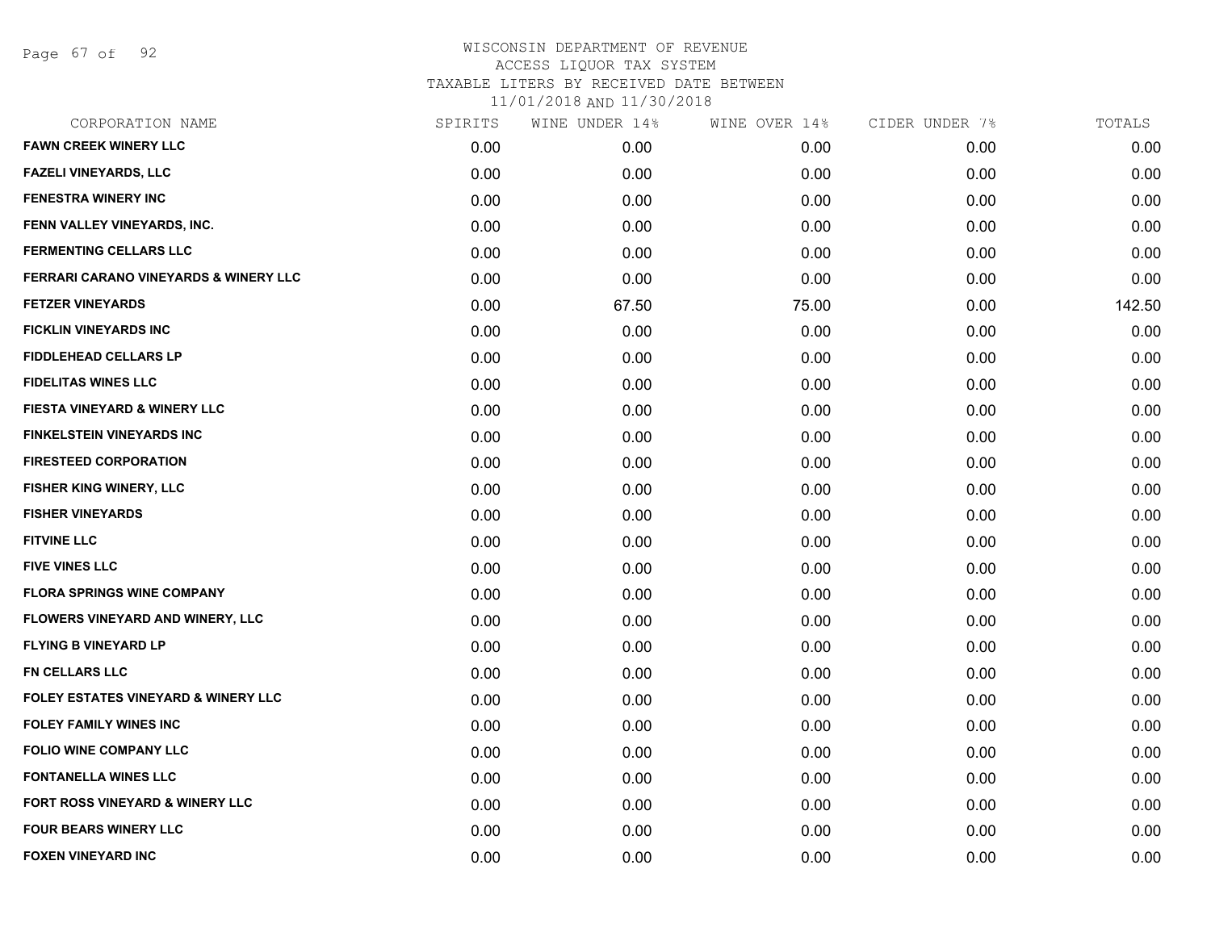WISCONSIN DEPARTMENT OF REVENUE
ACCESS LIQUOR TAX SYSTEM
TAXABLE LITERS BY RECEIVED DATE BETWEEN
11/01/2018 AND 11/30/2018

| CORPORATION NAME | SPIRITS | WINE UNDER 14% | WINE OVER 14% | CIDER UNDER 7% | TOTALS |
|---|---|---|---|---|---|
| FAWN CREEK WINERY LLC | 0.00 | 0.00 | 0.00 | 0.00 | 0.00 |
| FAZELI VINEYARDS, LLC | 0.00 | 0.00 | 0.00 | 0.00 | 0.00 |
| FENESTRA WINERY INC | 0.00 | 0.00 | 0.00 | 0.00 | 0.00 |
| FENN VALLEY VINEYARDS, INC. | 0.00 | 0.00 | 0.00 | 0.00 | 0.00 |
| FERMENTING CELLARS LLC | 0.00 | 0.00 | 0.00 | 0.00 | 0.00 |
| FERRARI CARANO VINEYARDS & WINERY LLC | 0.00 | 0.00 | 0.00 | 0.00 | 0.00 |
| FETZER VINEYARDS | 0.00 | 67.50 | 75.00 | 0.00 | 142.50 |
| FICKLIN VINEYARDS INC | 0.00 | 0.00 | 0.00 | 0.00 | 0.00 |
| FIDDLEHEAD CELLARS LP | 0.00 | 0.00 | 0.00 | 0.00 | 0.00 |
| FIDELITAS WINES LLC | 0.00 | 0.00 | 0.00 | 0.00 | 0.00 |
| FIESTA VINEYARD & WINERY LLC | 0.00 | 0.00 | 0.00 | 0.00 | 0.00 |
| FINKELSTEIN VINEYARDS INC | 0.00 | 0.00 | 0.00 | 0.00 | 0.00 |
| FIRESTEED CORPORATION | 0.00 | 0.00 | 0.00 | 0.00 | 0.00 |
| FISHER KING WINERY, LLC | 0.00 | 0.00 | 0.00 | 0.00 | 0.00 |
| FISHER VINEYARDS | 0.00 | 0.00 | 0.00 | 0.00 | 0.00 |
| FITVINE LLC | 0.00 | 0.00 | 0.00 | 0.00 | 0.00 |
| FIVE VINES LLC | 0.00 | 0.00 | 0.00 | 0.00 | 0.00 |
| FLORA SPRINGS WINE COMPANY | 0.00 | 0.00 | 0.00 | 0.00 | 0.00 |
| FLOWERS VINEYARD AND WINERY, LLC | 0.00 | 0.00 | 0.00 | 0.00 | 0.00 |
| FLYING B VINEYARD LP | 0.00 | 0.00 | 0.00 | 0.00 | 0.00 |
| FN CELLARS LLC | 0.00 | 0.00 | 0.00 | 0.00 | 0.00 |
| FOLEY ESTATES VINEYARD & WINERY LLC | 0.00 | 0.00 | 0.00 | 0.00 | 0.00 |
| FOLEY FAMILY WINES INC | 0.00 | 0.00 | 0.00 | 0.00 | 0.00 |
| FOLIO WINE COMPANY LLC | 0.00 | 0.00 | 0.00 | 0.00 | 0.00 |
| FONTANELLA WINES LLC | 0.00 | 0.00 | 0.00 | 0.00 | 0.00 |
| FORT ROSS VINEYARD & WINERY LLC | 0.00 | 0.00 | 0.00 | 0.00 | 0.00 |
| FOUR BEARS WINERY LLC | 0.00 | 0.00 | 0.00 | 0.00 | 0.00 |
| FOXEN VINEYARD INC | 0.00 | 0.00 | 0.00 | 0.00 | 0.00 |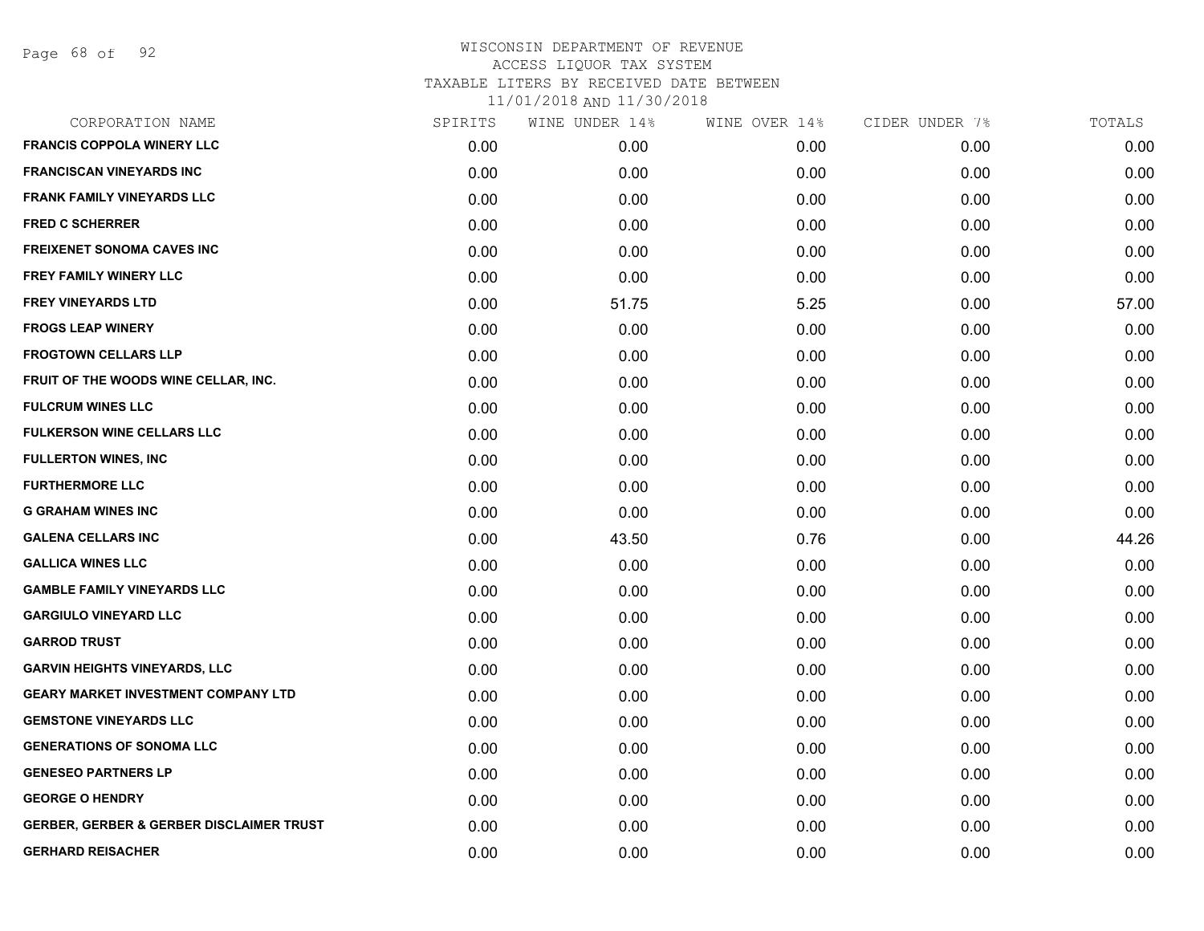# WISCONSIN DEPARTMENT OF REVENUE
ACCESS LIQUOR TAX SYSTEM
TAXABLE LITERS BY RECEIVED DATE BETWEEN
11/01/2018 AND 11/30/2018

| CORPORATION NAME | SPIRITS | WINE UNDER 14% | WINE OVER 14% | CIDER UNDER 7% | TOTALS |
|---|---|---|---|---|---|
| FRANCIS COPPOLA WINERY LLC | 0.00 | 0.00 | 0.00 | 0.00 | 0.00 |
| FRANCISCAN VINEYARDS INC | 0.00 | 0.00 | 0.00 | 0.00 | 0.00 |
| FRANK FAMILY VINEYARDS LLC | 0.00 | 0.00 | 0.00 | 0.00 | 0.00 |
| FRED C SCHERRER | 0.00 | 0.00 | 0.00 | 0.00 | 0.00 |
| FREIXENET SONOMA CAVES INC | 0.00 | 0.00 | 0.00 | 0.00 | 0.00 |
| FREY FAMILY WINERY LLC | 0.00 | 0.00 | 0.00 | 0.00 | 0.00 |
| FREY VINEYARDS LTD | 0.00 | 51.75 | 5.25 | 0.00 | 57.00 |
| FROGS LEAP WINERY | 0.00 | 0.00 | 0.00 | 0.00 | 0.00 |
| FROGTOWN CELLARS LLP | 0.00 | 0.00 | 0.00 | 0.00 | 0.00 |
| FRUIT OF THE WOODS WINE CELLAR, INC. | 0.00 | 0.00 | 0.00 | 0.00 | 0.00 |
| FULCRUM WINES LLC | 0.00 | 0.00 | 0.00 | 0.00 | 0.00 |
| FULKERSON WINE CELLARS LLC | 0.00 | 0.00 | 0.00 | 0.00 | 0.00 |
| FULLERTON WINES, INC | 0.00 | 0.00 | 0.00 | 0.00 | 0.00 |
| FURTHERMORE LLC | 0.00 | 0.00 | 0.00 | 0.00 | 0.00 |
| G GRAHAM WINES INC | 0.00 | 0.00 | 0.00 | 0.00 | 0.00 |
| GALENA CELLARS INC | 0.00 | 43.50 | 0.76 | 0.00 | 44.26 |
| GALLICA WINES LLC | 0.00 | 0.00 | 0.00 | 0.00 | 0.00 |
| GAMBLE FAMILY VINEYARDS LLC | 0.00 | 0.00 | 0.00 | 0.00 | 0.00 |
| GARGIULO VINEYARD LLC | 0.00 | 0.00 | 0.00 | 0.00 | 0.00 |
| GARROD TRUST | 0.00 | 0.00 | 0.00 | 0.00 | 0.00 |
| GARVIN HEIGHTS VINEYARDS, LLC | 0.00 | 0.00 | 0.00 | 0.00 | 0.00 |
| GEARY MARKET INVESTMENT COMPANY LTD | 0.00 | 0.00 | 0.00 | 0.00 | 0.00 |
| GEMSTONE VINEYARDS LLC | 0.00 | 0.00 | 0.00 | 0.00 | 0.00 |
| GENERATIONS OF SONOMA LLC | 0.00 | 0.00 | 0.00 | 0.00 | 0.00 |
| GENESEO PARTNERS LP | 0.00 | 0.00 | 0.00 | 0.00 | 0.00 |
| GEORGE O HENDRY | 0.00 | 0.00 | 0.00 | 0.00 | 0.00 |
| GERBER, GERBER & GERBER DISCLAIMER TRUST | 0.00 | 0.00 | 0.00 | 0.00 | 0.00 |
| GERHARD REISACHER | 0.00 | 0.00 | 0.00 | 0.00 | 0.00 |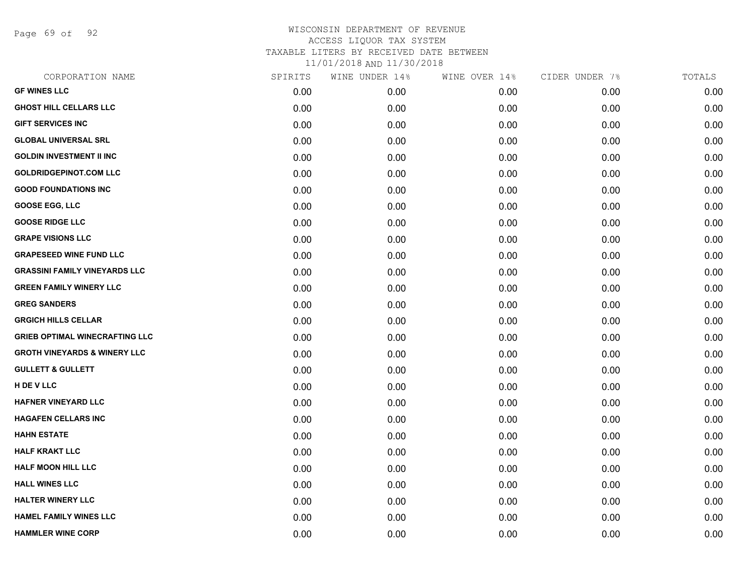# WISCONSIN DEPARTMENT OF REVENUE
## ACCESS LIQUOR TAX SYSTEM
## TAXABLE LITERS BY RECEIVED DATE BETWEEN
## 11/01/2018 AND 11/30/2018

| CORPORATION NAME | SPIRITS | WINE UNDER 14% | WINE OVER 14% | CIDER UNDER 7% | TOTALS |
|---|---|---|---|---|---|
| **GF WINES LLC** | 0.00 | 0.00 | 0.00 | 0.00 | 0.00 |
| **GHOST HILL CELLARS LLC** | 0.00 | 0.00 | 0.00 | 0.00 | 0.00 |
| **GIFT SERVICES INC** | 0.00 | 0.00 | 0.00 | 0.00 | 0.00 |
| **GLOBAL UNIVERSAL SRL** | 0.00 | 0.00 | 0.00 | 0.00 | 0.00 |
| **GOLDIN INVESTMENT II INC** | 0.00 | 0.00 | 0.00 | 0.00 | 0.00 |
| **GOLDRIDGEPINOT.COM LLC** | 0.00 | 0.00 | 0.00 | 0.00 | 0.00 |
| **GOOD FOUNDATIONS INC** | 0.00 | 0.00 | 0.00 | 0.00 | 0.00 |
| **GOOSE EGG, LLC** | 0.00 | 0.00 | 0.00 | 0.00 | 0.00 |
| **GOOSE RIDGE LLC** | 0.00 | 0.00 | 0.00 | 0.00 | 0.00 |
| **GRAPE VISIONS LLC** | 0.00 | 0.00 | 0.00 | 0.00 | 0.00 |
| **GRAPESEED WINE FUND LLC** | 0.00 | 0.00 | 0.00 | 0.00 | 0.00 |
| **GRASSINI FAMILY VINEYARDS LLC** | 0.00 | 0.00 | 0.00 | 0.00 | 0.00 |
| **GREEN FAMILY WINERY LLC** | 0.00 | 0.00 | 0.00 | 0.00 | 0.00 |
| **GREG SANDERS** | 0.00 | 0.00 | 0.00 | 0.00 | 0.00 |
| **GRGICH HILLS CELLAR** | 0.00 | 0.00 | 0.00 | 0.00 | 0.00 |
| **GRIEB OPTIMAL WINECRAFTING LLC** | 0.00 | 0.00 | 0.00 | 0.00 | 0.00 |
| **GROTH VINEYARDS & WINERY LLC** | 0.00 | 0.00 | 0.00 | 0.00 | 0.00 |
| **GULLETT & GULLETT** | 0.00 | 0.00 | 0.00 | 0.00 | 0.00 |
| **H DE V LLC** | 0.00 | 0.00 | 0.00 | 0.00 | 0.00 |
| **HAFNER VINEYARD LLC** | 0.00 | 0.00 | 0.00 | 0.00 | 0.00 |
| **HAGAFEN CELLARS INC** | 0.00 | 0.00 | 0.00 | 0.00 | 0.00 |
| **HAHN ESTATE** | 0.00 | 0.00 | 0.00 | 0.00 | 0.00 |
| **HALF KRAKT LLC** | 0.00 | 0.00 | 0.00 | 0.00 | 0.00 |
| **HALF MOON HILL LLC** | 0.00 | 0.00 | 0.00 | 0.00 | 0.00 |
| **HALL WINES LLC** | 0.00 | 0.00 | 0.00 | 0.00 | 0.00 |
| **HALTER WINERY LLC** | 0.00 | 0.00 | 0.00 | 0.00 | 0.00 |
| **HAMEL FAMILY WINES LLC** | 0.00 | 0.00 | 0.00 | 0.00 | 0.00 |
| **HAMMLER WINE CORP** | 0.00 | 0.00 | 0.00 | 0.00 | 0.00 |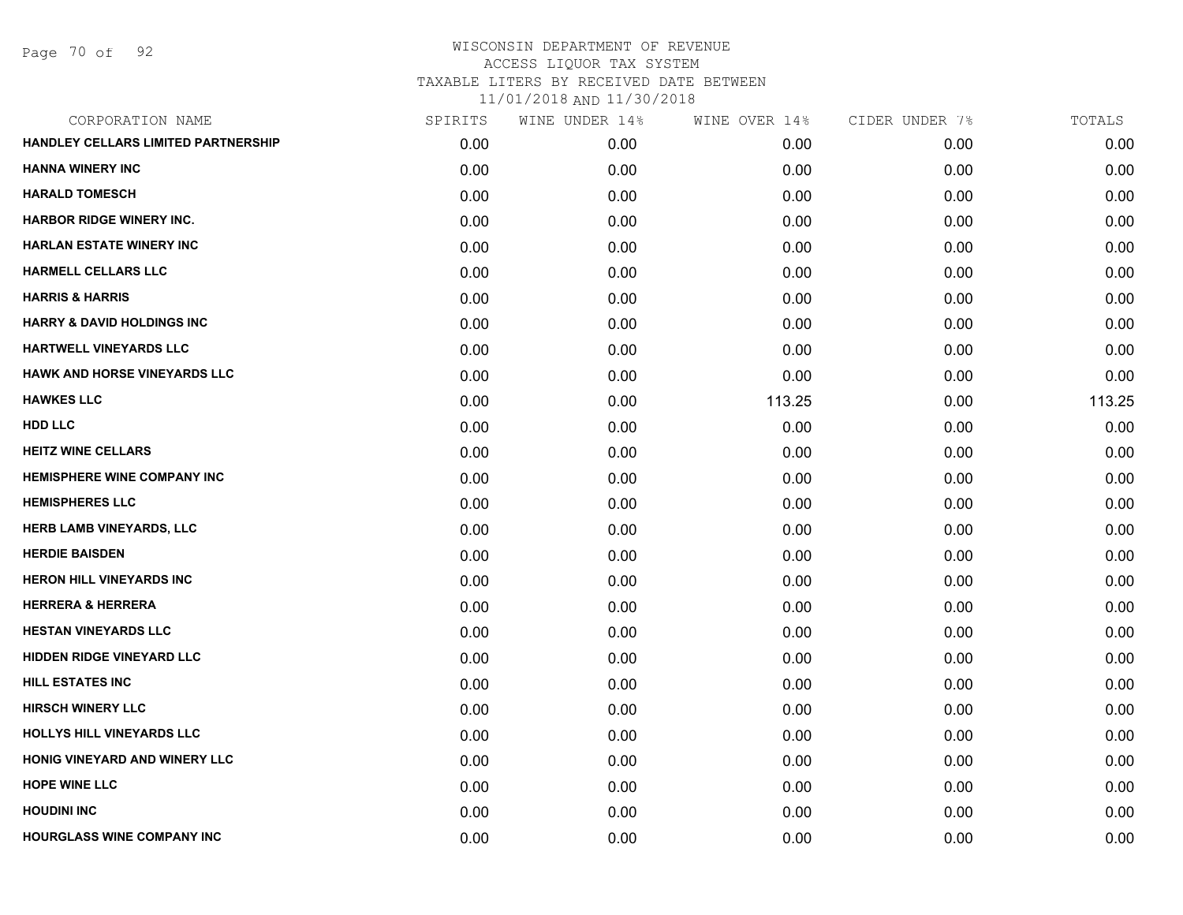# WISCONSIN DEPARTMENT OF REVENUE
## ACCESS LIQUOR TAX SYSTEM
### TAXABLE LITERS BY RECEIVED DATE BETWEEN 11/01/2018 AND 11/30/2018

| CORPORATION NAME | SPIRITS | WINE UNDER 14% | WINE OVER 14% | CIDER UNDER 7% | TOTALS |
|---|---|---|---|---|---|
| HANDLEY CELLARS LIMITED PARTNERSHIP | 0.00 | 0.00 | 0.00 | 0.00 | 0.00 |
| HANNA WINERY INC | 0.00 | 0.00 | 0.00 | 0.00 | 0.00 |
| HARALD TOMESCH | 0.00 | 0.00 | 0.00 | 0.00 | 0.00 |
| HARBOR RIDGE WINERY INC. | 0.00 | 0.00 | 0.00 | 0.00 | 0.00 |
| HARLAN ESTATE WINERY INC | 0.00 | 0.00 | 0.00 | 0.00 | 0.00 |
| HARMELL CELLARS LLC | 0.00 | 0.00 | 0.00 | 0.00 | 0.00 |
| HARRIS & HARRIS | 0.00 | 0.00 | 0.00 | 0.00 | 0.00 |
| HARRY & DAVID HOLDINGS INC | 0.00 | 0.00 | 0.00 | 0.00 | 0.00 |
| HARTWELL VINEYARDS LLC | 0.00 | 0.00 | 0.00 | 0.00 | 0.00 |
| HAWK AND HORSE VINEYARDS LLC | 0.00 | 0.00 | 0.00 | 0.00 | 0.00 |
| HAWKES LLC | 0.00 | 0.00 | 113.25 | 0.00 | 113.25 |
| HDD LLC | 0.00 | 0.00 | 0.00 | 0.00 | 0.00 |
| HEITZ WINE CELLARS | 0.00 | 0.00 | 0.00 | 0.00 | 0.00 |
| HEMISPHERE WINE COMPANY INC | 0.00 | 0.00 | 0.00 | 0.00 | 0.00 |
| HEMISPHERES LLC | 0.00 | 0.00 | 0.00 | 0.00 | 0.00 |
| HERB LAMB VINEYARDS, LLC | 0.00 | 0.00 | 0.00 | 0.00 | 0.00 |
| HERDIE BAISDEN | 0.00 | 0.00 | 0.00 | 0.00 | 0.00 |
| HERON HILL VINEYARDS INC | 0.00 | 0.00 | 0.00 | 0.00 | 0.00 |
| HERRERA & HERRERA | 0.00 | 0.00 | 0.00 | 0.00 | 0.00 |
| HESTAN VINEYARDS LLC | 0.00 | 0.00 | 0.00 | 0.00 | 0.00 |
| HIDDEN RIDGE VINEYARD LLC | 0.00 | 0.00 | 0.00 | 0.00 | 0.00 |
| HILL ESTATES INC | 0.00 | 0.00 | 0.00 | 0.00 | 0.00 |
| HIRSCH WINERY LLC | 0.00 | 0.00 | 0.00 | 0.00 | 0.00 |
| HOLLYS HILL VINEYARDS LLC | 0.00 | 0.00 | 0.00 | 0.00 | 0.00 |
| HONIG VINEYARD AND WINERY LLC | 0.00 | 0.00 | 0.00 | 0.00 | 0.00 |
| HOPE WINE LLC | 0.00 | 0.00 | 0.00 | 0.00 | 0.00 |
| HOUDINI INC | 0.00 | 0.00 | 0.00 | 0.00 | 0.00 |
| HOURGLASS WINE COMPANY INC | 0.00 | 0.00 | 0.00 | 0.00 | 0.00 |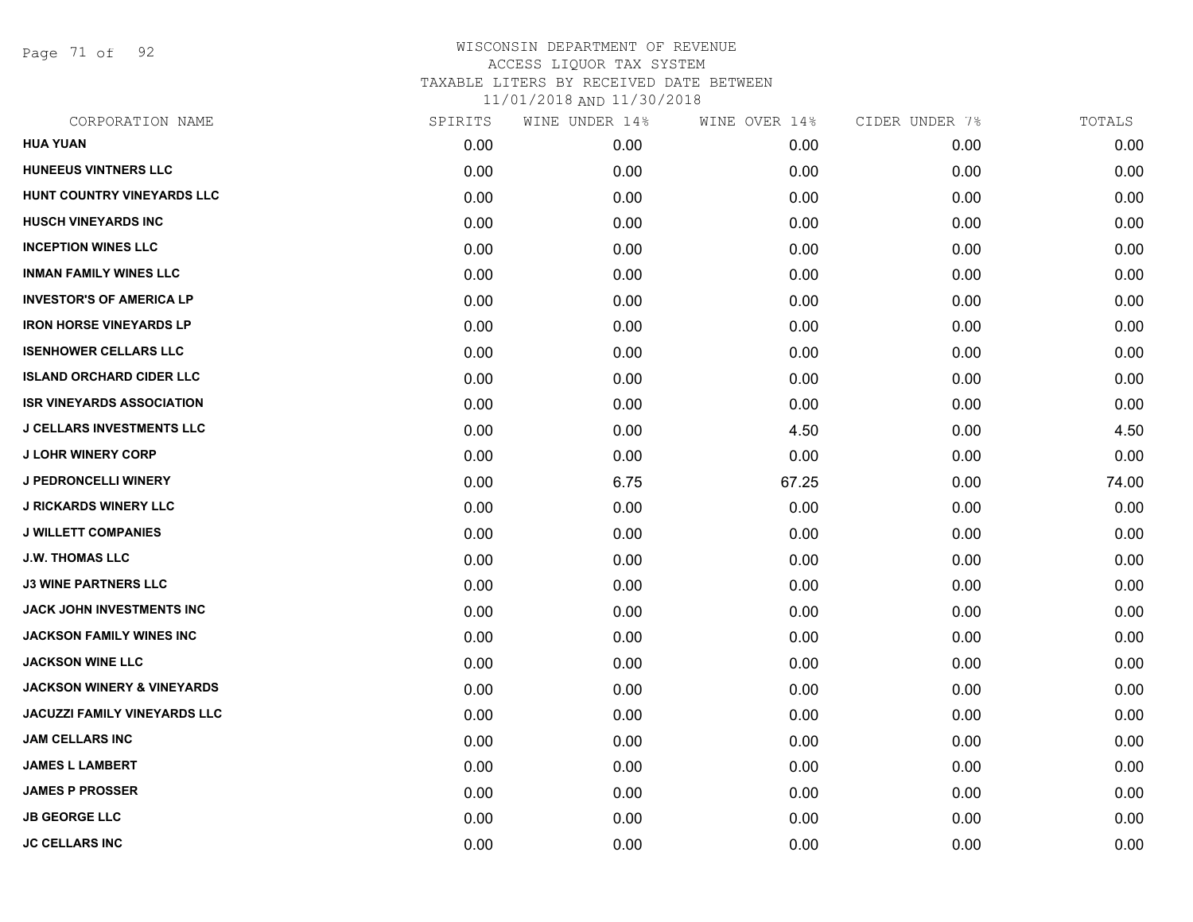# WISCONSIN DEPARTMENT OF REVENUE
## ACCESS LIQUOR TAX SYSTEM
### TAXABLE LITERS BY RECEIVED DATE BETWEEN 11/01/2018 AND 11/30/2018

| CORPORATION NAME | SPIRITS | WINE UNDER 14% | WINE OVER 14% | CIDER UNDER 7% | TOTALS |
|---|---|---|---|---|---|
| HUA YUAN | 0.00 | 0.00 | 0.00 | 0.00 | 0.00 |
| HUNEEUS VINTNERS LLC | 0.00 | 0.00 | 0.00 | 0.00 | 0.00 |
| HUNT COUNTRY VINEYARDS LLC | 0.00 | 0.00 | 0.00 | 0.00 | 0.00 |
| HUSCH VINEYARDS INC | 0.00 | 0.00 | 0.00 | 0.00 | 0.00 |
| INCEPTION WINES LLC | 0.00 | 0.00 | 0.00 | 0.00 | 0.00 |
| INMAN FAMILY WINES LLC | 0.00 | 0.00 | 0.00 | 0.00 | 0.00 |
| INVESTOR'S OF AMERICA LP | 0.00 | 0.00 | 0.00 | 0.00 | 0.00 |
| IRON HORSE VINEYARDS LP | 0.00 | 0.00 | 0.00 | 0.00 | 0.00 |
| ISENHOWER CELLARS LLC | 0.00 | 0.00 | 0.00 | 0.00 | 0.00 |
| ISLAND ORCHARD CIDER LLC | 0.00 | 0.00 | 0.00 | 0.00 | 0.00 |
| ISR VINEYARDS ASSOCIATION | 0.00 | 0.00 | 0.00 | 0.00 | 0.00 |
| J CELLARS INVESTMENTS LLC | 0.00 | 0.00 | 4.50 | 0.00 | 4.50 |
| J LOHR WINERY CORP | 0.00 | 0.00 | 0.00 | 0.00 | 0.00 |
| J PEDRONCELLI WINERY | 0.00 | 6.75 | 67.25 | 0.00 | 74.00 |
| J RICKARDS WINERY LLC | 0.00 | 0.00 | 0.00 | 0.00 | 0.00 |
| J WILLETT COMPANIES | 0.00 | 0.00 | 0.00 | 0.00 | 0.00 |
| J.W. THOMAS LLC | 0.00 | 0.00 | 0.00 | 0.00 | 0.00 |
| J3 WINE PARTNERS LLC | 0.00 | 0.00 | 0.00 | 0.00 | 0.00 |
| JACK JOHN INVESTMENTS INC | 0.00 | 0.00 | 0.00 | 0.00 | 0.00 |
| JACKSON FAMILY WINES INC | 0.00 | 0.00 | 0.00 | 0.00 | 0.00 |
| JACKSON WINE LLC | 0.00 | 0.00 | 0.00 | 0.00 | 0.00 |
| JACKSON WINERY & VINEYARDS | 0.00 | 0.00 | 0.00 | 0.00 | 0.00 |
| JACUZZI FAMILY VINEYARDS LLC | 0.00 | 0.00 | 0.00 | 0.00 | 0.00 |
| JAM CELLARS INC | 0.00 | 0.00 | 0.00 | 0.00 | 0.00 |
| JAMES L LAMBERT | 0.00 | 0.00 | 0.00 | 0.00 | 0.00 |
| JAMES P PROSSER | 0.00 | 0.00 | 0.00 | 0.00 | 0.00 |
| JB GEORGE LLC | 0.00 | 0.00 | 0.00 | 0.00 | 0.00 |
| JC CELLARS INC | 0.00 | 0.00 | 0.00 | 0.00 | 0.00 |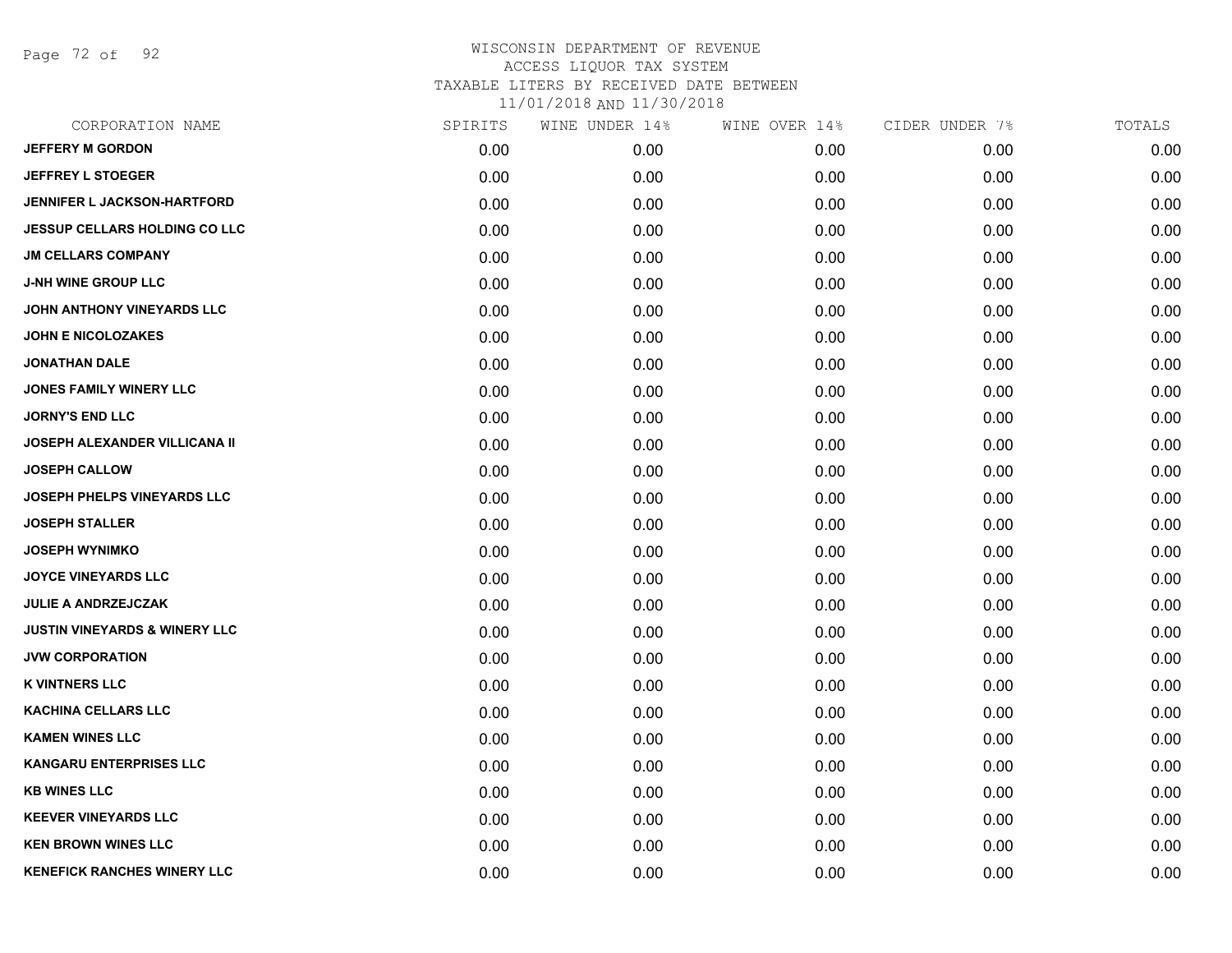WISCONSIN DEPARTMENT OF REVENUE
ACCESS LIQUOR TAX SYSTEM
TAXABLE LITERS BY RECEIVED DATE BETWEEN
11/01/2018 AND 11/30/2018

| CORPORATION NAME | SPIRITS | WINE UNDER 14% | WINE OVER 14% | CIDER UNDER 7% | TOTALS |
|---|---|---|---|---|---|
| JEFFERY M GORDON | 0.00 | 0.00 | 0.00 | 0.00 | 0.00 |
| JEFFREY L STOEGER | 0.00 | 0.00 | 0.00 | 0.00 | 0.00 |
| JENNIFER L JACKSON-HARTFORD | 0.00 | 0.00 | 0.00 | 0.00 | 0.00 |
| JESSUP CELLARS HOLDING CO LLC | 0.00 | 0.00 | 0.00 | 0.00 | 0.00 |
| JM CELLARS COMPANY | 0.00 | 0.00 | 0.00 | 0.00 | 0.00 |
| J-NH WINE GROUP LLC | 0.00 | 0.00 | 0.00 | 0.00 | 0.00 |
| JOHN ANTHONY VINEYARDS LLC | 0.00 | 0.00 | 0.00 | 0.00 | 0.00 |
| JOHN E NICOLOZAKES | 0.00 | 0.00 | 0.00 | 0.00 | 0.00 |
| JONATHAN DALE | 0.00 | 0.00 | 0.00 | 0.00 | 0.00 |
| JONES FAMILY WINERY LLC | 0.00 | 0.00 | 0.00 | 0.00 | 0.00 |
| JORNY'S END LLC | 0.00 | 0.00 | 0.00 | 0.00 | 0.00 |
| JOSEPH ALEXANDER VILLICANA II | 0.00 | 0.00 | 0.00 | 0.00 | 0.00 |
| JOSEPH CALLOW | 0.00 | 0.00 | 0.00 | 0.00 | 0.00 |
| JOSEPH PHELPS VINEYARDS LLC | 0.00 | 0.00 | 0.00 | 0.00 | 0.00 |
| JOSEPH STALLER | 0.00 | 0.00 | 0.00 | 0.00 | 0.00 |
| JOSEPH WYNIMKO | 0.00 | 0.00 | 0.00 | 0.00 | 0.00 |
| JOYCE VINEYARDS LLC | 0.00 | 0.00 | 0.00 | 0.00 | 0.00 |
| JULIE A ANDRZEJCZAK | 0.00 | 0.00 | 0.00 | 0.00 | 0.00 |
| JUSTIN VINEYARDS & WINERY LLC | 0.00 | 0.00 | 0.00 | 0.00 | 0.00 |
| JVW CORPORATION | 0.00 | 0.00 | 0.00 | 0.00 | 0.00 |
| K VINTNERS LLC | 0.00 | 0.00 | 0.00 | 0.00 | 0.00 |
| KACHINA CELLARS LLC | 0.00 | 0.00 | 0.00 | 0.00 | 0.00 |
| KAMEN WINES LLC | 0.00 | 0.00 | 0.00 | 0.00 | 0.00 |
| KANGARU ENTERPRISES LLC | 0.00 | 0.00 | 0.00 | 0.00 | 0.00 |
| KB WINES LLC | 0.00 | 0.00 | 0.00 | 0.00 | 0.00 |
| KEEVER VINEYARDS LLC | 0.00 | 0.00 | 0.00 | 0.00 | 0.00 |
| KEN BROWN WINES LLC | 0.00 | 0.00 | 0.00 | 0.00 | 0.00 |
| KENEFICK RANCHES WINERY LLC | 0.00 | 0.00 | 0.00 | 0.00 | 0.00 |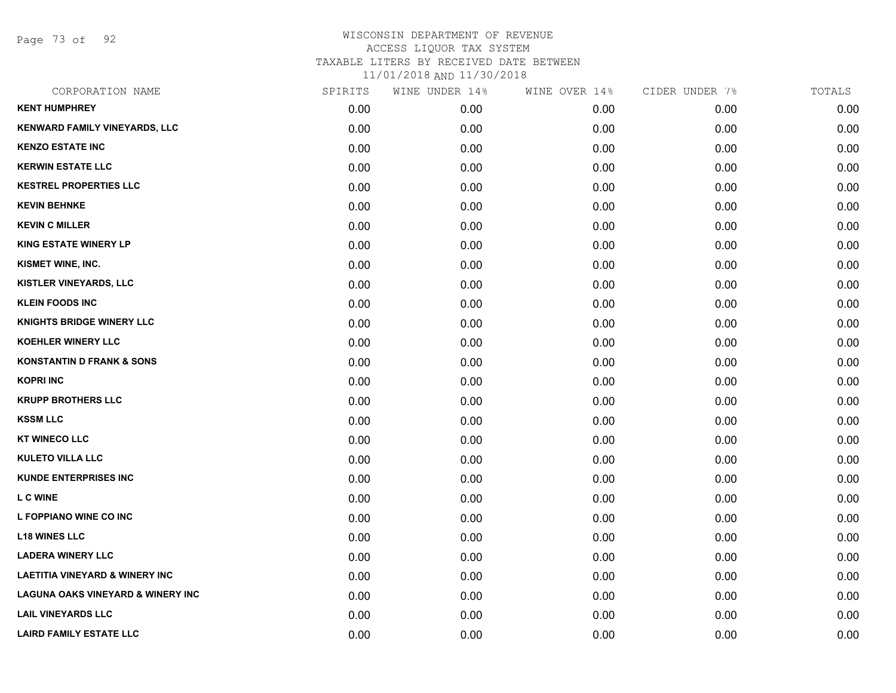# WISCONSIN DEPARTMENT OF REVENUE
ACCESS LIQUOR TAX SYSTEM
TAXABLE LITERS BY RECEIVED DATE BETWEEN
11/01/2018 AND 11/30/2018

| CORPORATION NAME | SPIRITS | WINE UNDER 14% | WINE OVER 14% | CIDER UNDER 7% | TOTALS |
|---|---|---|---|---|---|
| KENT HUMPHREY | 0.00 | 0.00 | 0.00 | 0.00 | 0.00 |
| KENWARD FAMILY VINEYARDS, LLC | 0.00 | 0.00 | 0.00 | 0.00 | 0.00 |
| KENZO ESTATE INC | 0.00 | 0.00 | 0.00 | 0.00 | 0.00 |
| KERWIN ESTATE LLC | 0.00 | 0.00 | 0.00 | 0.00 | 0.00 |
| KESTREL PROPERTIES LLC | 0.00 | 0.00 | 0.00 | 0.00 | 0.00 |
| KEVIN BEHNKE | 0.00 | 0.00 | 0.00 | 0.00 | 0.00 |
| KEVIN C MILLER | 0.00 | 0.00 | 0.00 | 0.00 | 0.00 |
| KING ESTATE WINERY LP | 0.00 | 0.00 | 0.00 | 0.00 | 0.00 |
| KISMET WINE, INC. | 0.00 | 0.00 | 0.00 | 0.00 | 0.00 |
| KISTLER VINEYARDS, LLC | 0.00 | 0.00 | 0.00 | 0.00 | 0.00 |
| KLEIN FOODS INC | 0.00 | 0.00 | 0.00 | 0.00 | 0.00 |
| KNIGHTS BRIDGE WINERY LLC | 0.00 | 0.00 | 0.00 | 0.00 | 0.00 |
| KOEHLER WINERY LLC | 0.00 | 0.00 | 0.00 | 0.00 | 0.00 |
| KONSTANTIN D FRANK & SONS | 0.00 | 0.00 | 0.00 | 0.00 | 0.00 |
| KOPRI INC | 0.00 | 0.00 | 0.00 | 0.00 | 0.00 |
| KRUPP BROTHERS LLC | 0.00 | 0.00 | 0.00 | 0.00 | 0.00 |
| KSSM LLC | 0.00 | 0.00 | 0.00 | 0.00 | 0.00 |
| KT WINECO LLC | 0.00 | 0.00 | 0.00 | 0.00 | 0.00 |
| KULETO VILLA LLC | 0.00 | 0.00 | 0.00 | 0.00 | 0.00 |
| KUNDE ENTERPRISES INC | 0.00 | 0.00 | 0.00 | 0.00 | 0.00 |
| L C WINE | 0.00 | 0.00 | 0.00 | 0.00 | 0.00 |
| L FOPPIANO WINE CO INC | 0.00 | 0.00 | 0.00 | 0.00 | 0.00 |
| L18 WINES LLC | 0.00 | 0.00 | 0.00 | 0.00 | 0.00 |
| LADERA WINERY LLC | 0.00 | 0.00 | 0.00 | 0.00 | 0.00 |
| LAETITIA VINEYARD & WINERY INC | 0.00 | 0.00 | 0.00 | 0.00 | 0.00 |
| LAGUNA OAKS VINEYARD & WINERY INC | 0.00 | 0.00 | 0.00 | 0.00 | 0.00 |
| LAIL VINEYARDS LLC | 0.00 | 0.00 | 0.00 | 0.00 | 0.00 |
| LAIRD FAMILY ESTATE LLC | 0.00 | 0.00 | 0.00 | 0.00 | 0.00 |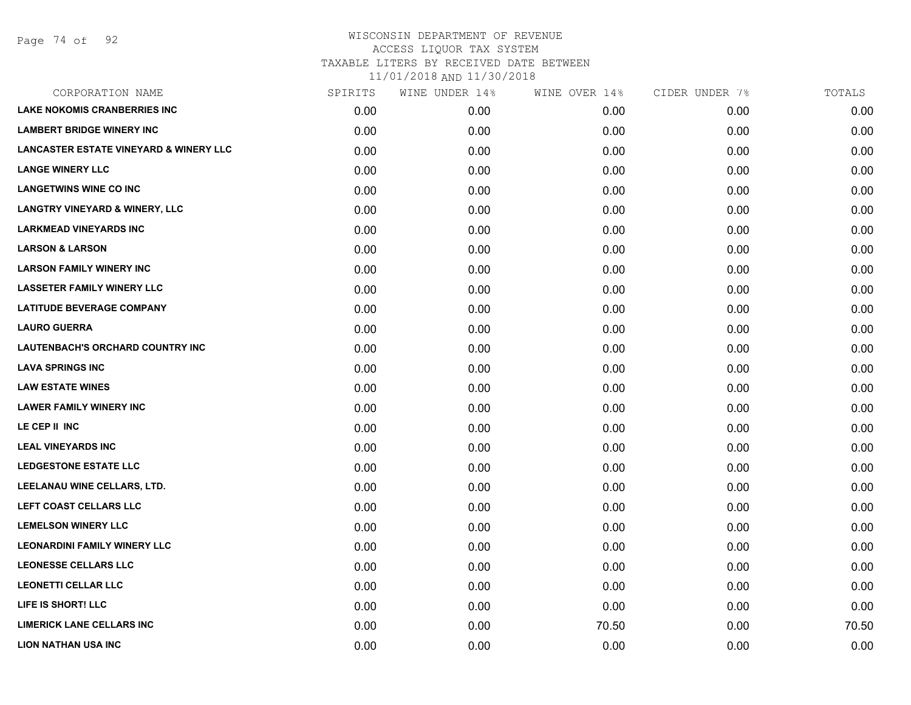# WISCONSIN DEPARTMENT OF REVENUE
ACCESS LIQUOR TAX SYSTEM
TAXABLE LITERS BY RECEIVED DATE BETWEEN
11/01/2018 AND 11/30/2018

| CORPORATION NAME | SPIRITS | WINE UNDER 14% | WINE OVER 14% | CIDER UNDER 7% | TOTALS |
|---|---|---|---|---|---|
| LAKE NOKOMIS CRANBERRIES INC | 0.00 | 0.00 | 0.00 | 0.00 | 0.00 |
| LAMBERT BRIDGE WINERY INC | 0.00 | 0.00 | 0.00 | 0.00 | 0.00 |
| LANCASTER ESTATE VINEYARD & WINERY LLC | 0.00 | 0.00 | 0.00 | 0.00 | 0.00 |
| LANGE WINERY LLC | 0.00 | 0.00 | 0.00 | 0.00 | 0.00 |
| LANGETWINS WINE CO INC | 0.00 | 0.00 | 0.00 | 0.00 | 0.00 |
| LANGTRY VINEYARD & WINERY, LLC | 0.00 | 0.00 | 0.00 | 0.00 | 0.00 |
| LARKMEAD VINEYARDS INC | 0.00 | 0.00 | 0.00 | 0.00 | 0.00 |
| LARSON & LARSON | 0.00 | 0.00 | 0.00 | 0.00 | 0.00 |
| LARSON FAMILY WINERY INC | 0.00 | 0.00 | 0.00 | 0.00 | 0.00 |
| LASSETER FAMILY WINERY LLC | 0.00 | 0.00 | 0.00 | 0.00 | 0.00 |
| LATITUDE BEVERAGE COMPANY | 0.00 | 0.00 | 0.00 | 0.00 | 0.00 |
| LAURO GUERRA | 0.00 | 0.00 | 0.00 | 0.00 | 0.00 |
| LAUTENBACH'S ORCHARD COUNTRY INC | 0.00 | 0.00 | 0.00 | 0.00 | 0.00 |
| LAVA SPRINGS INC | 0.00 | 0.00 | 0.00 | 0.00 | 0.00 |
| LAW ESTATE WINES | 0.00 | 0.00 | 0.00 | 0.00 | 0.00 |
| LAWER FAMILY WINERY INC | 0.00 | 0.00 | 0.00 | 0.00 | 0.00 |
| LE CEP II INC | 0.00 | 0.00 | 0.00 | 0.00 | 0.00 |
| LEAL VINEYARDS INC | 0.00 | 0.00 | 0.00 | 0.00 | 0.00 |
| LEDGESTONE ESTATE LLC | 0.00 | 0.00 | 0.00 | 0.00 | 0.00 |
| LEELANAU WINE CELLARS, LTD. | 0.00 | 0.00 | 0.00 | 0.00 | 0.00 |
| LEFT COAST CELLARS LLC | 0.00 | 0.00 | 0.00 | 0.00 | 0.00 |
| LEMELSON WINERY LLC | 0.00 | 0.00 | 0.00 | 0.00 | 0.00 |
| LEONARDINI FAMILY WINERY LLC | 0.00 | 0.00 | 0.00 | 0.00 | 0.00 |
| LEONESSE CELLARS LLC | 0.00 | 0.00 | 0.00 | 0.00 | 0.00 |
| LEONETTI CELLAR LLC | 0.00 | 0.00 | 0.00 | 0.00 | 0.00 |
| LIFE IS SHORT! LLC | 0.00 | 0.00 | 0.00 | 0.00 | 0.00 |
| LIMERICK LANE CELLARS INC | 0.00 | 0.00 | 70.50 | 0.00 | 70.50 |
| LION NATHAN USA INC | 0.00 | 0.00 | 0.00 | 0.00 | 0.00 |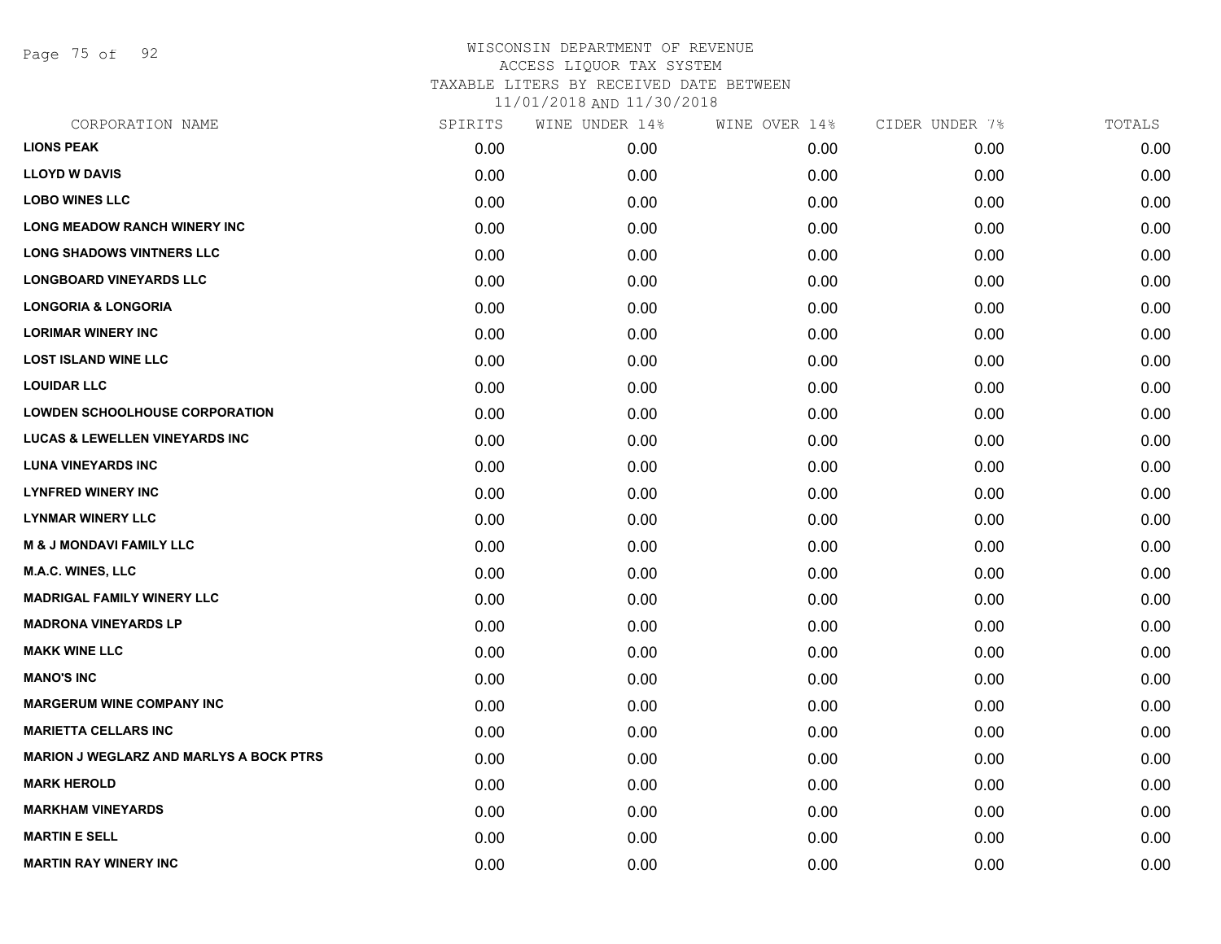WISCONSIN DEPARTMENT OF REVENUE
ACCESS LIQUOR TAX SYSTEM
TAXABLE LITERS BY RECEIVED DATE BETWEEN
11/01/2018 AND 11/30/2018

| CORPORATION NAME | SPIRITS | WINE UNDER 14% | WINE OVER 14% | CIDER UNDER 7% | TOTALS |
|---|---|---|---|---|---|
| **LIONS PEAK** | 0.00 | 0.00 | 0.00 | 0.00 | 0.00 |
| **LLOYD W DAVIS** | 0.00 | 0.00 | 0.00 | 0.00 | 0.00 |
| **LOBO WINES LLC** | 0.00 | 0.00 | 0.00 | 0.00 | 0.00 |
| **LONG MEADOW RANCH WINERY INC** | 0.00 | 0.00 | 0.00 | 0.00 | 0.00 |
| **LONG SHADOWS VINTNERS LLC** | 0.00 | 0.00 | 0.00 | 0.00 | 0.00 |
| **LONGBOARD VINEYARDS LLC** | 0.00 | 0.00 | 0.00 | 0.00 | 0.00 |
| **LONGORIA & LONGORIA** | 0.00 | 0.00 | 0.00 | 0.00 | 0.00 |
| **LORIMAR WINERY INC** | 0.00 | 0.00 | 0.00 | 0.00 | 0.00 |
| **LOST ISLAND WINE LLC** | 0.00 | 0.00 | 0.00 | 0.00 | 0.00 |
| **LOUIDAR LLC** | 0.00 | 0.00 | 0.00 | 0.00 | 0.00 |
| **LOWDEN SCHOOLHOUSE CORPORATION** | 0.00 | 0.00 | 0.00 | 0.00 | 0.00 |
| **LUCAS & LEWELLEN VINEYARDS INC** | 0.00 | 0.00 | 0.00 | 0.00 | 0.00 |
| **LUNA VINEYARDS INC** | 0.00 | 0.00 | 0.00 | 0.00 | 0.00 |
| **LYNFRED WINERY INC** | 0.00 | 0.00 | 0.00 | 0.00 | 0.00 |
| **LYNMAR WINERY LLC** | 0.00 | 0.00 | 0.00 | 0.00 | 0.00 |
| **M & J MONDAVI FAMILY LLC** | 0.00 | 0.00 | 0.00 | 0.00 | 0.00 |
| **M.A.C. WINES, LLC** | 0.00 | 0.00 | 0.00 | 0.00 | 0.00 |
| **MADRIGAL FAMILY WINERY LLC** | 0.00 | 0.00 | 0.00 | 0.00 | 0.00 |
| **MADRONA VINEYARDS LP** | 0.00 | 0.00 | 0.00 | 0.00 | 0.00 |
| **MAKK WINE LLC** | 0.00 | 0.00 | 0.00 | 0.00 | 0.00 |
| **MANO'S INC** | 0.00 | 0.00 | 0.00 | 0.00 | 0.00 |
| **MARGERUM WINE COMPANY INC** | 0.00 | 0.00 | 0.00 | 0.00 | 0.00 |
| **MARIETTA CELLARS INC** | 0.00 | 0.00 | 0.00 | 0.00 | 0.00 |
| **MARION J WEGLARZ AND MARLYS A BOCK PTRS** | 0.00 | 0.00 | 0.00 | 0.00 | 0.00 |
| **MARK HEROLD** | 0.00 | 0.00 | 0.00 | 0.00 | 0.00 |
| **MARKHAM VINEYARDS** | 0.00 | 0.00 | 0.00 | 0.00 | 0.00 |
| **MARTIN E SELL** | 0.00 | 0.00 | 0.00 | 0.00 | 0.00 |
| **MARTIN RAY WINERY INC** | 0.00 | 0.00 | 0.00 | 0.00 | 0.00 |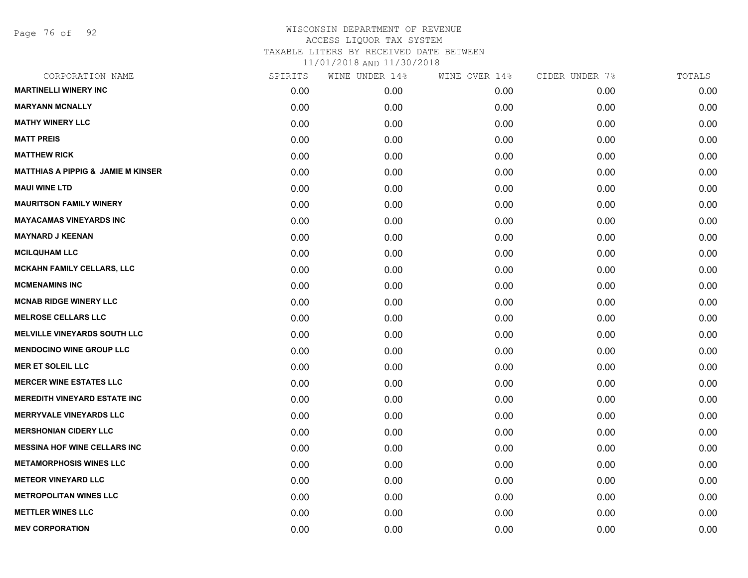WISCONSIN DEPARTMENT OF REVENUE
ACCESS LIQUOR TAX SYSTEM
TAXABLE LITERS BY RECEIVED DATE BETWEEN
11/01/2018 AND 11/30/2018

| CORPORATION NAME | SPIRITS | WINE UNDER 14% | WINE OVER 14% | CIDER UNDER 7% | TOTALS |
|---|---|---|---|---|---|
| **MARTINELLI WINERY INC** | 0.00 | 0.00 | 0.00 | 0.00 | 0.00 |
| **MARYANN MCNALLY** | 0.00 | 0.00 | 0.00 | 0.00 | 0.00 |
| **MATHY WINERY LLC** | 0.00 | 0.00 | 0.00 | 0.00 | 0.00 |
| **MATT PREIS** | 0.00 | 0.00 | 0.00 | 0.00 | 0.00 |
| **MATTHEW RICK** | 0.00 | 0.00 | 0.00 | 0.00 | 0.00 |
| **MATTHIAS A PIPPIG & JAMIE M KINSER** | 0.00 | 0.00 | 0.00 | 0.00 | 0.00 |
| **MAUI WINE LTD** | 0.00 | 0.00 | 0.00 | 0.00 | 0.00 |
| **MAURITSON FAMILY WINERY** | 0.00 | 0.00 | 0.00 | 0.00 | 0.00 |
| **MAYACAMAS VINEYARDS INC** | 0.00 | 0.00 | 0.00 | 0.00 | 0.00 |
| **MAYNARD J KEENAN** | 0.00 | 0.00 | 0.00 | 0.00 | 0.00 |
| **MCILQUHAM LLC** | 0.00 | 0.00 | 0.00 | 0.00 | 0.00 |
| **MCKAHN FAMILY CELLARS, LLC** | 0.00 | 0.00 | 0.00 | 0.00 | 0.00 |
| **MCMENAMINS INC** | 0.00 | 0.00 | 0.00 | 0.00 | 0.00 |
| **MCNAB RIDGE WINERY LLC** | 0.00 | 0.00 | 0.00 | 0.00 | 0.00 |
| **MELROSE CELLARS LLC** | 0.00 | 0.00 | 0.00 | 0.00 | 0.00 |
| **MELVILLE VINEYARDS SOUTH LLC** | 0.00 | 0.00 | 0.00 | 0.00 | 0.00 |
| **MENDOCINO WINE GROUP LLC** | 0.00 | 0.00 | 0.00 | 0.00 | 0.00 |
| **MER ET SOLEIL LLC** | 0.00 | 0.00 | 0.00 | 0.00 | 0.00 |
| **MERCER WINE ESTATES LLC** | 0.00 | 0.00 | 0.00 | 0.00 | 0.00 |
| **MEREDITH VINEYARD ESTATE INC** | 0.00 | 0.00 | 0.00 | 0.00 | 0.00 |
| **MERRYVALE VINEYARDS LLC** | 0.00 | 0.00 | 0.00 | 0.00 | 0.00 |
| **MERSHONIAN CIDERY LLC** | 0.00 | 0.00 | 0.00 | 0.00 | 0.00 |
| **MESSINA HOF WINE CELLARS INC** | 0.00 | 0.00 | 0.00 | 0.00 | 0.00 |
| **METAMORPHOSIS WINES LLC** | 0.00 | 0.00 | 0.00 | 0.00 | 0.00 |
| **METEOR VINEYARD LLC** | 0.00 | 0.00 | 0.00 | 0.00 | 0.00 |
| **METROPOLITAN WINES LLC** | 0.00 | 0.00 | 0.00 | 0.00 | 0.00 |
| **METTLER WINES LLC** | 0.00 | 0.00 | 0.00 | 0.00 | 0.00 |
| **MEV CORPORATION** | 0.00 | 0.00 | 0.00 | 0.00 | 0.00 |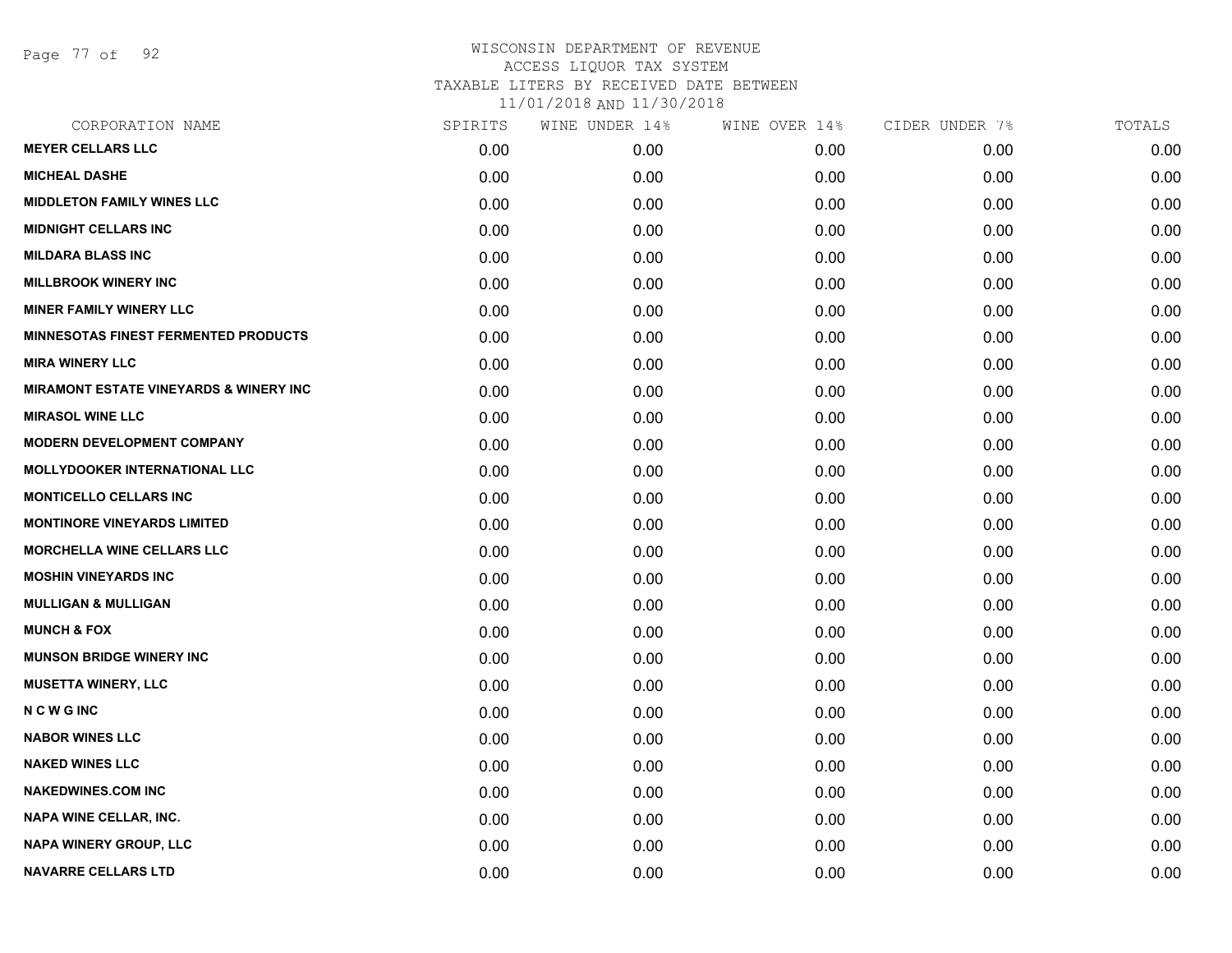WISCONSIN DEPARTMENT OF REVENUE
ACCESS LIQUOR TAX SYSTEM
TAXABLE LITERS BY RECEIVED DATE BETWEEN
11/01/2018 AND 11/30/2018

| CORPORATION NAME | SPIRITS | WINE UNDER 14% | WINE OVER 14% | CIDER UNDER 7% | TOTALS |
|---|---|---|---|---|---|
| MEYER CELLARS LLC | 0.00 | 0.00 | 0.00 | 0.00 | 0.00 |
| MICHEAL DASHE | 0.00 | 0.00 | 0.00 | 0.00 | 0.00 |
| MIDDLETON FAMILY WINES LLC | 0.00 | 0.00 | 0.00 | 0.00 | 0.00 |
| MIDNIGHT CELLARS INC | 0.00 | 0.00 | 0.00 | 0.00 | 0.00 |
| MILDARA BLASS INC | 0.00 | 0.00 | 0.00 | 0.00 | 0.00 |
| MILLBROOK WINERY INC | 0.00 | 0.00 | 0.00 | 0.00 | 0.00 |
| MINER FAMILY WINERY LLC | 0.00 | 0.00 | 0.00 | 0.00 | 0.00 |
| MINNESOTAS FINEST FERMENTED PRODUCTS | 0.00 | 0.00 | 0.00 | 0.00 | 0.00 |
| MIRA WINERY LLC | 0.00 | 0.00 | 0.00 | 0.00 | 0.00 |
| MIRAMONT ESTATE VINEYARDS & WINERY INC | 0.00 | 0.00 | 0.00 | 0.00 | 0.00 |
| MIRASOL WINE LLC | 0.00 | 0.00 | 0.00 | 0.00 | 0.00 |
| MODERN DEVELOPMENT COMPANY | 0.00 | 0.00 | 0.00 | 0.00 | 0.00 |
| MOLLYDOOKER INTERNATIONAL LLC | 0.00 | 0.00 | 0.00 | 0.00 | 0.00 |
| MONTICELLO CELLARS INC | 0.00 | 0.00 | 0.00 | 0.00 | 0.00 |
| MONTINORE VINEYARDS LIMITED | 0.00 | 0.00 | 0.00 | 0.00 | 0.00 |
| MORCHELLA WINE CELLARS LLC | 0.00 | 0.00 | 0.00 | 0.00 | 0.00 |
| MOSHIN VINEYARDS INC | 0.00 | 0.00 | 0.00 | 0.00 | 0.00 |
| MULLIGAN & MULLIGAN | 0.00 | 0.00 | 0.00 | 0.00 | 0.00 |
| MUNCH & FOX | 0.00 | 0.00 | 0.00 | 0.00 | 0.00 |
| MUNSON BRIDGE WINERY INC | 0.00 | 0.00 | 0.00 | 0.00 | 0.00 |
| MUSETTA WINERY, LLC | 0.00 | 0.00 | 0.00 | 0.00 | 0.00 |
| N C W G INC | 0.00 | 0.00 | 0.00 | 0.00 | 0.00 |
| NABOR WINES LLC | 0.00 | 0.00 | 0.00 | 0.00 | 0.00 |
| NAKED WINES LLC | 0.00 | 0.00 | 0.00 | 0.00 | 0.00 |
| NAKEDWINES.COM INC | 0.00 | 0.00 | 0.00 | 0.00 | 0.00 |
| NAPA WINE CELLAR, INC. | 0.00 | 0.00 | 0.00 | 0.00 | 0.00 |
| NAPA WINERY GROUP, LLC | 0.00 | 0.00 | 0.00 | 0.00 | 0.00 |
| NAVARRE CELLARS LTD | 0.00 | 0.00 | 0.00 | 0.00 | 0.00 |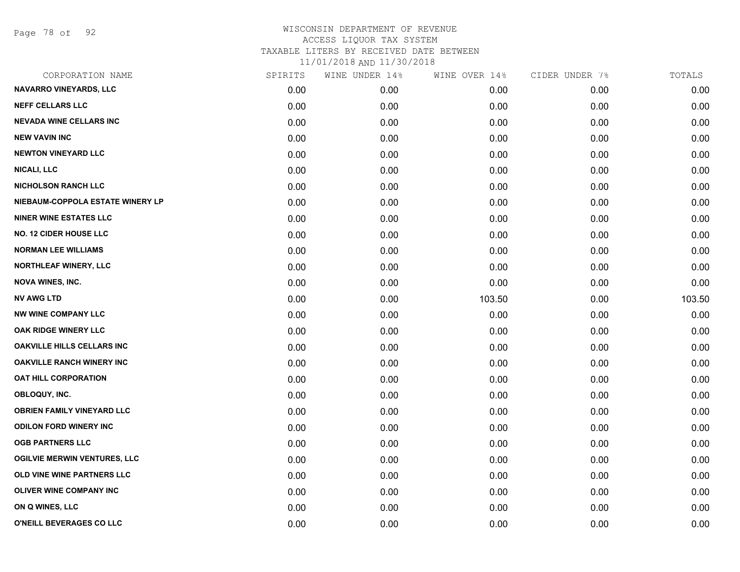WISCONSIN DEPARTMENT OF REVENUE
ACCESS LIQUOR TAX SYSTEM
TAXABLE LITERS BY RECEIVED DATE BETWEEN
11/01/2018 AND 11/30/2018

| CORPORATION NAME | SPIRITS | WINE UNDER 14% | WINE OVER 14% | CIDER UNDER 7% | TOTALS |
|---|---|---|---|---|---|
| NAVARRO VINEYARDS, LLC | 0.00 | 0.00 | 0.00 | 0.00 | 0.00 |
| NEFF CELLARS LLC | 0.00 | 0.00 | 0.00 | 0.00 | 0.00 |
| NEVADA WINE CELLARS INC | 0.00 | 0.00 | 0.00 | 0.00 | 0.00 |
| NEW VAVIN INC | 0.00 | 0.00 | 0.00 | 0.00 | 0.00 |
| NEWTON VINEYARD LLC | 0.00 | 0.00 | 0.00 | 0.00 | 0.00 |
| NICALI, LLC | 0.00 | 0.00 | 0.00 | 0.00 | 0.00 |
| NICHOLSON RANCH LLC | 0.00 | 0.00 | 0.00 | 0.00 | 0.00 |
| NIEBAUM-COPPOLA ESTATE WINERY LP | 0.00 | 0.00 | 0.00 | 0.00 | 0.00 |
| NINER WINE ESTATES LLC | 0.00 | 0.00 | 0.00 | 0.00 | 0.00 |
| NO. 12 CIDER HOUSE LLC | 0.00 | 0.00 | 0.00 | 0.00 | 0.00 |
| NORMAN LEE WILLIAMS | 0.00 | 0.00 | 0.00 | 0.00 | 0.00 |
| NORTHLEAF WINERY, LLC | 0.00 | 0.00 | 0.00 | 0.00 | 0.00 |
| NOVA WINES, INC. | 0.00 | 0.00 | 0.00 | 0.00 | 0.00 |
| NV AWG LTD | 0.00 | 0.00 | 103.50 | 0.00 | 103.50 |
| NW WINE COMPANY LLC | 0.00 | 0.00 | 0.00 | 0.00 | 0.00 |
| OAK RIDGE WINERY LLC | 0.00 | 0.00 | 0.00 | 0.00 | 0.00 |
| OAKVILLE HILLS CELLARS INC | 0.00 | 0.00 | 0.00 | 0.00 | 0.00 |
| OAKVILLE RANCH WINERY INC | 0.00 | 0.00 | 0.00 | 0.00 | 0.00 |
| OAT HILL CORPORATION | 0.00 | 0.00 | 0.00 | 0.00 | 0.00 |
| OBLOQUY, INC. | 0.00 | 0.00 | 0.00 | 0.00 | 0.00 |
| OBRIEN FAMILY VINEYARD LLC | 0.00 | 0.00 | 0.00 | 0.00 | 0.00 |
| ODILON FORD WINERY INC | 0.00 | 0.00 | 0.00 | 0.00 | 0.00 |
| OGB PARTNERS LLC | 0.00 | 0.00 | 0.00 | 0.00 | 0.00 |
| OGILVIE MERWIN VENTURES, LLC | 0.00 | 0.00 | 0.00 | 0.00 | 0.00 |
| OLD VINE WINE PARTNERS LLC | 0.00 | 0.00 | 0.00 | 0.00 | 0.00 |
| OLIVER WINE COMPANY INC | 0.00 | 0.00 | 0.00 | 0.00 | 0.00 |
| ON Q WINES, LLC | 0.00 | 0.00 | 0.00 | 0.00 | 0.00 |
| O'NEILL BEVERAGES CO LLC | 0.00 | 0.00 | 0.00 | 0.00 | 0.00 |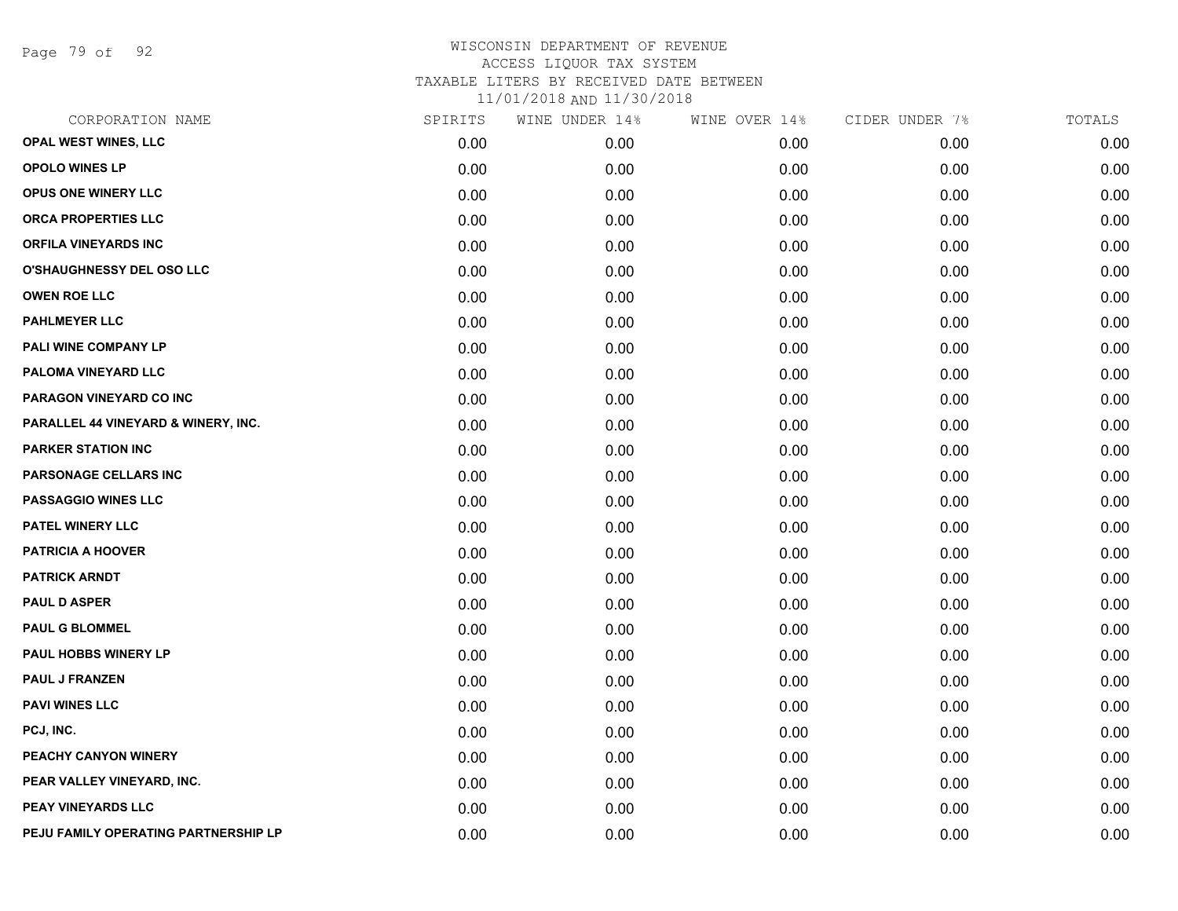WISCONSIN DEPARTMENT OF REVENUE
ACCESS LIQUOR TAX SYSTEM
TAXABLE LITERS BY RECEIVED DATE BETWEEN
11/01/2018 AND 11/30/2018

| CORPORATION NAME | SPIRITS | WINE UNDER 14% | WINE OVER 14% | CIDER UNDER 7% | TOTALS |
|---|---|---|---|---|---|
| OPAL WEST WINES, LLC | 0.00 | 0.00 | 0.00 | 0.00 | 0.00 |
| OPOLO WINES LP | 0.00 | 0.00 | 0.00 | 0.00 | 0.00 |
| OPUS ONE WINERY LLC | 0.00 | 0.00 | 0.00 | 0.00 | 0.00 |
| ORCA PROPERTIES LLC | 0.00 | 0.00 | 0.00 | 0.00 | 0.00 |
| ORFILA VINEYARDS INC | 0.00 | 0.00 | 0.00 | 0.00 | 0.00 |
| O'SHAUGHNESSY DEL OSO LLC | 0.00 | 0.00 | 0.00 | 0.00 | 0.00 |
| OWEN ROE LLC | 0.00 | 0.00 | 0.00 | 0.00 | 0.00 |
| PAHLMEYER LLC | 0.00 | 0.00 | 0.00 | 0.00 | 0.00 |
| PALI WINE COMPANY LP | 0.00 | 0.00 | 0.00 | 0.00 | 0.00 |
| PALOMA VINEYARD LLC | 0.00 | 0.00 | 0.00 | 0.00 | 0.00 |
| PARAGON VINEYARD CO INC | 0.00 | 0.00 | 0.00 | 0.00 | 0.00 |
| PARALLEL 44 VINEYARD & WINERY, INC. | 0.00 | 0.00 | 0.00 | 0.00 | 0.00 |
| PARKER STATION INC | 0.00 | 0.00 | 0.00 | 0.00 | 0.00 |
| PARSONAGE CELLARS INC | 0.00 | 0.00 | 0.00 | 0.00 | 0.00 |
| PASSAGGIO WINES LLC | 0.00 | 0.00 | 0.00 | 0.00 | 0.00 |
| PATEL WINERY LLC | 0.00 | 0.00 | 0.00 | 0.00 | 0.00 |
| PATRICIA A HOOVER | 0.00 | 0.00 | 0.00 | 0.00 | 0.00 |
| PATRICK ARNDT | 0.00 | 0.00 | 0.00 | 0.00 | 0.00 |
| PAUL D ASPER | 0.00 | 0.00 | 0.00 | 0.00 | 0.00 |
| PAUL G BLOMMEL | 0.00 | 0.00 | 0.00 | 0.00 | 0.00 |
| PAUL HOBBS WINERY LP | 0.00 | 0.00 | 0.00 | 0.00 | 0.00 |
| PAUL J FRANZEN | 0.00 | 0.00 | 0.00 | 0.00 | 0.00 |
| PAVI WINES LLC | 0.00 | 0.00 | 0.00 | 0.00 | 0.00 |
| PCJ, INC. | 0.00 | 0.00 | 0.00 | 0.00 | 0.00 |
| PEACHY CANYON WINERY | 0.00 | 0.00 | 0.00 | 0.00 | 0.00 |
| PEAR VALLEY VINEYARD, INC. | 0.00 | 0.00 | 0.00 | 0.00 | 0.00 |
| PEAY VINEYARDS LLC | 0.00 | 0.00 | 0.00 | 0.00 | 0.00 |
| PEJU FAMILY OPERATING PARTNERSHIP LP | 0.00 | 0.00 | 0.00 | 0.00 | 0.00 |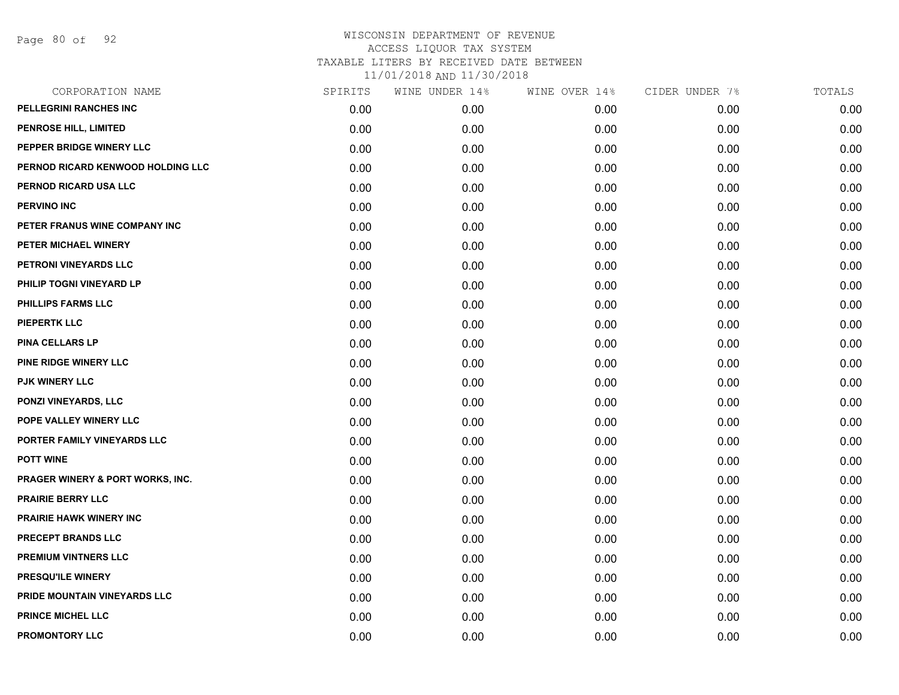# WISCONSIN DEPARTMENT OF REVENUE
## ACCESS LIQUOR TAX SYSTEM
## TAXABLE LITERS BY RECEIVED DATE BETWEEN 11/01/2018 AND 11/30/2018

| CORPORATION NAME | SPIRITS | WINE UNDER 14% | WINE OVER 14% | CIDER UNDER 7% | TOTALS |
|---|---|---|---|---|---|
| PELLEGRINI RANCHES INC | 0.00 | 0.00 | 0.00 | 0.00 | 0.00 |
| PENROSE HILL, LIMITED | 0.00 | 0.00 | 0.00 | 0.00 | 0.00 |
| PEPPER BRIDGE WINERY LLC | 0.00 | 0.00 | 0.00 | 0.00 | 0.00 |
| PERNOD RICARD KENWOOD HOLDING LLC | 0.00 | 0.00 | 0.00 | 0.00 | 0.00 |
| PERNOD RICARD USA LLC | 0.00 | 0.00 | 0.00 | 0.00 | 0.00 |
| PERVINO INC | 0.00 | 0.00 | 0.00 | 0.00 | 0.00 |
| PETER FRANUS WINE COMPANY INC | 0.00 | 0.00 | 0.00 | 0.00 | 0.00 |
| PETER MICHAEL WINERY | 0.00 | 0.00 | 0.00 | 0.00 | 0.00 |
| PETRONI VINEYARDS LLC | 0.00 | 0.00 | 0.00 | 0.00 | 0.00 |
| PHILIP TOGNI VINEYARD LP | 0.00 | 0.00 | 0.00 | 0.00 | 0.00 |
| PHILLIPS FARMS LLC | 0.00 | 0.00 | 0.00 | 0.00 | 0.00 |
| PIEPERTK LLC | 0.00 | 0.00 | 0.00 | 0.00 | 0.00 |
| PINA CELLARS LP | 0.00 | 0.00 | 0.00 | 0.00 | 0.00 |
| PINE RIDGE WINERY LLC | 0.00 | 0.00 | 0.00 | 0.00 | 0.00 |
| PJK WINERY LLC | 0.00 | 0.00 | 0.00 | 0.00 | 0.00 |
| PONZI VINEYARDS, LLC | 0.00 | 0.00 | 0.00 | 0.00 | 0.00 |
| POPE VALLEY WINERY LLC | 0.00 | 0.00 | 0.00 | 0.00 | 0.00 |
| PORTER FAMILY VINEYARDS LLC | 0.00 | 0.00 | 0.00 | 0.00 | 0.00 |
| POTT WINE | 0.00 | 0.00 | 0.00 | 0.00 | 0.00 |
| PRAGER WINERY & PORT WORKS, INC. | 0.00 | 0.00 | 0.00 | 0.00 | 0.00 |
| PRAIRIE BERRY LLC | 0.00 | 0.00 | 0.00 | 0.00 | 0.00 |
| PRAIRIE HAWK WINERY INC | 0.00 | 0.00 | 0.00 | 0.00 | 0.00 |
| PRECEPT BRANDS LLC | 0.00 | 0.00 | 0.00 | 0.00 | 0.00 |
| PREMIUM VINTNERS LLC | 0.00 | 0.00 | 0.00 | 0.00 | 0.00 |
| PRESQU'ILE WINERY | 0.00 | 0.00 | 0.00 | 0.00 | 0.00 |
| PRIDE MOUNTAIN VINEYARDS LLC | 0.00 | 0.00 | 0.00 | 0.00 | 0.00 |
| PRINCE MICHEL LLC | 0.00 | 0.00 | 0.00 | 0.00 | 0.00 |
| PROMONTORY LLC | 0.00 | 0.00 | 0.00 | 0.00 | 0.00 |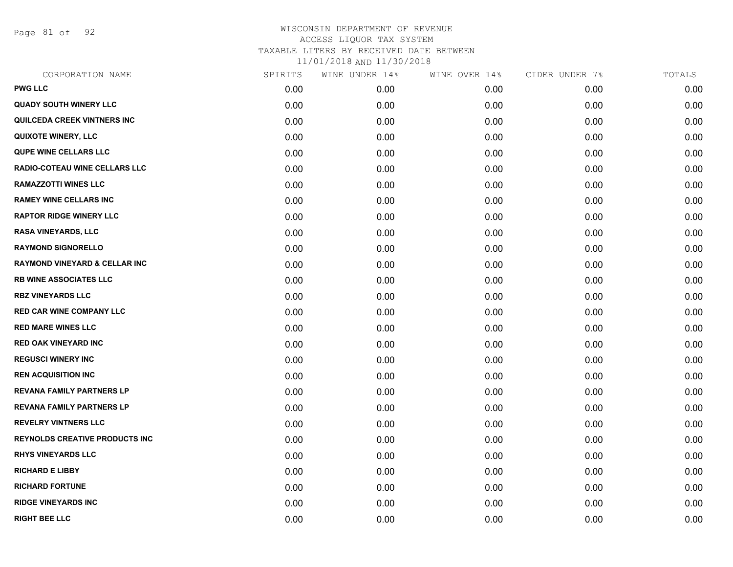# WISCONSIN DEPARTMENT OF REVENUE
## ACCESS LIQUOR TAX SYSTEM
## TAXABLE LITERS BY RECEIVED DATE BETWEEN
## 11/01/2018 AND 11/30/2018

| CORPORATION NAME | SPIRITS | WINE UNDER 14% | WINE OVER 14% | CIDER UNDER 7% | TOTALS |
|---|---|---|---|---|---|
| PWG LLC | 0.00 | 0.00 | 0.00 | 0.00 | 0.00 |
| QUADY SOUTH WINERY LLC | 0.00 | 0.00 | 0.00 | 0.00 | 0.00 |
| QUILCEDA CREEK VINTNERS INC | 0.00 | 0.00 | 0.00 | 0.00 | 0.00 |
| QUIXOTE WINERY, LLC | 0.00 | 0.00 | 0.00 | 0.00 | 0.00 |
| QUPE WINE CELLARS LLC | 0.00 | 0.00 | 0.00 | 0.00 | 0.00 |
| RADIO-COTEAU WINE CELLARS LLC | 0.00 | 0.00 | 0.00 | 0.00 | 0.00 |
| RAMAZZOTTI WINES LLC | 0.00 | 0.00 | 0.00 | 0.00 | 0.00 |
| RAMEY WINE CELLARS INC | 0.00 | 0.00 | 0.00 | 0.00 | 0.00 |
| RAPTOR RIDGE WINERY LLC | 0.00 | 0.00 | 0.00 | 0.00 | 0.00 |
| RASA VINEYARDS, LLC | 0.00 | 0.00 | 0.00 | 0.00 | 0.00 |
| RAYMOND SIGNORELLO | 0.00 | 0.00 | 0.00 | 0.00 | 0.00 |
| RAYMOND VINEYARD & CELLAR INC | 0.00 | 0.00 | 0.00 | 0.00 | 0.00 |
| RB WINE ASSOCIATES LLC | 0.00 | 0.00 | 0.00 | 0.00 | 0.00 |
| RBZ VINEYARDS LLC | 0.00 | 0.00 | 0.00 | 0.00 | 0.00 |
| RED CAR WINE COMPANY LLC | 0.00 | 0.00 | 0.00 | 0.00 | 0.00 |
| RED MARE WINES LLC | 0.00 | 0.00 | 0.00 | 0.00 | 0.00 |
| RED OAK VINEYARD INC | 0.00 | 0.00 | 0.00 | 0.00 | 0.00 |
| REGUSCI WINERY INC | 0.00 | 0.00 | 0.00 | 0.00 | 0.00 |
| REN ACQUISITION INC | 0.00 | 0.00 | 0.00 | 0.00 | 0.00 |
| REVANA FAMILY PARTNERS LP | 0.00 | 0.00 | 0.00 | 0.00 | 0.00 |
| REVANA FAMILY PARTNERS LP | 0.00 | 0.00 | 0.00 | 0.00 | 0.00 |
| REVELRY VINTNERS LLC | 0.00 | 0.00 | 0.00 | 0.00 | 0.00 |
| REYNOLDS CREATIVE PRODUCTS INC | 0.00 | 0.00 | 0.00 | 0.00 | 0.00 |
| RHYS VINEYARDS LLC | 0.00 | 0.00 | 0.00 | 0.00 | 0.00 |
| RICHARD E LIBBY | 0.00 | 0.00 | 0.00 | 0.00 | 0.00 |
| RICHARD FORTUNE | 0.00 | 0.00 | 0.00 | 0.00 | 0.00 |
| RIDGE VINEYARDS INC | 0.00 | 0.00 | 0.00 | 0.00 | 0.00 |
| RIGHT BEE LLC | 0.00 | 0.00 | 0.00 | 0.00 | 0.00 |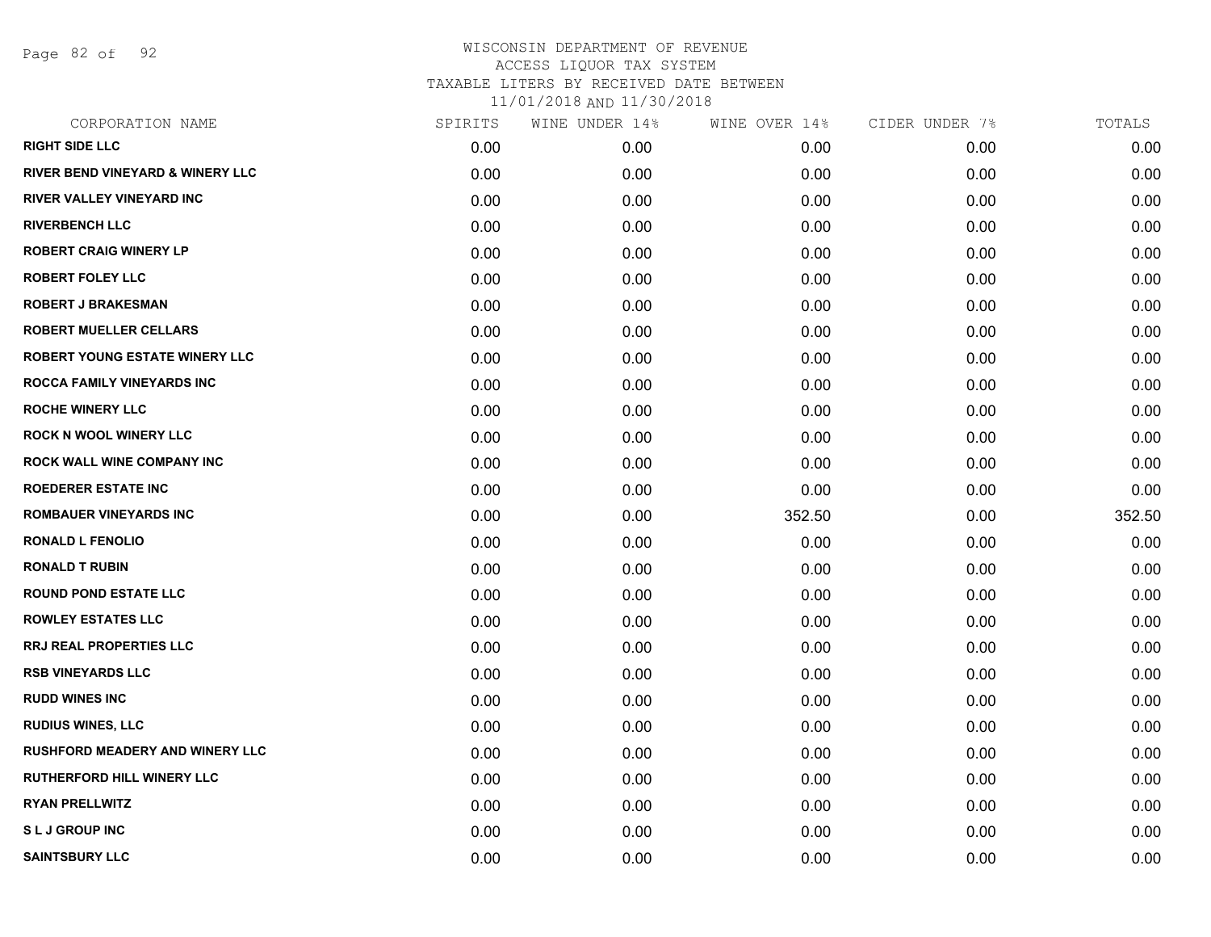# WISCONSIN DEPARTMENT OF REVENUE
## ACCESS LIQUOR TAX SYSTEM
### TAXABLE LITERS BY RECEIVED DATE BETWEEN 11/01/2018 AND 11/30/2018

| CORPORATION NAME | SPIRITS | WINE UNDER 14% | WINE OVER 14% | CIDER UNDER 7% | TOTALS |
|---|---|---|---|---|---|
| RIGHT SIDE LLC | 0.00 | 0.00 | 0.00 | 0.00 | 0.00 |
| RIVER BEND VINEYARD & WINERY LLC | 0.00 | 0.00 | 0.00 | 0.00 | 0.00 |
| RIVER VALLEY VINEYARD INC | 0.00 | 0.00 | 0.00 | 0.00 | 0.00 |
| RIVERBENCH LLC | 0.00 | 0.00 | 0.00 | 0.00 | 0.00 |
| ROBERT CRAIG WINERY LP | 0.00 | 0.00 | 0.00 | 0.00 | 0.00 |
| ROBERT FOLEY LLC | 0.00 | 0.00 | 0.00 | 0.00 | 0.00 |
| ROBERT J BRAKESMAN | 0.00 | 0.00 | 0.00 | 0.00 | 0.00 |
| ROBERT MUELLER CELLARS | 0.00 | 0.00 | 0.00 | 0.00 | 0.00 |
| ROBERT YOUNG ESTATE WINERY LLC | 0.00 | 0.00 | 0.00 | 0.00 | 0.00 |
| ROCCA FAMILY VINEYARDS INC | 0.00 | 0.00 | 0.00 | 0.00 | 0.00 |
| ROCHE WINERY LLC | 0.00 | 0.00 | 0.00 | 0.00 | 0.00 |
| ROCK N WOOL WINERY LLC | 0.00 | 0.00 | 0.00 | 0.00 | 0.00 |
| ROCK WALL WINE COMPANY INC | 0.00 | 0.00 | 0.00 | 0.00 | 0.00 |
| ROEDERER ESTATE INC | 0.00 | 0.00 | 0.00 | 0.00 | 0.00 |
| ROMBAUER VINEYARDS INC | 0.00 | 0.00 | 352.50 | 0.00 | 352.50 |
| RONALD L FENOLIO | 0.00 | 0.00 | 0.00 | 0.00 | 0.00 |
| RONALD T RUBIN | 0.00 | 0.00 | 0.00 | 0.00 | 0.00 |
| ROUND POND ESTATE LLC | 0.00 | 0.00 | 0.00 | 0.00 | 0.00 |
| ROWLEY ESTATES LLC | 0.00 | 0.00 | 0.00 | 0.00 | 0.00 |
| RRJ REAL PROPERTIES LLC | 0.00 | 0.00 | 0.00 | 0.00 | 0.00 |
| RSB VINEYARDS LLC | 0.00 | 0.00 | 0.00 | 0.00 | 0.00 |
| RUDD WINES INC | 0.00 | 0.00 | 0.00 | 0.00 | 0.00 |
| RUDIUS WINES, LLC | 0.00 | 0.00 | 0.00 | 0.00 | 0.00 |
| RUSHFORD MEADERY AND WINERY LLC | 0.00 | 0.00 | 0.00 | 0.00 | 0.00 |
| RUTHERFORD HILL WINERY LLC | 0.00 | 0.00 | 0.00 | 0.00 | 0.00 |
| RYAN PRELLWITZ | 0.00 | 0.00 | 0.00 | 0.00 | 0.00 |
| S L J GROUP INC | 0.00 | 0.00 | 0.00 | 0.00 | 0.00 |
| SAINTSBURY LLC | 0.00 | 0.00 | 0.00 | 0.00 | 0.00 |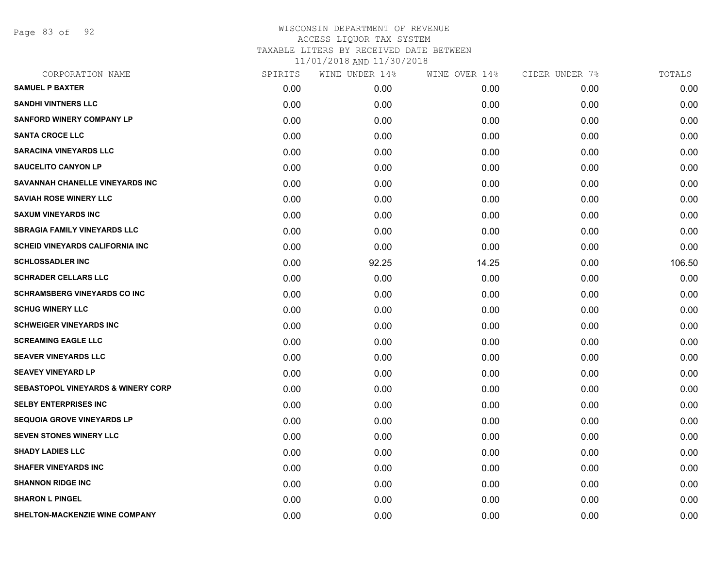WISCONSIN DEPARTMENT OF REVENUE
ACCESS LIQUOR TAX SYSTEM
TAXABLE LITERS BY RECEIVED DATE BETWEEN
11/01/2018 AND 11/30/2018

| CORPORATION NAME | SPIRITS | WINE UNDER 14% | WINE OVER 14% | CIDER UNDER 7% | TOTALS |
|---|---|---|---|---|---|
| **SAMUEL P BAXTER** | 0.00 | 0.00 | 0.00 | 0.00 | 0.00 |
| **SANDHI VINTNERS LLC** | 0.00 | 0.00 | 0.00 | 0.00 | 0.00 |
| **SANFORD WINERY COMPANY LP** | 0.00 | 0.00 | 0.00 | 0.00 | 0.00 |
| **SANTA CROCE LLC** | 0.00 | 0.00 | 0.00 | 0.00 | 0.00 |
| **SARACINA VINEYARDS LLC** | 0.00 | 0.00 | 0.00 | 0.00 | 0.00 |
| **SAUCELITO CANYON LP** | 0.00 | 0.00 | 0.00 | 0.00 | 0.00 |
| **SAVANNAH CHANELLE VINEYARDS INC** | 0.00 | 0.00 | 0.00 | 0.00 | 0.00 |
| **SAVIAH ROSE WINERY LLC** | 0.00 | 0.00 | 0.00 | 0.00 | 0.00 |
| **SAXUM VINEYARDS INC** | 0.00 | 0.00 | 0.00 | 0.00 | 0.00 |
| **SBRAGIA FAMILY VINEYARDS LLC** | 0.00 | 0.00 | 0.00 | 0.00 | 0.00 |
| **SCHEID VINEYARDS CALIFORNIA INC** | 0.00 | 0.00 | 0.00 | 0.00 | 0.00 |
| **SCHLOSSADLER INC** | 0.00 | 92.25 | 14.25 | 0.00 | 106.50 |
| **SCHRADER CELLARS LLC** | 0.00 | 0.00 | 0.00 | 0.00 | 0.00 |
| **SCHRAMSBERG VINEYARDS CO INC** | 0.00 | 0.00 | 0.00 | 0.00 | 0.00 |
| **SCHUG WINERY LLC** | 0.00 | 0.00 | 0.00 | 0.00 | 0.00 |
| **SCHWEIGER VINEYARDS INC** | 0.00 | 0.00 | 0.00 | 0.00 | 0.00 |
| **SCREAMING EAGLE LLC** | 0.00 | 0.00 | 0.00 | 0.00 | 0.00 |
| **SEAVER VINEYARDS LLC** | 0.00 | 0.00 | 0.00 | 0.00 | 0.00 |
| **SEAVEY VINEYARD LP** | 0.00 | 0.00 | 0.00 | 0.00 | 0.00 |
| **SEBASTOPOL VINEYARDS & WINERY CORP** | 0.00 | 0.00 | 0.00 | 0.00 | 0.00 |
| **SELBY ENTERPRISES INC** | 0.00 | 0.00 | 0.00 | 0.00 | 0.00 |
| **SEQUOIA GROVE VINEYARDS LP** | 0.00 | 0.00 | 0.00 | 0.00 | 0.00 |
| **SEVEN STONES WINERY LLC** | 0.00 | 0.00 | 0.00 | 0.00 | 0.00 |
| **SHADY LADIES LLC** | 0.00 | 0.00 | 0.00 | 0.00 | 0.00 |
| **SHAFER VINEYARDS INC** | 0.00 | 0.00 | 0.00 | 0.00 | 0.00 |
| **SHANNON RIDGE INC** | 0.00 | 0.00 | 0.00 | 0.00 | 0.00 |
| **SHARON L PINGEL** | 0.00 | 0.00 | 0.00 | 0.00 | 0.00 |
| **SHELTON-MACKENZIE WINE COMPANY** | 0.00 | 0.00 | 0.00 | 0.00 | 0.00 |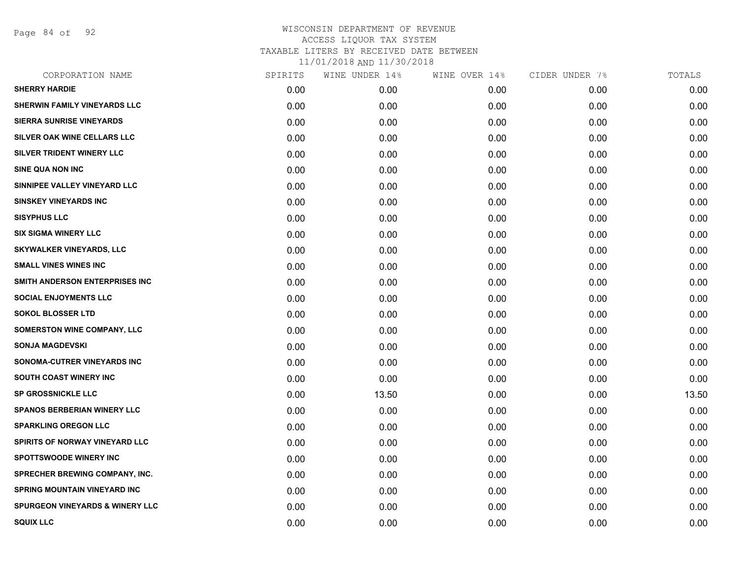# WISCONSIN DEPARTMENT OF REVENUE
## ACCESS LIQUOR TAX SYSTEM
## TAXABLE LITERS BY RECEIVED DATE BETWEEN
## 11/01/2018 AND 11/30/2018

| CORPORATION NAME | SPIRITS | WINE UNDER 14% | WINE OVER 14% | CIDER UNDER 7% | TOTALS |
|---|---|---|---|---|---|
| SHERRY HARDIE | 0.00 | 0.00 | 0.00 | 0.00 | 0.00 |
| SHERWIN FAMILY VINEYARDS LLC | 0.00 | 0.00 | 0.00 | 0.00 | 0.00 |
| SIERRA SUNRISE VINEYARDS | 0.00 | 0.00 | 0.00 | 0.00 | 0.00 |
| SILVER OAK WINE CELLARS LLC | 0.00 | 0.00 | 0.00 | 0.00 | 0.00 |
| SILVER TRIDENT WINERY LLC | 0.00 | 0.00 | 0.00 | 0.00 | 0.00 |
| SINE QUA NON INC | 0.00 | 0.00 | 0.00 | 0.00 | 0.00 |
| SINNIPEE VALLEY VINEYARD LLC | 0.00 | 0.00 | 0.00 | 0.00 | 0.00 |
| SINSKEY VINEYARDS INC | 0.00 | 0.00 | 0.00 | 0.00 | 0.00 |
| SISYPHUS LLC | 0.00 | 0.00 | 0.00 | 0.00 | 0.00 |
| SIX SIGMA WINERY LLC | 0.00 | 0.00 | 0.00 | 0.00 | 0.00 |
| SKYWALKER VINEYARDS, LLC | 0.00 | 0.00 | 0.00 | 0.00 | 0.00 |
| SMALL VINES WINES INC | 0.00 | 0.00 | 0.00 | 0.00 | 0.00 |
| SMITH ANDERSON ENTERPRISES INC | 0.00 | 0.00 | 0.00 | 0.00 | 0.00 |
| SOCIAL ENJOYMENTS LLC | 0.00 | 0.00 | 0.00 | 0.00 | 0.00 |
| SOKOL BLOSSER LTD | 0.00 | 0.00 | 0.00 | 0.00 | 0.00 |
| SOMERSTON WINE COMPANY, LLC | 0.00 | 0.00 | 0.00 | 0.00 | 0.00 |
| SONJA MAGDEVSKI | 0.00 | 0.00 | 0.00 | 0.00 | 0.00 |
| SONOMA-CUTRER VINEYARDS INC | 0.00 | 0.00 | 0.00 | 0.00 | 0.00 |
| SOUTH COAST WINERY INC | 0.00 | 0.00 | 0.00 | 0.00 | 0.00 |
| SP GROSSNICKLE LLC | 0.00 | 13.50 | 0.00 | 0.00 | 13.50 |
| SPANOS BERBERIAN WINERY LLC | 0.00 | 0.00 | 0.00 | 0.00 | 0.00 |
| SPARKLING OREGON LLC | 0.00 | 0.00 | 0.00 | 0.00 | 0.00 |
| SPIRITS OF NORWAY VINEYARD LLC | 0.00 | 0.00 | 0.00 | 0.00 | 0.00 |
| SPOTTSWOODE WINERY INC | 0.00 | 0.00 | 0.00 | 0.00 | 0.00 |
| SPRECHER BREWING COMPANY, INC. | 0.00 | 0.00 | 0.00 | 0.00 | 0.00 |
| SPRING MOUNTAIN VINEYARD INC | 0.00 | 0.00 | 0.00 | 0.00 | 0.00 |
| SPURGEON VINEYARDS & WINERY LLC | 0.00 | 0.00 | 0.00 | 0.00 | 0.00 |
| SQUIX LLC | 0.00 | 0.00 | 0.00 | 0.00 | 0.00 |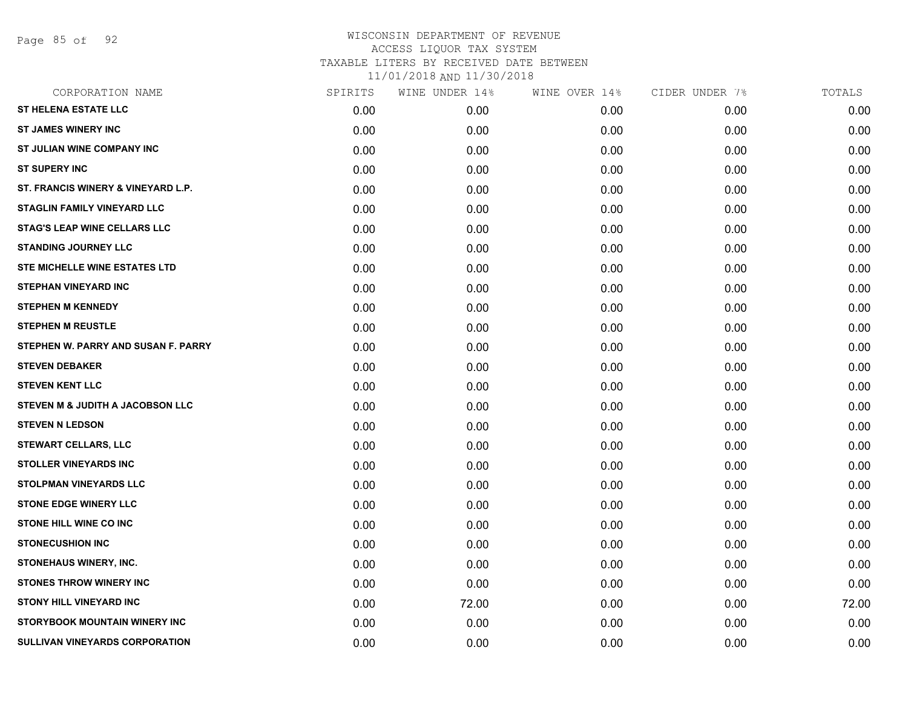# WISCONSIN DEPARTMENT OF REVENUE
## ACCESS LIQUOR TAX SYSTEM
### TAXABLE LITERS BY RECEIVED DATE BETWEEN 11/01/2018 AND 11/30/2018

| CORPORATION NAME | SPIRITS | WINE UNDER 14% | WINE OVER 14% | CIDER UNDER 7% | TOTALS |
|---|---|---|---|---|---|
| ST HELENA ESTATE LLC | 0.00 | 0.00 | 0.00 | 0.00 | 0.00 |
| ST JAMES WINERY INC | 0.00 | 0.00 | 0.00 | 0.00 | 0.00 |
| ST JULIAN WINE COMPANY INC | 0.00 | 0.00 | 0.00 | 0.00 | 0.00 |
| ST SUPERY INC | 0.00 | 0.00 | 0.00 | 0.00 | 0.00 |
| ST. FRANCIS WINERY & VINEYARD L.P. | 0.00 | 0.00 | 0.00 | 0.00 | 0.00 |
| STAGLIN FAMILY VINEYARD LLC | 0.00 | 0.00 | 0.00 | 0.00 | 0.00 |
| STAG'S LEAP WINE CELLARS LLC | 0.00 | 0.00 | 0.00 | 0.00 | 0.00 |
| STANDING JOURNEY LLC | 0.00 | 0.00 | 0.00 | 0.00 | 0.00 |
| STE MICHELLE WINE ESTATES LTD | 0.00 | 0.00 | 0.00 | 0.00 | 0.00 |
| STEPHAN VINEYARD INC | 0.00 | 0.00 | 0.00 | 0.00 | 0.00 |
| STEPHEN M KENNEDY | 0.00 | 0.00 | 0.00 | 0.00 | 0.00 |
| STEPHEN M REUSTLE | 0.00 | 0.00 | 0.00 | 0.00 | 0.00 |
| STEPHEN W. PARRY AND SUSAN F. PARRY | 0.00 | 0.00 | 0.00 | 0.00 | 0.00 |
| STEVEN DEBAKER | 0.00 | 0.00 | 0.00 | 0.00 | 0.00 |
| STEVEN KENT LLC | 0.00 | 0.00 | 0.00 | 0.00 | 0.00 |
| STEVEN M & JUDITH A JACOBSON LLC | 0.00 | 0.00 | 0.00 | 0.00 | 0.00 |
| STEVEN N LEDSON | 0.00 | 0.00 | 0.00 | 0.00 | 0.00 |
| STEWART CELLARS, LLC | 0.00 | 0.00 | 0.00 | 0.00 | 0.00 |
| STOLLER VINEYARDS INC | 0.00 | 0.00 | 0.00 | 0.00 | 0.00 |
| STOLPMAN VINEYARDS LLC | 0.00 | 0.00 | 0.00 | 0.00 | 0.00 |
| STONE EDGE WINERY LLC | 0.00 | 0.00 | 0.00 | 0.00 | 0.00 |
| STONE HILL WINE CO INC | 0.00 | 0.00 | 0.00 | 0.00 | 0.00 |
| STONECUSHION INC | 0.00 | 0.00 | 0.00 | 0.00 | 0.00 |
| STONEHAUS WINERY, INC. | 0.00 | 0.00 | 0.00 | 0.00 | 0.00 |
| STONES THROW WINERY INC | 0.00 | 0.00 | 0.00 | 0.00 | 0.00 |
| STONY HILL VINEYARD INC | 0.00 | 72.00 | 0.00 | 0.00 | 72.00 |
| STORYBOOK MOUNTAIN WINERY INC | 0.00 | 0.00 | 0.00 | 0.00 | 0.00 |
| SULLIVAN VINEYARDS CORPORATION | 0.00 | 0.00 | 0.00 | 0.00 | 0.00 |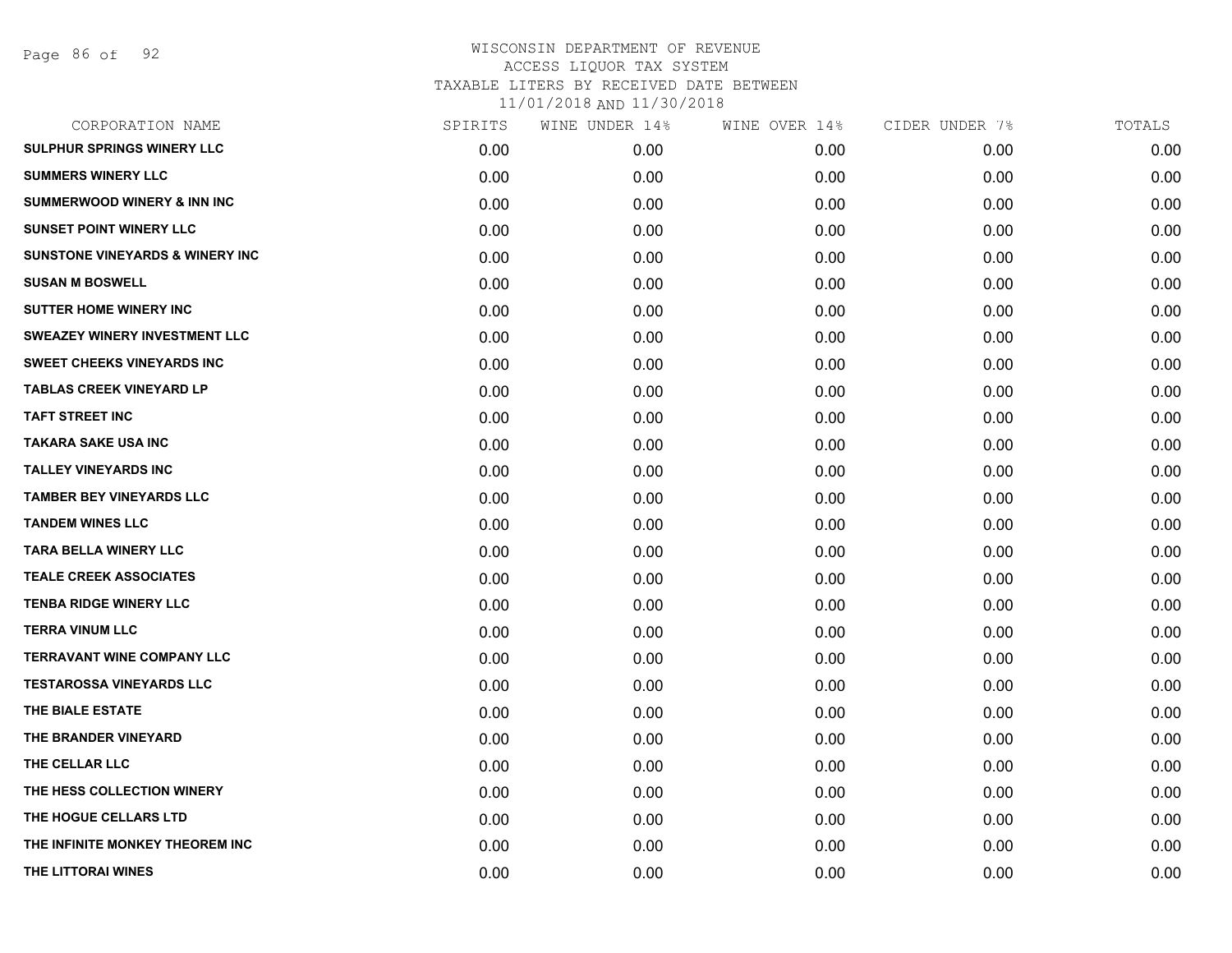WISCONSIN DEPARTMENT OF REVENUE
ACCESS LIQUOR TAX SYSTEM
TAXABLE LITERS BY RECEIVED DATE BETWEEN
11/01/2018 AND 11/30/2018

| CORPORATION NAME | SPIRITS | WINE UNDER 14% | WINE OVER 14% | CIDER UNDER 7% | TOTALS |
|---|---|---|---|---|---|
| SULPHUR SPRINGS WINERY LLC | 0.00 | 0.00 | 0.00 | 0.00 | 0.00 |
| SUMMERS WINERY LLC | 0.00 | 0.00 | 0.00 | 0.00 | 0.00 |
| SUMMERWOOD WINERY & INN INC | 0.00 | 0.00 | 0.00 | 0.00 | 0.00 |
| SUNSET POINT WINERY LLC | 0.00 | 0.00 | 0.00 | 0.00 | 0.00 |
| SUNSTONE VINEYARDS & WINERY INC | 0.00 | 0.00 | 0.00 | 0.00 | 0.00 |
| SUSAN M BOSWELL | 0.00 | 0.00 | 0.00 | 0.00 | 0.00 |
| SUTTER HOME WINERY INC | 0.00 | 0.00 | 0.00 | 0.00 | 0.00 |
| SWEAZEY WINERY INVESTMENT LLC | 0.00 | 0.00 | 0.00 | 0.00 | 0.00 |
| SWEET CHEEKS VINEYARDS INC | 0.00 | 0.00 | 0.00 | 0.00 | 0.00 |
| TABLAS CREEK VINEYARD LP | 0.00 | 0.00 | 0.00 | 0.00 | 0.00 |
| TAFT STREET INC | 0.00 | 0.00 | 0.00 | 0.00 | 0.00 |
| TAKARA SAKE USA INC | 0.00 | 0.00 | 0.00 | 0.00 | 0.00 |
| TALLEY VINEYARDS INC | 0.00 | 0.00 | 0.00 | 0.00 | 0.00 |
| TAMBER BEY VINEYARDS LLC | 0.00 | 0.00 | 0.00 | 0.00 | 0.00 |
| TANDEM WINES LLC | 0.00 | 0.00 | 0.00 | 0.00 | 0.00 |
| TARA BELLA WINERY LLC | 0.00 | 0.00 | 0.00 | 0.00 | 0.00 |
| TEALE CREEK ASSOCIATES | 0.00 | 0.00 | 0.00 | 0.00 | 0.00 |
| TENBA RIDGE WINERY LLC | 0.00 | 0.00 | 0.00 | 0.00 | 0.00 |
| TERRA VINUM LLC | 0.00 | 0.00 | 0.00 | 0.00 | 0.00 |
| TERRAVANT WINE COMPANY LLC | 0.00 | 0.00 | 0.00 | 0.00 | 0.00 |
| TESTAROSSA VINEYARDS LLC | 0.00 | 0.00 | 0.00 | 0.00 | 0.00 |
| THE BIALE ESTATE | 0.00 | 0.00 | 0.00 | 0.00 | 0.00 |
| THE BRANDER VINEYARD | 0.00 | 0.00 | 0.00 | 0.00 | 0.00 |
| THE CELLAR LLC | 0.00 | 0.00 | 0.00 | 0.00 | 0.00 |
| THE HESS COLLECTION WINERY | 0.00 | 0.00 | 0.00 | 0.00 | 0.00 |
| THE HOGUE CELLARS LTD | 0.00 | 0.00 | 0.00 | 0.00 | 0.00 |
| THE INFINITE MONKEY THEOREM INC | 0.00 | 0.00 | 0.00 | 0.00 | 0.00 |
| THE LITTORAI WINES | 0.00 | 0.00 | 0.00 | 0.00 | 0.00 |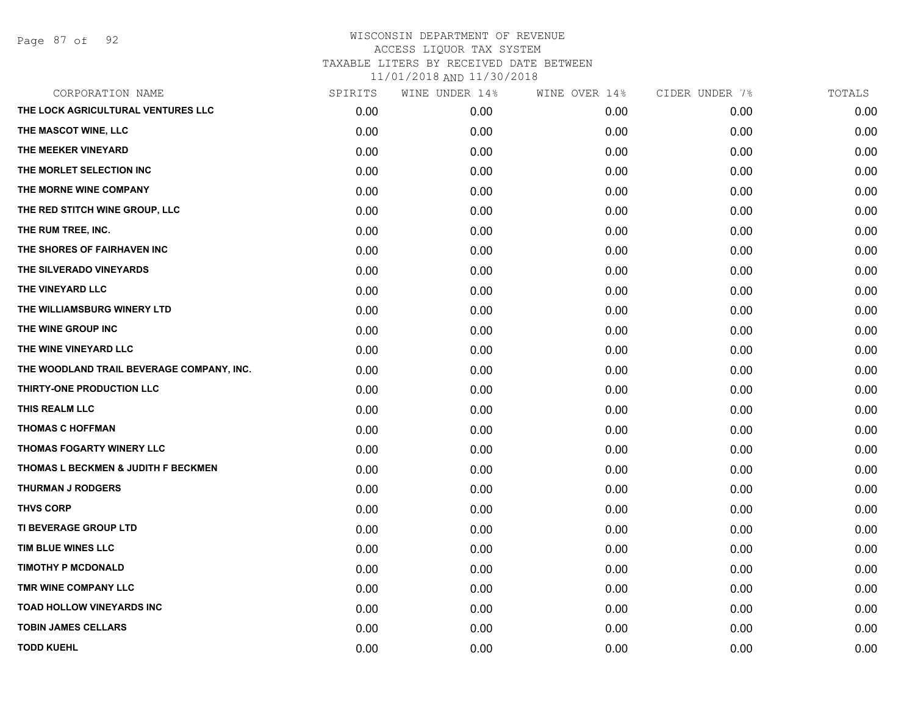WISCONSIN DEPARTMENT OF REVENUE
ACCESS LIQUOR TAX SYSTEM
TAXABLE LITERS BY RECEIVED DATE BETWEEN
11/01/2018 AND 11/30/2018

| CORPORATION NAME | SPIRITS | WINE UNDER 14% | WINE OVER 14% | CIDER UNDER 7% | TOTALS |
|---|---|---|---|---|---|
| THE LOCK AGRICULTURAL VENTURES LLC | 0.00 | 0.00 | 0.00 | 0.00 | 0.00 |
| THE MASCOT WINE, LLC | 0.00 | 0.00 | 0.00 | 0.00 | 0.00 |
| THE MEEKER VINEYARD | 0.00 | 0.00 | 0.00 | 0.00 | 0.00 |
| THE MORLET SELECTION INC | 0.00 | 0.00 | 0.00 | 0.00 | 0.00 |
| THE MORNE WINE COMPANY | 0.00 | 0.00 | 0.00 | 0.00 | 0.00 |
| THE RED STITCH WINE GROUP, LLC | 0.00 | 0.00 | 0.00 | 0.00 | 0.00 |
| THE RUM TREE, INC. | 0.00 | 0.00 | 0.00 | 0.00 | 0.00 |
| THE SHORES OF FAIRHAVEN INC | 0.00 | 0.00 | 0.00 | 0.00 | 0.00 |
| THE SILVERADO VINEYARDS | 0.00 | 0.00 | 0.00 | 0.00 | 0.00 |
| THE VINEYARD LLC | 0.00 | 0.00 | 0.00 | 0.00 | 0.00 |
| THE WILLIAMSBURG WINERY LTD | 0.00 | 0.00 | 0.00 | 0.00 | 0.00 |
| THE WINE GROUP INC | 0.00 | 0.00 | 0.00 | 0.00 | 0.00 |
| THE WINE VINEYARD LLC | 0.00 | 0.00 | 0.00 | 0.00 | 0.00 |
| THE WOODLAND TRAIL BEVERAGE COMPANY, INC. | 0.00 | 0.00 | 0.00 | 0.00 | 0.00 |
| THIRTY-ONE PRODUCTION LLC | 0.00 | 0.00 | 0.00 | 0.00 | 0.00 |
| THIS REALM LLC | 0.00 | 0.00 | 0.00 | 0.00 | 0.00 |
| THOMAS C HOFFMAN | 0.00 | 0.00 | 0.00 | 0.00 | 0.00 |
| THOMAS FOGARTY WINERY LLC | 0.00 | 0.00 | 0.00 | 0.00 | 0.00 |
| THOMAS L BECKMEN & JUDITH F BECKMEN | 0.00 | 0.00 | 0.00 | 0.00 | 0.00 |
| THURMAN J RODGERS | 0.00 | 0.00 | 0.00 | 0.00 | 0.00 |
| THVS CORP | 0.00 | 0.00 | 0.00 | 0.00 | 0.00 |
| TI BEVERAGE GROUP LTD | 0.00 | 0.00 | 0.00 | 0.00 | 0.00 |
| TIM BLUE WINES LLC | 0.00 | 0.00 | 0.00 | 0.00 | 0.00 |
| TIMOTHY P MCDONALD | 0.00 | 0.00 | 0.00 | 0.00 | 0.00 |
| TMR WINE COMPANY LLC | 0.00 | 0.00 | 0.00 | 0.00 | 0.00 |
| TOAD HOLLOW VINEYARDS INC | 0.00 | 0.00 | 0.00 | 0.00 | 0.00 |
| TOBIN JAMES CELLARS | 0.00 | 0.00 | 0.00 | 0.00 | 0.00 |
| TODD KUEHL | 0.00 | 0.00 | 0.00 | 0.00 | 0.00 |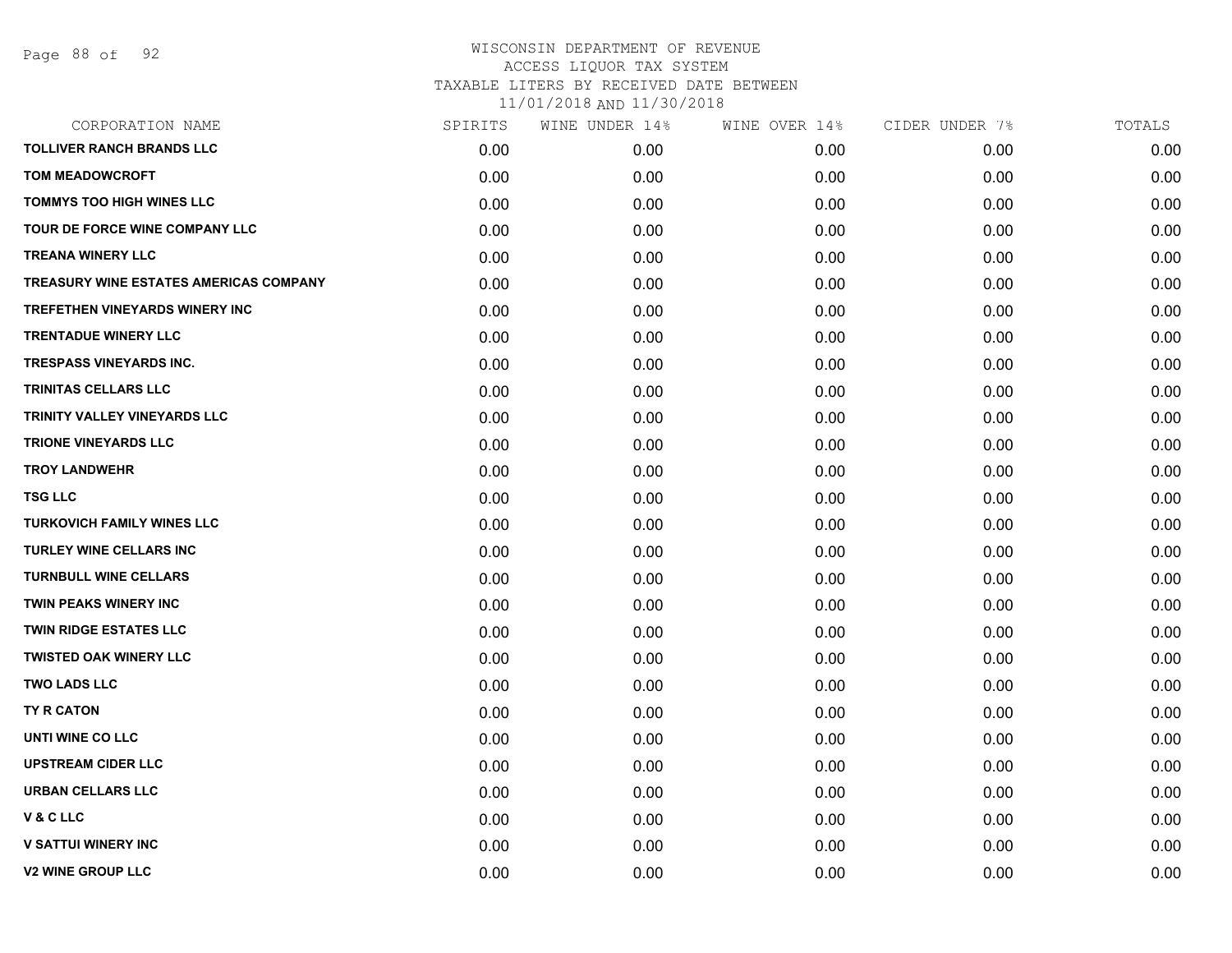WISCONSIN DEPARTMENT OF REVENUE
ACCESS LIQUOR TAX SYSTEM
TAXABLE LITERS BY RECEIVED DATE BETWEEN
11/01/2018 AND 11/30/2018

| CORPORATION NAME | SPIRITS | WINE UNDER 14% | WINE OVER 14% | CIDER UNDER 7% | TOTALS |
|---|---|---|---|---|---|
| TOLLIVER RANCH BRANDS LLC | 0.00 | 0.00 | 0.00 | 0.00 | 0.00 |
| TOM MEADOWCROFT | 0.00 | 0.00 | 0.00 | 0.00 | 0.00 |
| TOMMYS TOO HIGH WINES LLC | 0.00 | 0.00 | 0.00 | 0.00 | 0.00 |
| TOUR DE FORCE WINE COMPANY LLC | 0.00 | 0.00 | 0.00 | 0.00 | 0.00 |
| TREANA WINERY LLC | 0.00 | 0.00 | 0.00 | 0.00 | 0.00 |
| TREASURY WINE ESTATES AMERICAS COMPANY | 0.00 | 0.00 | 0.00 | 0.00 | 0.00 |
| TREFETHEN VINEYARDS WINERY INC | 0.00 | 0.00 | 0.00 | 0.00 | 0.00 |
| TRENTADUE WINERY LLC | 0.00 | 0.00 | 0.00 | 0.00 | 0.00 |
| TRESPASS VINEYARDS INC. | 0.00 | 0.00 | 0.00 | 0.00 | 0.00 |
| TRINITAS CELLARS LLC | 0.00 | 0.00 | 0.00 | 0.00 | 0.00 |
| TRINITY VALLEY VINEYARDS LLC | 0.00 | 0.00 | 0.00 | 0.00 | 0.00 |
| TRIONE VINEYARDS LLC | 0.00 | 0.00 | 0.00 | 0.00 | 0.00 |
| TROY LANDWEHR | 0.00 | 0.00 | 0.00 | 0.00 | 0.00 |
| TSG LLC | 0.00 | 0.00 | 0.00 | 0.00 | 0.00 |
| TURKOVICH FAMILY WINES LLC | 0.00 | 0.00 | 0.00 | 0.00 | 0.00 |
| TURLEY WINE CELLARS INC | 0.00 | 0.00 | 0.00 | 0.00 | 0.00 |
| TURNBULL WINE CELLARS | 0.00 | 0.00 | 0.00 | 0.00 | 0.00 |
| TWIN PEAKS WINERY INC | 0.00 | 0.00 | 0.00 | 0.00 | 0.00 |
| TWIN RIDGE ESTATES LLC | 0.00 | 0.00 | 0.00 | 0.00 | 0.00 |
| TWISTED OAK WINERY LLC | 0.00 | 0.00 | 0.00 | 0.00 | 0.00 |
| TWO LADS LLC | 0.00 | 0.00 | 0.00 | 0.00 | 0.00 |
| TY R CATON | 0.00 | 0.00 | 0.00 | 0.00 | 0.00 |
| UNTI WINE CO LLC | 0.00 | 0.00 | 0.00 | 0.00 | 0.00 |
| UPSTREAM CIDER LLC | 0.00 | 0.00 | 0.00 | 0.00 | 0.00 |
| URBAN CELLARS LLC | 0.00 | 0.00 | 0.00 | 0.00 | 0.00 |
| V & C LLC | 0.00 | 0.00 | 0.00 | 0.00 | 0.00 |
| V SATTUI WINERY INC | 0.00 | 0.00 | 0.00 | 0.00 | 0.00 |
| V2 WINE GROUP LLC | 0.00 | 0.00 | 0.00 | 0.00 | 0.00 |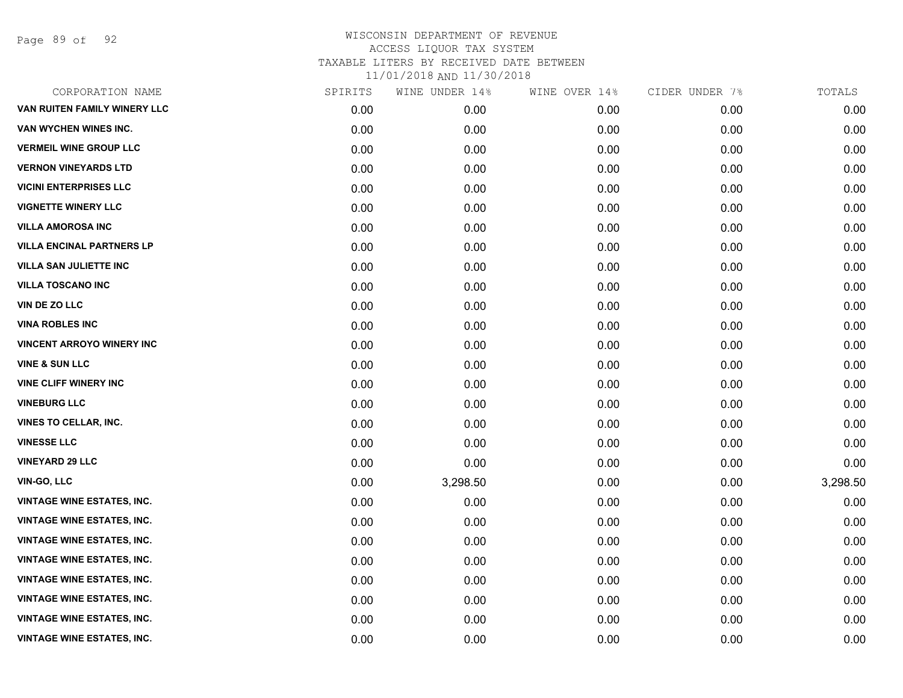WISCONSIN DEPARTMENT OF REVENUE
ACCESS LIQUOR TAX SYSTEM
TAXABLE LITERS BY RECEIVED DATE BETWEEN
11/01/2018 AND 11/30/2018

| CORPORATION NAME | SPIRITS | WINE UNDER 14% | WINE OVER 14% | CIDER UNDER 7% | TOTALS |
|---|---|---|---|---|---|
| VAN RUITEN FAMILY WINERY LLC | 0.00 | 0.00 | 0.00 | 0.00 | 0.00 |
| VAN WYCHEN WINES INC. | 0.00 | 0.00 | 0.00 | 0.00 | 0.00 |
| VERMEIL WINE GROUP LLC | 0.00 | 0.00 | 0.00 | 0.00 | 0.00 |
| VERNON VINEYARDS LTD | 0.00 | 0.00 | 0.00 | 0.00 | 0.00 |
| VICINI ENTERPRISES LLC | 0.00 | 0.00 | 0.00 | 0.00 | 0.00 |
| VIGNETTE WINERY LLC | 0.00 | 0.00 | 0.00 | 0.00 | 0.00 |
| VILLA AMOROSA INC | 0.00 | 0.00 | 0.00 | 0.00 | 0.00 |
| VILLA ENCINAL PARTNERS LP | 0.00 | 0.00 | 0.00 | 0.00 | 0.00 |
| VILLA SAN JULIETTE INC | 0.00 | 0.00 | 0.00 | 0.00 | 0.00 |
| VILLA TOSCANO INC | 0.00 | 0.00 | 0.00 | 0.00 | 0.00 |
| VIN DE ZO LLC | 0.00 | 0.00 | 0.00 | 0.00 | 0.00 |
| VINA ROBLES INC | 0.00 | 0.00 | 0.00 | 0.00 | 0.00 |
| VINCENT ARROYO WINERY INC | 0.00 | 0.00 | 0.00 | 0.00 | 0.00 |
| VINE & SUN LLC | 0.00 | 0.00 | 0.00 | 0.00 | 0.00 |
| VINE CLIFF WINERY INC | 0.00 | 0.00 | 0.00 | 0.00 | 0.00 |
| VINEBURG LLC | 0.00 | 0.00 | 0.00 | 0.00 | 0.00 |
| VINES TO CELLAR, INC. | 0.00 | 0.00 | 0.00 | 0.00 | 0.00 |
| VINESSE LLC | 0.00 | 0.00 | 0.00 | 0.00 | 0.00 |
| VINEYARD 29 LLC | 0.00 | 0.00 | 0.00 | 0.00 | 0.00 |
| VIN-GO, LLC | 0.00 | 3,298.50 | 0.00 | 0.00 | 3,298.50 |
| VINTAGE WINE ESTATES, INC. | 0.00 | 0.00 | 0.00 | 0.00 | 0.00 |
| VINTAGE WINE ESTATES, INC. | 0.00 | 0.00 | 0.00 | 0.00 | 0.00 |
| VINTAGE WINE ESTATES, INC. | 0.00 | 0.00 | 0.00 | 0.00 | 0.00 |
| VINTAGE WINE ESTATES, INC. | 0.00 | 0.00 | 0.00 | 0.00 | 0.00 |
| VINTAGE WINE ESTATES, INC. | 0.00 | 0.00 | 0.00 | 0.00 | 0.00 |
| VINTAGE WINE ESTATES, INC. | 0.00 | 0.00 | 0.00 | 0.00 | 0.00 |
| VINTAGE WINE ESTATES, INC. | 0.00 | 0.00 | 0.00 | 0.00 | 0.00 |
| VINTAGE WINE ESTATES, INC. | 0.00 | 0.00 | 0.00 | 0.00 | 0.00 |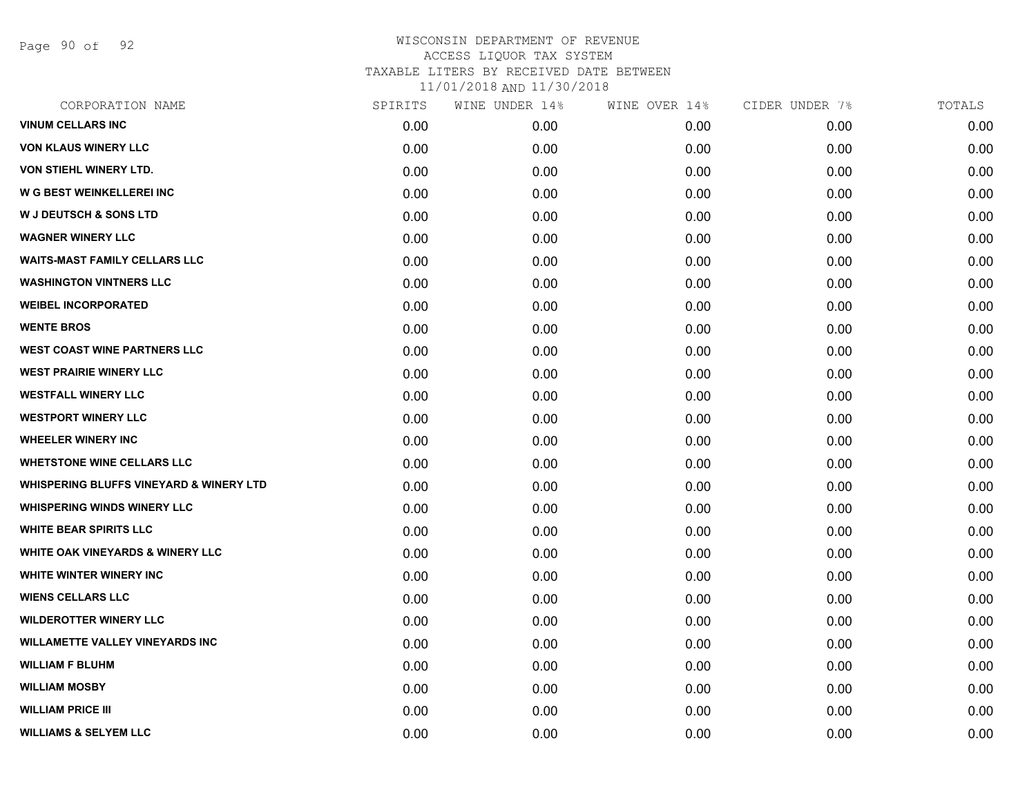# WISCONSIN DEPARTMENT OF REVENUE
ACCESS LIQUOR TAX SYSTEM
TAXABLE LITERS BY RECEIVED DATE BETWEEN
11/01/2018 AND 11/30/2018

| CORPORATION NAME | SPIRITS | WINE UNDER 14% | WINE OVER 14% | CIDER UNDER 7% | TOTALS |
|---|---|---|---|---|---|
| VINUM CELLARS INC | 0.00 | 0.00 | 0.00 | 0.00 | 0.00 |
| VON KLAUS WINERY LLC | 0.00 | 0.00 | 0.00 | 0.00 | 0.00 |
| VON STIEHL WINERY LTD. | 0.00 | 0.00 | 0.00 | 0.00 | 0.00 |
| W G BEST WEINKELLEREI INC | 0.00 | 0.00 | 0.00 | 0.00 | 0.00 |
| W J DEUTSCH & SONS LTD | 0.00 | 0.00 | 0.00 | 0.00 | 0.00 |
| WAGNER WINERY LLC | 0.00 | 0.00 | 0.00 | 0.00 | 0.00 |
| WAITS-MAST FAMILY CELLARS LLC | 0.00 | 0.00 | 0.00 | 0.00 | 0.00 |
| WASHINGTON VINTNERS LLC | 0.00 | 0.00 | 0.00 | 0.00 | 0.00 |
| WEIBEL INCORPORATED | 0.00 | 0.00 | 0.00 | 0.00 | 0.00 |
| WENTE BROS | 0.00 | 0.00 | 0.00 | 0.00 | 0.00 |
| WEST COAST WINE PARTNERS LLC | 0.00 | 0.00 | 0.00 | 0.00 | 0.00 |
| WEST PRAIRIE WINERY LLC | 0.00 | 0.00 | 0.00 | 0.00 | 0.00 |
| WESTFALL WINERY LLC | 0.00 | 0.00 | 0.00 | 0.00 | 0.00 |
| WESTPORT WINERY LLC | 0.00 | 0.00 | 0.00 | 0.00 | 0.00 |
| WHEELER WINERY INC | 0.00 | 0.00 | 0.00 | 0.00 | 0.00 |
| WHETSTONE WINE CELLARS LLC | 0.00 | 0.00 | 0.00 | 0.00 | 0.00 |
| WHISPERING BLUFFS VINEYARD & WINERY LTD | 0.00 | 0.00 | 0.00 | 0.00 | 0.00 |
| WHISPERING WINDS WINERY LLC | 0.00 | 0.00 | 0.00 | 0.00 | 0.00 |
| WHITE BEAR SPIRITS LLC | 0.00 | 0.00 | 0.00 | 0.00 | 0.00 |
| WHITE OAK VINEYARDS & WINERY LLC | 0.00 | 0.00 | 0.00 | 0.00 | 0.00 |
| WHITE WINTER WINERY INC | 0.00 | 0.00 | 0.00 | 0.00 | 0.00 |
| WIENS CELLARS LLC | 0.00 | 0.00 | 0.00 | 0.00 | 0.00 |
| WILDEROTTER WINERY LLC | 0.00 | 0.00 | 0.00 | 0.00 | 0.00 |
| WILLAMETTE VALLEY VINEYARDS INC | 0.00 | 0.00 | 0.00 | 0.00 | 0.00 |
| WILLIAM F BLUHM | 0.00 | 0.00 | 0.00 | 0.00 | 0.00 |
| WILLIAM MOSBY | 0.00 | 0.00 | 0.00 | 0.00 | 0.00 |
| WILLIAM PRICE III | 0.00 | 0.00 | 0.00 | 0.00 | 0.00 |
| WILLIAMS & SELYEM LLC | 0.00 | 0.00 | 0.00 | 0.00 | 0.00 |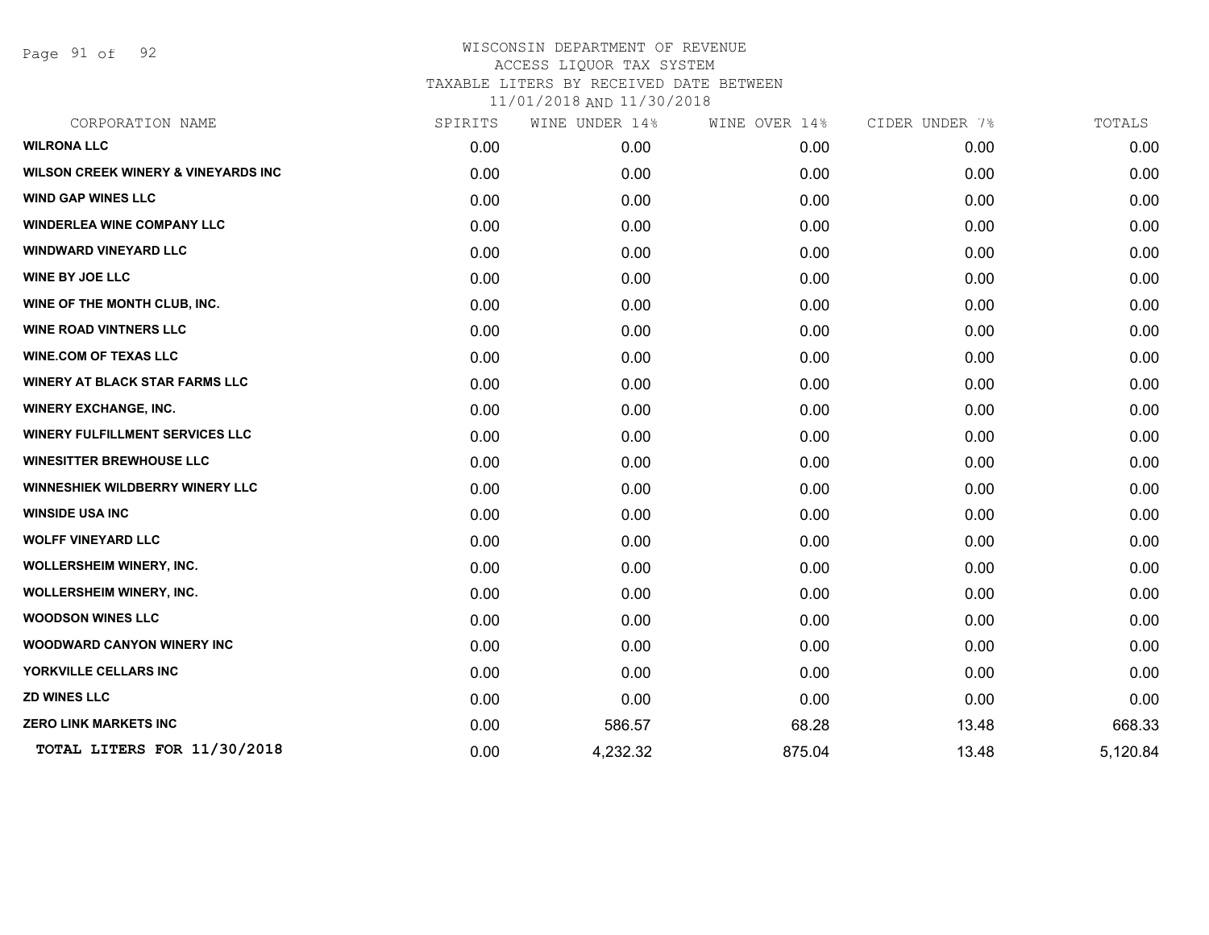# WISCONSIN DEPARTMENT OF REVENUE
## ACCESS LIQUOR TAX SYSTEM
### TAXABLE LITERS BY RECEIVED DATE BETWEEN 11/01/2018 AND 11/30/2018

| CORPORATION NAME | SPIRITS | WINE UNDER 14% | WINE OVER 14% | CIDER UNDER 7% | TOTALS |
|---|---|---|---|---|---|
| WILRONA LLC | 0.00 | 0.00 | 0.00 | 0.00 | 0.00 |
| WILSON CREEK WINERY & VINEYARDS INC | 0.00 | 0.00 | 0.00 | 0.00 | 0.00 |
| WIND GAP WINES LLC | 0.00 | 0.00 | 0.00 | 0.00 | 0.00 |
| WINDERLEA WINE COMPANY LLC | 0.00 | 0.00 | 0.00 | 0.00 | 0.00 |
| WINDWARD VINEYARD LLC | 0.00 | 0.00 | 0.00 | 0.00 | 0.00 |
| WINE BY JOE LLC | 0.00 | 0.00 | 0.00 | 0.00 | 0.00 |
| WINE OF THE MONTH CLUB, INC. | 0.00 | 0.00 | 0.00 | 0.00 | 0.00 |
| WINE ROAD VINTNERS LLC | 0.00 | 0.00 | 0.00 | 0.00 | 0.00 |
| WINE.COM OF TEXAS LLC | 0.00 | 0.00 | 0.00 | 0.00 | 0.00 |
| WINERY AT BLACK STAR FARMS LLC | 0.00 | 0.00 | 0.00 | 0.00 | 0.00 |
| WINERY EXCHANGE, INC. | 0.00 | 0.00 | 0.00 | 0.00 | 0.00 |
| WINERY FULFILLMENT SERVICES LLC | 0.00 | 0.00 | 0.00 | 0.00 | 0.00 |
| WINESITTER BREWHOUSE LLC | 0.00 | 0.00 | 0.00 | 0.00 | 0.00 |
| WINNESHIEK WILDBERRY WINERY LLC | 0.00 | 0.00 | 0.00 | 0.00 | 0.00 |
| WINSIDE USA INC | 0.00 | 0.00 | 0.00 | 0.00 | 0.00 |
| WOLFF VINEYARD LLC | 0.00 | 0.00 | 0.00 | 0.00 | 0.00 |
| WOLLERSHEIM WINERY, INC. | 0.00 | 0.00 | 0.00 | 0.00 | 0.00 |
| WOLLERSHEIM WINERY, INC. | 0.00 | 0.00 | 0.00 | 0.00 | 0.00 |
| WOODSON WINES LLC | 0.00 | 0.00 | 0.00 | 0.00 | 0.00 |
| WOODWARD CANYON WINERY INC | 0.00 | 0.00 | 0.00 | 0.00 | 0.00 |
| YORKVILLE CELLARS INC | 0.00 | 0.00 | 0.00 | 0.00 | 0.00 |
| ZD WINES LLC | 0.00 | 0.00 | 0.00 | 0.00 | 0.00 |
| ZERO LINK MARKETS INC | 0.00 | 586.57 | 68.28 | 13.48 | 668.33 |
| TOTAL LITERS FOR 11/30/2018 | 0.00 | 4,232.32 | 875.04 | 13.48 | 5,120.84 |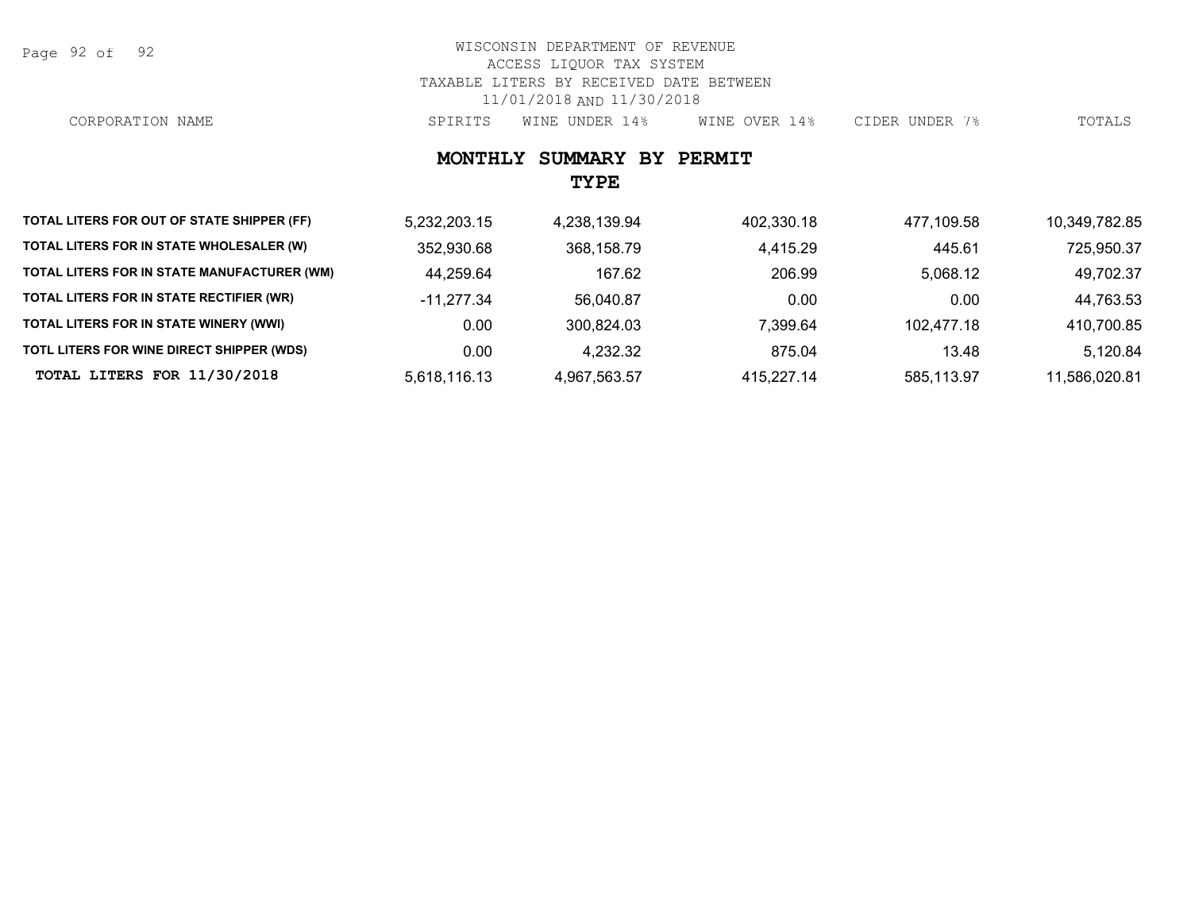WISCONSIN DEPARTMENT OF REVENUE
ACCESS LIQUOR TAX SYSTEM
TAXABLE LITERS BY RECEIVED DATE BETWEEN
11/01/2018 AND 11/30/2018

## MONTHLY SUMMARY BY PERMIT TYPE

| CORPORATION NAME | SPIRITS | WINE UNDER 14% | WINE OVER 14% | CIDER UNDER 7% | TOTALS |
| --- | --- | --- | --- | --- | --- |
| TOTAL LITERS FOR OUT OF STATE SHIPPER (FF) | 5,232,203.15 | 4,238,139.94 | 402,330.18 | 477,109.58 | 10,349,782.85 |
| TOTAL LITERS FOR IN STATE WHOLESALER (W) | 352,930.68 | 368,158.79 | 4,415.29 | 445.61 | 725,950.37 |
| TOTAL LITERS FOR IN STATE MANUFACTURER (WM) | 44,259.64 | 167.62 | 206.99 | 5,068.12 | 49,702.37 |
| TOTAL LITERS FOR IN STATE RECTIFIER (WR) | -11,277.34 | 56,040.87 | 0.00 | 0.00 | 44,763.53 |
| TOTAL LITERS FOR IN STATE WINERY (WWI) | 0.00 | 300,824.03 | 7,399.64 | 102,477.18 | 410,700.85 |
| TOTL LITERS FOR WINE DIRECT SHIPPER (WDS) | 0.00 | 4,232.32 | 875.04 | 13.48 | 5,120.84 |
| **TOTAL LITERS FOR 11/30/2018** | 5,618,116.13 | 4,967,563.57 | 415,227.14 | 585,113.97 | 11,586,020.81 |